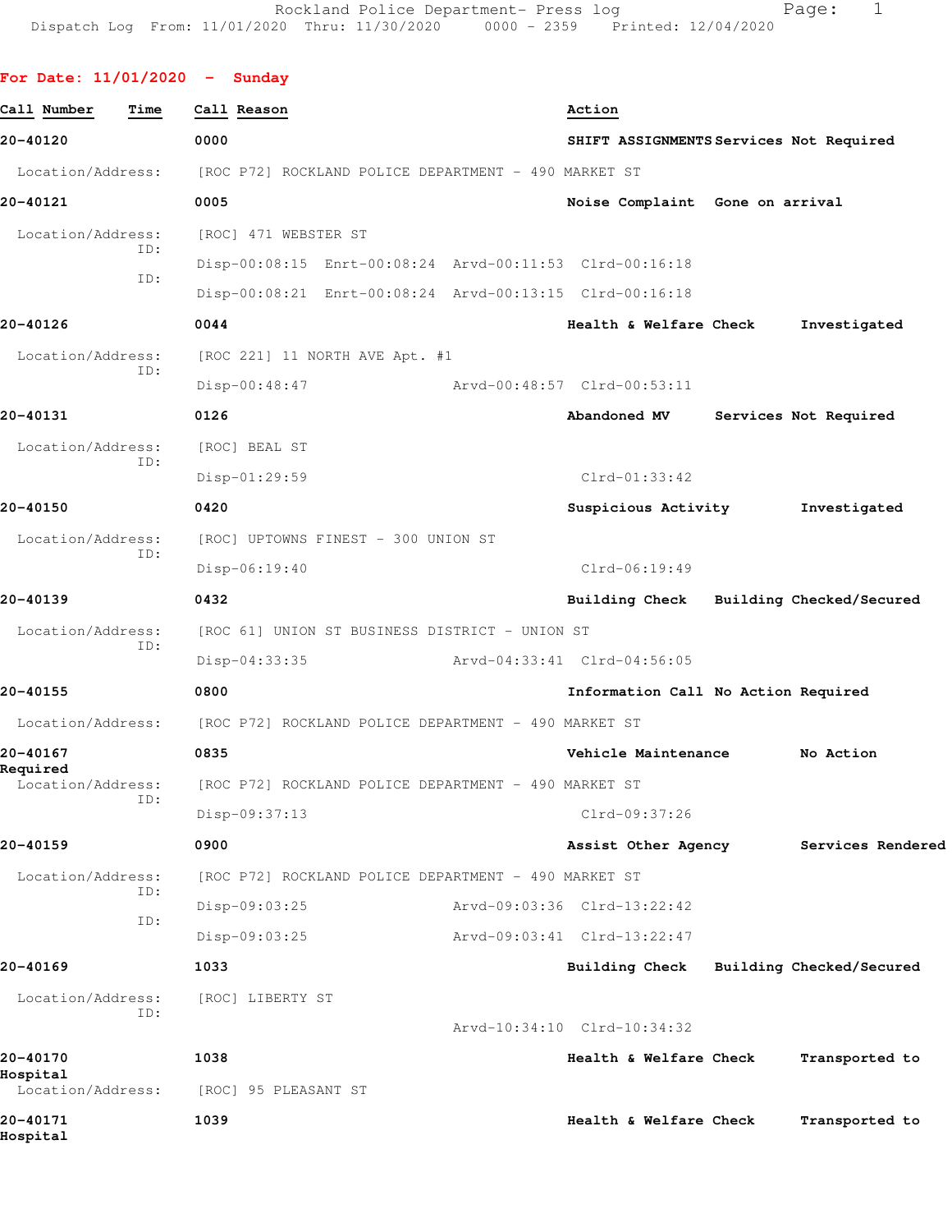Rockland Police Department- Press log
Dispatch Log From: 11/01/2020 Thru: 11/30/2020 0000 - 2359 Printed: 12/04/2020

## For Date: 11/01/2020 - Sunday

| Call Number | Time | Call Reason | Action |
|---|---|---|---|
| 20-40120 | 0000 | SHIFT ASSIGNMENTS | Services Not Required |

Location/Address: [ROC P72] ROCKLAND POLICE DEPARTMENT - 490 MARKET ST

**20-40121** 0005 Noise Complaint — Gone on arrival

Location/Address: [ROC] 471 WEBSTER ST
ID: Disp-00:08:15 Enrt-00:08:24 Arvd-00:11:53 Clrd-00:16:18
ID: Disp-00:08:21 Enrt-00:08:24 Arvd-00:13:15 Clrd-00:16:18

**20-40126** 0044 Health & Welfare Check — Investigated

Location/Address: [ROC 221] 11 NORTH AVE Apt. #1
ID: Disp-00:48:47 Arvd-00:48:57 Clrd-00:53:11

**20-40131** 0126 Abandoned MV — Services Not Required

Location/Address: [ROC] BEAL ST
ID: Disp-01:29:59 Clrd-01:33:42

**20-40150** 0420 Suspicious Activity — Investigated

Location/Address: [ROC] UPTOWNS FINEST - 300 UNION ST
ID: Disp-06:19:40 Clrd-06:19:49

**20-40139** 0432 Building Check — Building Checked/Secured

Location/Address: [ROC 61] UNION ST BUSINESS DISTRICT - UNION ST
ID: Disp-04:33:35 Arvd-04:33:41 Clrd-04:56:05

**20-40155** 0800 Information Call — No Action Required

Location/Address: [ROC P72] ROCKLAND POLICE DEPARTMENT - 490 MARKET ST

**20-40167** 0835 Vehicle Maintenance — No Action Required

Location/Address: [ROC P72] ROCKLAND POLICE DEPARTMENT - 490 MARKET ST
ID: Disp-09:37:13 Clrd-09:37:26

**20-40159** 0900 Assist Other Agency — Services Rendered

Location/Address: [ROC P72] ROCKLAND POLICE DEPARTMENT - 490 MARKET ST
ID: Disp-09:03:25 Arvd-09:03:36 Clrd-13:22:42
ID: Disp-09:03:25 Arvd-09:03:41 Clrd-13:22:47

**20-40169** 1033 Building Check — Building Checked/Secured

Location/Address: [ROC] LIBERTY ST
ID: Arvd-10:34:10 Clrd-10:34:32

**20-40170** 1038 Health & Welfare Check — Transported to Hospital

Location/Address: [ROC] 95 PLEASANT ST

**20-40171** 1039 Health & Welfare Check — Transported to Hospital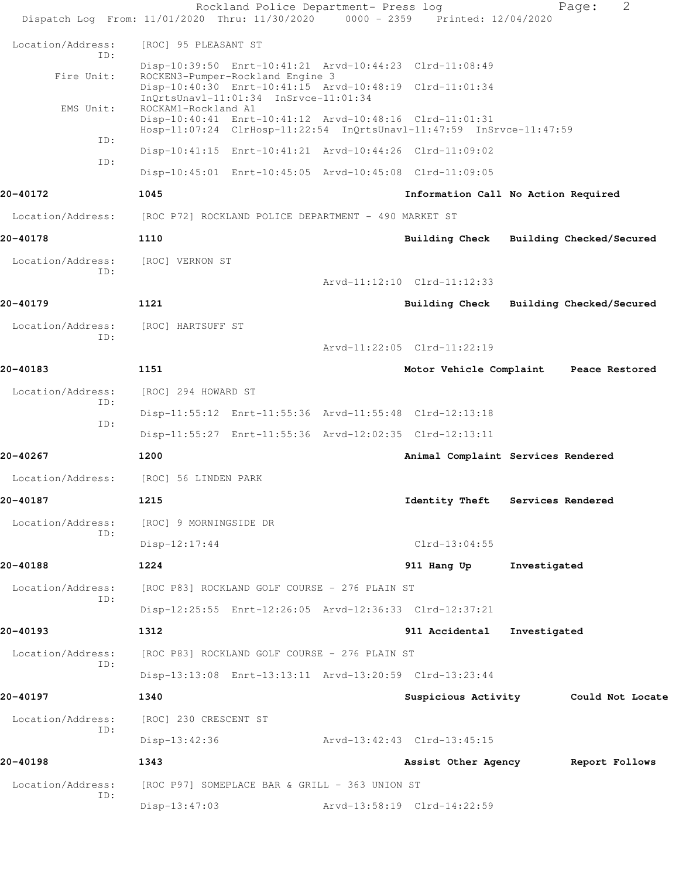Location/Address: [ROC] 95 PLEASANT ST
ID:
Disp-10:39:50 Enrt-10:41:21 Arvd-10:44:23 Clrd-11:08:49
Fire Unit: ROCKEN3-Pumper-Rockland Engine 3
Disp-10:40:30 Enrt-10:41:15 Arvd-10:48:19 Clrd-11:01:34
InQrtsUnavl-11:01:34 InSrvce-11:01:34
EMS Unit: ROCKAM1-Rockland A1
Disp-10:40:41 Enrt-10:41:12 Arvd-10:48:16 Clrd-11:01:31
Hosp-11:07:24 ClrHosp-11:22:54 InQrtsUnavl-11:47:59 InSrvce-11:47:59
ID:
Disp-10:41:15 Enrt-10:41:21 Arvd-10:44:26 Clrd-11:09:02
ID:
Disp-10:45:01 Enrt-10:45:05 Arvd-10:45:08 Clrd-11:09:05

**20-40172** 1045 Information Call No Action Required

Location/Address: [ROC P72] ROCKLAND POLICE DEPARTMENT - 490 MARKET ST

**20-40178** 1110 Building Check Building Checked/Secured

Location/Address: [ROC] VERNON ST
ID:
Arvd-11:12:10 Clrd-11:12:33

**20-40179** 1121 Building Check Building Checked/Secured

Location/Address: [ROC] HARTSUFF ST
ID:
Arvd-11:22:05 Clrd-11:22:19

**20-40183** 1151 Motor Vehicle Complaint Peace Restored

Location/Address: [ROC] 294 HOWARD ST
ID:
Disp-11:55:12 Enrt-11:55:36 Arvd-11:55:48 Clrd-12:13:18
ID:
Disp-11:55:27 Enrt-11:55:36 Arvd-12:02:35 Clrd-12:13:11

**20-40267** 1200 Animal Complaint Services Rendered

Location/Address: [ROC] 56 LINDEN PARK

**20-40187** 1215 Identity Theft Services Rendered

Location/Address: [ROC] 9 MORNINGSIDE DR
ID:
Disp-12:17:44 Clrd-13:04:55

**20-40188** 1224 911 Hang Up Investigated

Location/Address: [ROC P83] ROCKLAND GOLF COURSE - 276 PLAIN ST
ID:
Disp-12:25:55 Enrt-12:26:05 Arvd-12:36:33 Clrd-12:37:21

**20-40193** 1312 911 Accidental Investigated

Location/Address: [ROC P83] ROCKLAND GOLF COURSE - 276 PLAIN ST
ID:
Disp-13:13:08 Enrt-13:13:11 Arvd-13:20:59 Clrd-13:23:44

**20-40197** 1340 Suspicious Activity Could Not Locate

Location/Address: [ROC] 230 CRESCENT ST
ID:
Disp-13:42:36 Arvd-13:42:43 Clrd-13:45:15

**20-40198** 1343 Assist Other Agency Report Follows

Location/Address: [ROC P97] SOMEPLACE BAR & GRILL - 363 UNION ST
ID:
Disp-13:47:03 Arvd-13:58:19 Clrd-14:22:59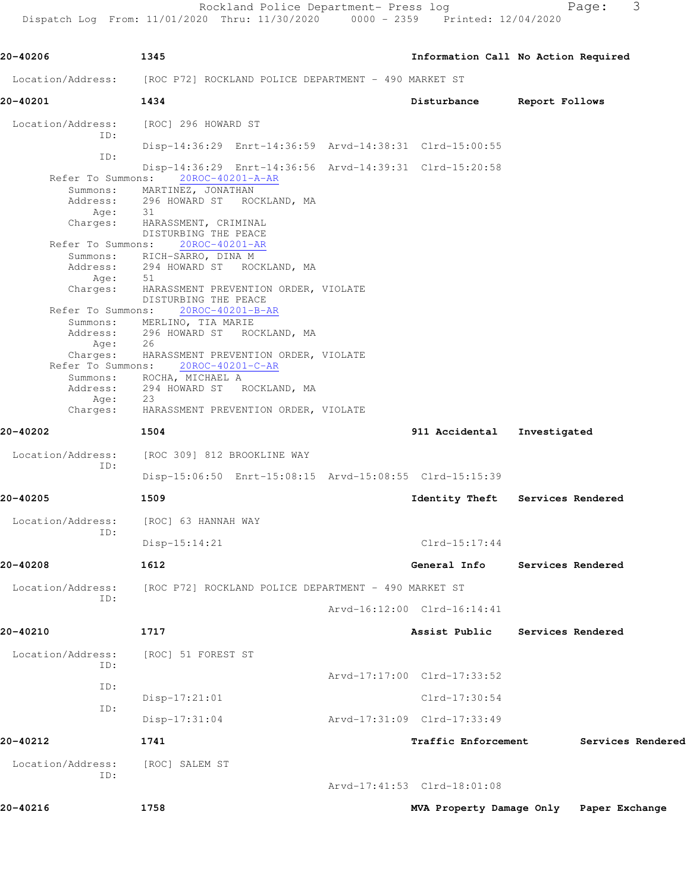**20-40206** 1345 **Information Call No Action Required**

Location/Address: [ROC P72] ROCKLAND POLICE DEPARTMENT - 490 MARKET ST

**20-40201** 1434 **Disturbance Report Follows**

Location/Address: [ROC] 296 HOWARD ST

ID:
Disp-14:36:29 Enrt-14:36:59 Arvd-14:38:31 Clrd-15:00:55

ID:
Disp-14:36:29 Enrt-14:36:56 Arvd-14:39:31 Clrd-15:20:58

Refer To Summons: 20ROC-40201-A-AR
Summons: MARTINEZ, JONATHAN
Address: 296 HOWARD ST ROCKLAND, MA
Age: 31
Charges: HARASSMENT, CRIMINAL
DISTURBING THE PEACE

Refer To Summons: 20ROC-40201-AR
Summons: RICH-SARRO, DINA M
Address: 294 HOWARD ST ROCKLAND, MA
Age: 51
Charges: HARASSMENT PREVENTION ORDER, VIOLATE
DISTURBING THE PEACE

Refer To Summons: 20ROC-40201-B-AR
Summons: MERLINO, TIA MARIE
Address: 296 HOWARD ST ROCKLAND, MA
Age: 26
Charges: HARASSMENT PREVENTION ORDER, VIOLATE

Refer To Summons: 20ROC-40201-C-AR
Summons: ROCHA, MICHAEL A
Address: 294 HOWARD ST ROCKLAND, MA
Age: 23
Charges: HARASSMENT PREVENTION ORDER, VIOLATE

**20-40202** 1504 **911 Accidental Investigated**

Location/Address: [ROC 309] 812 BROOKLINE WAY

ID:
Disp-15:06:50 Enrt-15:08:15 Arvd-15:08:55 Clrd-15:15:39

**20-40205** 1509 **Identity Theft Services Rendered**

Location/Address: [ROC] 63 HANNAH WAY

ID:
Disp-15:14:21 Clrd-15:17:44

**20-40208** 1612 **General Info Services Rendered**

Location/Address: [ROC P72] ROCKLAND POLICE DEPARTMENT - 490 MARKET ST

ID:
Arvd-16:12:00 Clrd-16:14:41

**20-40210** 1717 **Assist Public Services Rendered**

Location/Address: [ROC] 51 FOREST ST

ID:
Arvd-17:17:00 Clrd-17:33:52

ID:
Disp-17:21:01 Clrd-17:30:54

ID:
Disp-17:31:04 Arvd-17:31:09 Clrd-17:33:49

**20-40212** 1741 **Traffic Enforcement Services Rendered**

Location/Address: [ROC] SALEM ST

ID:
Arvd-17:41:53 Clrd-18:01:08

**20-40216** 1758 **MVA Property Damage Only Paper Exchange**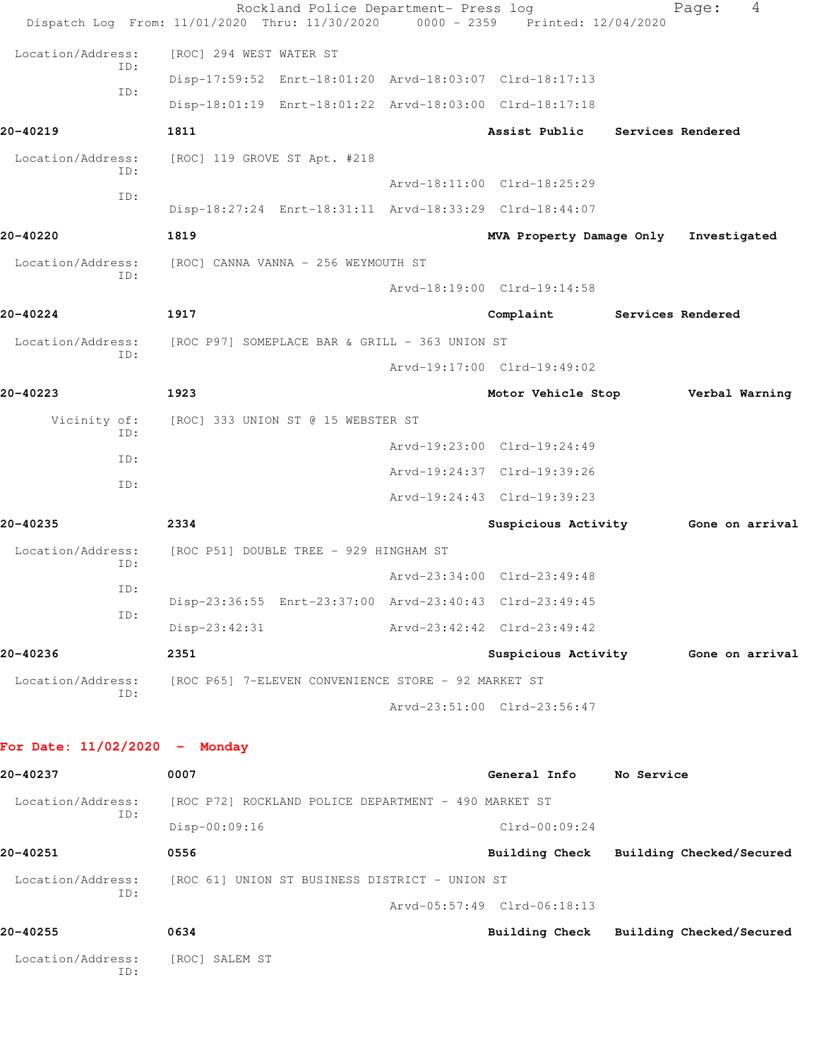Location/Address: [ROC] 294 WEST WATER ST
ID: Disp-17:59:52 Enrt-18:01:20 Arvd-18:03:07 Clrd-18:17:13
ID: Disp-18:01:19 Enrt-18:01:22 Arvd-18:03:00 Clrd-18:17:18

**20-40219** **1811** **Assist Public** **Services Rendered**

Location/Address: [ROC] 119 GROVE ST Apt. #218
ID: Arvd-18:11:00 Clrd-18:25:29
ID: Disp-18:27:24 Enrt-18:31:11 Arvd-18:33:29 Clrd-18:44:07

**20-40220** **1819** **MVA Property Damage Only** **Investigated**

Location/Address: [ROC] CANNA VANNA - 256 WEYMOUTH ST
ID: Arvd-18:19:00 Clrd-19:14:58

**20-40224** **1917** **Complaint** **Services Rendered**

Location/Address: [ROC P97] SOMEPLACE BAR & GRILL - 363 UNION ST
ID: Arvd-19:17:00 Clrd-19:49:02

**20-40223** **1923** **Motor Vehicle Stop** **Verbal Warning**

Vicinity of: [ROC] 333 UNION ST @ 15 WEBSTER ST
ID: Arvd-19:23:00 Clrd-19:24:49
ID: Arvd-19:24:37 Clrd-19:39:26
ID: Arvd-19:24:43 Clrd-19:39:23

**20-40235** **2334** **Suspicious Activity** **Gone on arrival**

Location/Address: [ROC P51] DOUBLE TREE - 929 HINGHAM ST
ID: Arvd-23:34:00 Clrd-23:49:48
ID: Disp-23:36:55 Enrt-23:37:00 Arvd-23:40:43 Clrd-23:49:45
ID: Disp-23:42:31 Arvd-23:42:42 Clrd-23:49:42

**20-40236** **2351** **Suspicious Activity** **Gone on arrival**

Location/Address: [ROC P65] 7-ELEVEN CONVENIENCE STORE - 92 MARKET ST
ID: Arvd-23:51:00 Clrd-23:56:47

## For Date: 11/02/2020 - Monday

**20-40237** **0007** **General Info** **No Service**

Location/Address: [ROC P72] ROCKLAND POLICE DEPARTMENT - 490 MARKET ST
ID: Disp-00:09:16 Clrd-00:09:24

**20-40251** **0556** **Building Check** **Building Checked/Secured**

Location/Address: [ROC 61] UNION ST BUSINESS DISTRICT - UNION ST
ID: Arvd-05:57:49 Clrd-06:18:13

**20-40255** **0634** **Building Check** **Building Checked/Secured**

Location/Address: [ROC] SALEM ST
ID: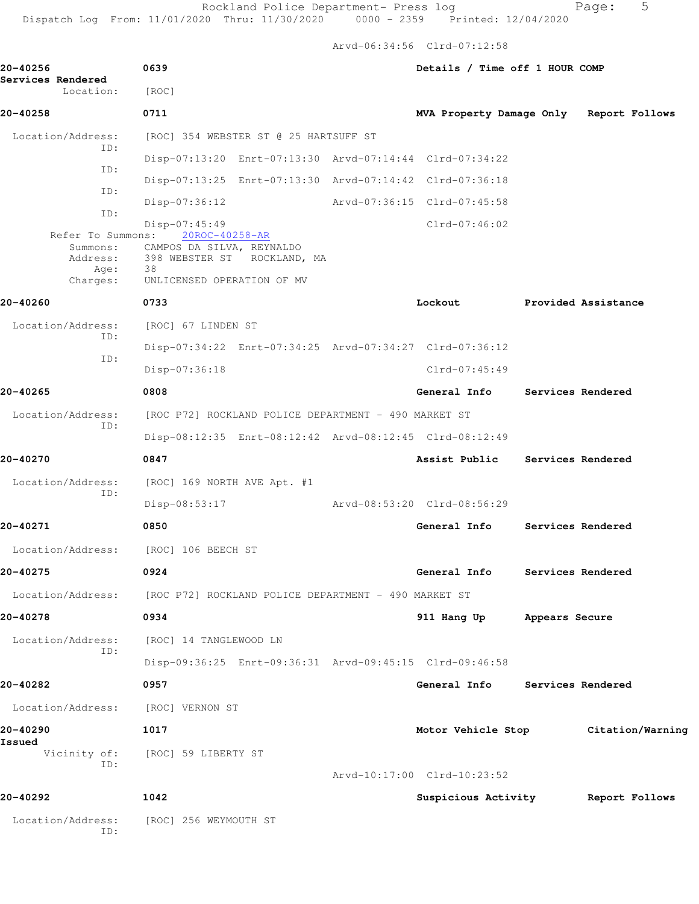Arvd-06:34:56 Clrd-07:12:58

**20-40256** 0639 Details / Time off 1 HOUR COMP
**Services Rendered**
Location: [ROC]

**20-40258** 0711 MVA Property Damage Only Report Follows

Location/Address: [ROC] 354 WEBSTER ST @ 25 HARTSUFF ST
ID: Disp-07:13:20 Enrt-07:13:30 Arvd-07:14:44 Clrd-07:34:22
ID: Disp-07:13:25 Enrt-07:13:30 Arvd-07:14:42 Clrd-07:36:18
ID: Disp-07:36:12 Arvd-07:36:15 Clrd-07:45:58
ID: Disp-07:45:49 Clrd-07:46:02
Refer To Summons: 20ROC-40258-AR
Summons: CAMPOS DA SILVA, REYNALDO
Address: 398 WEBSTER ST ROCKLAND, MA
Age: 38
Charges: UNLICENSED OPERATION OF MV

**20-40260** 0733 Lockout Provided Assistance

Location/Address: [ROC] 67 LINDEN ST
ID: Disp-07:34:22 Enrt-07:34:25 Arvd-07:34:27 Clrd-07:36:12
ID: Disp-07:36:18 Clrd-07:45:49

**20-40265** 0808 General Info Services Rendered

Location/Address: [ROC P72] ROCKLAND POLICE DEPARTMENT - 490 MARKET ST
ID: Disp-08:12:35 Enrt-08:12:42 Arvd-08:12:45 Clrd-08:12:49

**20-40270** 0847 Assist Public Services Rendered

Location/Address: [ROC] 169 NORTH AVE Apt. #1
ID: Disp-08:53:17 Arvd-08:53:20 Clrd-08:56:29

**20-40271** 0850 General Info Services Rendered

Location/Address: [ROC] 106 BEECH ST

**20-40275** 0924 General Info Services Rendered

Location/Address: [ROC P72] ROCKLAND POLICE DEPARTMENT - 490 MARKET ST

**20-40278** 0934 911 Hang Up Appears Secure

Location/Address: [ROC] 14 TANGLEWOOD LN
ID: Disp-09:36:25 Enrt-09:36:31 Arvd-09:45:15 Clrd-09:46:58

**20-40282** 0957 General Info Services Rendered

Location/Address: [ROC] VERNON ST

**20-40290** 1017 Motor Vehicle Stop Citation/Warning
**Issued**
Vicinity of: [ROC] 59 LIBERTY ST
ID: Arvd-10:17:00 Clrd-10:23:52

**20-40292** 1042 Suspicious Activity Report Follows

Location/Address: [ROC] 256 WEYMOUTH ST
ID: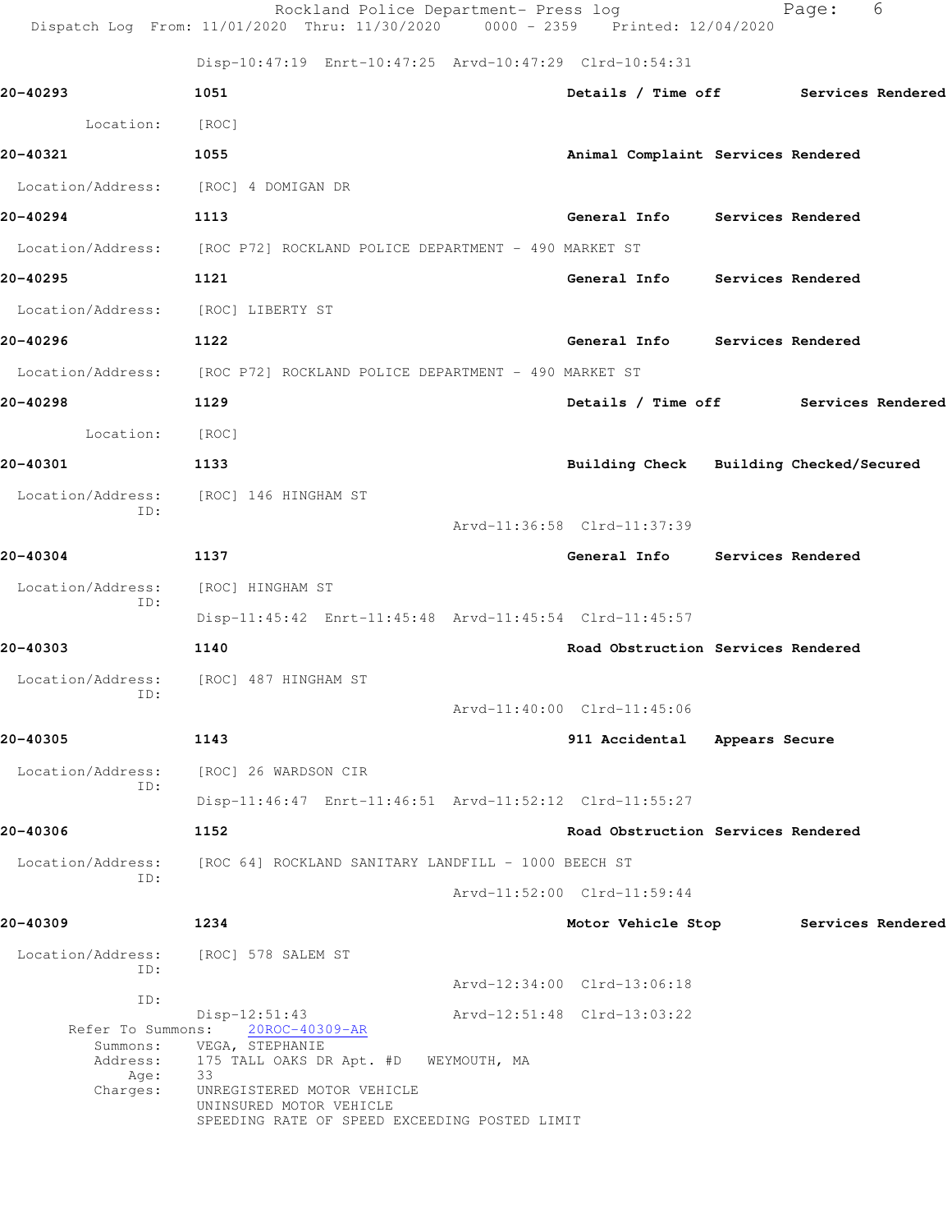Disp-10:47:19 Enrt-10:47:25 Arvd-10:47:29 Clrd-10:54:31

**20-40293** 1051 Details / Time off Services Rendered

Location: [ROC]

**20-40321** 1055 Animal Complaint Services Rendered

Location/Address: [ROC] 4 DOMIGAN DR

**20-40294** 1113 General Info Services Rendered

Location/Address: [ROC P72] ROCKLAND POLICE DEPARTMENT - 490 MARKET ST

**20-40295** 1121 General Info Services Rendered

Location/Address: [ROC] LIBERTY ST

**20-40296** 1122 General Info Services Rendered

Location/Address: [ROC P72] ROCKLAND POLICE DEPARTMENT - 490 MARKET ST

**20-40298** 1129 Details / Time off Services Rendered

Location: [ROC]

**20-40301** 1133 Building Check Building Checked/Secured

Location/Address: [ROC] 146 HINGHAM ST
ID:
Arvd-11:36:58 Clrd-11:37:39

**20-40304** 1137 General Info Services Rendered

Location/Address: [ROC] HINGHAM ST
ID:
Disp-11:45:42 Enrt-11:45:48 Arvd-11:45:54 Clrd-11:45:57

**20-40303** 1140 Road Obstruction Services Rendered

Location/Address: [ROC] 487 HINGHAM ST
ID:
Arvd-11:40:00 Clrd-11:45:06

**20-40305** 1143 911 Accidental Appears Secure

Location/Address: [ROC] 26 WARDSON CIR
ID:
Disp-11:46:47 Enrt-11:46:51 Arvd-11:52:12 Clrd-11:55:27

**20-40306** 1152 Road Obstruction Services Rendered

Location/Address: [ROC 64] ROCKLAND SANITARY LANDFILL - 1000 BEECH ST
ID:
Arvd-11:52:00 Clrd-11:59:44

**20-40309** 1234 Motor Vehicle Stop Services Rendered

Location/Address: [ROC] 578 SALEM ST
ID:
Arvd-12:34:00 Clrd-13:06:18
ID:
Disp-12:51:43 Arvd-12:51:48 Clrd-13:03:22
Refer To Summons: 20ROC-40309-AR
Summons: VEGA, STEPHANIE
Address: 175 TALL OAKS DR Apt. #D WEYMOUTH, MA
Age: 33
Charges: UNREGISTERED MOTOR VEHICLE
UNINSURED MOTOR VEHICLE
SPEEDING RATE OF SPEED EXCEEDING POSTED LIMIT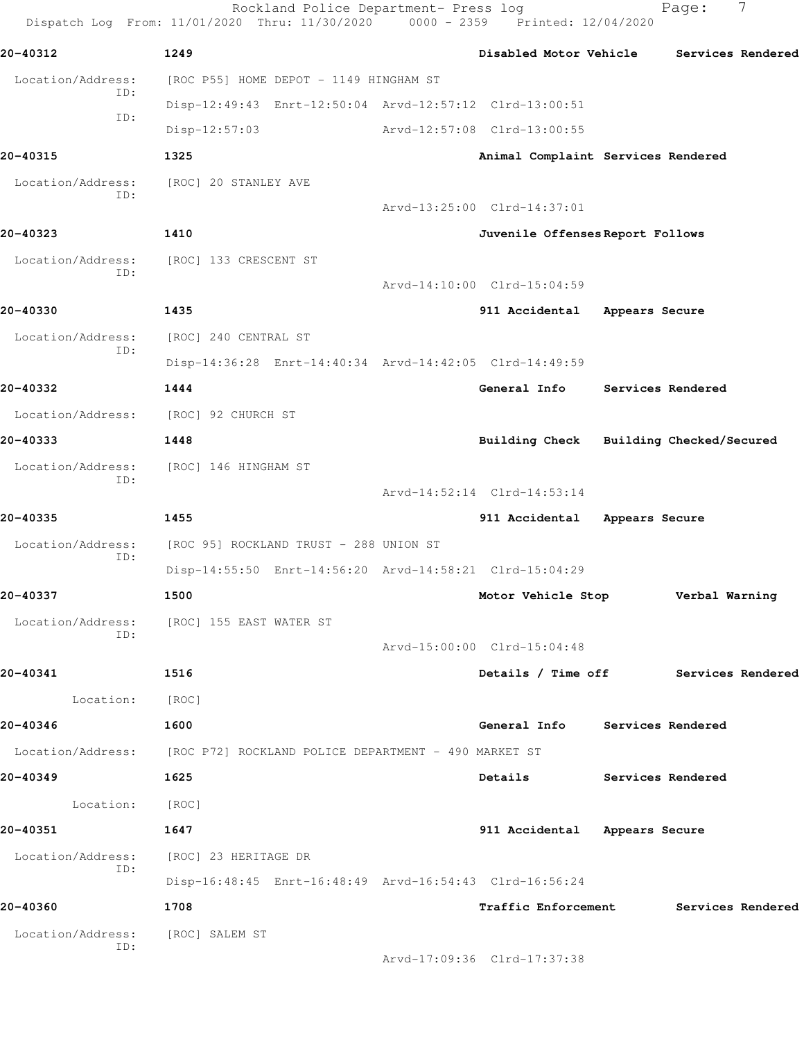**20-40312** 1249 **Disabled Motor Vehicle** **Services Rendered**

Location/Address: [ROC P55] HOME DEPOT - 1149 HINGHAM ST
ID: Disp-12:49:43 Enrt-12:50:04 Arvd-12:57:12 Clrd-13:00:51
ID: Disp-12:57:03 Arvd-12:57:08 Clrd-13:00:55

**20-40315** 1325 **Animal Complaint** **Services Rendered**

Location/Address: [ROC] 20 STANLEY AVE
ID: Arvd-13:25:00 Clrd-14:37:01

**20-40323** 1410 **Juvenile Offenses** **Report Follows**

Location/Address: [ROC] 133 CRESCENT ST
ID: Arvd-14:10:00 Clrd-15:04:59

**20-40330** 1435 **911 Accidental** **Appears Secure**

Location/Address: [ROC] 240 CENTRAL ST
ID: Disp-14:36:28 Enrt-14:40:34 Arvd-14:42:05 Clrd-14:49:59

**20-40332** 1444 **General Info** **Services Rendered**

Location/Address: [ROC] 92 CHURCH ST

**20-40333** 1448 **Building Check** **Building Checked/Secured**

Location/Address: [ROC] 146 HINGHAM ST
ID: Arvd-14:52:14 Clrd-14:53:14

**20-40335** 1455 **911 Accidental** **Appears Secure**

Location/Address: [ROC 95] ROCKLAND TRUST - 288 UNION ST
ID: Disp-14:55:50 Enrt-14:56:20 Arvd-14:58:21 Clrd-15:04:29

**20-40337** 1500 **Motor Vehicle Stop** **Verbal Warning**

Location/Address: [ROC] 155 EAST WATER ST
ID: Arvd-15:00:00 Clrd-15:04:48

**20-40341** 1516 **Details / Time off** **Services Rendered**

Location: [ROC]

**20-40346** 1600 **General Info** **Services Rendered**

Location/Address: [ROC P72] ROCKLAND POLICE DEPARTMENT - 490 MARKET ST

**20-40349** 1625 **Details** **Services Rendered**

Location: [ROC]

**20-40351** 1647 **911 Accidental** **Appears Secure**

Location/Address: [ROC] 23 HERITAGE DR
ID: Disp-16:48:45 Enrt-16:48:49 Arvd-16:54:43 Clrd-16:56:24

**20-40360** 1708 **Traffic Enforcement** **Services Rendered**

Location/Address: [ROC] SALEM ST
ID: Arvd-17:09:36 Clrd-17:37:38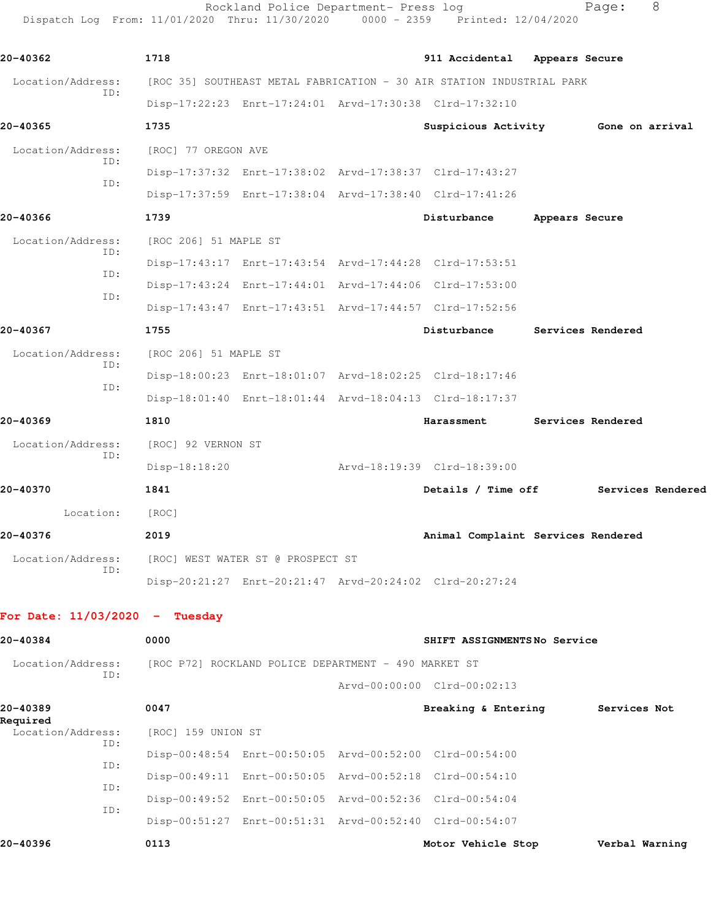20-40362 1718 911 Accidental Appears Secure

Location/Address: [ROC 35] SOUTHEAST METAL FABRICATION - 30 AIR STATION INDUSTRIAL PARK
ID:
Disp-17:22:23 Enrt-17:24:01 Arvd-17:30:38 Clrd-17:32:10

20-40365 1735 Suspicious Activity Gone on arrival

Location/Address: [ROC] 77 OREGON AVE
ID:
Disp-17:37:32 Enrt-17:38:02 Arvd-17:38:37 Clrd-17:43:27
ID:
Disp-17:37:59 Enrt-17:38:04 Arvd-17:38:40 Clrd-17:41:26

20-40366 1739 Disturbance Appears Secure

Location/Address: [ROC 206] 51 MAPLE ST
ID:
Disp-17:43:17 Enrt-17:43:54 Arvd-17:44:28 Clrd-17:53:51
ID:
Disp-17:43:24 Enrt-17:44:01 Arvd-17:44:06 Clrd-17:53:00
ID:
Disp-17:43:47 Enrt-17:43:51 Arvd-17:44:57 Clrd-17:52:56

20-40367 1755 Disturbance Services Rendered

Location/Address: [ROC 206] 51 MAPLE ST
ID:
Disp-18:00:23 Enrt-18:01:07 Arvd-18:02:25 Clrd-18:17:46
ID:
Disp-18:01:40 Enrt-18:01:44 Arvd-18:04:13 Clrd-18:17:37

20-40369 1810 Harassment Services Rendered

Location/Address: [ROC] 92 VERNON ST
ID:
Disp-18:18:20 Arvd-18:19:39 Clrd-18:39:00

20-40370 1841 Details / Time off Services Rendered

Location: [ROC]

20-40376 2019 Animal Complaint Services Rendered

Location/Address: [ROC] WEST WATER ST @ PROSPECT ST
ID:
Disp-20:21:27 Enrt-20:21:47 Arvd-20:24:02 Clrd-20:27:24

**For Date: 11/03/2020 - Tuesday**

20-40384 0000 SHIFT ASSIGNMENTS No Service

Location/Address: [ROC P72] ROCKLAND POLICE DEPARTMENT - 490 MARKET ST
ID:
Arvd-00:00:00 Clrd-00:02:13

20-40389 0047 Breaking & Entering Services Not Required

Location/Address: [ROC] 159 UNION ST
ID:
Disp-00:48:54 Enrt-00:50:05 Arvd-00:52:00 Clrd-00:54:00
ID:
Disp-00:49:11 Enrt-00:50:05 Arvd-00:52:18 Clrd-00:54:10
ID:
Disp-00:49:52 Enrt-00:50:05 Arvd-00:52:36 Clrd-00:54:04
ID:
Disp-00:51:27 Enrt-00:51:31 Arvd-00:52:40 Clrd-00:54:07

20-40396 0113 Motor Vehicle Stop Verbal Warning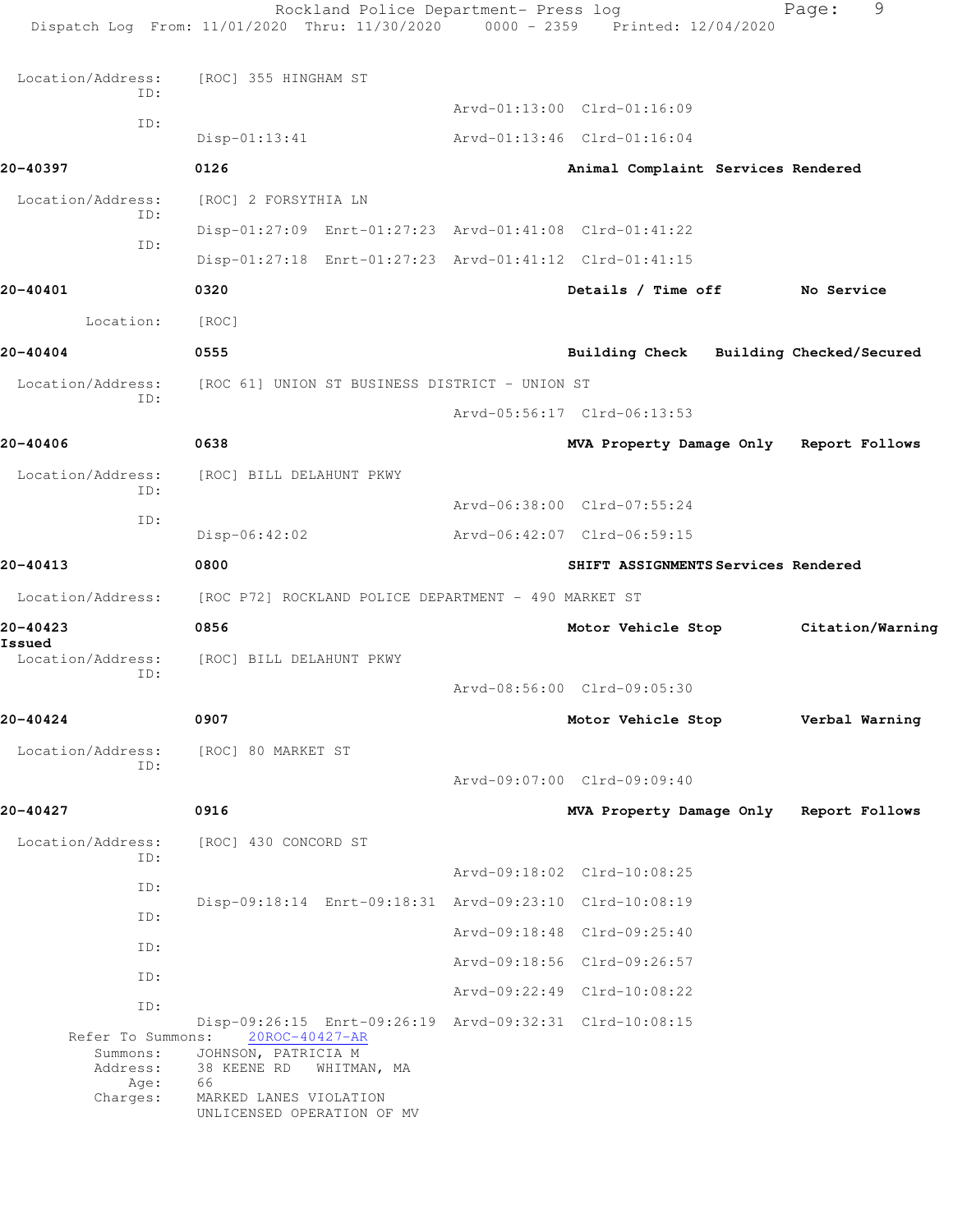Location/Address: [ROC] 355 HINGHAM ST

ID: Arvd-01:13:00 Clrd-01:16:09

ID: Disp-01:13:41 Arvd-01:13:46 Clrd-01:16:04

**20-40397** **0126** **Animal Complaint Services Rendered**

Location/Address: [ROC] 2 FORSYTHIA LN

ID: Disp-01:27:09 Enrt-01:27:23 Arvd-01:41:08 Clrd-01:41:22

ID: Disp-01:27:18 Enrt-01:27:23 Arvd-01:41:12 Clrd-01:41:15

**20-40401** **0320** **Details / Time off** **No Service**

Location: [ROC]

**20-40404** **0555** **Building Check** **Building Checked/Secured**

Location/Address: [ROC 61] UNION ST BUSINESS DISTRICT - UNION ST

ID: Arvd-05:56:17 Clrd-06:13:53

**20-40406** **0638** **MVA Property Damage Only** **Report Follows**

Location/Address: [ROC] BILL DELAHUNT PKWY

ID: Arvd-06:38:00 Clrd-07:55:24

ID: Disp-06:42:02 Arvd-06:42:07 Clrd-06:59:15

**20-40413** **0800** **SHIFT ASSIGNMENTS Services Rendered**

Location/Address: [ROC P72] ROCKLAND POLICE DEPARTMENT - 490 MARKET ST

**20-40423** **0856** **Motor Vehicle Stop** **Citation/Warning Issued**

Location/Address: [ROC] BILL DELAHUNT PKWY

ID: Arvd-08:56:00 Clrd-09:05:30

**20-40424** **0907** **Motor Vehicle Stop** **Verbal Warning**

Location/Address: [ROC] 80 MARKET ST

ID: Arvd-09:07:00 Clrd-09:09:40

**20-40427** **0916** **MVA Property Damage Only** **Report Follows**

Location/Address: [ROC] 430 CONCORD ST

ID: Arvd-09:18:02 Clrd-10:08:25

ID: Disp-09:18:14 Enrt-09:18:31 Arvd-09:23:10 Clrd-10:08:19

ID: Arvd-09:18:48 Clrd-09:25:40

ID: Arvd-09:18:56 Clrd-09:26:57

ID: Arvd-09:22:49 Clrd-10:08:22

ID: Disp-09:26:15 Enrt-09:26:19 Arvd-09:32:31 Clrd-10:08:15

Refer To Summons: 20ROC-40427-AR

Summons: JOHNSON, PATRICIA M

Address: 38 KEENE RD WHITMAN, MA

Age: 66

Charges: MARKED LANES VIOLATION
UNLICENSED OPERATION OF MV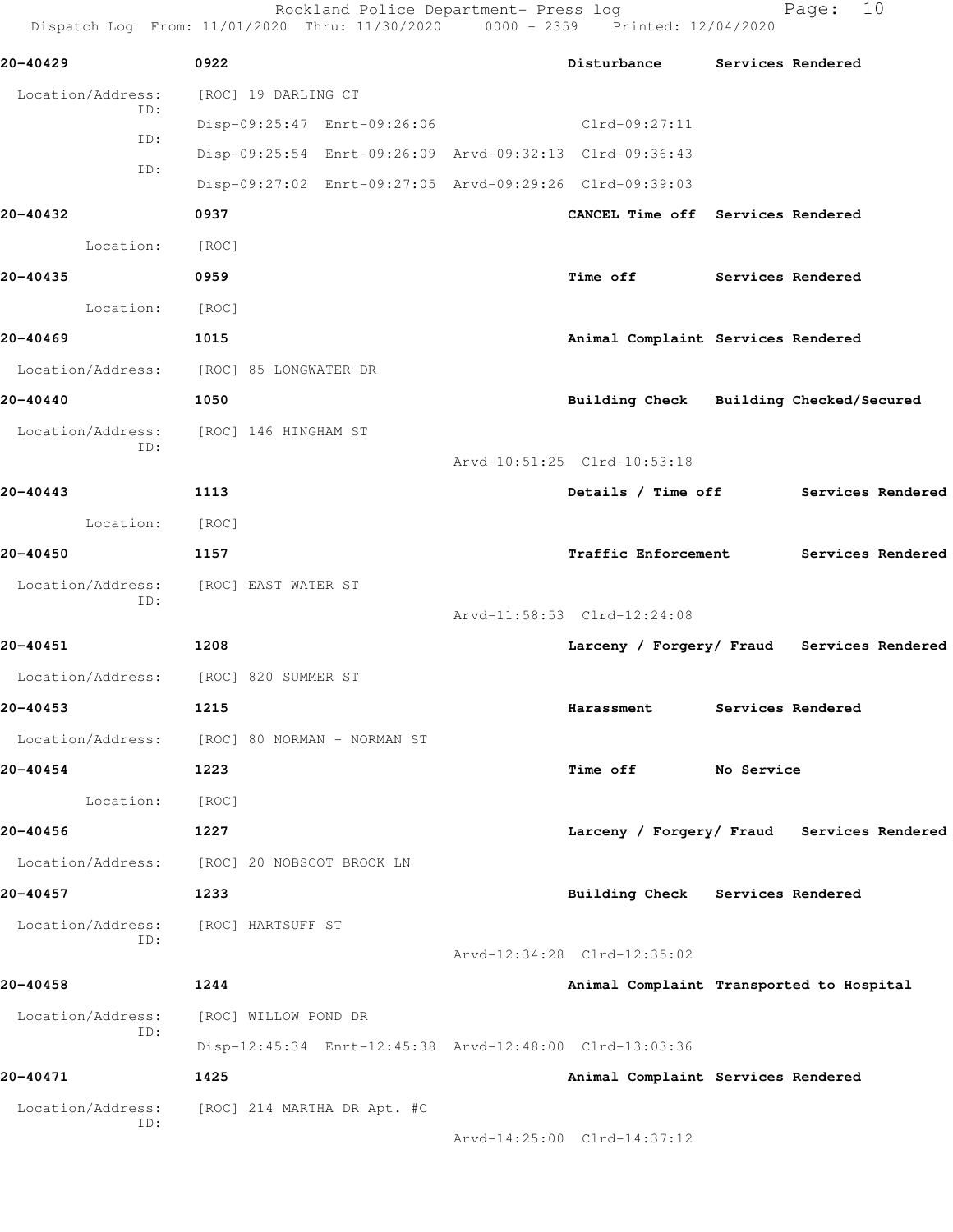**20-40429** 0922 **Disturbance** **Services Rendered**

Location/Address: [ROC] 19 DARLING CT

ID: Disp-09:25:47 Enrt-09:26:06 Clrd-09:27:11

ID: Disp-09:25:54 Enrt-09:26:09 Arvd-09:32:13 Clrd-09:36:43

ID: Disp-09:27:02 Enrt-09:27:05 Arvd-09:29:26 Clrd-09:39:03

**20-40432** 0937 **CANCEL Time off** **Services Rendered**

Location: [ROC]

**20-40435** 0959 **Time off** **Services Rendered**

Location: [ROC]

**20-40469** 1015 **Animal Complaint** **Services Rendered**

Location/Address: [ROC] 85 LONGWATER DR

**20-40440** 1050 **Building Check** **Building Checked/Secured**

Location/Address: [ROC] 146 HINGHAM ST

ID: Arvd-10:51:25 Clrd-10:53:18

**20-40443** 1113 **Details / Time off** **Services Rendered**

Location: [ROC]

**20-40450** 1157 **Traffic Enforcement** **Services Rendered**

Location/Address: [ROC] EAST WATER ST

ID: Arvd-11:58:53 Clrd-12:24:08

**20-40451** 1208 **Larceny / Forgery/ Fraud** **Services Rendered**

Location/Address: [ROC] 820 SUMMER ST

**20-40453** 1215 **Harassment** **Services Rendered**

Location/Address: [ROC] 80 NORMAN - NORMAN ST

**20-40454** 1223 **Time off** **No Service**

Location: [ROC]

**20-40456** 1227 **Larceny / Forgery/ Fraud** **Services Rendered**

Location/Address: [ROC] 20 NOBSCOT BROOK LN

**20-40457** 1233 **Building Check** **Services Rendered**

Location/Address: [ROC] HARTSUFF ST

ID: Arvd-12:34:28 Clrd-12:35:02

**20-40458** 1244 **Animal Complaint** **Transported to Hospital**

Location/Address: [ROC] WILLOW POND DR

ID: Disp-12:45:34 Enrt-12:45:38 Arvd-12:48:00 Clrd-13:03:36

**20-40471** 1425 **Animal Complaint** **Services Rendered**

Location/Address: [ROC] 214 MARTHA DR Apt. #C

ID: Arvd-14:25:00 Clrd-14:37:12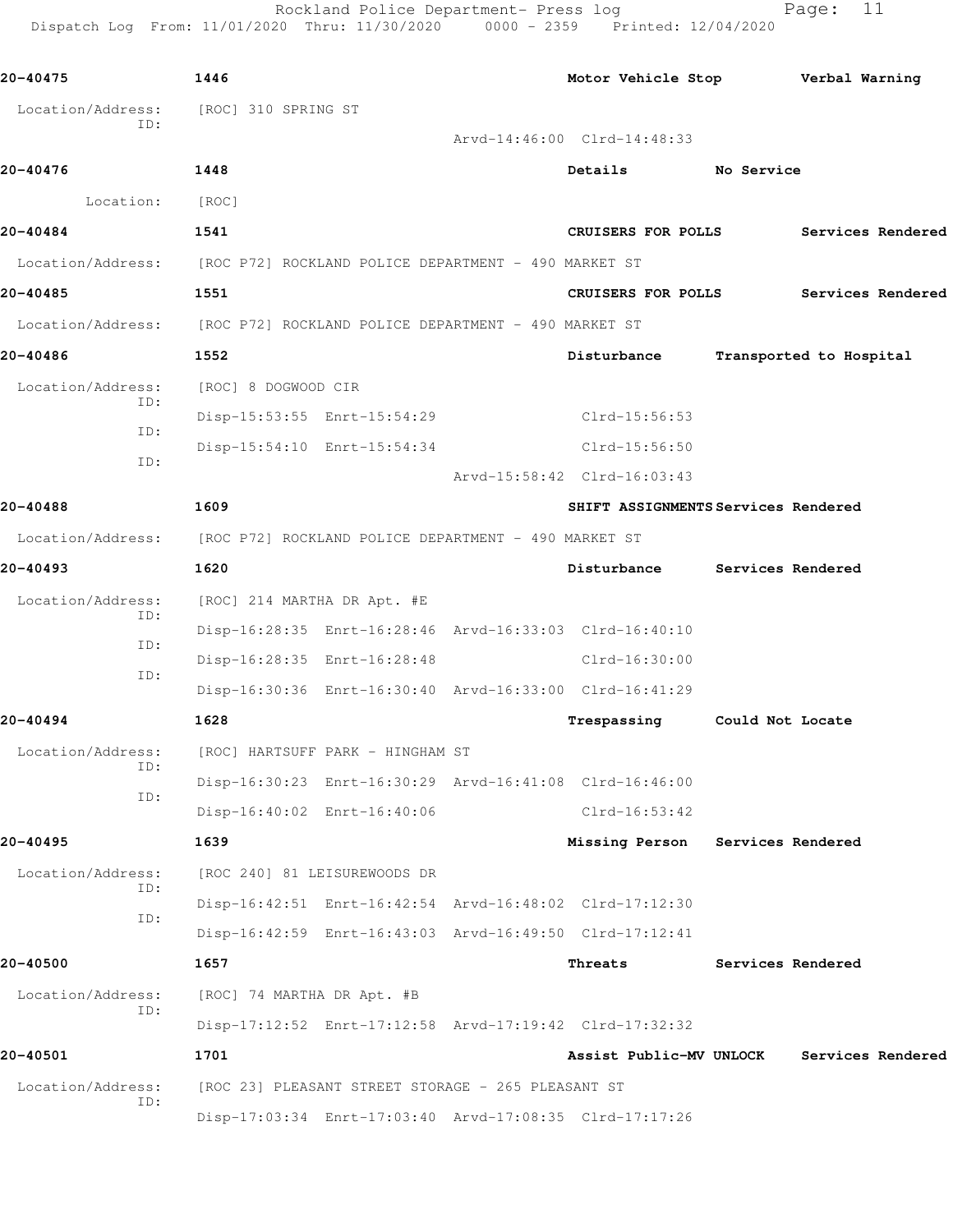**20-40475** | 1446 | **Motor Vehicle Stop** | **Verbal Warning**

Location/Address: [ROC] 310 SPRING ST

ID: Arvd-14:46:00 Clrd-14:48:33

**20-40476** | 1448 | **Details** | **No Service**

Location: [ROC]

**20-40484** | 1541 | **CRUISERS FOR POLLS** | **Services Rendered**

Location/Address: [ROC P72] ROCKLAND POLICE DEPARTMENT - 490 MARKET ST

**20-40485** | 1551 | **CRUISERS FOR POLLS** | **Services Rendered**

Location/Address: [ROC P72] ROCKLAND POLICE DEPARTMENT - 490 MARKET ST

**20-40486** | 1552 | **Disturbance** | **Transported to Hospital**

Location/Address: [ROC] 8 DOGWOOD CIR

ID: Disp-15:53:55 Enrt-15:54:29 Clrd-15:56:53

ID: Disp-15:54:10 Enrt-15:54:34 Clrd-15:56:50

ID: Arvd-15:58:42 Clrd-16:03:43

**20-40488** | 1609 | **SHIFT ASSIGNMENTS** | **Services Rendered**

Location/Address: [ROC P72] ROCKLAND POLICE DEPARTMENT - 490 MARKET ST

**20-40493** | 1620 | **Disturbance** | **Services Rendered**

Location/Address: [ROC] 214 MARTHA DR Apt. #E

ID: Disp-16:28:35 Enrt-16:28:46 Arvd-16:33:03 Clrd-16:40:10

ID: Disp-16:28:35 Enrt-16:28:48 Clrd-16:30:00

ID: Disp-16:30:36 Enrt-16:30:40 Arvd-16:33:00 Clrd-16:41:29

**20-40494** | 1628 | **Trespassing** | **Could Not Locate**

Location/Address: [ROC] HARTSUFF PARK - HINGHAM ST

ID: Disp-16:30:23 Enrt-16:30:29 Arvd-16:41:08 Clrd-16:46:00

ID: Disp-16:40:02 Enrt-16:40:06 Clrd-16:53:42

**20-40495** | 1639 | **Missing Person** | **Services Rendered**

Location/Address: [ROC 240] 81 LEISUREWOODS DR

ID: Disp-16:42:51 Enrt-16:42:54 Arvd-16:48:02 Clrd-17:12:30

ID: Disp-16:42:59 Enrt-16:43:03 Arvd-16:49:50 Clrd-17:12:41

**20-40500** | 1657 | **Threats** | **Services Rendered**

Location/Address: [ROC] 74 MARTHA DR Apt. #B

ID: Disp-17:12:52 Enrt-17:12:58 Arvd-17:19:42 Clrd-17:32:32

**20-40501** | 1701 | **Assist Public-MV UNLOCK** | **Services Rendered**

Location/Address: [ROC 23] PLEASANT STREET STORAGE - 265 PLEASANT ST

ID: Disp-17:03:34 Enrt-17:03:40 Arvd-17:08:35 Clrd-17:17:26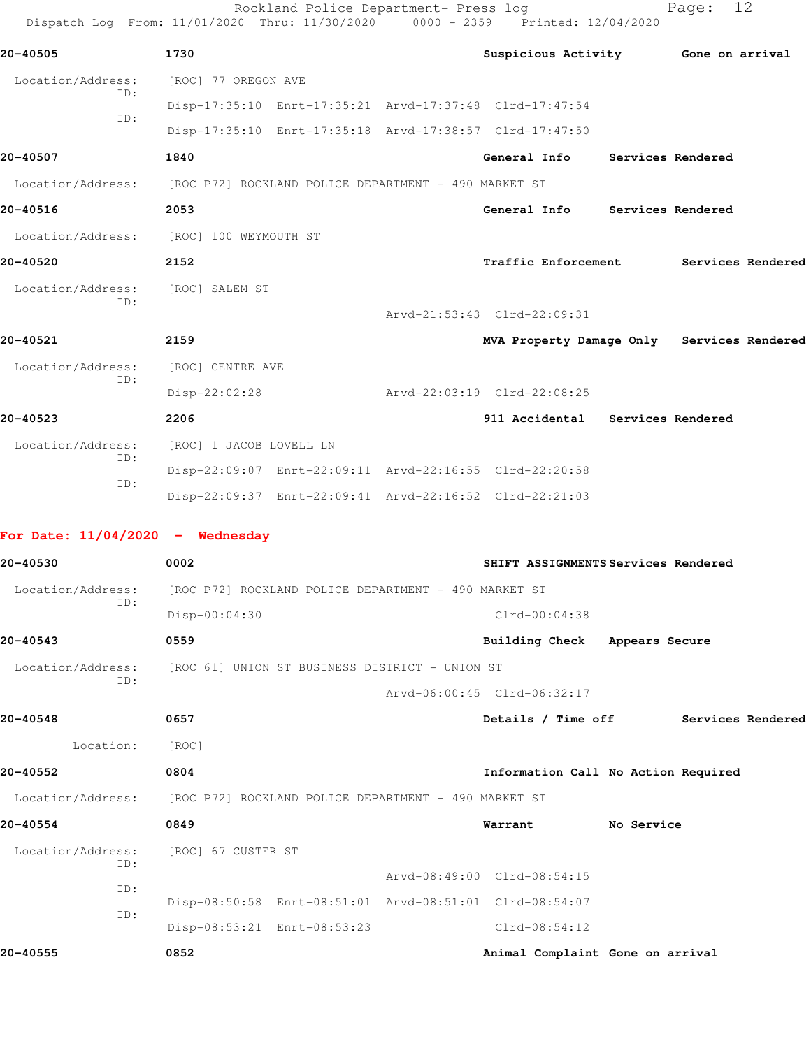20-40505 1730 Suspicious Activity Gone on arrival

Location/Address: [ROC] 77 OREGON AVE
ID: Disp-17:35:10 Enrt-17:35:21 Arvd-17:37:48 Clrd-17:47:54
ID: Disp-17:35:10 Enrt-17:35:18 Arvd-17:38:57 Clrd-17:47:50

20-40507 1840 General Info Services Rendered

Location/Address: [ROC P72] ROCKLAND POLICE DEPARTMENT - 490 MARKET ST

20-40516 2053 General Info Services Rendered

Location/Address: [ROC] 100 WEYMOUTH ST

20-40520 2152 Traffic Enforcement Services Rendered

Location/Address: [ROC] SALEM ST
ID: Arvd-21:53:43 Clrd-22:09:31

20-40521 2159 MVA Property Damage Only Services Rendered

Location/Address: [ROC] CENTRE AVE
ID: Disp-22:02:28 Arvd-22:03:19 Clrd-22:08:25

20-40523 2206 911 Accidental Services Rendered

Location/Address: [ROC] 1 JACOB LOVELL LN
ID: Disp-22:09:07 Enrt-22:09:11 Arvd-22:16:55 Clrd-22:20:58
ID: Disp-22:09:37 Enrt-22:09:41 Arvd-22:16:52 Clrd-22:21:03

**For Date: 11/04/2020 - Wednesday**

20-40530 0002 SHIFT ASSIGNMENTS Services Rendered

Location/Address: [ROC P72] ROCKLAND POLICE DEPARTMENT - 490 MARKET ST
ID: Disp-00:04:30 Clrd-00:04:38

20-40543 0559 Building Check Appears Secure

Location/Address: [ROC 61] UNION ST BUSINESS DISTRICT - UNION ST
ID: Arvd-06:00:45 Clrd-06:32:17

20-40548 0657 Details / Time off Services Rendered

Location: [ROC]

20-40552 0804 Information Call No Action Required

Location/Address: [ROC P72] ROCKLAND POLICE DEPARTMENT - 490 MARKET ST

20-40554 0849 Warrant No Service

Location/Address: [ROC] 67 CUSTER ST
ID: Arvd-08:49:00 Clrd-08:54:15
ID: Disp-08:50:58 Enrt-08:51:01 Arvd-08:51:01 Clrd-08:54:07
ID: Disp-08:53:21 Enrt-08:53:23 Clrd-08:54:12

20-40555 0852 Animal Complaint Gone on arrival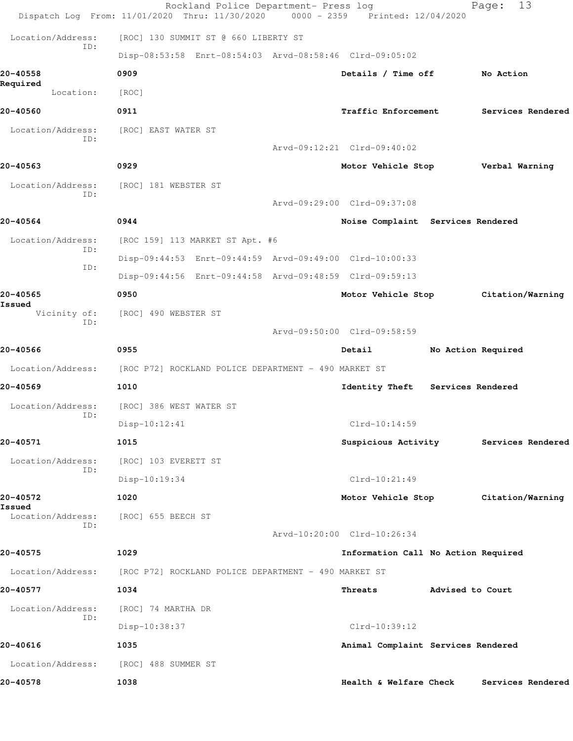Location/Address: [ROC] 130 SUMMIT ST @ 660 LIBERTY ST
ID:
Disp-08:53:58 Enrt-08:54:03 Arvd-08:58:46 Clrd-09:05:02

**20-40558** **0909** **Details / Time off** **No Action Required**
Location: [ROC]

**20-40560** **0911** **Traffic Enforcement** **Services Rendered**
Location/Address: [ROC] EAST WATER ST
ID:
Arvd-09:12:21 Clrd-09:40:02

**20-40563** **0929** **Motor Vehicle Stop** **Verbal Warning**
Location/Address: [ROC] 181 WEBSTER ST
ID:
Arvd-09:29:00 Clrd-09:37:08

**20-40564** **0944** **Noise Complaint** **Services Rendered**
Location/Address: [ROC 159] 113 MARKET ST Apt. #6
ID:
Disp-09:44:53 Enrt-09:44:59 Arvd-09:49:00 Clrd-10:00:33
ID:
Disp-09:44:56 Enrt-09:44:58 Arvd-09:48:59 Clrd-09:59:13

**20-40565** **0950** **Motor Vehicle Stop** **Citation/Warning Issued**
Vicinity of: [ROC] 490 WEBSTER ST
ID:
Arvd-09:50:00 Clrd-09:58:59

**20-40566** **0955** **Detail** **No Action Required**
Location/Address: [ROC P72] ROCKLAND POLICE DEPARTMENT - 490 MARKET ST

**20-40569** **1010** **Identity Theft** **Services Rendered**
Location/Address: [ROC] 386 WEST WATER ST
ID:
Disp-10:12:41 Clrd-10:14:59

**20-40571** **1015** **Suspicious Activity** **Services Rendered**
Location/Address: [ROC] 103 EVERETT ST
ID:
Disp-10:19:34 Clrd-10:21:49

**20-40572** **1020** **Motor Vehicle Stop** **Citation/Warning Issued**
Location/Address: [ROC] 655 BEECH ST
ID:
Arvd-10:20:00 Clrd-10:26:34

**20-40575** **1029** **Information Call** **No Action Required**
Location/Address: [ROC P72] ROCKLAND POLICE DEPARTMENT - 490 MARKET ST

**20-40577** **1034** **Threats** **Advised to Court**
Location/Address: [ROC] 74 MARTHA DR
ID:
Disp-10:38:37 Clrd-10:39:12

**20-40616** **1035** **Animal Complaint** **Services Rendered**
Location/Address: [ROC] 488 SUMMER ST

**20-40578** **1038** **Health & Welfare Check** **Services Rendered**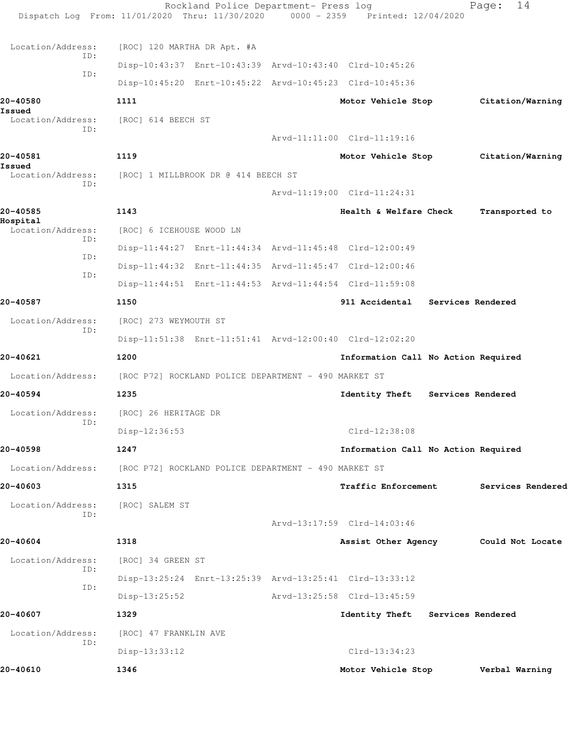Location/Address: [ROC] 120 MARTHA DR Apt. #A
ID:
Disp-10:43:37 Enrt-10:43:39 Arvd-10:43:40 Clrd-10:45:26
ID:
Disp-10:45:20 Enrt-10:45:22 Arvd-10:45:23 Clrd-10:45:36

**20-40580** **1111** **Motor Vehicle Stop** **Citation/Warning Issued**
Location/Address: [ROC] 614 BEECH ST
ID:
Arvd-11:11:00 Clrd-11:19:16

**20-40581** **1119** **Motor Vehicle Stop** **Citation/Warning Issued**
Location/Address: [ROC] 1 MILLBROOK DR @ 414 BEECH ST
ID:
Arvd-11:19:00 Clrd-11:24:31

**20-40585** **1143** **Health & Welfare Check** **Transported to Hospital**
Location/Address: [ROC] 6 ICEHOUSE WOOD LN
ID:
Disp-11:44:27 Enrt-11:44:34 Arvd-11:45:48 Clrd-12:00:49
ID:
Disp-11:44:32 Enrt-11:44:35 Arvd-11:45:47 Clrd-12:00:46
ID:
Disp-11:44:51 Enrt-11:44:53 Arvd-11:44:54 Clrd-11:59:08

**20-40587** **1150** **911 Accidental** **Services Rendered**
Location/Address: [ROC] 273 WEYMOUTH ST
ID:
Disp-11:51:38 Enrt-11:51:41 Arvd-12:00:40 Clrd-12:02:20

**20-40621** **1200** **Information Call No Action Required**
Location/Address: [ROC P72] ROCKLAND POLICE DEPARTMENT - 490 MARKET ST

**20-40594** **1235** **Identity Theft** **Services Rendered**
Location/Address: [ROC] 26 HERITAGE DR
ID:
Disp-12:36:53 Clrd-12:38:08

**20-40598** **1247** **Information Call No Action Required**
Location/Address: [ROC P72] ROCKLAND POLICE DEPARTMENT - 490 MARKET ST

**20-40603** **1315** **Traffic Enforcement** **Services Rendered**
Location/Address: [ROC] SALEM ST
ID:
Arvd-13:17:59 Clrd-14:03:46

**20-40604** **1318** **Assist Other Agency** **Could Not Locate**
Location/Address: [ROC] 34 GREEN ST
ID:
Disp-13:25:24 Enrt-13:25:39 Arvd-13:25:41 Clrd-13:33:12
ID:
Disp-13:25:52 Arvd-13:25:58 Clrd-13:45:59

**20-40607** **1329** **Identity Theft** **Services Rendered**
Location/Address: [ROC] 47 FRANKLIN AVE
ID:
Disp-13:33:12 Clrd-13:34:23

**20-40610** **1346** **Motor Vehicle Stop** **Verbal Warning**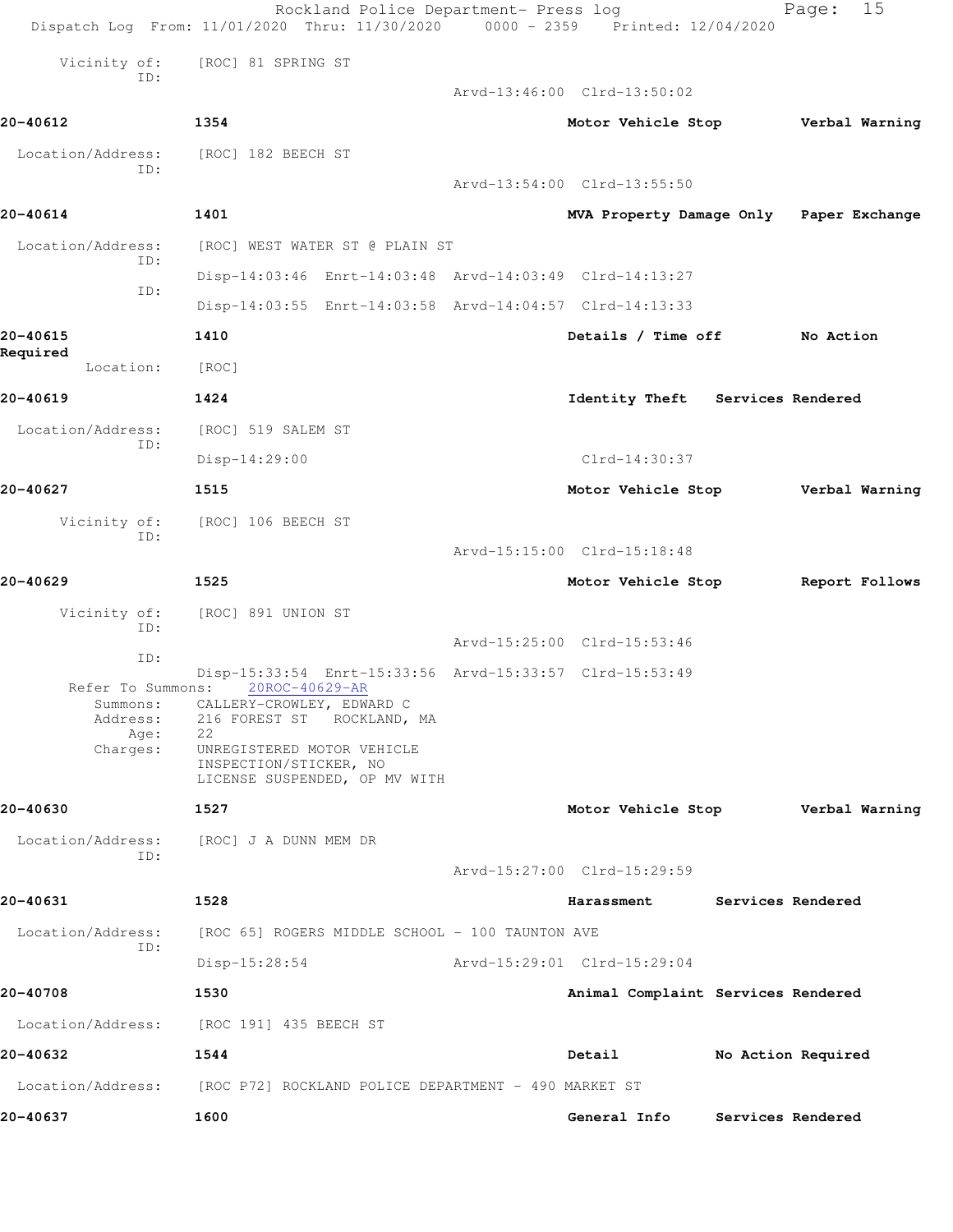Vicinity of: [ROC] 81 SPRING ST
ID:
Arvd-13:46:00 Clrd-13:50:02

**20-40612** 1354 **Motor Vehicle Stop** **Verbal Warning**

Location/Address: [ROC] 182 BEECH ST
ID:
Arvd-13:54:00 Clrd-13:55:50

**20-40614** 1401 **MVA Property Damage Only** **Paper Exchange**

Location/Address: [ROC] WEST WATER ST @ PLAIN ST
ID:
Disp-14:03:46 Enrt-14:03:48 Arvd-14:03:49 Clrd-14:13:27
ID:
Disp-14:03:55 Enrt-14:03:58 Arvd-14:04:57 Clrd-14:13:33

**20-40615** 1410 **Details / Time off** **No Action Required**

Location: [ROC]

**20-40619** 1424 **Identity Theft** **Services Rendered**

Location/Address: [ROC] 519 SALEM ST
ID:
Disp-14:29:00 Clrd-14:30:37

**20-40627** 1515 **Motor Vehicle Stop** **Verbal Warning**

Vicinity of: [ROC] 106 BEECH ST
ID:
Arvd-15:15:00 Clrd-15:18:48

**20-40629** 1525 **Motor Vehicle Stop** **Report Follows**

Vicinity of: [ROC] 891 UNION ST
ID:
Arvd-15:25:00 Clrd-15:53:46
ID:
Disp-15:33:54 Enrt-15:33:56 Arvd-15:33:57 Clrd-15:53:49
Refer To Summons: 20ROC-40629-AR
Summons: CALLERY-CROWLEY, EDWARD C
Address: 216 FOREST ST ROCKLAND, MA
Age: 22
Charges: UNREGISTERED MOTOR VEHICLE
INSPECTION/STICKER, NO
LICENSE SUSPENDED, OP MV WITH

**20-40630** 1527 **Motor Vehicle Stop** **Verbal Warning**

Location/Address: [ROC] J A DUNN MEM DR
ID:
Arvd-15:27:00 Clrd-15:29:59

**20-40631** 1528 **Harassment** **Services Rendered**

Location/Address: [ROC 65] ROGERS MIDDLE SCHOOL - 100 TAUNTON AVE
ID:
Disp-15:28:54 Arvd-15:29:01 Clrd-15:29:04

**20-40708** 1530 **Animal Complaint** **Services Rendered**

Location/Address: [ROC 191] 435 BEECH ST

**20-40632** 1544 **Detail** **No Action Required**

Location/Address: [ROC P72] ROCKLAND POLICE DEPARTMENT - 490 MARKET ST

**20-40637** 1600 **General Info** **Services Rendered**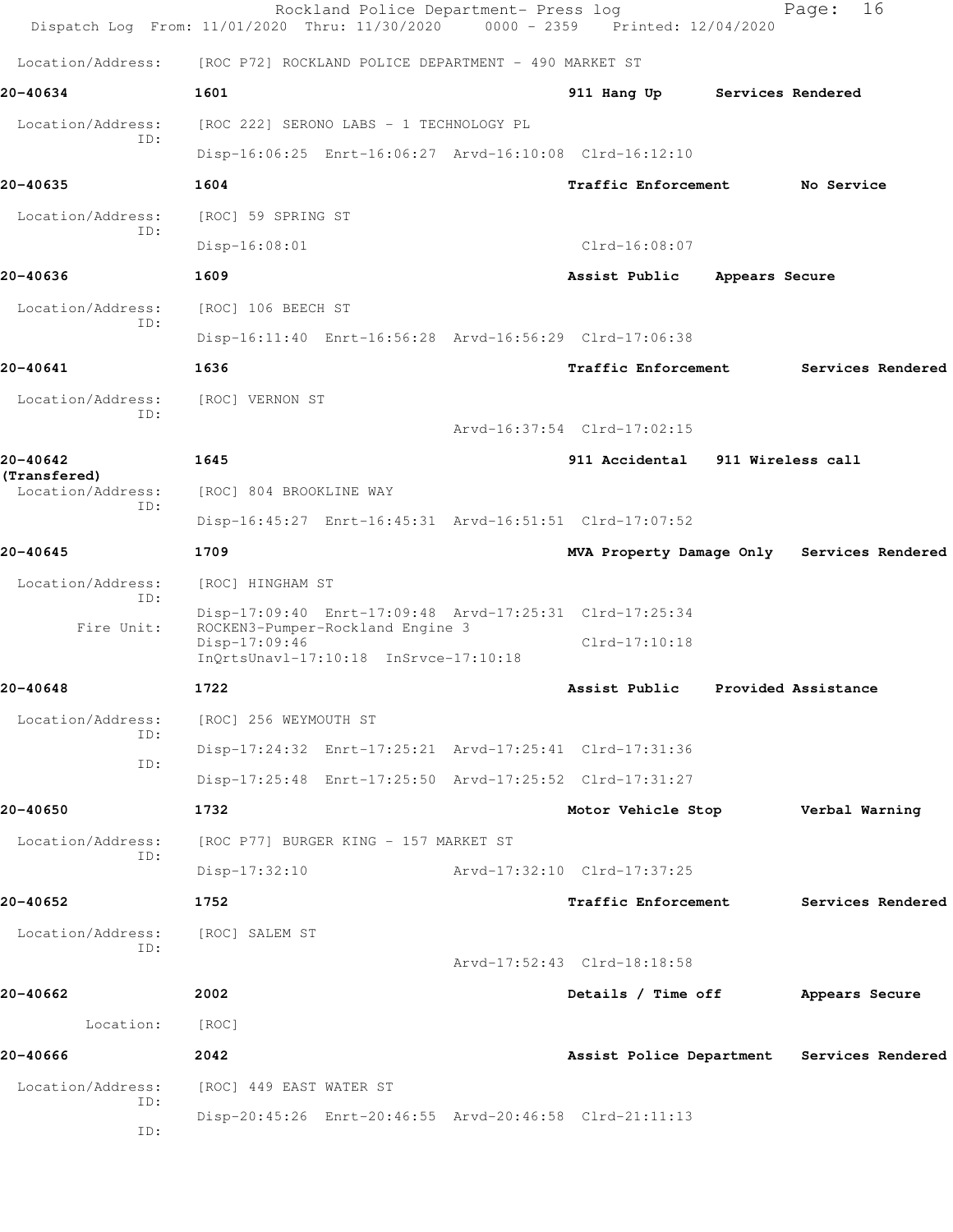Location/Address: [ROC P72] ROCKLAND POLICE DEPARTMENT - 490 MARKET ST

**20-40634** 1601 **911 Hang Up** **Services Rendered**

Location/Address: [ROC 222] SERONO LABS - 1 TECHNOLOGY PL
ID:
Disp-16:06:25 Enrt-16:06:27 Arvd-16:10:08 Clrd-16:12:10

**20-40635** 1604 **Traffic Enforcement** **No Service**

Location/Address: [ROC] 59 SPRING ST
ID:
Disp-16:08:01 Clrd-16:08:07

**20-40636** 1609 **Assist Public** **Appears Secure**

Location/Address: [ROC] 106 BEECH ST
ID:
Disp-16:11:40 Enrt-16:56:28 Arvd-16:56:29 Clrd-17:06:38

**20-40641** 1636 **Traffic Enforcement** **Services Rendered**

Location/Address: [ROC] VERNON ST
ID:
Arvd-16:37:54 Clrd-17:02:15

**20-40642** 1645 **911 Accidental** **911 Wireless call**
**(Transfered)**
Location/Address: [ROC] 804 BROOKLINE WAY
ID:
Disp-16:45:27 Enrt-16:45:31 Arvd-16:51:51 Clrd-17:07:52

**20-40645** 1709 **MVA Property Damage Only** **Services Rendered**

Location/Address: [ROC] HINGHAM ST
ID:
Disp-17:09:40 Enrt-17:09:48 Arvd-17:25:31 Clrd-17:25:34
Fire Unit: ROCKEN3-Pumper-Rockland Engine 3
Disp-17:09:46 Clrd-17:10:18
InQrtsUnavl-17:10:18 InSrvce-17:10:18

**20-40648** 1722 **Assist Public** **Provided Assistance**

Location/Address: [ROC] 256 WEYMOUTH ST
ID:
Disp-17:24:32 Enrt-17:25:21 Arvd-17:25:41 Clrd-17:31:36
ID:
Disp-17:25:48 Enrt-17:25:50 Arvd-17:25:52 Clrd-17:31:27

**20-40650** 1732 **Motor Vehicle Stop** **Verbal Warning**

Location/Address: [ROC P77] BURGER KING - 157 MARKET ST
ID:
Disp-17:32:10 Arvd-17:32:10 Clrd-17:37:25

**20-40652** 1752 **Traffic Enforcement** **Services Rendered**

Location/Address: [ROC] SALEM ST
ID:
Arvd-17:52:43 Clrd-18:18:58

**20-40662** 2002 **Details / Time off** **Appears Secure**

Location: [ROC]

**20-40666** 2042 **Assist Police Department** **Services Rendered**

Location/Address: [ROC] 449 EAST WATER ST
ID:
Disp-20:45:26 Enrt-20:46:55 Arvd-20:46:58 Clrd-21:11:13
ID: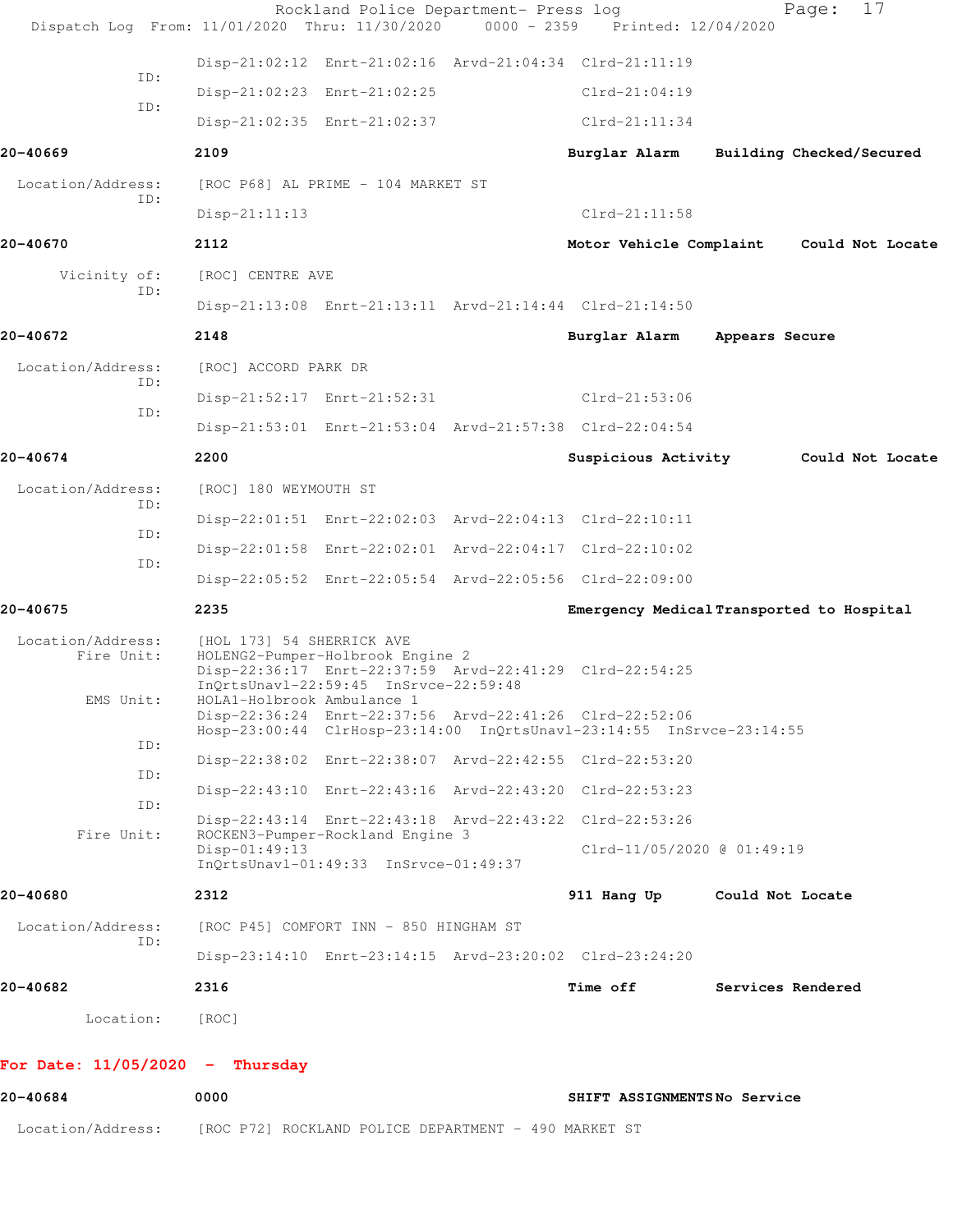Disp-21:02:12 Enrt-21:02:16 Arvd-21:04:34 Clrd-21:11:19

ID:
Disp-21:02:23 Enrt-21:02:25 Clrd-21:04:19

ID:
Disp-21:02:35 Enrt-21:02:37 Clrd-21:11:34

**20-40669** **2109** **Burglar Alarm** **Building Checked/Secured**

Location/Address: [ROC P68] AL PRIME - 104 MARKET ST

ID:
Disp-21:11:13 Clrd-21:11:58

**20-40670** **2112** **Motor Vehicle Complaint** **Could Not Locate**

Vicinity of: [ROC] CENTRE AVE

ID:
Disp-21:13:08 Enrt-21:13:11 Arvd-21:14:44 Clrd-21:14:50

**20-40672** **2148** **Burglar Alarm** **Appears Secure**

Location/Address: [ROC] ACCORD PARK DR

ID:
Disp-21:52:17 Enrt-21:52:31 Clrd-21:53:06

ID:
Disp-21:53:01 Enrt-21:53:04 Arvd-21:57:38 Clrd-22:04:54

**20-40674** **2200** **Suspicious Activity** **Could Not Locate**

Location/Address: [ROC] 180 WEYMOUTH ST

ID:
Disp-22:01:51 Enrt-22:02:03 Arvd-22:04:13 Clrd-22:10:11

ID:
Disp-22:01:58 Enrt-22:02:01 Arvd-22:04:17 Clrd-22:10:02

ID:
Disp-22:05:52 Enrt-22:05:54 Arvd-22:05:56 Clrd-22:09:00

**20-40675** **2235** **Emergency Medical** **Transported to Hospital**

Location/Address: [HOL 173] 54 SHERRICK AVE

Fire Unit: HOLENG2-Pumper-Holbrook Engine 2
Disp-22:36:17 Enrt-22:37:59 Arvd-22:41:29 Clrd-22:54:25
InQrtsUnavl-22:59:45 InSrvce-22:59:48

EMS Unit: HOLA1-Holbrook Ambulance 1
Disp-22:36:24 Enrt-22:37:56 Arvd-22:41:26 Clrd-22:52:06
Hosp-23:00:44 ClrHosp-23:14:00 InQrtsUnavl-23:14:55 InSrvce-23:14:55

ID:
Disp-22:38:02 Enrt-22:38:07 Arvd-22:42:55 Clrd-22:53:20

ID:
Disp-22:43:10 Enrt-22:43:16 Arvd-22:43:20 Clrd-22:53:23

ID:
Disp-22:43:14 Enrt-22:43:18 Arvd-22:43:22 Clrd-22:53:26

Fire Unit: ROCKEN3-Pumper-Rockland Engine 3
Disp-01:49:13 Clrd-11/05/2020 @ 01:49:19
InQrtsUnavl-01:49:33 InSrvce-01:49:37

**20-40680** **2312** **911 Hang Up** **Could Not Locate**

Location/Address: [ROC P45] COMFORT INN - 850 HINGHAM ST

ID:
Disp-23:14:10 Enrt-23:14:15 Arvd-23:20:02 Clrd-23:24:20

**20-40682** **2316** **Time off** **Services Rendered**

Location: [ROC]

**For Date: 11/05/2020 - Thursday**

**20-40684** **0000** **SHIFT ASSIGNMENTS** **No Service**

Location/Address: [ROC P72] ROCKLAND POLICE DEPARTMENT - 490 MARKET ST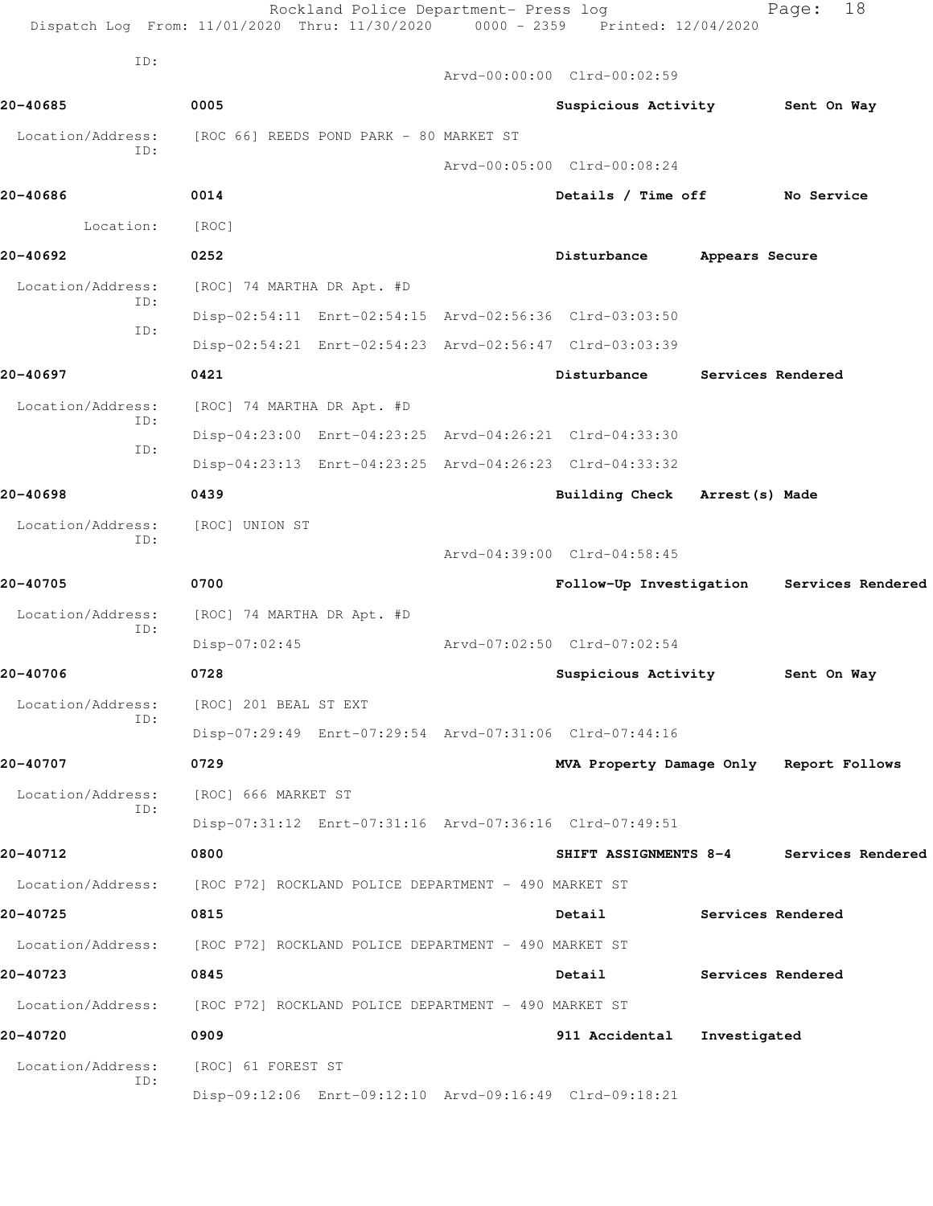ID:

Arvd-00:00:00 Clrd-00:02:59

**20-40685** 0005 Suspicious Activity Sent On Way

Location/Address: [ROC 66] REEDS POND PARK - 80 MARKET ST
ID:
Arvd-00:05:00 Clrd-00:08:24

**20-40686** 0014 Details / Time off No Service

Location: [ROC]

**20-40692** 0252 Disturbance Appears Secure

Location/Address: [ROC] 74 MARTHA DR Apt. #D
ID:
Disp-02:54:11 Enrt-02:54:15 Arvd-02:56:36 Clrd-03:03:50
ID:
Disp-02:54:21 Enrt-02:54:23 Arvd-02:56:47 Clrd-03:03:39

**20-40697** 0421 Disturbance Services Rendered

Location/Address: [ROC] 74 MARTHA DR Apt. #D
ID:
Disp-04:23:00 Enrt-04:23:25 Arvd-04:26:21 Clrd-04:33:30
ID:
Disp-04:23:13 Enrt-04:23:25 Arvd-04:26:23 Clrd-04:33:32

**20-40698** 0439 Building Check Arrest(s) Made

Location/Address: [ROC] UNION ST
ID:
Arvd-04:39:00 Clrd-04:58:45

**20-40705** 0700 Follow-Up Investigation Services Rendered

Location/Address: [ROC] 74 MARTHA DR Apt. #D
ID:
Disp-07:02:45 Arvd-07:02:50 Clrd-07:02:54

**20-40706** 0728 Suspicious Activity Sent On Way

Location/Address: [ROC] 201 BEAL ST EXT
ID:
Disp-07:29:49 Enrt-07:29:54 Arvd-07:31:06 Clrd-07:44:16

**20-40707** 0729 MVA Property Damage Only Report Follows

Location/Address: [ROC] 666 MARKET ST
ID:
Disp-07:31:12 Enrt-07:31:16 Arvd-07:36:16 Clrd-07:49:51

**20-40712** 0800 SHIFT ASSIGNMENTS 8-4 Services Rendered

Location/Address: [ROC P72] ROCKLAND POLICE DEPARTMENT - 490 MARKET ST

**20-40725** 0815 Detail Services Rendered

Location/Address: [ROC P72] ROCKLAND POLICE DEPARTMENT - 490 MARKET ST

**20-40723** 0845 Detail Services Rendered

Location/Address: [ROC P72] ROCKLAND POLICE DEPARTMENT - 490 MARKET ST

**20-40720** 0909 911 Accidental Investigated

Location/Address: [ROC] 61 FOREST ST
ID:
Disp-09:12:06 Enrt-09:12:10 Arvd-09:16:49 Clrd-09:18:21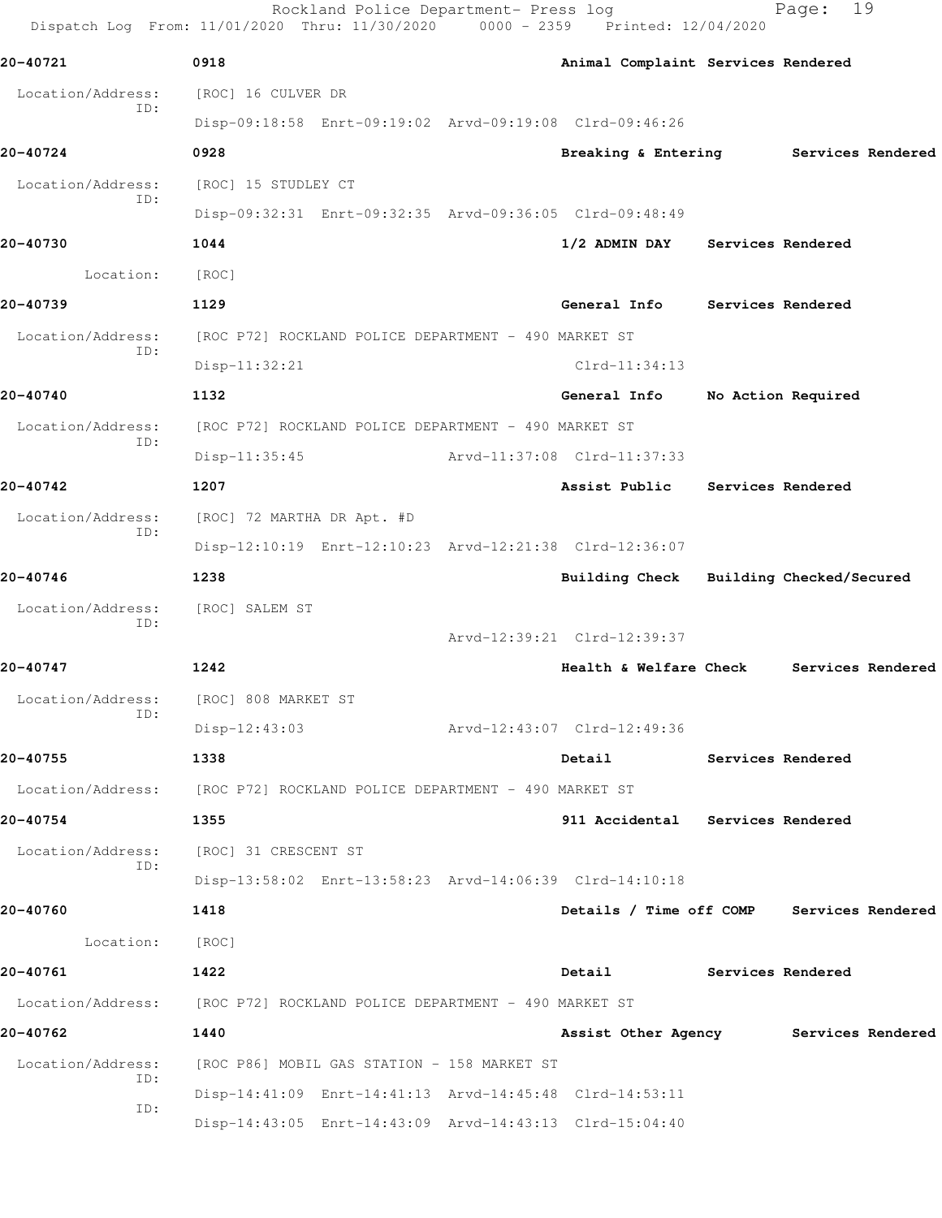**20-40721** 0918 **Animal Complaint Services Rendered**

Location/Address: [ROC] 16 CULVER DR
ID:
Disp-09:18:58 Enrt-09:19:02 Arvd-09:19:08 Clrd-09:46:26

**20-40724** 0928 **Breaking & Entering Services Rendered**

Location/Address: [ROC] 15 STUDLEY CT
ID:
Disp-09:32:31 Enrt-09:32:35 Arvd-09:36:05 Clrd-09:48:49

**20-40730** 1044 **1/2 ADMIN DAY Services Rendered**

Location: [ROC]

**20-40739** 1129 **General Info Services Rendered**

Location/Address: [ROC P72] ROCKLAND POLICE DEPARTMENT - 490 MARKET ST
ID:
Disp-11:32:21 Clrd-11:34:13

**20-40740** 1132 **General Info No Action Required**

Location/Address: [ROC P72] ROCKLAND POLICE DEPARTMENT - 490 MARKET ST
ID:
Disp-11:35:45 Arvd-11:37:08 Clrd-11:37:33

**20-40742** 1207 **Assist Public Services Rendered**

Location/Address: [ROC] 72 MARTHA DR Apt. #D
ID:
Disp-12:10:19 Enrt-12:10:23 Arvd-12:21:38 Clrd-12:36:07

**20-40746** 1238 **Building Check Building Checked/Secured**

Location/Address: [ROC] SALEM ST
ID:
Arvd-12:39:21 Clrd-12:39:37

**20-40747** 1242 **Health & Welfare Check Services Rendered**

Location/Address: [ROC] 808 MARKET ST
ID:
Disp-12:43:03 Arvd-12:43:07 Clrd-12:49:36

**20-40755** 1338 **Detail Services Rendered**

Location/Address: [ROC P72] ROCKLAND POLICE DEPARTMENT - 490 MARKET ST

**20-40754** 1355 **911 Accidental Services Rendered**

Location/Address: [ROC] 31 CRESCENT ST
ID:
Disp-13:58:02 Enrt-13:58:23 Arvd-14:06:39 Clrd-14:10:18

**20-40760** 1418 **Details / Time off COMP Services Rendered**

Location: [ROC]

**20-40761** 1422 **Detail Services Rendered**

Location/Address: [ROC P72] ROCKLAND POLICE DEPARTMENT - 490 MARKET ST

**20-40762** 1440 **Assist Other Agency Services Rendered**

Location/Address: [ROC P86] MOBIL GAS STATION - 158 MARKET ST
ID:
Disp-14:41:09 Enrt-14:41:13 Arvd-14:45:48 Clrd-14:53:11
ID:
Disp-14:43:05 Enrt-14:43:09 Arvd-14:43:13 Clrd-15:04:40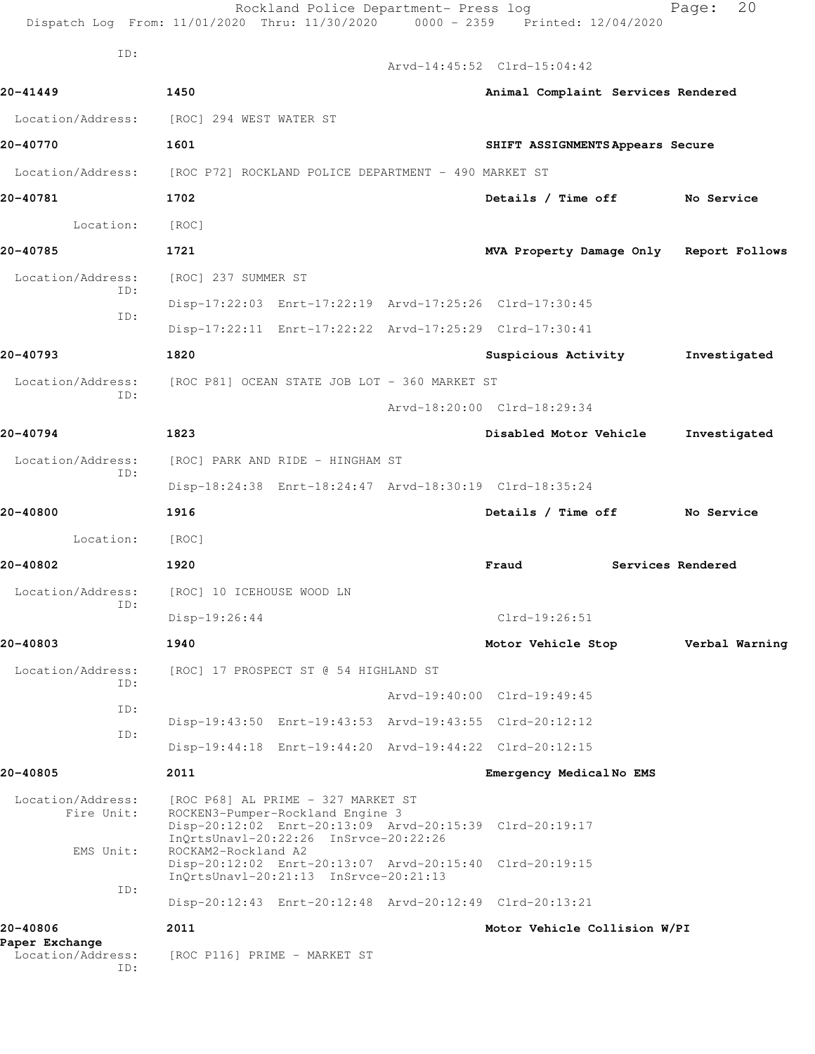ID:
Arvd-14:45:52 Clrd-15:04:42

**20-41449** 1450 **Animal Complaint Services Rendered**

Location/Address: [ROC] 294 WEST WATER ST

**20-40770** 1601 **SHIFT ASSIGNMENTS Appears Secure**

Location/Address: [ROC P72] ROCKLAND POLICE DEPARTMENT - 490 MARKET ST

**20-40781** 1702 **Details / Time off No Service**

Location: [ROC]

**20-40785** 1721 **MVA Property Damage Only Report Follows**

Location/Address: [ROC] 237 SUMMER ST
ID:
Disp-17:22:03 Enrt-17:22:19 Arvd-17:25:26 Clrd-17:30:45
ID:
Disp-17:22:11 Enrt-17:22:22 Arvd-17:25:29 Clrd-17:30:41

**20-40793** 1820 **Suspicious Activity Investigated**

Location/Address: [ROC P81] OCEAN STATE JOB LOT - 360 MARKET ST
ID:
Arvd-18:20:00 Clrd-18:29:34

**20-40794** 1823 **Disabled Motor Vehicle Investigated**

Location/Address: [ROC] PARK AND RIDE - HINGHAM ST
ID:
Disp-18:24:38 Enrt-18:24:47 Arvd-18:30:19 Clrd-18:35:24

**20-40800** 1916 **Details / Time off No Service**

Location: [ROC]

**20-40802** 1920 **Fraud Services Rendered**

Location/Address: [ROC] 10 ICEHOUSE WOOD LN
ID:
Disp-19:26:44 Clrd-19:26:51

**20-40803** 1940 **Motor Vehicle Stop Verbal Warning**

Location/Address: [ROC] 17 PROSPECT ST @ 54 HIGHLAND ST
ID:
Arvd-19:40:00 Clrd-19:49:45
ID:
Disp-19:43:50 Enrt-19:43:53 Arvd-19:43:55 Clrd-20:12:12
ID:
Disp-19:44:18 Enrt-19:44:20 Arvd-19:44:22 Clrd-20:12:15

**20-40805** 2011 **Emergency Medical No EMS**

Location/Address: [ROC P68] AL PRIME - 327 MARKET ST
Fire Unit: ROCKEN3-Pumper-Rockland Engine 3
Disp-20:12:02 Enrt-20:13:09 Arvd-20:15:39 Clrd-20:19:17
InQrtsUnavl-20:22:26 InSrvce-20:22:26
EMS Unit: ROCKAM2-Rockland A2
Disp-20:12:02 Enrt-20:13:07 Arvd-20:15:40 Clrd-20:19:15
InQrtsUnavl-20:21:13 InSrvce-20:21:13
ID:
Disp-20:12:43 Enrt-20:12:48 Arvd-20:12:49 Clrd-20:13:21

**20-40806** 2011 **Motor Vehicle Collision W/PI**
**Paper Exchange**

Location/Address: [ROC P116] PRIME - MARKET ST
ID: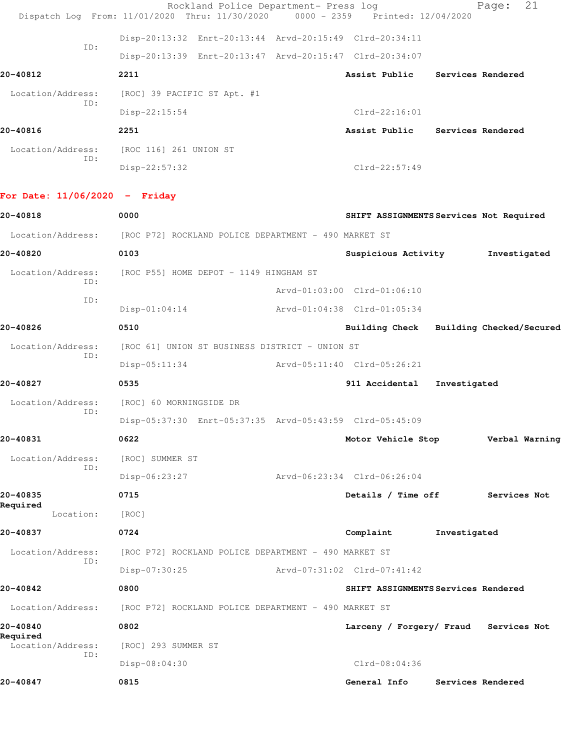Disp-20:13:32 Enrt-20:13:44 Arvd-20:15:49 Clrd-20:34:11

ID: Disp-20:13:39 Enrt-20:13:47 Arvd-20:15:47 Clrd-20:34:07

**20-40812** **2211** **Assist Public** **Services Rendered**

Location/Address: [ROC] 39 PACIFIC ST Apt. #1

ID: Disp-22:15:54 Clrd-22:16:01

**20-40816** **2251** **Assist Public** **Services Rendered**

Location/Address: [ROC 116] 261 UNION ST

ID: Disp-22:57:32 Clrd-22:57:49

## For Date: 11/06/2020 - Friday

**20-40818** **0000** **SHIFT ASSIGNMENTS** **Services Not Required**

Location/Address: [ROC P72] ROCKLAND POLICE DEPARTMENT - 490 MARKET ST

**20-40820** **0103** **Suspicious Activity** **Investigated**

Location/Address: [ROC P55] HOME DEPOT - 1149 HINGHAM ST

ID: Arvd-01:03:00 Clrd-01:06:10

ID: Disp-01:04:14 Arvd-01:04:38 Clrd-01:05:34

**20-40826** **0510** **Building Check** **Building Checked/Secured**

Location/Address: [ROC 61] UNION ST BUSINESS DISTRICT - UNION ST

ID: Disp-05:11:34 Arvd-05:11:40 Clrd-05:26:21

**20-40827** **0535** **911 Accidental** **Investigated**

Location/Address: [ROC] 60 MORNINGSIDE DR

ID: Disp-05:37:30 Enrt-05:37:35 Arvd-05:43:59 Clrd-05:45:09

**20-40831** **0622** **Motor Vehicle Stop** **Verbal Warning**

Location/Address: [ROC] SUMMER ST

ID: Disp-06:23:27 Arvd-06:23:34 Clrd-06:26:04

**20-40835** **0715** **Details / Time off** **Services Not Required**

Location: [ROC]

**20-40837** **0724** **Complaint** **Investigated**

Location/Address: [ROC P72] ROCKLAND POLICE DEPARTMENT - 490 MARKET ST

ID: Disp-07:30:25 Arvd-07:31:02 Clrd-07:41:42

**20-40842** **0800** **SHIFT ASSIGNMENTS** **Services Rendered**

Location/Address: [ROC P72] ROCKLAND POLICE DEPARTMENT - 490 MARKET ST

**20-40840** **0802** **Larceny / Forgery/ Fraud** **Services Not Required**

Location/Address: [ROC] 293 SUMMER ST

ID: Disp-08:04:30 Clrd-08:04:36

**20-40847** **0815** **General Info** **Services Rendered**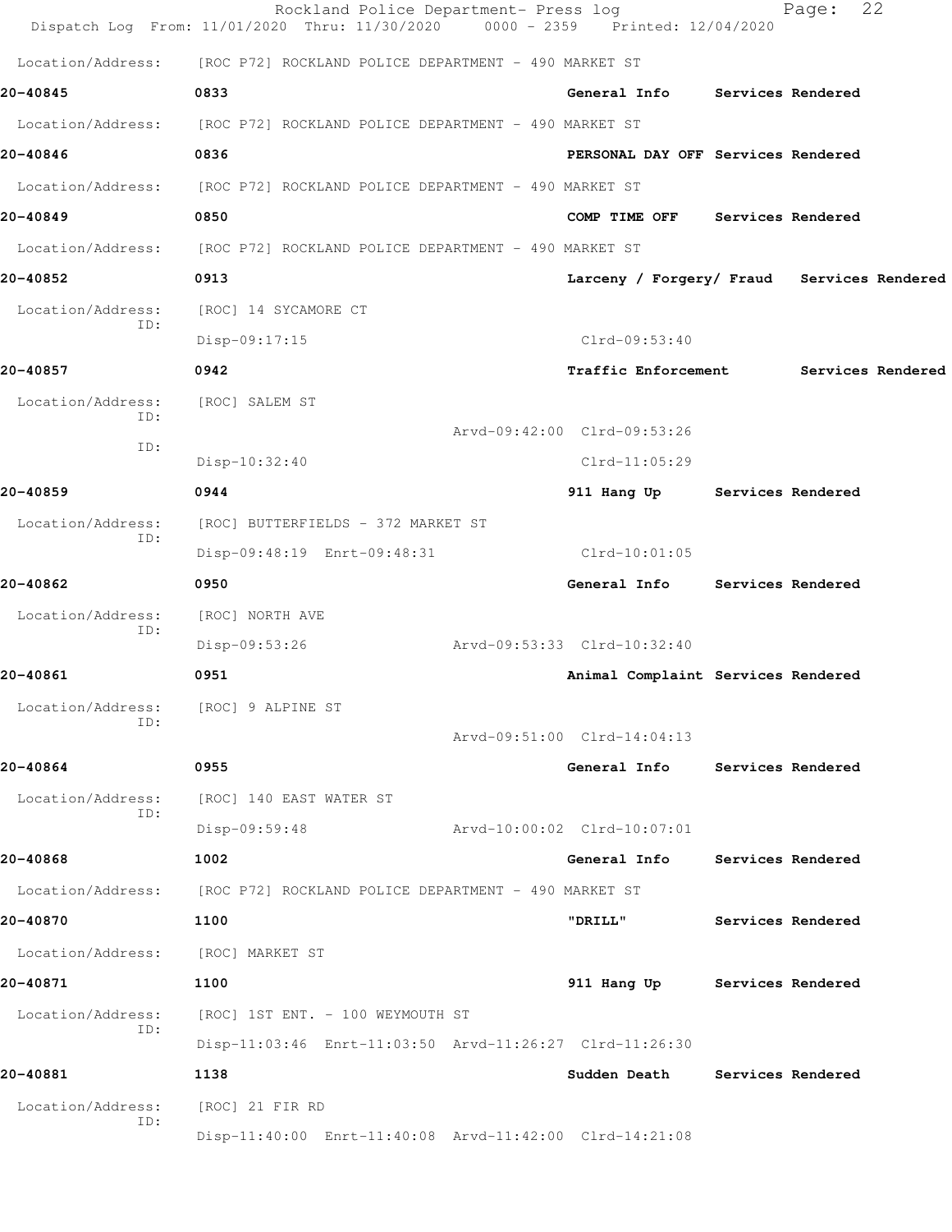Location/Address: [ROC P72] ROCKLAND POLICE DEPARTMENT - 490 MARKET ST

**20-40845** 0833 **General Info** **Services Rendered**

Location/Address: [ROC P72] ROCKLAND POLICE DEPARTMENT - 490 MARKET ST

**20-40846** 0836 **PERSONAL DAY OFF** **Services Rendered**

Location/Address: [ROC P72] ROCKLAND POLICE DEPARTMENT - 490 MARKET ST

**20-40849** 0850 **COMP TIME OFF** **Services Rendered**

Location/Address: [ROC P72] ROCKLAND POLICE DEPARTMENT - 490 MARKET ST

**20-40852** 0913 **Larceny / Forgery/ Fraud** **Services Rendered**

Location/Address: [ROC] 14 SYCAMORE CT
ID:
Disp-09:17:15 Clrd-09:53:40

**20-40857** 0942 **Traffic Enforcement** **Services Rendered**

Location/Address: [ROC] SALEM ST
ID:
Arvd-09:42:00 Clrd-09:53:26
ID:
Disp-10:32:40 Clrd-11:05:29

**20-40859** 0944 **911 Hang Up** **Services Rendered**

Location/Address: [ROC] BUTTERFIELDS - 372 MARKET ST
ID:
Disp-09:48:19 Enrt-09:48:31 Clrd-10:01:05

**20-40862** 0950 **General Info** **Services Rendered**

Location/Address: [ROC] NORTH AVE
ID:
Disp-09:53:26 Arvd-09:53:33 Clrd-10:32:40

**20-40861** 0951 **Animal Complaint** **Services Rendered**

Location/Address: [ROC] 9 ALPINE ST
ID:
Arvd-09:51:00 Clrd-14:04:13

**20-40864** 0955 **General Info** **Services Rendered**

Location/Address: [ROC] 140 EAST WATER ST
ID:
Disp-09:59:48 Arvd-10:00:02 Clrd-10:07:01

**20-40868** 1002 **General Info** **Services Rendered**

Location/Address: [ROC P72] ROCKLAND POLICE DEPARTMENT - 490 MARKET ST

**20-40870** 1100 **"DRILL"** **Services Rendered**

Location/Address: [ROC] MARKET ST

**20-40871** 1100 **911 Hang Up** **Services Rendered**

Location/Address: [ROC] 1ST ENT. - 100 WEYMOUTH ST
ID:
Disp-11:03:46 Enrt-11:03:50 Arvd-11:26:27 Clrd-11:26:30

**20-40881** 1138 **Sudden Death** **Services Rendered**

Location/Address: [ROC] 21 FIR RD
ID:
Disp-11:40:00 Enrt-11:40:08 Arvd-11:42:00 Clrd-14:21:08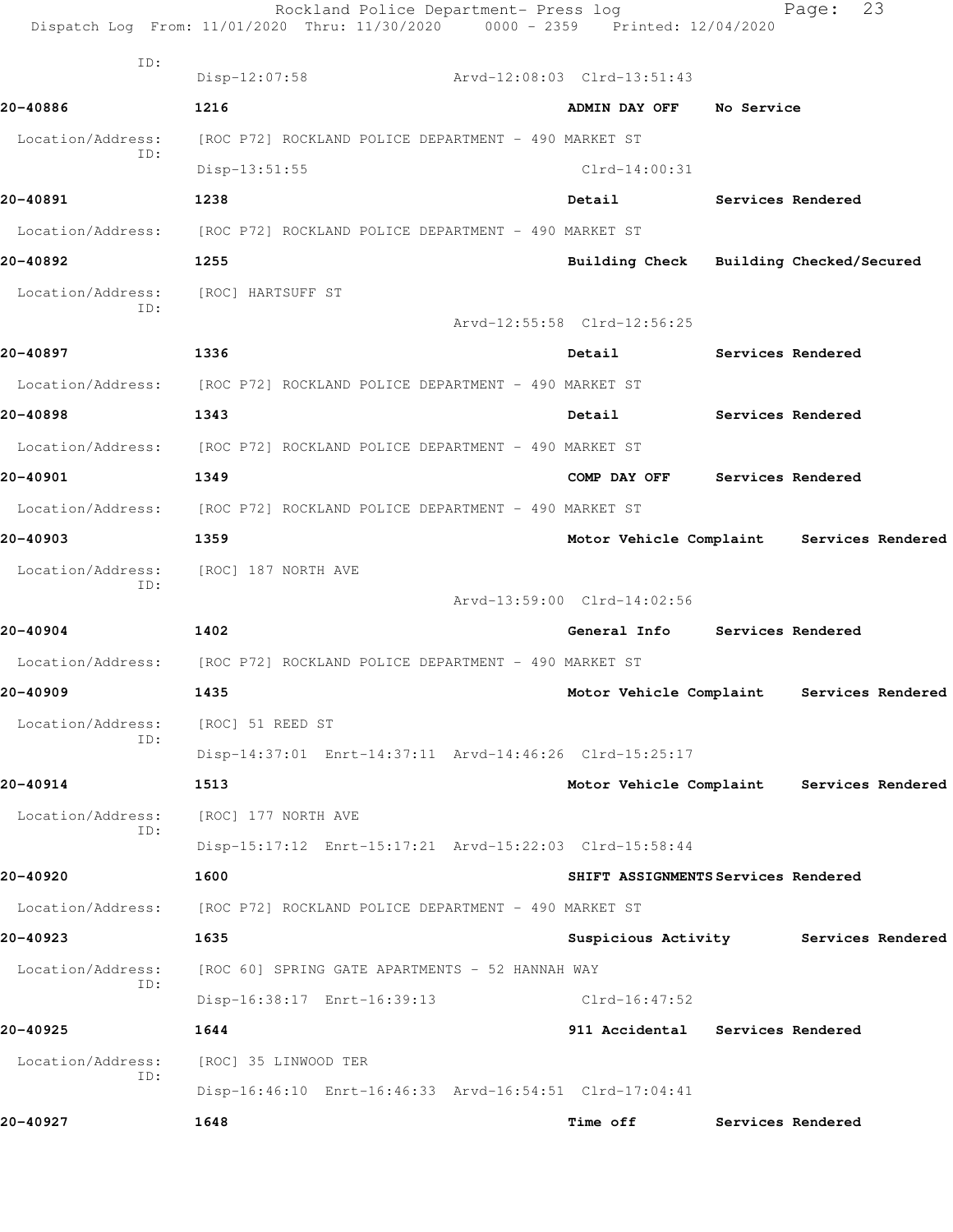Dispatch Log From: 11/01/2020 Thru: 11/30/2020 0000 - 2359 Printed: 12/04/2020

ID:
Disp-12:07:58 Arvd-12:08:03 Clrd-13:51:43

**20-40886** **1216** **ADMIN DAY OFF** **No Service**

Location/Address: [ROC P72] ROCKLAND POLICE DEPARTMENT - 490 MARKET ST
ID:
Disp-13:51:55 Clrd-14:00:31

**20-40891** **1238** **Detail** **Services Rendered**

Location/Address: [ROC P72] ROCKLAND POLICE DEPARTMENT - 490 MARKET ST

**20-40892** **1255** **Building Check** **Building Checked/Secured**

Location/Address: [ROC] HARTSUFF ST
ID:
Arvd-12:55:58 Clrd-12:56:25

**20-40897** **1336** **Detail** **Services Rendered**

Location/Address: [ROC P72] ROCKLAND POLICE DEPARTMENT - 490 MARKET ST

**20-40898** **1343** **Detail** **Services Rendered**

Location/Address: [ROC P72] ROCKLAND POLICE DEPARTMENT - 490 MARKET ST

**20-40901** **1349** **COMP DAY OFF** **Services Rendered**

Location/Address: [ROC P72] ROCKLAND POLICE DEPARTMENT - 490 MARKET ST

**20-40903** **1359** **Motor Vehicle Complaint** **Services Rendered**

Location/Address: [ROC] 187 NORTH AVE
ID:
Arvd-13:59:00 Clrd-14:02:56

**20-40904** **1402** **General Info** **Services Rendered**

Location/Address: [ROC P72] ROCKLAND POLICE DEPARTMENT - 490 MARKET ST

**20-40909** **1435** **Motor Vehicle Complaint** **Services Rendered**

Location/Address: [ROC] 51 REED ST
ID:
Disp-14:37:01 Enrt-14:37:11 Arvd-14:46:26 Clrd-15:25:17

**20-40914** **1513** **Motor Vehicle Complaint** **Services Rendered**

Location/Address: [ROC] 177 NORTH AVE
ID:
Disp-15:17:12 Enrt-15:17:21 Arvd-15:22:03 Clrd-15:58:44

**20-40920** **1600** **SHIFT ASSIGNMENTS** **Services Rendered**

Location/Address: [ROC P72] ROCKLAND POLICE DEPARTMENT - 490 MARKET ST

**20-40923** **1635** **Suspicious Activity** **Services Rendered**

Location/Address: [ROC 60] SPRING GATE APARTMENTS - 52 HANNAH WAY
ID:
Disp-16:38:17 Enrt-16:39:13 Clrd-16:47:52

**20-40925** **1644** **911 Accidental** **Services Rendered**

Location/Address: [ROC] 35 LINWOOD TER
ID:
Disp-16:46:10 Enrt-16:46:33 Arvd-16:54:51 Clrd-17:04:41

**20-40927** **1648** **Time off** **Services Rendered**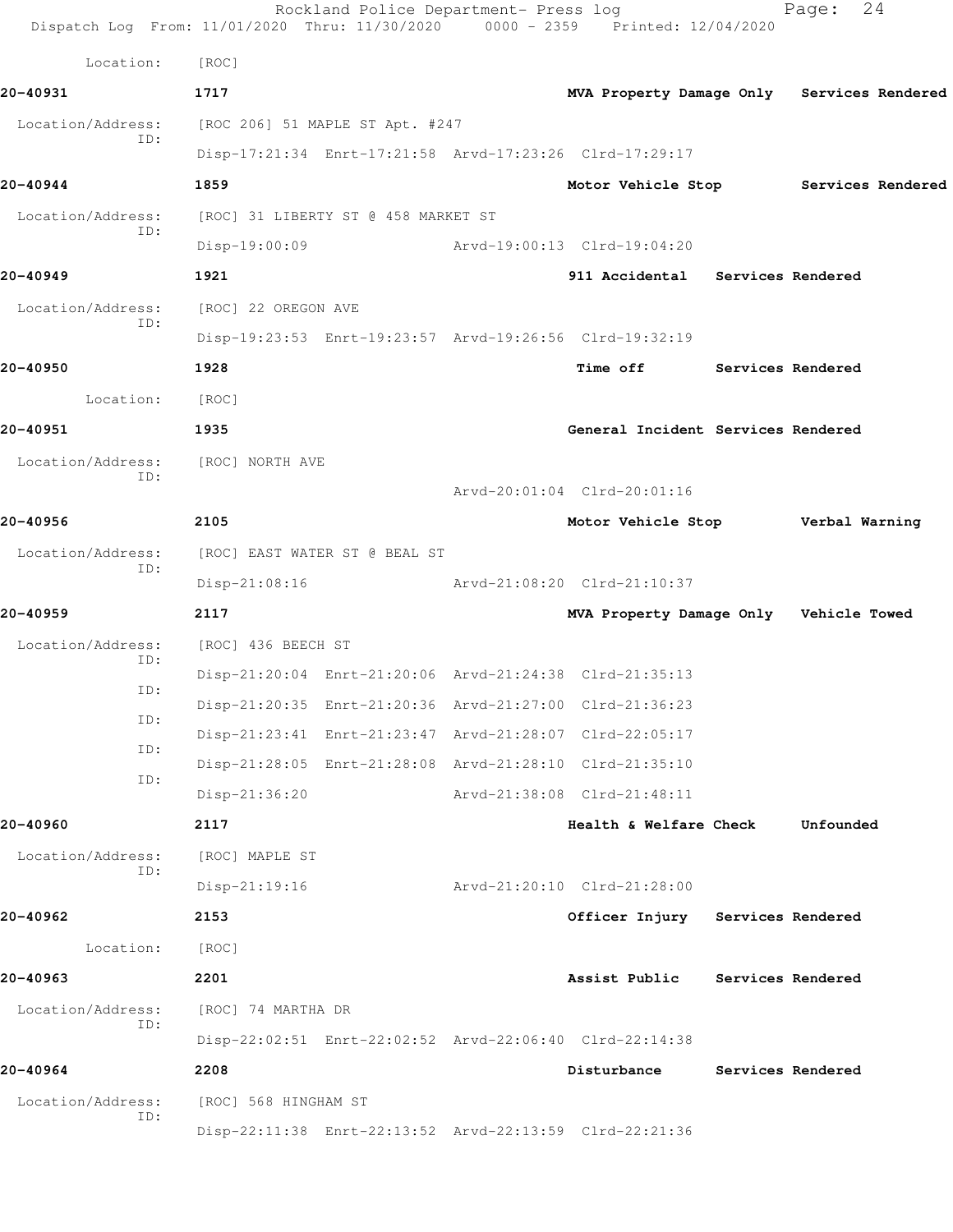Location: [ROC]

**20-40931** **1717** **MVA Property Damage Only** **Services Rendered**

Location/Address: [ROC 206] 51 MAPLE ST Apt. #247

ID: Disp-17:21:34 Enrt-17:21:58 Arvd-17:23:26 Clrd-17:29:17

**20-40944** **1859** **Motor Vehicle Stop** **Services Rendered**

Location/Address: [ROC] 31 LIBERTY ST @ 458 MARKET ST

ID: Disp-19:00:09 Arvd-19:00:13 Clrd-19:04:20

**20-40949** **1921** **911 Accidental** **Services Rendered**

Location/Address: [ROC] 22 OREGON AVE

ID: Disp-19:23:53 Enrt-19:23:57 Arvd-19:26:56 Clrd-19:32:19

**20-40950** **1928** **Time off** **Services Rendered**

Location: [ROC]

**20-40951** **1935** **General Incident** **Services Rendered**

Location/Address: [ROC] NORTH AVE

ID: Arvd-20:01:04 Clrd-20:01:16

**20-40956** **2105** **Motor Vehicle Stop** **Verbal Warning**

Location/Address: [ROC] EAST WATER ST @ BEAL ST

ID: Disp-21:08:16 Arvd-21:08:20 Clrd-21:10:37

**20-40959** **2117** **MVA Property Damage Only** **Vehicle Towed**

Location/Address: [ROC] 436 BEECH ST

ID: Disp-21:20:04 Enrt-21:20:06 Arvd-21:24:38 Clrd-21:35:13

ID: Disp-21:20:35 Enrt-21:20:36 Arvd-21:27:00 Clrd-21:36:23

ID: Disp-21:23:41 Enrt-21:23:47 Arvd-21:28:07 Clrd-22:05:17

ID: Disp-21:28:05 Enrt-21:28:08 Arvd-21:28:10 Clrd-21:35:10

ID: Disp-21:36:20 Arvd-21:38:08 Clrd-21:48:11

**20-40960** **2117** **Health & Welfare Check** **Unfounded**

Location/Address: [ROC] MAPLE ST

ID: Disp-21:19:16 Arvd-21:20:10 Clrd-21:28:00

**20-40962** **2153** **Officer Injury** **Services Rendered**

Location: [ROC]

**20-40963** **2201** **Assist Public** **Services Rendered**

Location/Address: [ROC] 74 MARTHA DR

ID: Disp-22:02:51 Enrt-22:02:52 Arvd-22:06:40 Clrd-22:14:38

**20-40964** **2208** **Disturbance** **Services Rendered**

Location/Address: [ROC] 568 HINGHAM ST

ID: Disp-22:11:38 Enrt-22:13:52 Arvd-22:13:59 Clrd-22:21:36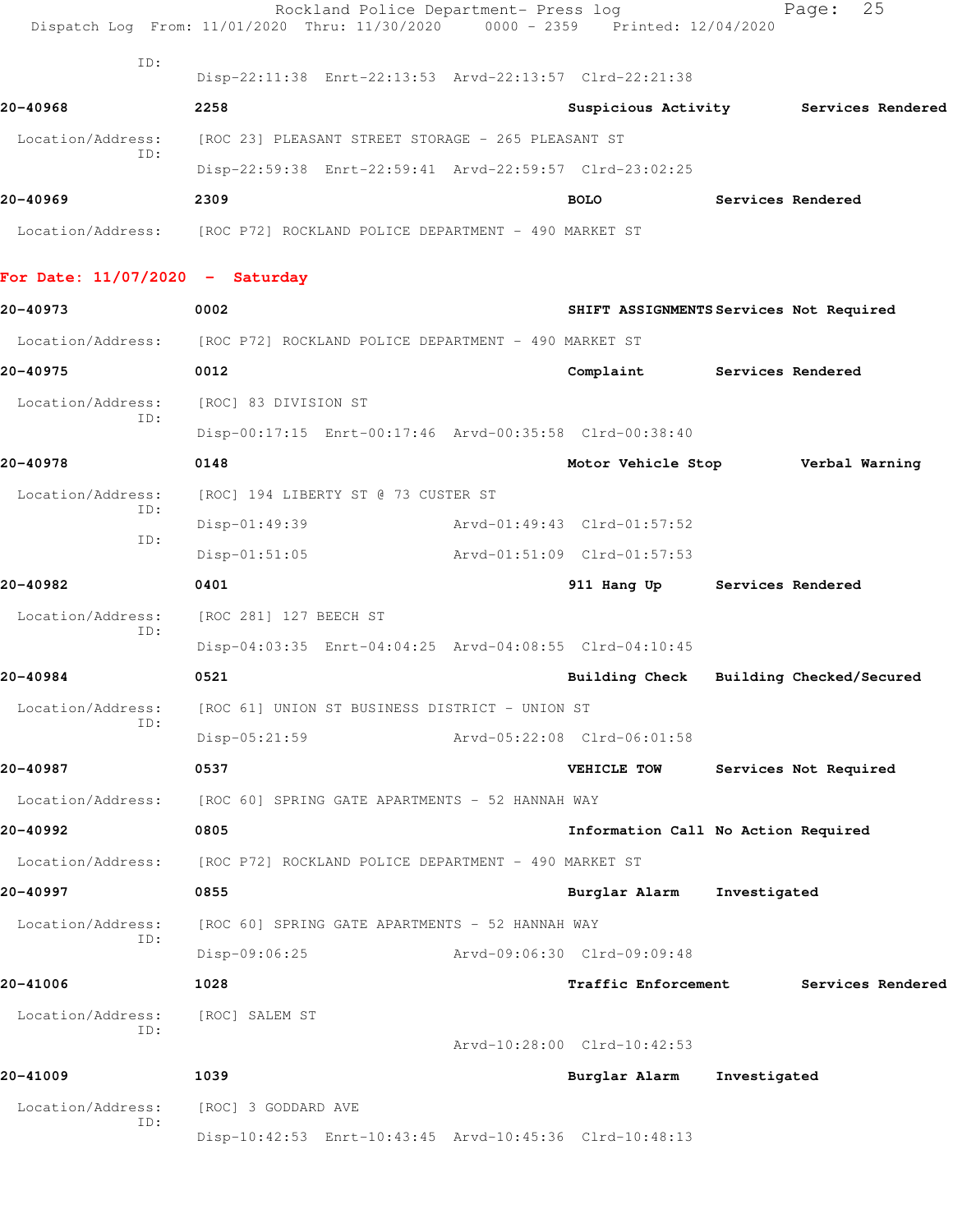ID:

Disp-22:11:38 Enrt-22:13:53 Arvd-22:13:57 Clrd-22:21:38

**20-40968** 2258 **Suspicious Activity** **Services Rendered**

Location/Address: [ROC 23] PLEASANT STREET STORAGE - 265 PLEASANT ST
ID:

Disp-22:59:38 Enrt-22:59:41 Arvd-22:59:57 Clrd-23:02:25

**20-40969** 2309 **BOLO** **Services Rendered**

Location/Address: [ROC P72] ROCKLAND POLICE DEPARTMENT - 490 MARKET ST

## For Date: 11/07/2020 - Saturday

**20-40973** 0002 **SHIFT ASSIGNMENTS** **Services Not Required**

Location/Address: [ROC P72] ROCKLAND POLICE DEPARTMENT - 490 MARKET ST

**20-40975** 0012 **Complaint** **Services Rendered**

Location/Address: [ROC] 83 DIVISION ST
ID:

Disp-00:17:15 Enrt-00:17:46 Arvd-00:35:58 Clrd-00:38:40

**20-40978** 0148 **Motor Vehicle Stop** **Verbal Warning**

Location/Address: [ROC] 194 LIBERTY ST @ 73 CUSTER ST
ID:

Disp-01:49:39 Arvd-01:49:43 Clrd-01:57:52
ID:

Disp-01:51:05 Arvd-01:51:09 Clrd-01:57:53

**20-40982** 0401 **911 Hang Up** **Services Rendered**

Location/Address: [ROC 281] 127 BEECH ST
ID:

Disp-04:03:35 Enrt-04:04:25 Arvd-04:08:55 Clrd-04:10:45

**20-40984** 0521 **Building Check** **Building Checked/Secured**

Location/Address: [ROC 61] UNION ST BUSINESS DISTRICT - UNION ST
ID:

Disp-05:21:59 Arvd-05:22:08 Clrd-06:01:58

**20-40987** 0537 **VEHICLE TOW** **Services Not Required**

Location/Address: [ROC 60] SPRING GATE APARTMENTS - 52 HANNAH WAY

**20-40992** 0805 **Information Call** **No Action Required**

Location/Address: [ROC P72] ROCKLAND POLICE DEPARTMENT - 490 MARKET ST

**20-40997** 0855 **Burglar Alarm** **Investigated**

Location/Address: [ROC 60] SPRING GATE APARTMENTS - 52 HANNAH WAY
ID:

Disp-09:06:25 Arvd-09:06:30 Clrd-09:09:48

**20-41006** 1028 **Traffic Enforcement** **Services Rendered**

Location/Address: [ROC] SALEM ST
ID:

Arvd-10:28:00 Clrd-10:42:53

**20-41009** 1039 **Burglar Alarm** **Investigated**

Location/Address: [ROC] 3 GODDARD AVE
ID:

Disp-10:42:53 Enrt-10:43:45 Arvd-10:45:36 Clrd-10:48:13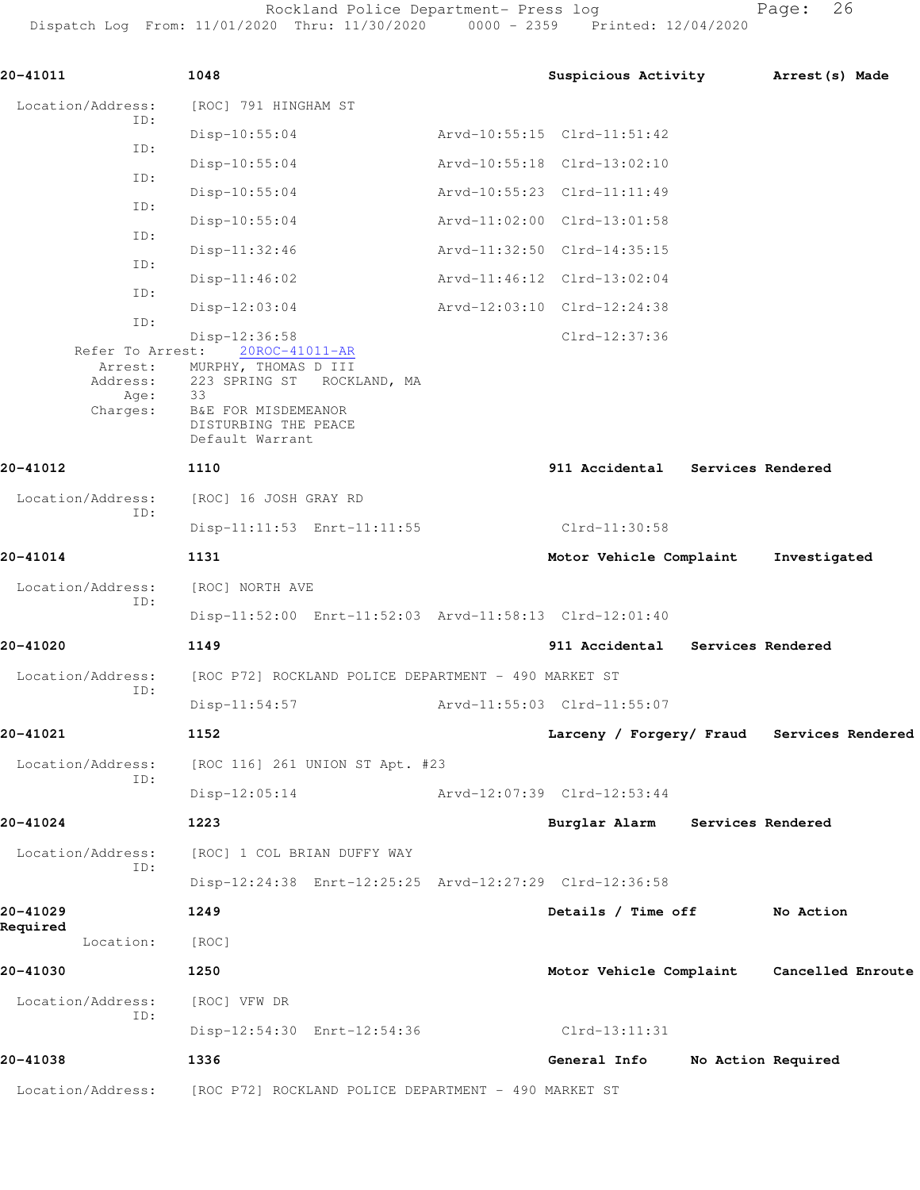**20-41011** **1048** **Suspicious Activity** **Arrest(s) Made**

Location/Address: [ROC] 791 HINGHAM ST

ID: Disp-10:55:04 Arvd-10:55:15 Clrd-11:51:42

ID: Disp-10:55:04 Arvd-10:55:18 Clrd-13:02:10

ID: Disp-10:55:04 Arvd-10:55:23 Clrd-11:11:49

ID: Disp-10:55:04 Arvd-11:02:00 Clrd-13:01:58

ID: Disp-11:32:46 Arvd-11:32:50 Clrd-14:35:15

ID: Disp-11:46:02 Arvd-11:46:12 Clrd-13:02:04

ID: Disp-12:03:04 Arvd-12:03:10 Clrd-12:24:38

ID: Disp-12:36:58 Clrd-12:37:36

Refer To Arrest: 20ROC-41011-AR

Arrest: MURPHY, THOMAS D III

Address: 223 SPRING ST ROCKLAND, MA

Age: 33

Charges: B&E FOR MISDEMEANOR
DISTURBING THE PEACE
Default Warrant

**20-41012** **1110** **911 Accidental** **Services Rendered**

Location/Address: [ROC] 16 JOSH GRAY RD

ID: Disp-11:11:53 Enrt-11:11:55 Clrd-11:30:58

**20-41014** **1131** **Motor Vehicle Complaint** **Investigated**

Location/Address: [ROC] NORTH AVE

ID: Disp-11:52:00 Enrt-11:52:03 Arvd-11:58:13 Clrd-12:01:40

**20-41020** **1149** **911 Accidental** **Services Rendered**

Location/Address: [ROC P72] ROCKLAND POLICE DEPARTMENT - 490 MARKET ST

ID: Disp-11:54:57 Arvd-11:55:03 Clrd-11:55:07

**20-41021** **1152** **Larceny / Forgery/ Fraud** **Services Rendered**

Location/Address: [ROC 116] 261 UNION ST Apt. #23

ID: Disp-12:05:14 Arvd-12:07:39 Clrd-12:53:44

**20-41024** **1223** **Burglar Alarm** **Services Rendered**

Location/Address: [ROC] 1 COL BRIAN DUFFY WAY

ID: Disp-12:24:38 Enrt-12:25:25 Arvd-12:27:29 Clrd-12:36:58

**20-41029** **1249** **Details / Time off** **No Action Required**

Location: [ROC]

**20-41030** **1250** **Motor Vehicle Complaint** **Cancelled Enroute**

Location/Address: [ROC] VFW DR

ID: Disp-12:54:30 Enrt-12:54:36 Clrd-13:11:31

**20-41038** **1336** **General Info** **No Action Required**

Location/Address: [ROC P72] ROCKLAND POLICE DEPARTMENT - 490 MARKET ST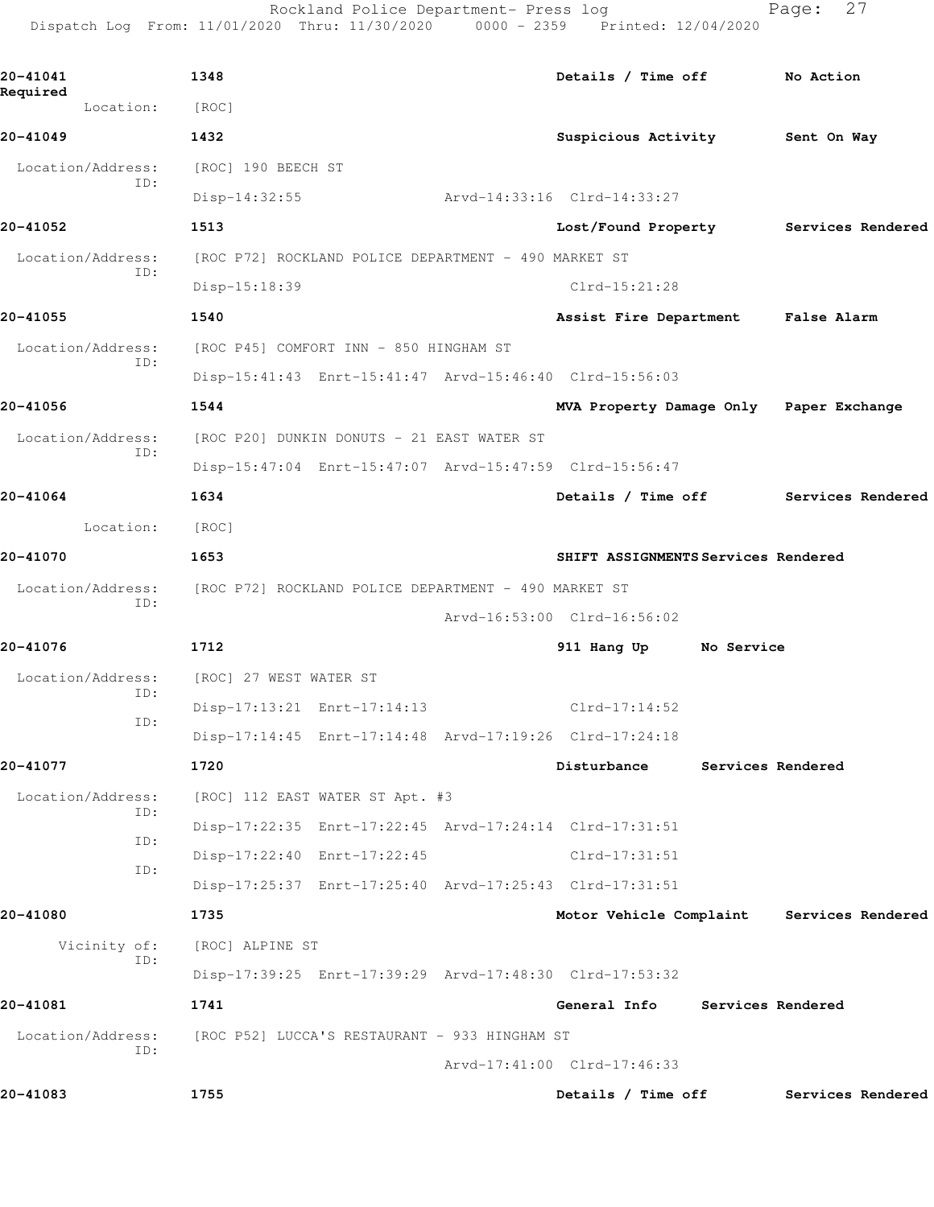20-41041 1348 Details / Time off No Action Required

Location: [ROC]

20-41049 1432 Suspicious Activity Sent On Way

Location/Address: [ROC] 190 BEECH ST
ID:
Disp-14:32:55 Arvd-14:33:16 Clrd-14:33:27

20-41052 1513 Lost/Found Property Services Rendered

Location/Address: [ROC P72] ROCKLAND POLICE DEPARTMENT - 490 MARKET ST
ID:
Disp-15:18:39 Clrd-15:21:28

20-41055 1540 Assist Fire Department False Alarm

Location/Address: [ROC P45] COMFORT INN - 850 HINGHAM ST
ID:
Disp-15:41:43 Enrt-15:41:47 Arvd-15:46:40 Clrd-15:56:03

20-41056 1544 MVA Property Damage Only Paper Exchange

Location/Address: [ROC P20] DUNKIN DONUTS - 21 EAST WATER ST
ID:
Disp-15:47:04 Enrt-15:47:07 Arvd-15:47:59 Clrd-15:56:47

20-41064 1634 Details / Time off Services Rendered

Location: [ROC]

20-41070 1653 SHIFT ASSIGNMENTS Services Rendered

Location/Address: [ROC P72] ROCKLAND POLICE DEPARTMENT - 490 MARKET ST
ID:
Arvd-16:53:00 Clrd-16:56:02

20-41076 1712 911 Hang Up No Service

Location/Address: [ROC] 27 WEST WATER ST
ID:
Disp-17:13:21 Enrt-17:14:13 Clrd-17:14:52
ID:
Disp-17:14:45 Enrt-17:14:48 Arvd-17:19:26 Clrd-17:24:18

20-41077 1720 Disturbance Services Rendered

Location/Address: [ROC] 112 EAST WATER ST Apt. #3
ID:
Disp-17:22:35 Enrt-17:22:45 Arvd-17:24:14 Clrd-17:31:51
ID:
Disp-17:22:40 Enrt-17:22:45 Clrd-17:31:51
ID:
Disp-17:25:37 Enrt-17:25:40 Arvd-17:25:43 Clrd-17:31:51

20-41080 1735 Motor Vehicle Complaint Services Rendered

Vicinity of: [ROC] ALPINE ST
ID:
Disp-17:39:25 Enrt-17:39:29 Arvd-17:48:30 Clrd-17:53:32

20-41081 1741 General Info Services Rendered

Location/Address: [ROC P52] LUCCA'S RESTAURANT - 933 HINGHAM ST
ID:
Arvd-17:41:00 Clrd-17:46:33

20-41083 1755 Details / Time off Services Rendered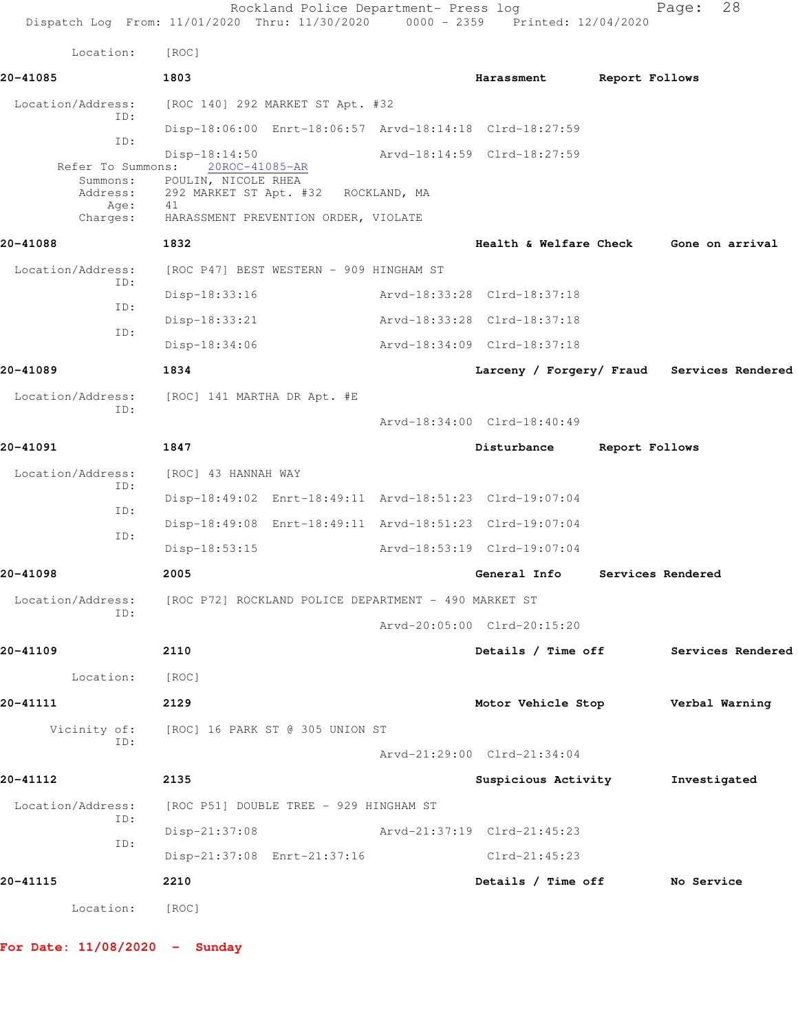Location: [ROC]

**20-41085** 1803 **Harassment** **Report Follows**

Location/Address: [ROC 140] 292 MARKET ST Apt. #32
ID:
Disp-18:06:00 Enrt-18:06:57 Arvd-18:14:18 Clrd-18:27:59
ID:
Disp-18:14:50 Arvd-18:14:59 Clrd-18:27:59
Refer To Summons: 20ROC-41085-AR
Summons: POULIN, NICOLE RHEA
Address: 292 MARKET ST Apt. #32 ROCKLAND, MA
Age: 41
Charges: HARASSMENT PREVENTION ORDER, VIOLATE

**20-41088** 1832 **Health & Welfare Check** **Gone on arrival**

Location/Address: [ROC P47] BEST WESTERN - 909 HINGHAM ST
ID:
Disp-18:33:16 Arvd-18:33:28 Clrd-18:37:18
ID:
Disp-18:33:21 Arvd-18:33:28 Clrd-18:37:18
ID:
Disp-18:34:06 Arvd-18:34:09 Clrd-18:37:18

**20-41089** 1834 **Larceny / Forgery/ Fraud** **Services Rendered**

Location/Address: [ROC] 141 MARTHA DR Apt. #E
ID:
Arvd-18:34:00 Clrd-18:40:49

**20-41091** 1847 **Disturbance** **Report Follows**

Location/Address: [ROC] 43 HANNAH WAY
ID:
Disp-18:49:02 Enrt-18:49:11 Arvd-18:51:23 Clrd-19:07:04
ID:
Disp-18:49:08 Enrt-18:49:11 Arvd-18:51:23 Clrd-19:07:04
ID:
Disp-18:53:15 Arvd-18:53:19 Clrd-19:07:04

**20-41098** 2005 **General Info** **Services Rendered**

Location/Address: [ROC P72] ROCKLAND POLICE DEPARTMENT - 490 MARKET ST
ID:
Arvd-20:05:00 Clrd-20:15:20

**20-41109** 2110 **Details / Time off** **Services Rendered**

Location: [ROC]

**20-41111** 2129 **Motor Vehicle Stop** **Verbal Warning**

Vicinity of: [ROC] 16 PARK ST @ 305 UNION ST
ID:
Arvd-21:29:00 Clrd-21:34:04

**20-41112** 2135 **Suspicious Activity** **Investigated**

Location/Address: [ROC P51] DOUBLE TREE - 929 HINGHAM ST
ID:
Disp-21:37:08 Arvd-21:37:19 Clrd-21:45:23
ID:
Disp-21:37:08 Enrt-21:37:16 Clrd-21:45:23

**20-41115** 2210 **Details / Time off** **No Service**

Location: [ROC]

**For Date: 11/08/2020 - Sunday**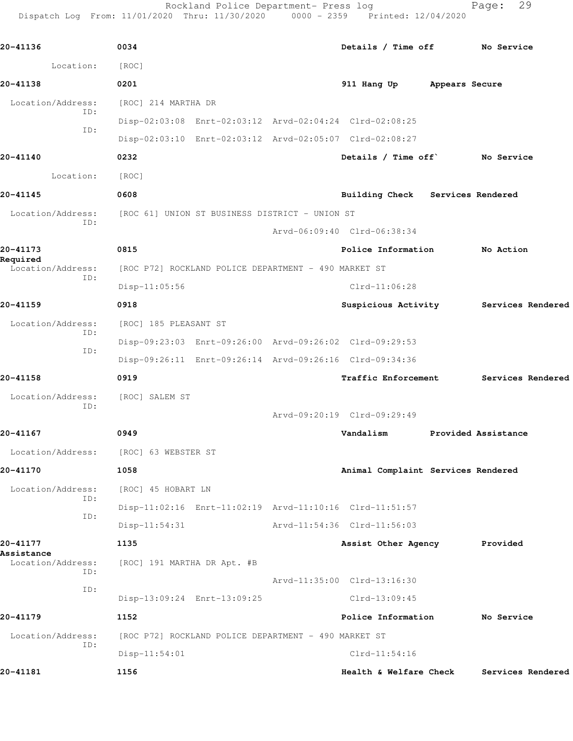**20-41136** 0034 **Details / Time off** **No Service**

Location: [ROC]

**20-41138** 0201 **911 Hang Up** **Appears Secure**

Location/Address: [ROC] 214 MARTHA DR

ID: Disp-02:03:08 Enrt-02:03:12 Arvd-02:04:24 Clrd-02:08:25

ID: Disp-02:03:10 Enrt-02:03:12 Arvd-02:05:07 Clrd-02:08:27

**20-41140** 0232 **Details / Time off`** **No Service**

Location: [ROC]

**20-41145** 0608 **Building Check** **Services Rendered**

Location/Address: [ROC 61] UNION ST BUSINESS DISTRICT - UNION ST

ID: Arvd-06:09:40 Clrd-06:38:34

**20-41173** 0815 **Police Information** **No Action Required**

Location/Address: [ROC P72] ROCKLAND POLICE DEPARTMENT - 490 MARKET ST

ID: Disp-11:05:56 Clrd-11:06:28

**20-41159** 0918 **Suspicious Activity** **Services Rendered**

Location/Address: [ROC] 185 PLEASANT ST

ID: Disp-09:23:03 Enrt-09:26:00 Arvd-09:26:02 Clrd-09:29:53

ID: Disp-09:26:11 Enrt-09:26:14 Arvd-09:26:16 Clrd-09:34:36

**20-41158** 0919 **Traffic Enforcement** **Services Rendered**

Location/Address: [ROC] SALEM ST

ID: Arvd-09:20:19 Clrd-09:29:49

**20-41167** 0949 **Vandalism** **Provided Assistance**

Location/Address: [ROC] 63 WEBSTER ST

**20-41170** 1058 **Animal Complaint** **Services Rendered**

Location/Address: [ROC] 45 HOBART LN

ID: Disp-11:02:16 Enrt-11:02:19 Arvd-11:10:16 Clrd-11:51:57

ID: Disp-11:54:31 Arvd-11:54:36 Clrd-11:56:03

**20-41177** 1135 **Assist Other Agency** **Provided Assistance**

Location/Address: [ROC] 191 MARTHA DR Apt. #B

ID: Arvd-11:35:00 Clrd-13:16:30

ID: Disp-13:09:24 Enrt-13:09:25 Clrd-13:09:45

**20-41179** 1152 **Police Information** **No Service**

Location/Address: [ROC P72] ROCKLAND POLICE DEPARTMENT - 490 MARKET ST

ID: Disp-11:54:01 Clrd-11:54:16

**20-41181** 1156 **Health & Welfare Check** **Services Rendered**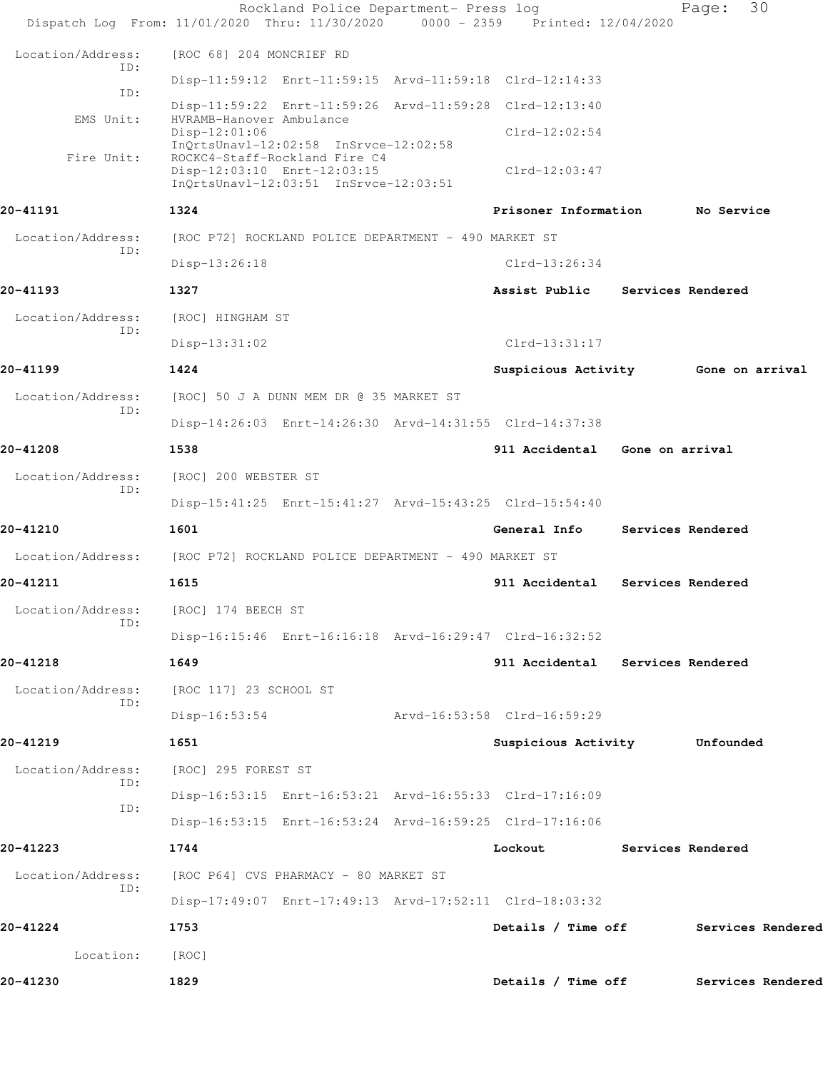Location/Address: [ROC 68] 204 MONCRIEF RD

ID: Disp-11:59:12 Enrt-11:59:15 Arvd-11:59:18 Clrd-12:14:33

ID: Disp-11:59:22 Enrt-11:59:26 Arvd-11:59:28 Clrd-12:13:40

EMS Unit: HVRAMB-Hanover Ambulance
Disp-12:01:06 Clrd-12:02:54
InQrtsUnavl-12:02:58 InSrvce-12:02:58

Fire Unit: ROCKC4-Staff-Rockland Fire C4
Disp-12:03:10 Enrt-12:03:15 Clrd-12:03:47
InQrtsUnavl-12:03:51 InSrvce-12:03:51

**20-41191** **1324** **Prisoner Information** **No Service**

Location/Address: [ROC P72] ROCKLAND POLICE DEPARTMENT - 490 MARKET ST

ID: Disp-13:26:18 Clrd-13:26:34

**20-41193** **1327** **Assist Public** **Services Rendered**

Location/Address: [ROC] HINGHAM ST

ID: Disp-13:31:02 Clrd-13:31:17

**20-41199** **1424** **Suspicious Activity** **Gone on arrival**

Location/Address: [ROC] 50 J A DUNN MEM DR @ 35 MARKET ST

ID: Disp-14:26:03 Enrt-14:26:30 Arvd-14:31:55 Clrd-14:37:38

**20-41208** **1538** **911 Accidental** **Gone on arrival**

Location/Address: [ROC] 200 WEBSTER ST

ID: Disp-15:41:25 Enrt-15:41:27 Arvd-15:43:25 Clrd-15:54:40

**20-41210** **1601** **General Info** **Services Rendered**

Location/Address: [ROC P72] ROCKLAND POLICE DEPARTMENT - 490 MARKET ST

**20-41211** **1615** **911 Accidental** **Services Rendered**

Location/Address: [ROC] 174 BEECH ST

ID: Disp-16:15:46 Enrt-16:16:18 Arvd-16:29:47 Clrd-16:32:52

**20-41218** **1649** **911 Accidental** **Services Rendered**

Location/Address: [ROC 117] 23 SCHOOL ST

ID: Disp-16:53:54 Arvd-16:53:58 Clrd-16:59:29

**20-41219** **1651** **Suspicious Activity** **Unfounded**

Location/Address: [ROC] 295 FOREST ST

ID: Disp-16:53:15 Enrt-16:53:21 Arvd-16:55:33 Clrd-17:16:09

ID: Disp-16:53:15 Enrt-16:53:24 Arvd-16:59:25 Clrd-17:16:06

**20-41223** **1744** **Lockout** **Services Rendered**

Location/Address: [ROC P64] CVS PHARMACY - 80 MARKET ST

ID: Disp-17:49:07 Enrt-17:49:13 Arvd-17:52:11 Clrd-18:03:32

**20-41224** **1753** **Details / Time off** **Services Rendered**

Location: [ROC]

**20-41230** **1829** **Details / Time off** **Services Rendered**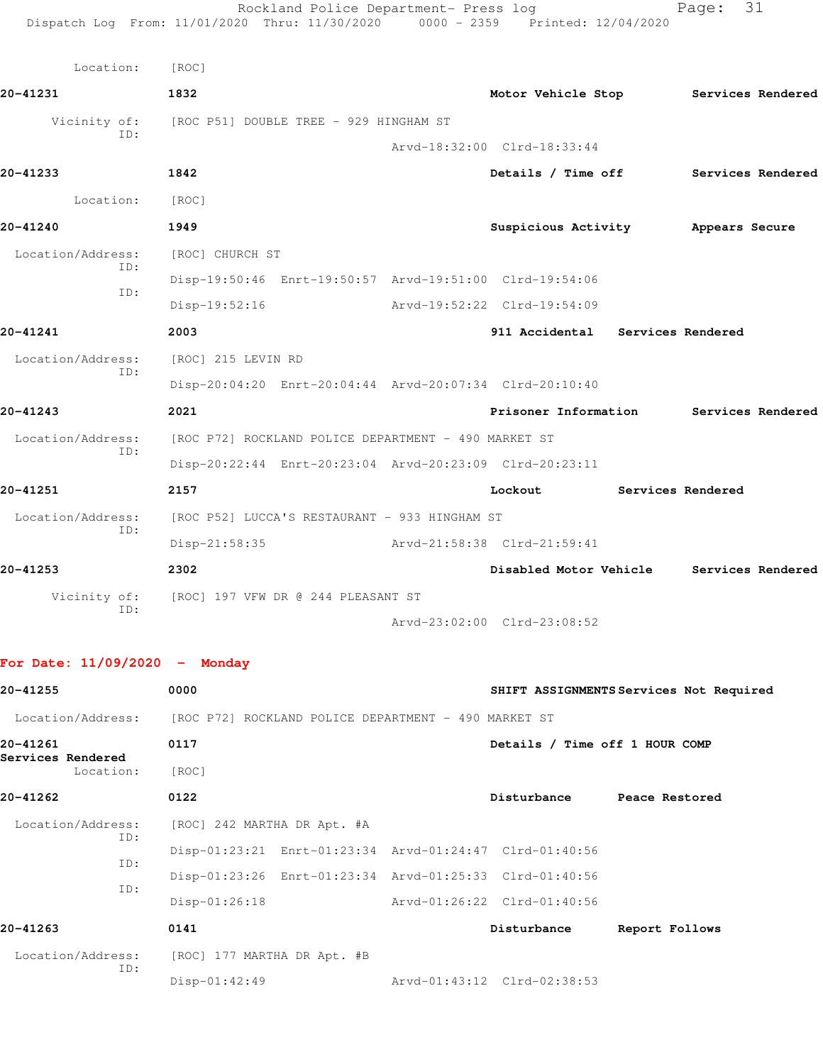Location: [ROC]

**20-41231** 1832 **Motor Vehicle Stop** **Services Rendered**

Vicinity of: [ROC P51] DOUBLE TREE - 929 HINGHAM ST
ID:
Arvd-18:32:00 Clrd-18:33:44

**20-41233** 1842 **Details / Time off** **Services Rendered**

Location: [ROC]

**20-41240** 1949 **Suspicious Activity** **Appears Secure**

Location/Address: [ROC] CHURCH ST
ID:
Disp-19:50:46 Enrt-19:50:57 Arvd-19:51:00 Clrd-19:54:06
ID:
Disp-19:52:16 Arvd-19:52:22 Clrd-19:54:09

**20-41241** 2003 **911 Accidental** **Services Rendered**

Location/Address: [ROC] 215 LEVIN RD
ID:
Disp-20:04:20 Enrt-20:04:44 Arvd-20:07:34 Clrd-20:10:40

**20-41243** 2021 **Prisoner Information** **Services Rendered**

Location/Address: [ROC P72] ROCKLAND POLICE DEPARTMENT - 490 MARKET ST
ID:
Disp-20:22:44 Enrt-20:23:04 Arvd-20:23:09 Clrd-20:23:11

**20-41251** 2157 **Lockout** **Services Rendered**

Location/Address: [ROC P52] LUCCA'S RESTAURANT - 933 HINGHAM ST
ID:
Disp-21:58:35 Arvd-21:58:38 Clrd-21:59:41

**20-41253** 2302 **Disabled Motor Vehicle** **Services Rendered**

Vicinity of: [ROC] 197 VFW DR @ 244 PLEASANT ST
ID:
Arvd-23:02:00 Clrd-23:08:52

## For Date: 11/09/2020 - Monday

**20-41255** 0000 **SHIFT ASSIGNMENTS** **Services Not Required**

Location/Address: [ROC P72] ROCKLAND POLICE DEPARTMENT - 490 MARKET ST

**20-41261** 0117 **Details / Time off 1 HOUR COMP**
**Services Rendered**
Location: [ROC]

**20-41262** 0122 **Disturbance** **Peace Restored**

Location/Address: [ROC] 242 MARTHA DR Apt. #A
ID:
Disp-01:23:21 Enrt-01:23:34 Arvd-01:24:47 Clrd-01:40:56
ID:
Disp-01:23:26 Enrt-01:23:34 Arvd-01:25:33 Clrd-01:40:56
ID:
Disp-01:26:18 Arvd-01:26:22 Clrd-01:40:56

**20-41263** 0141 **Disturbance** **Report Follows**

Location/Address: [ROC] 177 MARTHA DR Apt. #B
ID:
Disp-01:42:49 Arvd-01:43:12 Clrd-02:38:53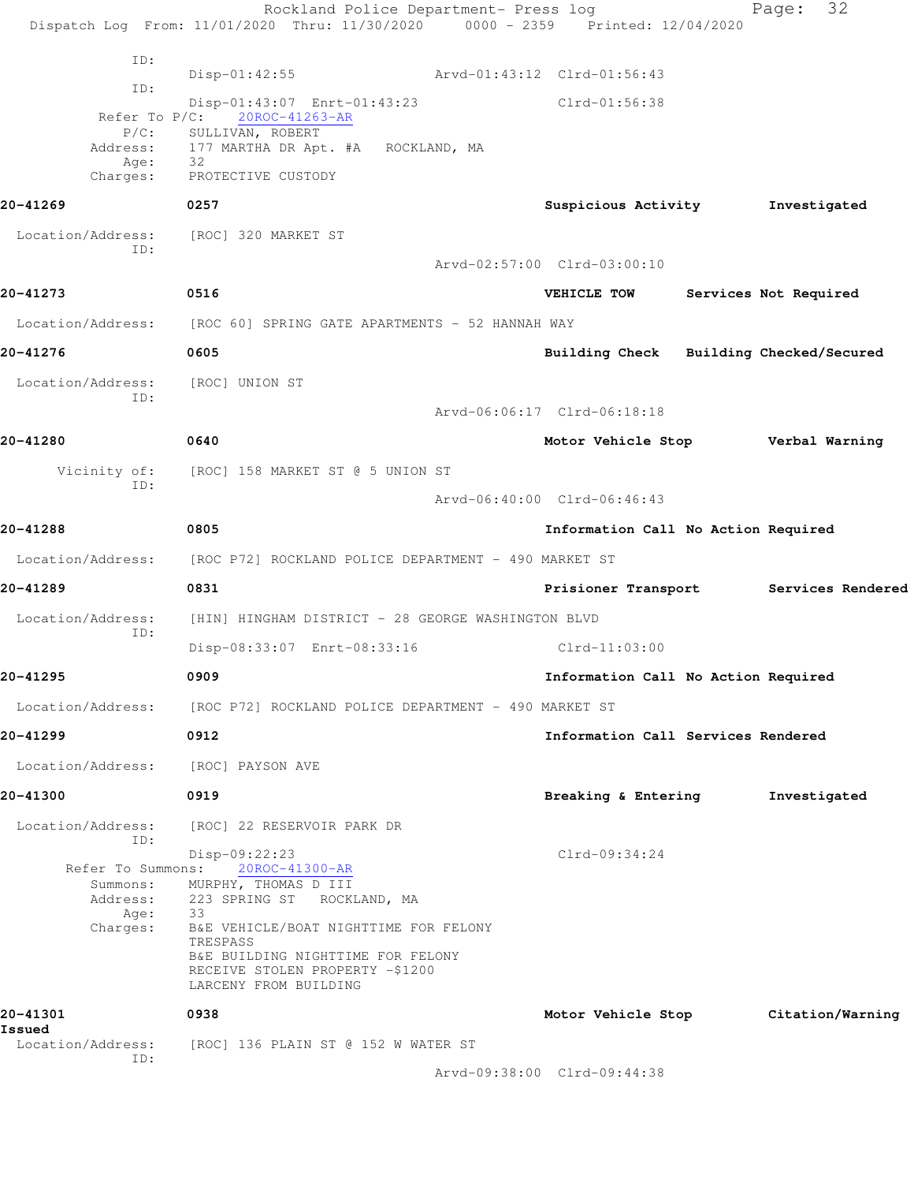ID:
Disp-01:42:55 Arvd-01:43:12 Clrd-01:56:43
ID:
Disp-01:43:07 Enrt-01:43:23 Clrd-01:56:38
Refer To P/C: 20ROC-41263-AR
P/C: SULLIVAN, ROBERT
Address: 177 MARTHA DR Apt. #A ROCKLAND, MA
Age: 32
Charges: PROTECTIVE CUSTODY

**20-41269** **0257** **Suspicious Activity** **Investigated**

Location/Address: [ROC] 320 MARKET ST
ID:
Arvd-02:57:00 Clrd-03:00:10

**20-41273** **0516** **VEHICLE TOW** **Services Not Required**

Location/Address: [ROC 60] SPRING GATE APARTMENTS - 52 HANNAH WAY

**20-41276** **0605** **Building Check** **Building Checked/Secured**

Location/Address: [ROC] UNION ST
ID:
Arvd-06:06:17 Clrd-06:18:18

**20-41280** **0640** **Motor Vehicle Stop** **Verbal Warning**

Vicinity of: [ROC] 158 MARKET ST @ 5 UNION ST
ID:
Arvd-06:40:00 Clrd-06:46:43

**20-41288** **0805** **Information Call** **No Action Required**

Location/Address: [ROC P72] ROCKLAND POLICE DEPARTMENT - 490 MARKET ST

**20-41289** **0831** **Prisioner Transport** **Services Rendered**

Location/Address: [HIN] HINGHAM DISTRICT - 28 GEORGE WASHINGTON BLVD
ID:
Disp-08:33:07 Enrt-08:33:16 Clrd-11:03:00

**20-41295** **0909** **Information Call** **No Action Required**

Location/Address: [ROC P72] ROCKLAND POLICE DEPARTMENT - 490 MARKET ST

**20-41299** **0912** **Information Call** **Services Rendered**

Location/Address: [ROC] PAYSON AVE

**20-41300** **0919** **Breaking & Entering** **Investigated**

Location/Address: [ROC] 22 RESERVOIR PARK DR
ID:
Disp-09:22:23 Clrd-09:34:24
Refer To Summons: 20ROC-41300-AR
Summons: MURPHY, THOMAS D III
Address: 223 SPRING ST ROCKLAND, MA
Age: 33
Charges: B&E VEHICLE/BOAT NIGHTTIME FOR FELONY
TRESPASS
B&E BUILDING NIGHTTIME FOR FELONY
RECEIVE STOLEN PROPERTY -$1200
LARCENY FROM BUILDING

**20-41301** **0938** **Motor Vehicle Stop** **Citation/Warning Issued**

Location/Address: [ROC] 136 PLAIN ST @ 152 W WATER ST
ID:
Arvd-09:38:00 Clrd-09:44:38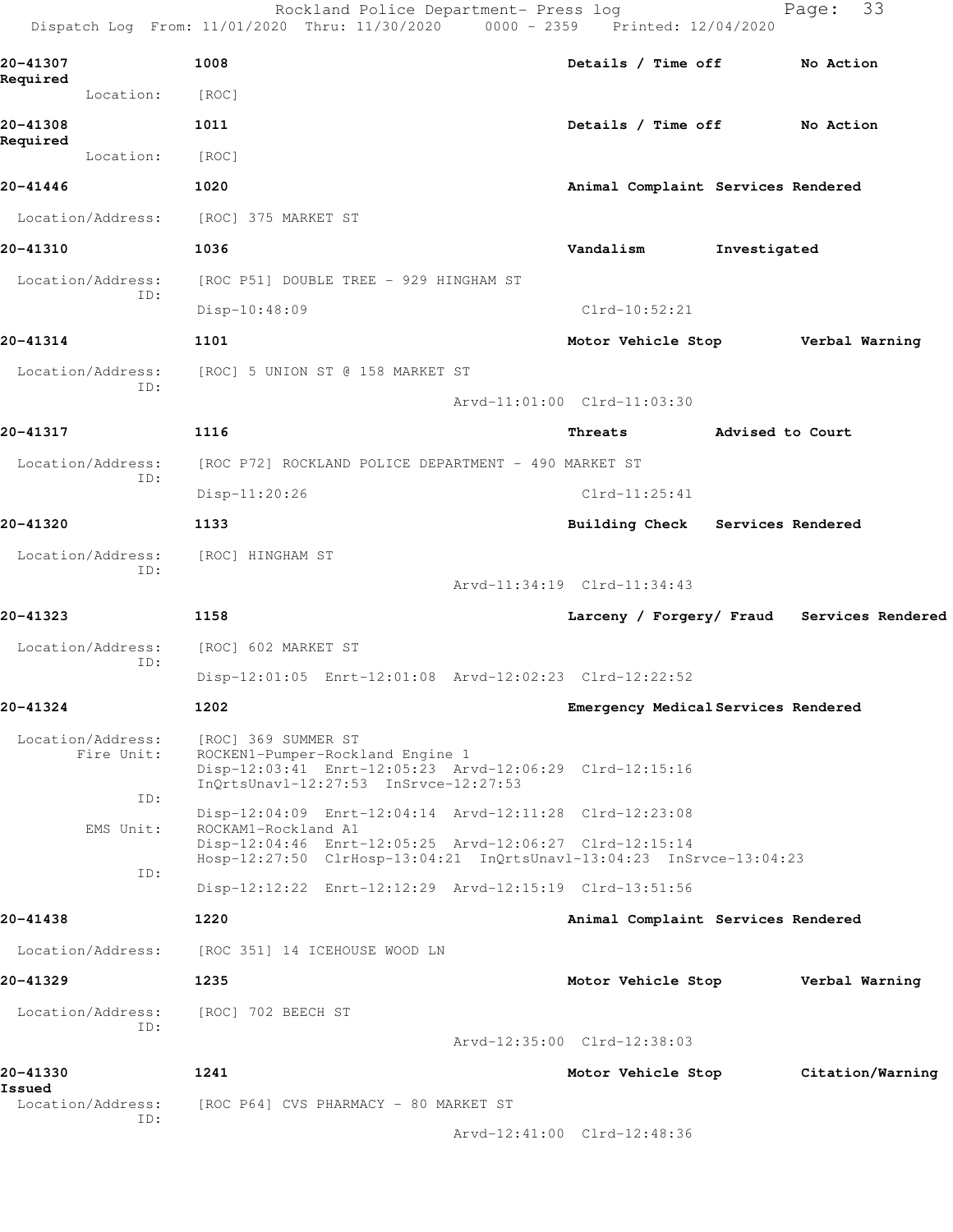**20-41307** 1008 Details / Time off No Action Required

Location: [ROC]

**20-41308** 1011 Details / Time off No Action Required

Location: [ROC]

**20-41446** 1020 Animal Complaint Services Rendered

Location/Address: [ROC] 375 MARKET ST

**20-41310** 1036 Vandalism Investigated

Location/Address: [ROC P51] DOUBLE TREE - 929 HINGHAM ST
ID:
Disp-10:48:09 Clrd-10:52:21

**20-41314** 1101 Motor Vehicle Stop Verbal Warning

Location/Address: [ROC] 5 UNION ST @ 158 MARKET ST
ID:
Arvd-11:01:00 Clrd-11:03:30

**20-41317** 1116 Threats Advised to Court

Location/Address: [ROC P72] ROCKLAND POLICE DEPARTMENT - 490 MARKET ST
ID:
Disp-11:20:26 Clrd-11:25:41

**20-41320** 1133 Building Check Services Rendered

Location/Address: [ROC] HINGHAM ST
ID:
Arvd-11:34:19 Clrd-11:34:43

**20-41323** 1158 Larceny / Forgery/ Fraud Services Rendered

Location/Address: [ROC] 602 MARKET ST
ID:
Disp-12:01:05 Enrt-12:01:08 Arvd-12:02:23 Clrd-12:22:52

**20-41324** 1202 Emergency Medical Services Rendered

Location/Address: [ROC] 369 SUMMER ST
Fire Unit: ROCKEN1-Pumper-Rockland Engine 1
Disp-12:03:41 Enrt-12:05:23 Arvd-12:06:29 Clrd-12:15:16
InQrtsUnavl-12:27:53 InSrvce-12:27:53
ID:
Disp-12:04:09 Enrt-12:04:14 Arvd-12:11:28 Clrd-12:23:08
EMS Unit: ROCKAM1-Rockland A1
Disp-12:04:46 Enrt-12:05:25 Arvd-12:06:27 Clrd-12:15:14
Hosp-12:27:50 ClrHosp-13:04:21 InQrtsUnavl-13:04:23 InSrvce-13:04:23
ID:
Disp-12:12:22 Enrt-12:12:29 Arvd-12:15:19 Clrd-13:51:56

**20-41438** 1220 Animal Complaint Services Rendered

Location/Address: [ROC 351] 14 ICEHOUSE WOOD LN

**20-41329** 1235 Motor Vehicle Stop Verbal Warning

Location/Address: [ROC] 702 BEECH ST
ID:
Arvd-12:35:00 Clrd-12:38:03

**20-41330** 1241 Motor Vehicle Stop Citation/Warning Issued

Location/Address: [ROC P64] CVS PHARMACY - 80 MARKET ST
ID:
Arvd-12:41:00 Clrd-12:48:36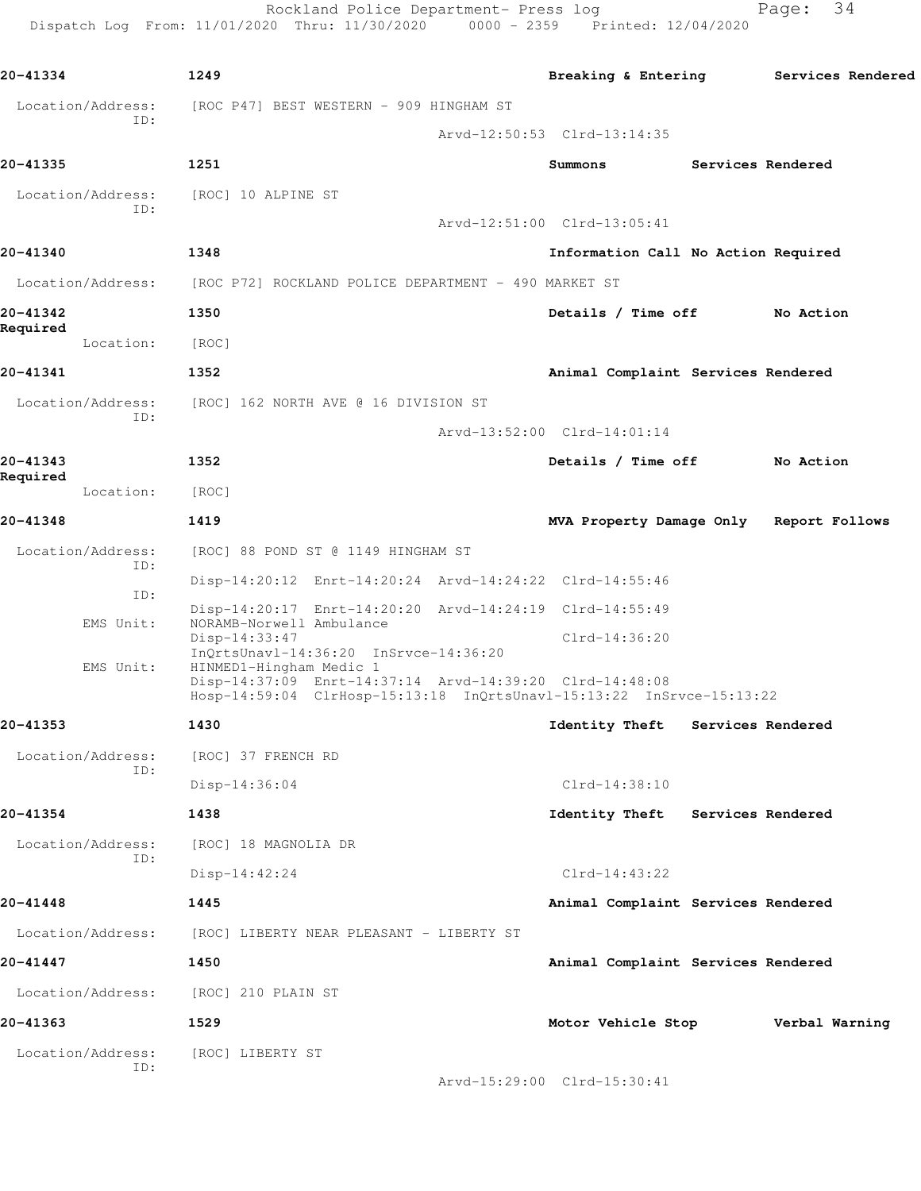**20-41334** 1249 Breaking & Entering Services Rendered

Location/Address: [ROC P47] BEST WESTERN - 909 HINGHAM ST
ID:
Arvd-12:50:53 Clrd-13:14:35

**20-41335** 1251 Summons Services Rendered

Location/Address: [ROC] 10 ALPINE ST
ID:
Arvd-12:51:00 Clrd-13:05:41

**20-41340** 1348 Information Call No Action Required

Location/Address: [ROC P72] ROCKLAND POLICE DEPARTMENT - 490 MARKET ST

**20-41342** 1350 Details / Time off No Action Required

Location: [ROC]

**20-41341** 1352 Animal Complaint Services Rendered

Location/Address: [ROC] 162 NORTH AVE @ 16 DIVISION ST
ID:
Arvd-13:52:00 Clrd-14:01:14

**20-41343** 1352 Details / Time off No Action Required

Location: [ROC]

**20-41348** 1419 MVA Property Damage Only Report Follows

Location/Address: [ROC] 88 POND ST @ 1149 HINGHAM ST
ID:
Disp-14:20:12 Enrt-14:20:24 Arvd-14:24:22 Clrd-14:55:46
ID:
Disp-14:20:17 Enrt-14:20:20 Arvd-14:24:19 Clrd-14:55:49
EMS Unit: NORAMB-Norwell Ambulance
Disp-14:33:47 Clrd-14:36:20
InQrtsUnavl-14:36:20 InSrvce-14:36:20
EMS Unit: HINMED1-Hingham Medic 1
Disp-14:37:09 Enrt-14:37:14 Arvd-14:39:20 Clrd-14:48:08
Hosp-14:59:04 ClrHosp-15:13:18 InQrtsUnavl-15:13:22 InSrvce-15:13:22

**20-41353** 1430 Identity Theft Services Rendered

Location/Address: [ROC] 37 FRENCH RD
ID:
Disp-14:36:04 Clrd-14:38:10

**20-41354** 1438 Identity Theft Services Rendered

Location/Address: [ROC] 18 MAGNOLIA DR
ID:
Disp-14:42:24 Clrd-14:43:22

**20-41448** 1445 Animal Complaint Services Rendered

Location/Address: [ROC] LIBERTY NEAR PLEASANT - LIBERTY ST

**20-41447** 1450 Animal Complaint Services Rendered

Location/Address: [ROC] 210 PLAIN ST

**20-41363** 1529 Motor Vehicle Stop Verbal Warning

Location/Address: [ROC] LIBERTY ST
ID:
Arvd-15:29:00 Clrd-15:30:41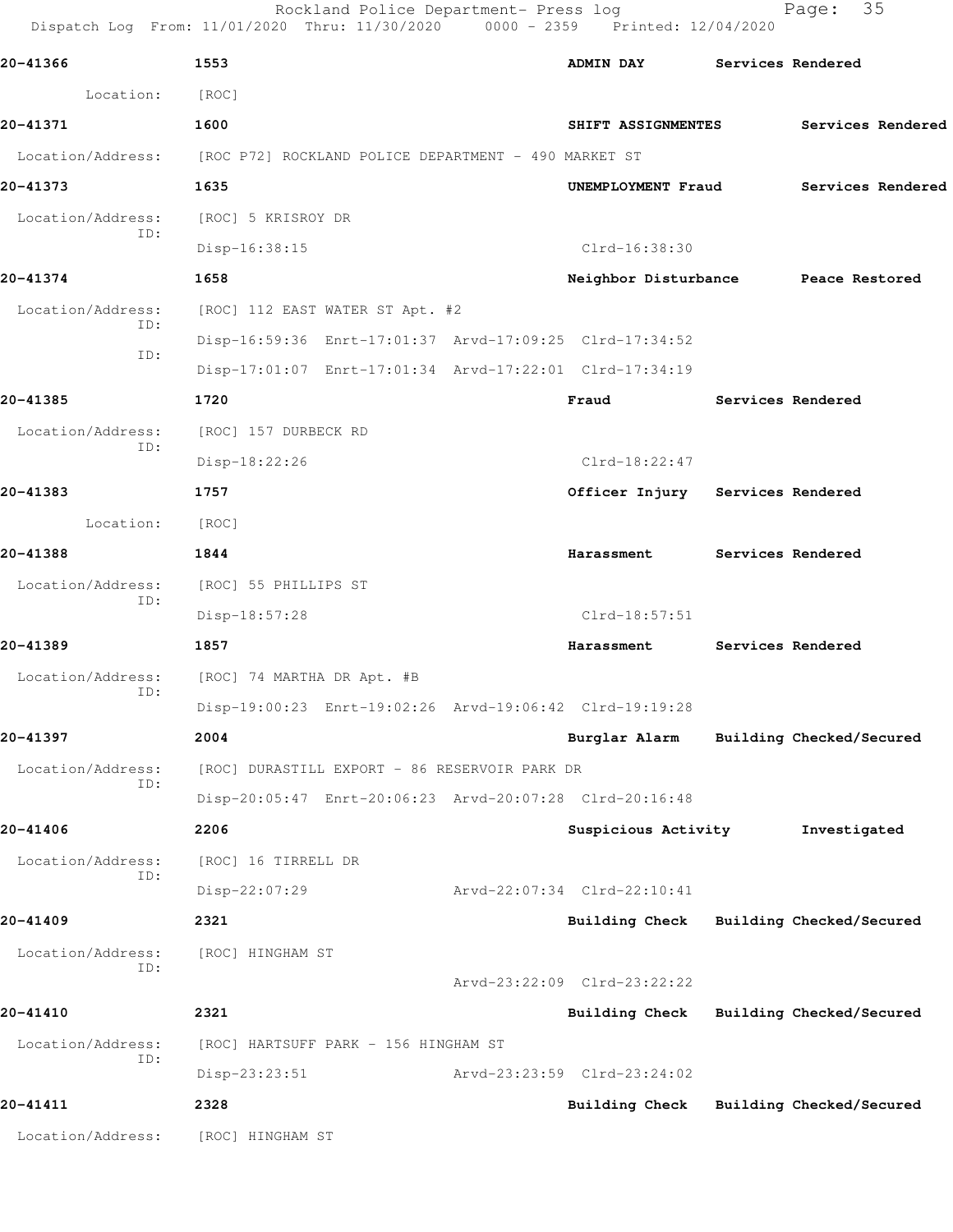**20-41366** 1553 **ADMIN DAY** **Services Rendered**

Location: [ROC]

**20-41371** 1600 **SHIFT ASSIGNMENTES** **Services Rendered**

Location/Address: [ROC P72] ROCKLAND POLICE DEPARTMENT - 490 MARKET ST

**20-41373** 1635 **UNEMPLOYMENT Fraud** **Services Rendered**

Location/Address: [ROC] 5 KRISROY DR
ID:
Disp-16:38:15 Clrd-16:38:30

**20-41374** 1658 **Neighbor Disturbance** **Peace Restored**

Location/Address: [ROC] 112 EAST WATER ST Apt. #2
ID:
Disp-16:59:36 Enrt-17:01:37 Arvd-17:09:25 Clrd-17:34:52
ID:
Disp-17:01:07 Enrt-17:01:34 Arvd-17:22:01 Clrd-17:34:19

**20-41385** 1720 **Fraud** **Services Rendered**

Location/Address: [ROC] 157 DURBECK RD
ID:
Disp-18:22:26 Clrd-18:22:47

**20-41383** 1757 **Officer Injury** **Services Rendered**

Location: [ROC]

**20-41388** 1844 **Harassment** **Services Rendered**

Location/Address: [ROC] 55 PHILLIPS ST
ID:
Disp-18:57:28 Clrd-18:57:51

**20-41389** 1857 **Harassment** **Services Rendered**

Location/Address: [ROC] 74 MARTHA DR Apt. #B
ID:
Disp-19:00:23 Enrt-19:02:26 Arvd-19:06:42 Clrd-19:19:28

**20-41397** 2004 **Burglar Alarm** **Building Checked/Secured**

Location/Address: [ROC] DURASTILL EXPORT - 86 RESERVOIR PARK DR
ID:
Disp-20:05:47 Enrt-20:06:23 Arvd-20:07:28 Clrd-20:16:48

**20-41406** 2206 **Suspicious Activity** **Investigated**

Location/Address: [ROC] 16 TIRRELL DR
ID:
Disp-22:07:29 Arvd-22:07:34 Clrd-22:10:41

**20-41409** 2321 **Building Check** **Building Checked/Secured**

Location/Address: [ROC] HINGHAM ST
ID:
Arvd-23:22:09 Clrd-23:22:22

**20-41410** 2321 **Building Check** **Building Checked/Secured**

Location/Address: [ROC] HARTSUFF PARK - 156 HINGHAM ST
ID:
Disp-23:23:51 Arvd-23:23:59 Clrd-23:24:02

**20-41411** 2328 **Building Check** **Building Checked/Secured**

Location/Address: [ROC] HINGHAM ST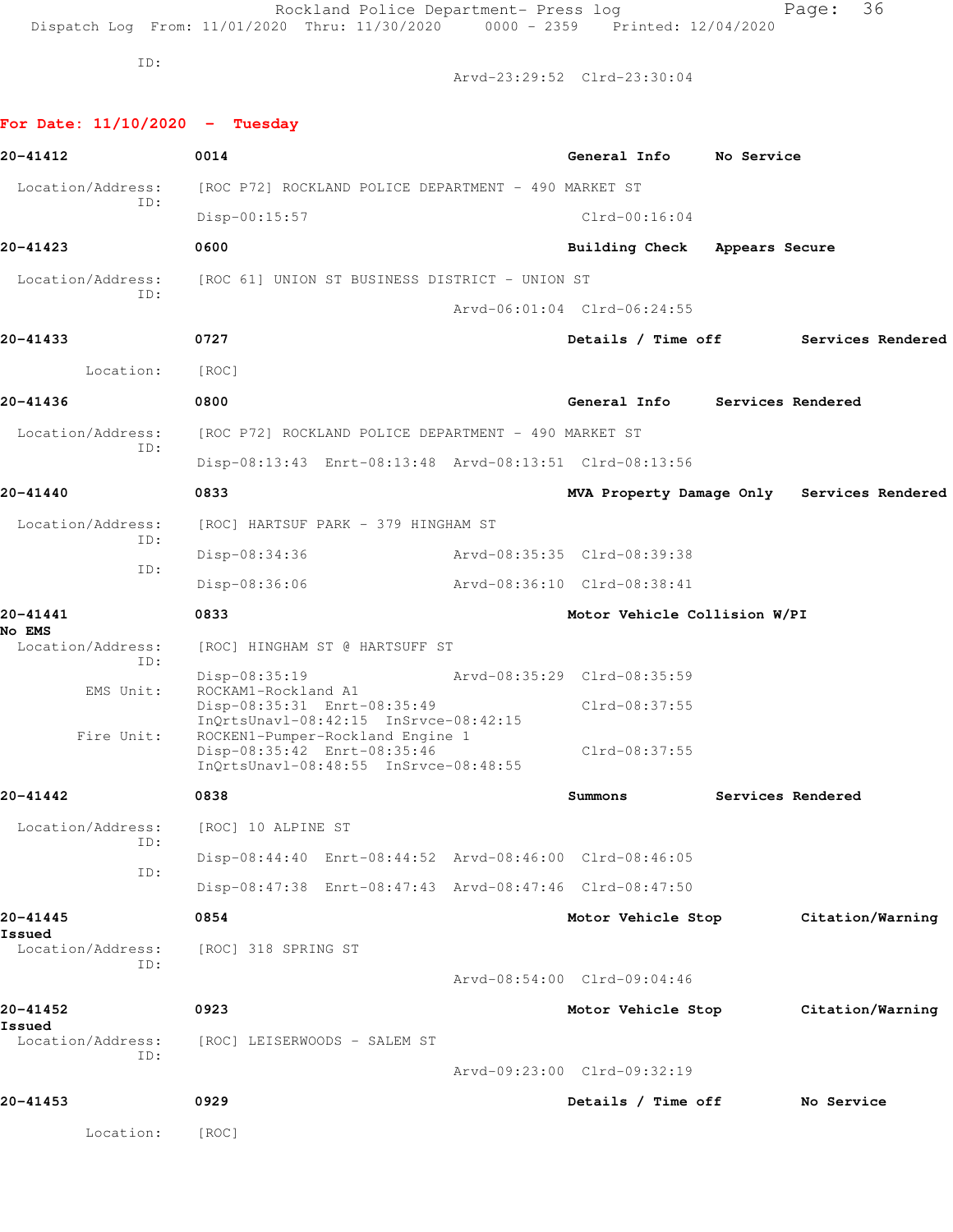ID:

Arvd-23:29:52 Clrd-23:30:04

**For Date: 11/10/2020 - Tuesday**

**20-41412** 0014 General Info No Service

Location/Address: [ROC P72] ROCKLAND POLICE DEPARTMENT - 490 MARKET ST
ID:
Disp-00:15:57 Clrd-00:16:04

**20-41423** 0600 Building Check Appears Secure

Location/Address: [ROC 61] UNION ST BUSINESS DISTRICT - UNION ST
ID:
Arvd-06:01:04 Clrd-06:24:55

**20-41433** 0727 Details / Time off Services Rendered

Location: [ROC]

**20-41436** 0800 General Info Services Rendered

Location/Address: [ROC P72] ROCKLAND POLICE DEPARTMENT - 490 MARKET ST
ID:
Disp-08:13:43 Enrt-08:13:48 Arvd-08:13:51 Clrd-08:13:56

**20-41440** 0833 MVA Property Damage Only Services Rendered

Location/Address: [ROC] HARTSUF PARK - 379 HINGHAM ST
ID:
Disp-08:34:36 Arvd-08:35:35 Clrd-08:39:38
ID:
Disp-08:36:06 Arvd-08:36:10 Clrd-08:38:41

**20-41441** 0833 Motor Vehicle Collision W/PI No EMS

Location/Address: [ROC] HINGHAM ST @ HARTSUFF ST
ID:
Disp-08:35:19 Arvd-08:35:29 Clrd-08:35:59
EMS Unit: ROCKAM1-Rockland A1
Disp-08:35:31 Enrt-08:35:49 Clrd-08:37:55
InQrtsUnavl-08:42:15 InSrvce-08:42:15
Fire Unit: ROCKEN1-Pumper-Rockland Engine 1
Disp-08:35:42 Enrt-08:35:46 Clrd-08:37:55
InQrtsUnavl-08:48:55 InSrvce-08:48:55

**20-41442** 0838 Summons Services Rendered

Location/Address: [ROC] 10 ALPINE ST
ID:
Disp-08:44:40 Enrt-08:44:52 Arvd-08:46:00 Clrd-08:46:05
ID:
Disp-08:47:38 Enrt-08:47:43 Arvd-08:47:46 Clrd-08:47:50

**20-41445** 0854 Motor Vehicle Stop Citation/Warning Issued

Location/Address: [ROC] 318 SPRING ST
ID:
Arvd-08:54:00 Clrd-09:04:46

**20-41452** 0923 Motor Vehicle Stop Citation/Warning Issued

Location/Address: [ROC] LEISERWOODS - SALEM ST
ID:
Arvd-09:23:00 Clrd-09:32:19

**20-41453** 0929 Details / Time off No Service

Location: [ROC]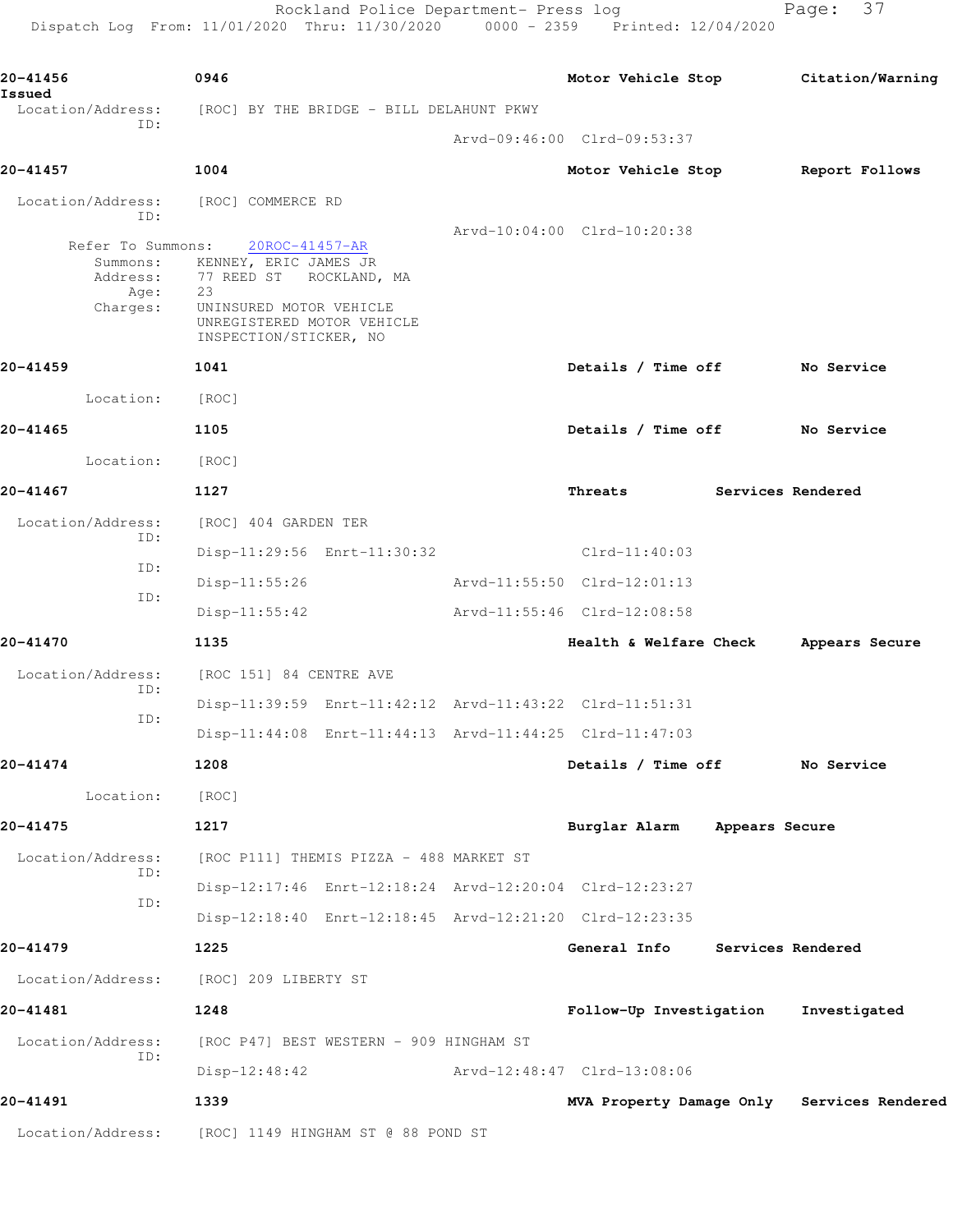**20-41456** 0946 Motor Vehicle Stop Citation/Warning Issued

Location/Address: [ROC] BY THE BRIDGE - BILL DELAHUNT PKWY

ID:

Arvd-09:46:00 Clrd-09:53:37

**20-41457** 1004 Motor Vehicle Stop Report Follows

Location/Address: [ROC] COMMERCE RD

ID:

Arvd-10:04:00 Clrd-10:20:38

Refer To Summons: 20ROC-41457-AR

Summons: KENNEY, ERIC JAMES JR

Address: 77 REED ST ROCKLAND, MA

Age: 23

Charges: UNINSURED MOTOR VEHICLE
UNREGISTERED MOTOR VEHICLE
INSPECTION/STICKER, NO

**20-41459** 1041 Details / Time off No Service

Location: [ROC]

**20-41465** 1105 Details / Time off No Service

Location: [ROC]

**20-41467** 1127 Threats Services Rendered

Location/Address: [ROC] 404 GARDEN TER

ID:

Disp-11:29:56 Enrt-11:30:32 Clrd-11:40:03

ID:

Disp-11:55:26 Arvd-11:55:50 Clrd-12:01:13

ID:

Disp-11:55:42 Arvd-11:55:46 Clrd-12:08:58

**20-41470** 1135 Health & Welfare Check Appears Secure

Location/Address: [ROC 151] 84 CENTRE AVE

ID:

Disp-11:39:59 Enrt-11:42:12 Arvd-11:43:22 Clrd-11:51:31

ID:

Disp-11:44:08 Enrt-11:44:13 Arvd-11:44:25 Clrd-11:47:03

**20-41474** 1208 Details / Time off No Service

Location: [ROC]

**20-41475** 1217 Burglar Alarm Appears Secure

Location/Address: [ROC P111] THEMIS PIZZA - 488 MARKET ST

ID:

Disp-12:17:46 Enrt-12:18:24 Arvd-12:20:04 Clrd-12:23:27

ID:

Disp-12:18:40 Enrt-12:18:45 Arvd-12:21:20 Clrd-12:23:35

**20-41479** 1225 General Info Services Rendered

Location/Address: [ROC] 209 LIBERTY ST

**20-41481** 1248 Follow-Up Investigation Investigated

Location/Address: [ROC P47] BEST WESTERN - 909 HINGHAM ST

ID:

Disp-12:48:42 Arvd-12:48:47 Clrd-13:08:06

**20-41491** 1339 MVA Property Damage Only Services Rendered

Location/Address: [ROC] 1149 HINGHAM ST @ 88 POND ST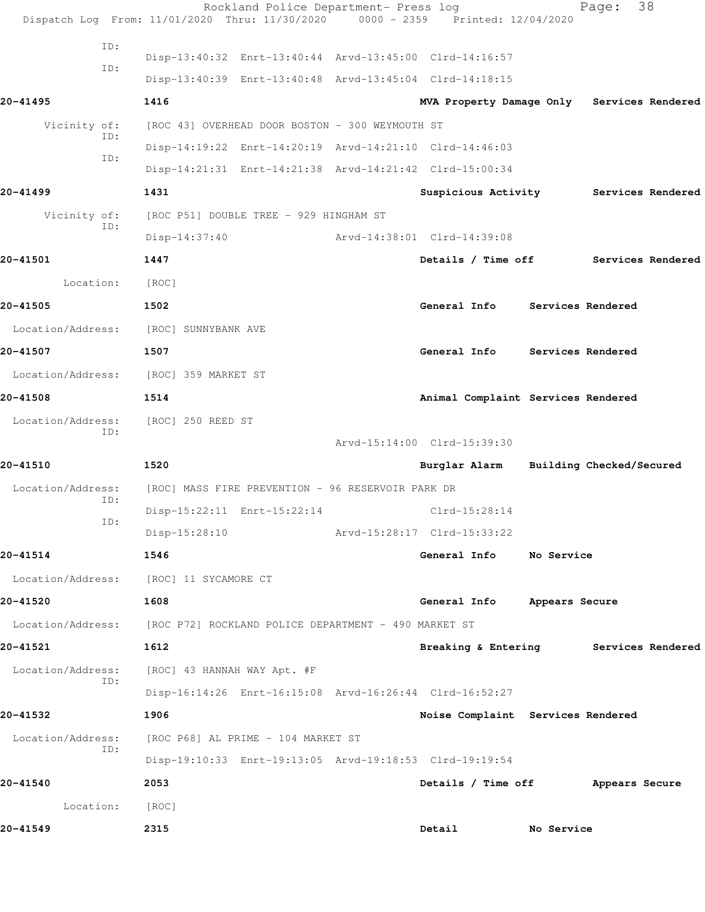Rockland Police Department- Press log
Dispatch Log From: 11/01/2020 Thru: 11/30/2020 0000 - 2359 Printed: 12/04/2020

ID: Disp-13:40:32 Enrt-13:40:44 Arvd-13:45:00 Clrd-14:16:57
ID: Disp-13:40:39 Enrt-13:40:48 Arvd-13:45:04 Clrd-14:18:15

**20-41495** 1416 MVA Property Damage Only Services Rendered
Vicinity of: [ROC 43] OVERHEAD DOOR BOSTON - 300 WEYMOUTH ST
ID: Disp-14:19:22 Enrt-14:20:19 Arvd-14:21:10 Clrd-14:46:03
ID: Disp-14:21:31 Enrt-14:21:38 Arvd-14:21:42 Clrd-15:00:34

**20-41499** 1431 Suspicious Activity Services Rendered
Vicinity of: [ROC P51] DOUBLE TREE - 929 HINGHAM ST
ID: Disp-14:37:40 Arvd-14:38:01 Clrd-14:39:08

**20-41501** 1447 Details / Time off Services Rendered
Location: [ROC]

**20-41505** 1502 General Info Services Rendered
Location/Address: [ROC] SUNNYBANK AVE

**20-41507** 1507 General Info Services Rendered
Location/Address: [ROC] 359 MARKET ST

**20-41508** 1514 Animal Complaint Services Rendered
Location/Address: [ROC] 250 REED ST
ID: Arvd-15:14:00 Clrd-15:39:30

**20-41510** 1520 Burglar Alarm Building Checked/Secured
Location/Address: [ROC] MASS FIRE PREVENTION - 96 RESERVOIR PARK DR
ID: Disp-15:22:11 Enrt-15:22:14 Clrd-15:28:14
ID: Disp-15:28:10 Arvd-15:28:17 Clrd-15:33:22

**20-41514** 1546 General Info No Service
Location/Address: [ROC] 11 SYCAMORE CT

**20-41520** 1608 General Info Appears Secure
Location/Address: [ROC P72] ROCKLAND POLICE DEPARTMENT - 490 MARKET ST

**20-41521** 1612 Breaking & Entering Services Rendered
Location/Address: [ROC] 43 HANNAH WAY Apt. #F
ID: Disp-16:14:26 Enrt-16:15:08 Arvd-16:26:44 Clrd-16:52:27

**20-41532** 1906 Noise Complaint Services Rendered
Location/Address: [ROC P68] AL PRIME - 104 MARKET ST
ID: Disp-19:10:33 Enrt-19:13:05 Arvd-19:18:53 Clrd-19:19:54

**20-41540** 2053 Details / Time off Appears Secure
Location: [ROC]

**20-41549** 2315 Detail No Service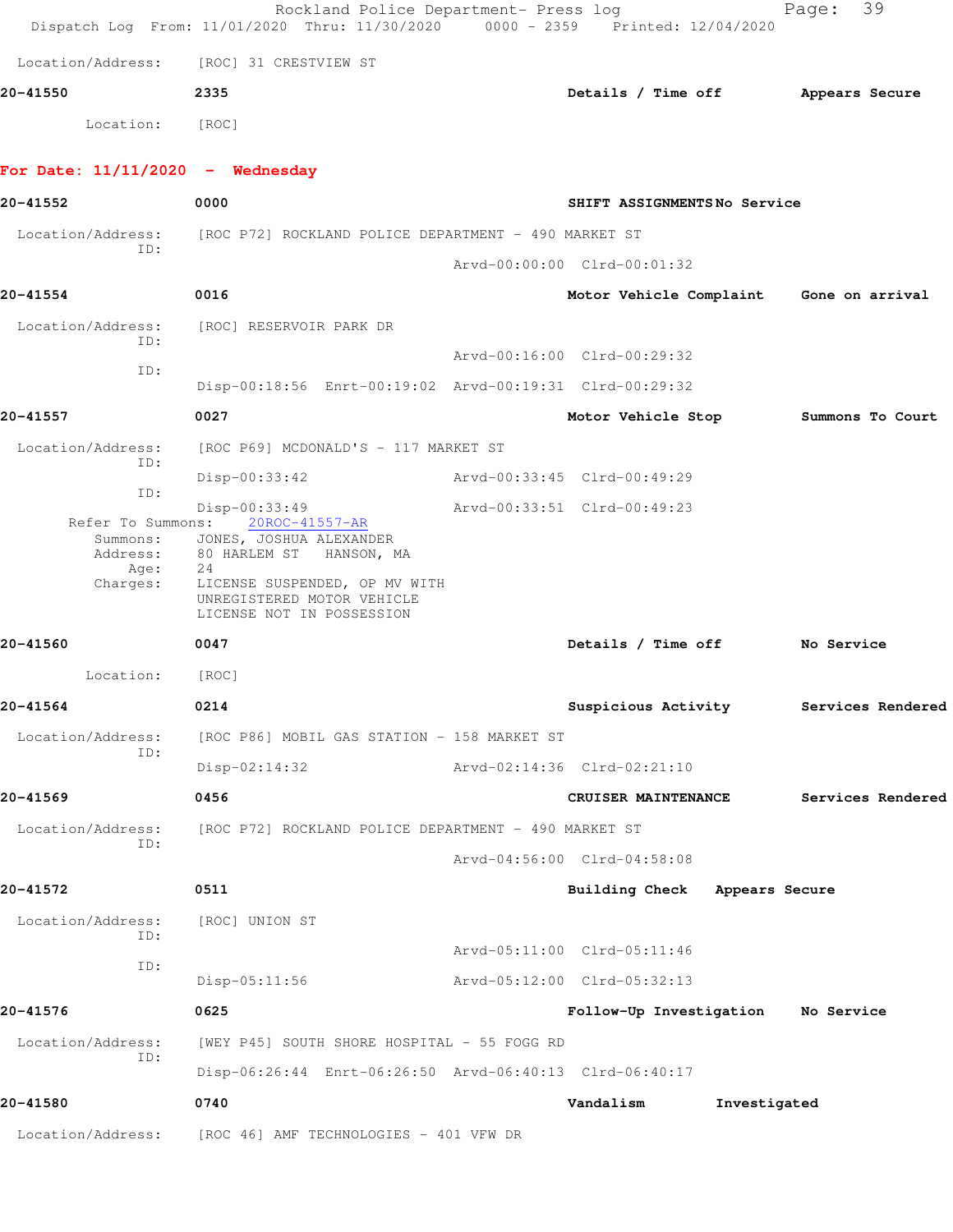Location/Address: [ROC] 31 CRESTVIEW ST

**20-41550** 2335 Details / Time off Appears Secure

Location: [ROC]

## For Date: 11/11/2020 - Wednesday

**20-41552** 0000 SHIFT ASSIGNMENTS No Service

Location/Address: [ROC P72] ROCKLAND POLICE DEPARTMENT - 490 MARKET ST
ID:
Arvd-00:00:00 Clrd-00:01:32

**20-41554** 0016 Motor Vehicle Complaint Gone on arrival

Location/Address: [ROC] RESERVOIR PARK DR
ID:
Arvd-00:16:00 Clrd-00:29:32
ID:
Disp-00:18:56 Enrt-00:19:02 Arvd-00:19:31 Clrd-00:29:32

**20-41557** 0027 Motor Vehicle Stop Summons To Court

Location/Address: [ROC P69] MCDONALD'S - 117 MARKET ST
ID:
Disp-00:33:42 Arvd-00:33:45 Clrd-00:49:29
ID:
Disp-00:33:49 Arvd-00:33:51 Clrd-00:49:23
Refer To Summons: 20ROC-41557-AR
Summons: JONES, JOSHUA ALEXANDER
Address: 80 HARLEM ST HANSON, MA
Age: 24
Charges: LICENSE SUSPENDED, OP MV WITH
UNREGISTERED MOTOR VEHICLE
LICENSE NOT IN POSSESSION

**20-41560** 0047 Details / Time off No Service

Location: [ROC]

**20-41564** 0214 Suspicious Activity Services Rendered

Location/Address: [ROC P86] MOBIL GAS STATION - 158 MARKET ST
ID:
Disp-02:14:32 Arvd-02:14:36 Clrd-02:21:10

**20-41569** 0456 CRUISER MAINTENANCE Services Rendered

Location/Address: [ROC P72] ROCKLAND POLICE DEPARTMENT - 490 MARKET ST
ID:
Arvd-04:56:00 Clrd-04:58:08

**20-41572** 0511 Building Check Appears Secure

Location/Address: [ROC] UNION ST
ID:
Arvd-05:11:00 Clrd-05:11:46
ID:
Disp-05:11:56 Arvd-05:12:00 Clrd-05:32:13

**20-41576** 0625 Follow-Up Investigation No Service

Location/Address: [WEY P45] SOUTH SHORE HOSPITAL - 55 FOGG RD
ID:
Disp-06:26:44 Enrt-06:26:50 Arvd-06:40:13 Clrd-06:40:17

**20-41580** 0740 Vandalism Investigated

Location/Address: [ROC 46] AMF TECHNOLOGIES - 401 VFW DR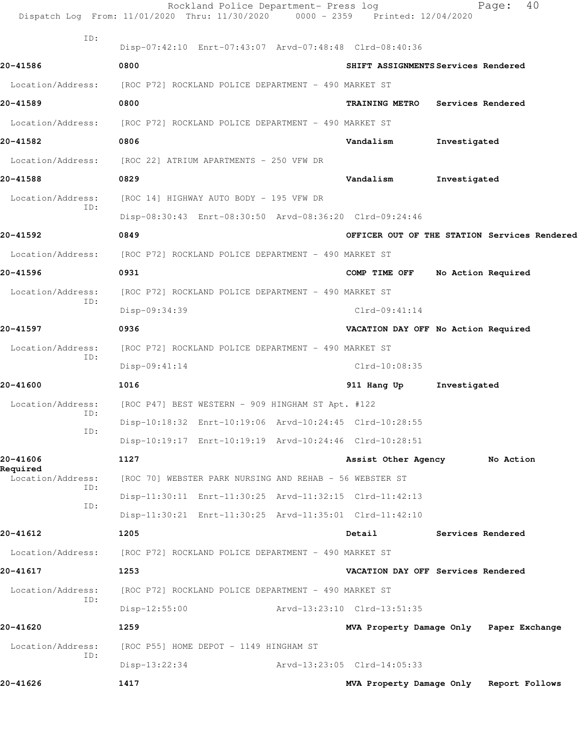ID:
Disp-07:42:10 Enrt-07:43:07 Arvd-07:48:48 Clrd-08:40:36

**20-41586** **0800** **SHIFT ASSIGNMENTS Services Rendered**

Location/Address: [ROC P72] ROCKLAND POLICE DEPARTMENT - 490 MARKET ST

**20-41589** **0800** **TRAINING METRO Services Rendered**

Location/Address: [ROC P72] ROCKLAND POLICE DEPARTMENT - 490 MARKET ST

**20-41582** **0806** **Vandalism Investigated**

Location/Address: [ROC 22] ATRIUM APARTMENTS - 250 VFW DR

**20-41588** **0829** **Vandalism Investigated**

Location/Address: [ROC 14] HIGHWAY AUTO BODY - 195 VFW DR
ID:
Disp-08:30:43 Enrt-08:30:50 Arvd-08:36:20 Clrd-09:24:46

**20-41592** **0849** **OFFICER OUT OF THE STATION Services Rendered**

Location/Address: [ROC P72] ROCKLAND POLICE DEPARTMENT - 490 MARKET ST

**20-41596** **0931** **COMP TIME OFF No Action Required**

Location/Address: [ROC P72] ROCKLAND POLICE DEPARTMENT - 490 MARKET ST
ID:
Disp-09:34:39 Clrd-09:41:14

**20-41597** **0936** **VACATION DAY OFF No Action Required**

Location/Address: [ROC P72] ROCKLAND POLICE DEPARTMENT - 490 MARKET ST
ID:
Disp-09:41:14 Clrd-10:08:35

**20-41600** **1016** **911 Hang Up Investigated**

Location/Address: [ROC P47] BEST WESTERN - 909 HINGHAM ST Apt. #122
ID:
Disp-10:18:32 Enrt-10:19:06 Arvd-10:24:45 Clrd-10:28:55
ID:
Disp-10:19:17 Enrt-10:19:19 Arvd-10:24:46 Clrd-10:28:51

**20-41606** **1127** **Assist Other Agency No Action Required**

Location/Address: [ROC 70] WEBSTER PARK NURSING AND REHAB - 56 WEBSTER ST
ID:
Disp-11:30:11 Enrt-11:30:25 Arvd-11:32:15 Clrd-11:42:13
ID:
Disp-11:30:21 Enrt-11:30:25 Arvd-11:35:01 Clrd-11:42:10

**20-41612** **1205** **Detail Services Rendered**

Location/Address: [ROC P72] ROCKLAND POLICE DEPARTMENT - 490 MARKET ST

**20-41617** **1253** **VACATION DAY OFF Services Rendered**

Location/Address: [ROC P72] ROCKLAND POLICE DEPARTMENT - 490 MARKET ST
ID:
Disp-12:55:00 Arvd-13:23:10 Clrd-13:51:35

**20-41620** **1259** **MVA Property Damage Only Paper Exchange**

Location/Address: [ROC P55] HOME DEPOT - 1149 HINGHAM ST
ID:
Disp-13:22:34 Arvd-13:23:05 Clrd-14:05:33

**20-41626** **1417** **MVA Property Damage Only Report Follows**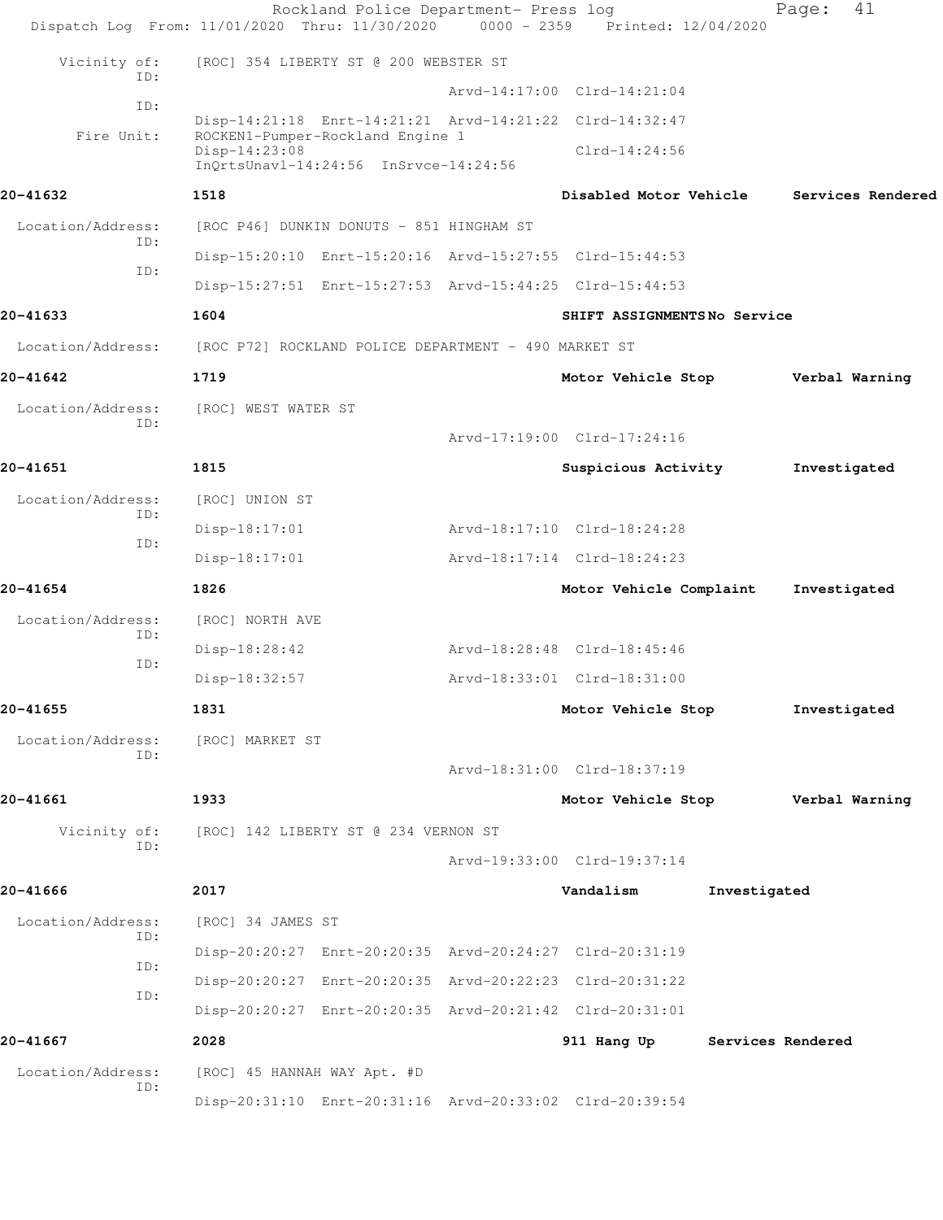Vicinity of: [ROC] 354 LIBERTY ST @ 200 WEBSTER ST

ID: Arvd-14:17:00 Clrd-14:21:04

ID: Disp-14:21:18 Enrt-14:21:21 Arvd-14:21:22 Clrd-14:32:47

Fire Unit: ROCKEN1-Pumper-Rockland Engine 1
Disp-14:23:08 Clrd-14:24:56
InQrtsUnavl-14:24:56 InSrvce-14:24:56

**20-41632** 1518 Disabled Motor Vehicle Services Rendered

Location/Address: [ROC P46] DUNKIN DONUTS - 851 HINGHAM ST

ID: Disp-15:20:10 Enrt-15:20:16 Arvd-15:27:55 Clrd-15:44:53

ID: Disp-15:27:51 Enrt-15:27:53 Arvd-15:44:25 Clrd-15:44:53

**20-41633** 1604 SHIFT ASSIGNMENTS No Service

Location/Address: [ROC P72] ROCKLAND POLICE DEPARTMENT - 490 MARKET ST

**20-41642** 1719 Motor Vehicle Stop Verbal Warning

Location/Address: [ROC] WEST WATER ST

ID: Arvd-17:19:00 Clrd-17:24:16

**20-41651** 1815 Suspicious Activity Investigated

Location/Address: [ROC] UNION ST

ID: Disp-18:17:01 Arvd-18:17:10 Clrd-18:24:28

ID: Disp-18:17:01 Arvd-18:17:14 Clrd-18:24:23

**20-41654** 1826 Motor Vehicle Complaint Investigated

Location/Address: [ROC] NORTH AVE

ID: Disp-18:28:42 Arvd-18:28:48 Clrd-18:45:46

ID: Disp-18:32:57 Arvd-18:33:01 Clrd-18:31:00

**20-41655** 1831 Motor Vehicle Stop Investigated

Location/Address: [ROC] MARKET ST

ID: Arvd-18:31:00 Clrd-18:37:19

**20-41661** 1933 Motor Vehicle Stop Verbal Warning

Vicinity of: [ROC] 142 LIBERTY ST @ 234 VERNON ST

ID: Arvd-19:33:00 Clrd-19:37:14

**20-41666** 2017 Vandalism Investigated

Location/Address: [ROC] 34 JAMES ST

ID: Disp-20:20:27 Enrt-20:20:35 Arvd-20:24:27 Clrd-20:31:19

ID: Disp-20:20:27 Enrt-20:20:35 Arvd-20:22:23 Clrd-20:31:22

ID: Disp-20:20:27 Enrt-20:20:35 Arvd-20:21:42 Clrd-20:31:01

**20-41667** 2028 911 Hang Up Services Rendered

Location/Address: [ROC] 45 HANNAH WAY Apt. #D

ID: Disp-20:31:10 Enrt-20:31:16 Arvd-20:33:02 Clrd-20:39:54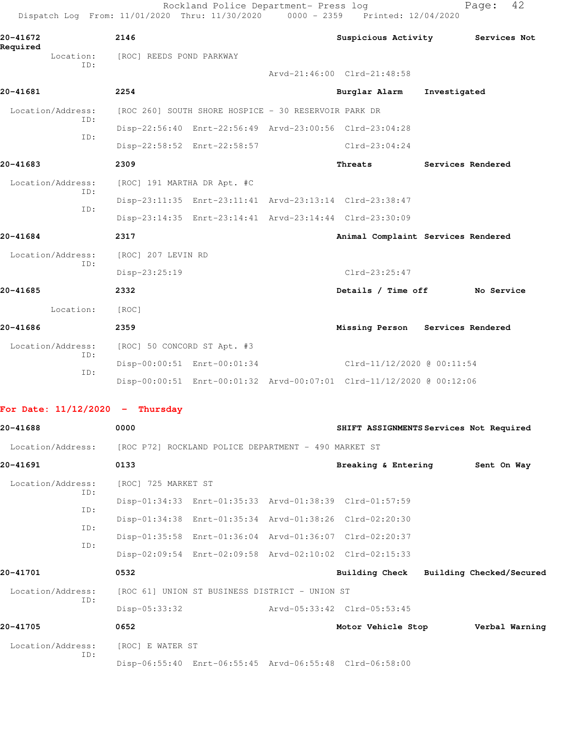**20-41672** | **2146** | **Suspicious Activity** | **Services Not Required**

Location: [ROC] REEDS POND PARKWAY
ID:
Arvd-21:46:00 Clrd-21:48:58

**20-41681** | **2254** | **Burglar Alarm** | **Investigated**

Location/Address: [ROC 260] SOUTH SHORE HOSPICE - 30 RESERVOIR PARK DR
ID: Disp-22:56:40 Enrt-22:56:49 Arvd-23:00:56 Clrd-23:04:28
ID: Disp-22:58:52 Enrt-22:58:57 Clrd-23:04:24

**20-41683** | **2309** | **Threats** | **Services Rendered**

Location/Address: [ROC] 191 MARTHA DR Apt. #C
ID: Disp-23:11:35 Enrt-23:11:41 Arvd-23:13:14 Clrd-23:38:47
ID: Disp-23:14:35 Enrt-23:14:41 Arvd-23:14:44 Clrd-23:30:09

**20-41684** | **2317** | **Animal Complaint** | **Services Rendered**

Location/Address: [ROC] 207 LEVIN RD
ID: Disp-23:25:19 Clrd-23:25:47

**20-41685** | **2332** | **Details / Time off** | **No Service**

Location: [ROC]

**20-41686** | **2359** | **Missing Person** | **Services Rendered**

Location/Address: [ROC] 50 CONCORD ST Apt. #3
ID: Disp-00:00:51 Enrt-00:01:34 Clrd-11/12/2020 @ 00:11:54
ID: Disp-00:00:51 Enrt-00:01:32 Arvd-00:07:01 Clrd-11/12/2020 @ 00:12:06

## For Date: 11/12/2020 - Thursday

**20-41688** | **0000** | **SHIFT ASSIGNMENTS** | **Services Not Required**

Location/Address: [ROC P72] ROCKLAND POLICE DEPARTMENT - 490 MARKET ST

**20-41691** | **0133** | **Breaking & Entering** | **Sent On Way**

Location/Address: [ROC] 725 MARKET ST
ID: Disp-01:34:33 Enrt-01:35:33 Arvd-01:38:39 Clrd-01:57:59
ID: Disp-01:34:38 Enrt-01:35:34 Arvd-01:38:26 Clrd-02:20:30
ID: Disp-01:35:58 Enrt-01:36:04 Arvd-01:36:07 Clrd-02:20:37
ID: Disp-02:09:54 Enrt-02:09:58 Arvd-02:10:02 Clrd-02:15:33

**20-41701** | **0532** | **Building Check** | **Building Checked/Secured**

Location/Address: [ROC 61] UNION ST BUSINESS DISTRICT - UNION ST
ID: Disp-05:33:32 Arvd-05:33:42 Clrd-05:53:45

**20-41705** | **0652** | **Motor Vehicle Stop** | **Verbal Warning**

Location/Address: [ROC] E WATER ST
ID: Disp-06:55:40 Enrt-06:55:45 Arvd-06:55:48 Clrd-06:58:00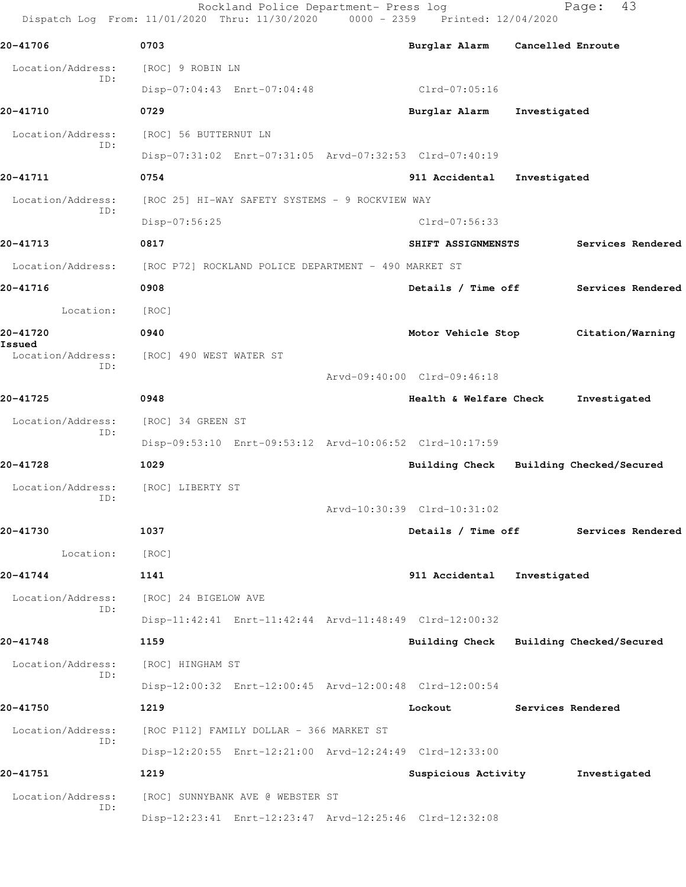Rockland Police Department- Press log

Dispatch Log From: 11/01/2020 Thru: 11/30/2020 0000 - 2359 Printed: 12/04/2020

**20-41706** 0703 Burglar Alarm Cancelled Enroute

Location/Address: [ROC] 9 ROBIN LN
ID:
Disp-07:04:43 Enrt-07:04:48 Clrd-07:05:16

**20-41710** 0729 Burglar Alarm Investigated

Location/Address: [ROC] 56 BUTTERNUT LN
ID:
Disp-07:31:02 Enrt-07:31:05 Arvd-07:32:53 Clrd-07:40:19

**20-41711** 0754 911 Accidental Investigated

Location/Address: [ROC 25] HI-WAY SAFETY SYSTEMS - 9 ROCKVIEW WAY
ID:
Disp-07:56:25 Clrd-07:56:33

**20-41713** 0817 SHIFT ASSIGNMENSTS Services Rendered

Location/Address: [ROC P72] ROCKLAND POLICE DEPARTMENT - 490 MARKET ST

**20-41716** 0908 Details / Time off Services Rendered

Location: [ROC]

**20-41720** 0940 Motor Vehicle Stop Citation/Warning Issued

Location/Address: [ROC] 490 WEST WATER ST
ID:
Arvd-09:40:00 Clrd-09:46:18

**20-41725** 0948 Health & Welfare Check Investigated

Location/Address: [ROC] 34 GREEN ST
ID:
Disp-09:53:10 Enrt-09:53:12 Arvd-10:06:52 Clrd-10:17:59

**20-41728** 1029 Building Check Building Checked/Secured

Location/Address: [ROC] LIBERTY ST
ID:
Arvd-10:30:39 Clrd-10:31:02

**20-41730** 1037 Details / Time off Services Rendered

Location: [ROC]

**20-41744** 1141 911 Accidental Investigated

Location/Address: [ROC] 24 BIGELOW AVE
ID:
Disp-11:42:41 Enrt-11:42:44 Arvd-11:48:49 Clrd-12:00:32

**20-41748** 1159 Building Check Building Checked/Secured

Location/Address: [ROC] HINGHAM ST
ID:
Disp-12:00:32 Enrt-12:00:45 Arvd-12:00:48 Clrd-12:00:54

**20-41750** 1219 Lockout Services Rendered

Location/Address: [ROC P112] FAMILY DOLLAR - 366 MARKET ST
ID:
Disp-12:20:55 Enrt-12:21:00 Arvd-12:24:49 Clrd-12:33:00

**20-41751** 1219 Suspicious Activity Investigated

Location/Address: [ROC] SUNNYBANK AVE @ WEBSTER ST
ID:
Disp-12:23:41 Enrt-12:23:47 Arvd-12:25:46 Clrd-12:32:08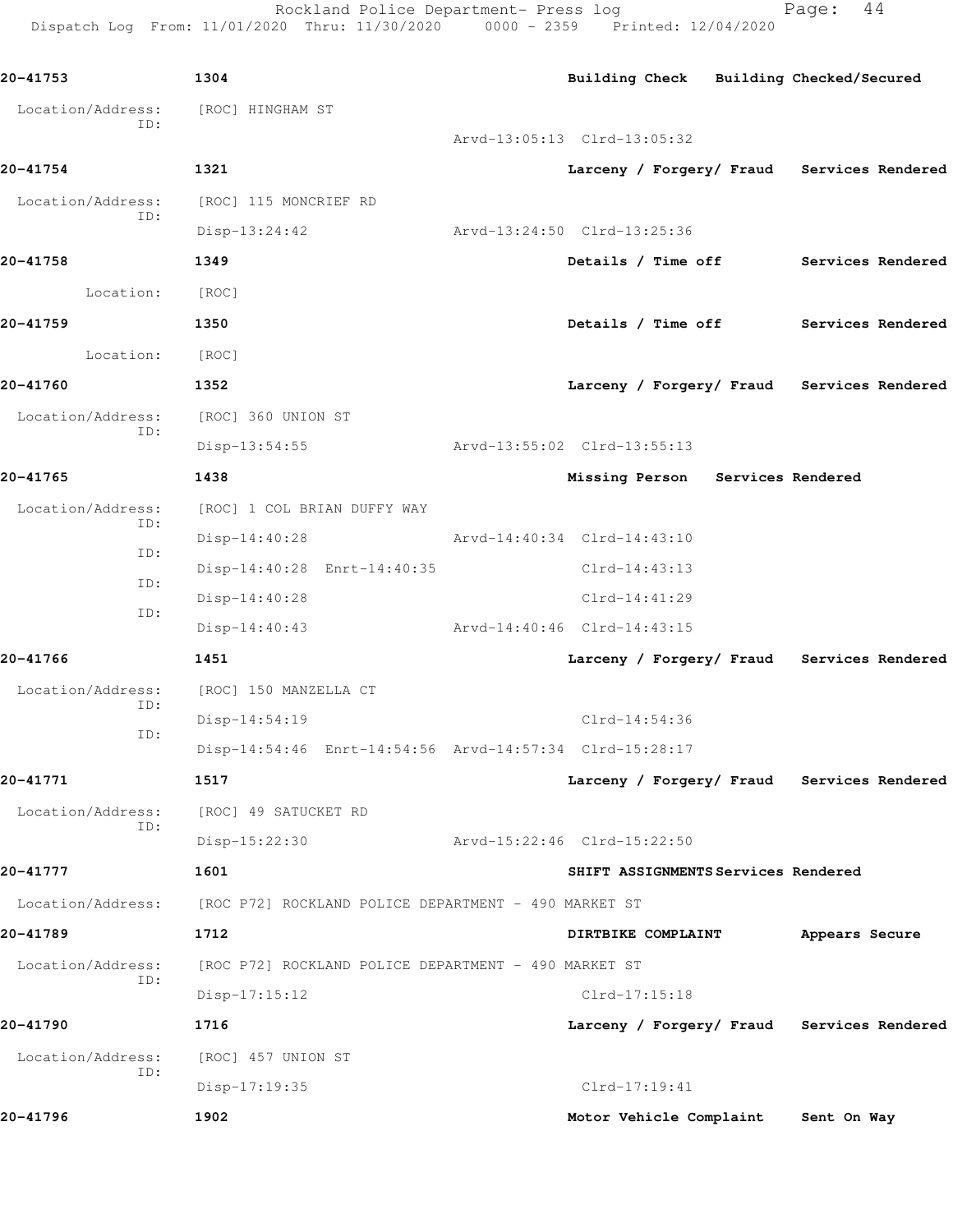| | | | |
|---|---|---|---|
| **20-41753** | **1304** | **Building Check** | **Building Checked/Secured** |
| Location/Address: | [ROC] HINGHAM ST | | |
| ID: | | Arvd-13:05:13 Clrd-13:05:32 | |
| **20-41754** | **1321** | **Larceny / Forgery/ Fraud** | **Services Rendered** |
| Location/Address: | [ROC] 115 MONCRIEF RD | | |
| ID: | Disp-13:24:42 | Arvd-13:24:50 Clrd-13:25:36 | |
| **20-41758** | **1349** | **Details / Time off** | **Services Rendered** |
| Location: | [ROC] | | |
| **20-41759** | **1350** | **Details / Time off** | **Services Rendered** |
| Location: | [ROC] | | |
| **20-41760** | **1352** | **Larceny / Forgery/ Fraud** | **Services Rendered** |
| Location/Address: | [ROC] 360 UNION ST | | |
| ID: | Disp-13:54:55 | Arvd-13:55:02 Clrd-13:55:13 | |
| **20-41765** | **1438** | **Missing Person** | **Services Rendered** |
| Location/Address: | [ROC] 1 COL BRIAN DUFFY WAY | | |
| ID: | Disp-14:40:28 | Arvd-14:40:34 Clrd-14:43:10 | |
| ID: | Disp-14:40:28 Enrt-14:40:35 | Clrd-14:43:13 | |
| ID: | Disp-14:40:28 | Clrd-14:41:29 | |
| ID: | Disp-14:40:43 | Arvd-14:40:46 Clrd-14:43:15 | |
| **20-41766** | **1451** | **Larceny / Forgery/ Fraud** | **Services Rendered** |
| Location/Address: | [ROC] 150 MANZELLA CT | | |
| ID: | Disp-14:54:19 | Clrd-14:54:36 | |
| ID: | Disp-14:54:46 Enrt-14:54:56 | Arvd-14:57:34 Clrd-15:28:17 | |
| **20-41771** | **1517** | **Larceny / Forgery/ Fraud** | **Services Rendered** |
| Location/Address: | [ROC] 49 SATUCKET RD | | |
| ID: | Disp-15:22:30 | Arvd-15:22:46 Clrd-15:22:50 | |
| **20-41777** | **1601** | **SHIFT ASSIGNMENTS** | **Services Rendered** |
| Location/Address: | [ROC P72] ROCKLAND POLICE DEPARTMENT - 490 MARKET ST | | |
| **20-41789** | **1712** | **DIRTBIKE COMPLAINT** | **Appears Secure** |
| Location/Address: | [ROC P72] ROCKLAND POLICE DEPARTMENT - 490 MARKET ST | | |
| ID: | Disp-17:15:12 | Clrd-17:15:18 | |
| **20-41790** | **1716** | **Larceny / Forgery/ Fraud** | **Services Rendered** |
| Location/Address: | [ROC] 457 UNION ST | | |
| ID: | Disp-17:19:35 | Clrd-17:19:41 | |
| **20-41796** | **1902** | **Motor Vehicle Complaint** | **Sent On Way** |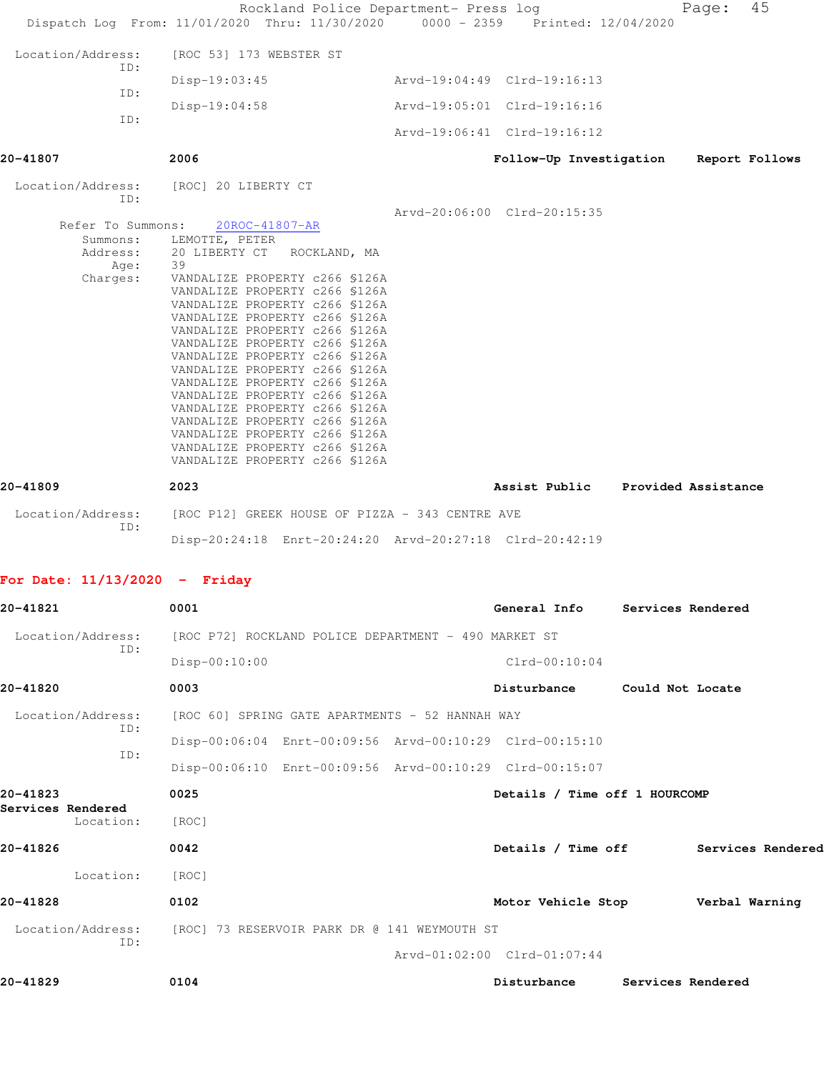Location/Address: [ROC 53] 173 WEBSTER ST
ID: Disp-19:03:45 Arvd-19:04:49 Clrd-19:16:13
ID: Disp-19:04:58 Arvd-19:05:01 Clrd-19:16:16
ID: Arvd-19:06:41 Clrd-19:16:12

**20-41807 2006 Follow-Up Investigation Report Follows**

Location/Address: [ROC] 20 LIBERTY CT
ID: Arvd-20:06:00 Clrd-20:15:35

Refer To Summons: 20ROC-41807-AR
Summons: LEMOTTE, PETER
Address: 20 LIBERTY CT ROCKLAND, MA
Age: 39
Charges: VANDALIZE PROPERTY c266 §126A
VANDALIZE PROPERTY c266 §126A
VANDALIZE PROPERTY c266 §126A
VANDALIZE PROPERTY c266 §126A
VANDALIZE PROPERTY c266 §126A
VANDALIZE PROPERTY c266 §126A
VANDALIZE PROPERTY c266 §126A
VANDALIZE PROPERTY c266 §126A
VANDALIZE PROPERTY c266 §126A
VANDALIZE PROPERTY c266 §126A
VANDALIZE PROPERTY c266 §126A
VANDALIZE PROPERTY c266 §126A
VANDALIZE PROPERTY c266 §126A
VANDALIZE PROPERTY c266 §126A
VANDALIZE PROPERTY c266 §126A

**20-41809 2023 Assist Public Provided Assistance**

Location/Address: [ROC P12] GREEK HOUSE OF PIZZA - 343 CENTRE AVE
ID: Disp-20:24:18 Enrt-20:24:20 Arvd-20:27:18 Clrd-20:42:19

## For Date: 11/13/2020 - Friday

**20-41821 0001 General Info Services Rendered**

Location/Address: [ROC P72] ROCKLAND POLICE DEPARTMENT - 490 MARKET ST
ID: Disp-00:10:00 Clrd-00:10:04

**20-41820 0003 Disturbance Could Not Locate**

Location/Address: [ROC 60] SPRING GATE APARTMENTS - 52 HANNAH WAY
ID: Disp-00:06:04 Enrt-00:09:56 Arvd-00:10:29 Clrd-00:15:10
ID: Disp-00:06:10 Enrt-00:09:56 Arvd-00:10:29 Clrd-00:15:07

**20-41823 0025 Details / Time off 1 HOURCOMP Services Rendered**

Location: [ROC]

**20-41826 0042 Details / Time off Services Rendered**

Location: [ROC]

**20-41828 0102 Motor Vehicle Stop Verbal Warning**

Location/Address: [ROC] 73 RESERVOIR PARK DR @ 141 WEYMOUTH ST
ID: Arvd-01:02:00 Clrd-01:07:44

**20-41829 0104 Disturbance Services Rendered**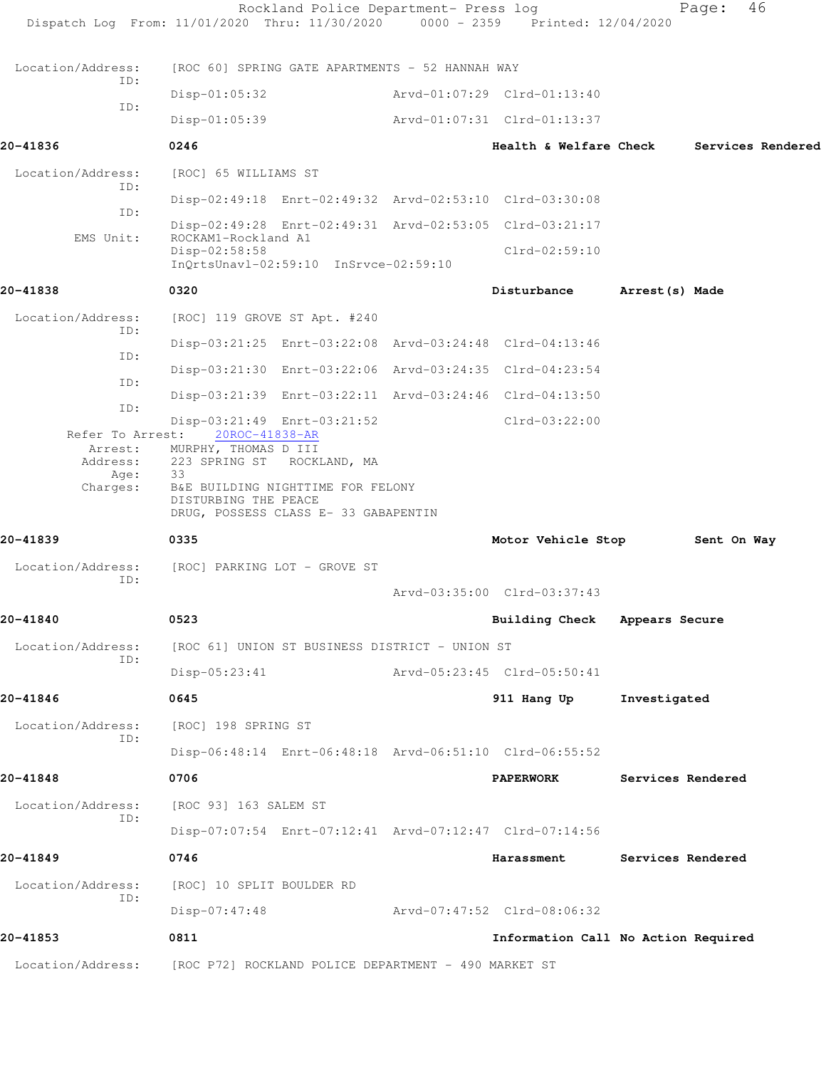Location/Address: [ROC 60] SPRING GATE APARTMENTS - 52 HANNAH WAY

ID: Disp-01:05:32 Arvd-01:07:29 Clrd-01:13:40

ID: Disp-01:05:39 Arvd-01:07:31 Clrd-01:13:37

**20-41836** **0246** **Health & Welfare Check** **Services Rendered**

Location/Address: [ROC] 65 WILLIAMS ST

ID: Disp-02:49:18 Enrt-02:49:32 Arvd-02:53:10 Clrd-03:30:08

ID: Disp-02:49:28 Enrt-02:49:31 Arvd-02:53:05 Clrd-03:21:17

EMS Unit: ROCKAM1-Rockland A1

Disp-02:58:58 Clrd-02:59:10

InQrtsUnavl-02:59:10 InSrvce-02:59:10

**20-41838** **0320** **Disturbance** **Arrest(s) Made**

Location/Address: [ROC] 119 GROVE ST Apt. #240

ID: Disp-03:21:25 Enrt-03:22:08 Arvd-03:24:48 Clrd-04:13:46

ID: Disp-03:21:30 Enrt-03:22:06 Arvd-03:24:35 Clrd-04:23:54

ID: Disp-03:21:39 Enrt-03:22:11 Arvd-03:24:46 Clrd-04:13:50

ID: Disp-03:21:49 Enrt-03:21:52 Clrd-03:22:00

Refer To Arrest: 20ROC-41838-AR

Arrest: MURPHY, THOMAS D III

Address: 223 SPRING ST ROCKLAND, MA

Age: 33

Charges: B&E BUILDING NIGHTTIME FOR FELONY

DISTURBING THE PEACE

DRUG, POSSESS CLASS E- 33 GABAPENTIN

**20-41839** **0335** **Motor Vehicle Stop** **Sent On Way**

Location/Address: [ROC] PARKING LOT - GROVE ST

ID: Arvd-03:35:00 Clrd-03:37:43

**20-41840** **0523** **Building Check** **Appears Secure**

Location/Address: [ROC 61] UNION ST BUSINESS DISTRICT - UNION ST

ID: Disp-05:23:41 Arvd-05:23:45 Clrd-05:50:41

**20-41846** **0645** **911 Hang Up** **Investigated**

Location/Address: [ROC] 198 SPRING ST

ID: Disp-06:48:14 Enrt-06:48:18 Arvd-06:51:10 Clrd-06:55:52

**20-41848** **0706** **PAPERWORK** **Services Rendered**

Location/Address: [ROC 93] 163 SALEM ST

ID: Disp-07:07:54 Enrt-07:12:41 Arvd-07:12:47 Clrd-07:14:56

**20-41849** **0746** **Harassment** **Services Rendered**

Location/Address: [ROC] 10 SPLIT BOULDER RD

ID: Disp-07:47:48 Arvd-07:47:52 Clrd-08:06:32

**20-41853** **0811** **Information Call** **No Action Required**

Location/Address: [ROC P72] ROCKLAND POLICE DEPARTMENT - 490 MARKET ST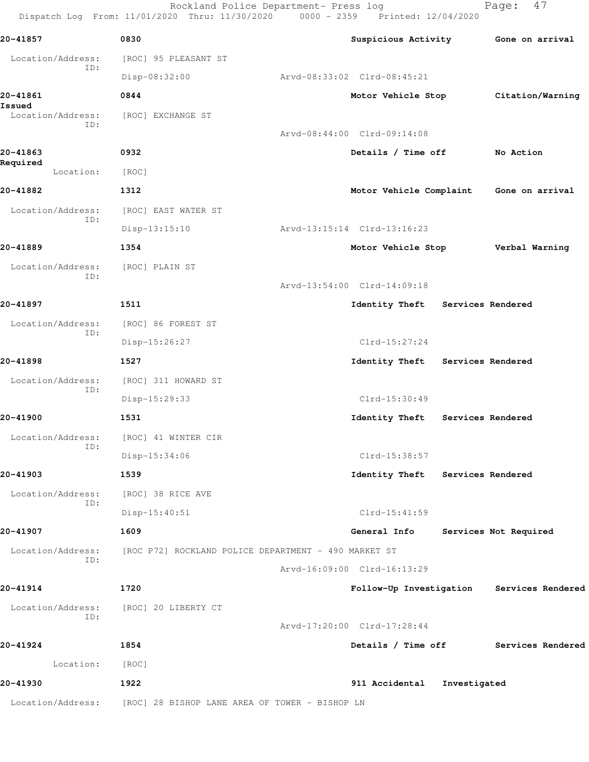**20-41857** 0830 Suspicious Activity Gone on arrival

Location/Address: [ROC] 95 PLEASANT ST
ID:
Disp-08:32:00 Arvd-08:33:02 Clrd-08:45:21

**20-41861** 0844 Motor Vehicle Stop Citation/Warning Issued

Location/Address: [ROC] EXCHANGE ST
ID:
Arvd-08:44:00 Clrd-09:14:08

**20-41863** 0932 Details / Time off No Action Required

Location: [ROC]

**20-41882** 1312 Motor Vehicle Complaint Gone on arrival

Location/Address: [ROC] EAST WATER ST
ID:
Disp-13:15:10 Arvd-13:15:14 Clrd-13:16:23

**20-41889** 1354 Motor Vehicle Stop Verbal Warning

Location/Address: [ROC] PLAIN ST
ID:
Arvd-13:54:00 Clrd-14:09:18

**20-41897** 1511 Identity Theft Services Rendered

Location/Address: [ROC] 86 FOREST ST
ID:
Disp-15:26:27 Clrd-15:27:24

**20-41898** 1527 Identity Theft Services Rendered

Location/Address: [ROC] 311 HOWARD ST
ID:
Disp-15:29:33 Clrd-15:30:49

**20-41900** 1531 Identity Theft Services Rendered

Location/Address: [ROC] 41 WINTER CIR
ID:
Disp-15:34:06 Clrd-15:38:57

**20-41903** 1539 Identity Theft Services Rendered

Location/Address: [ROC] 38 RICE AVE
ID:
Disp-15:40:51 Clrd-15:41:59

**20-41907** 1609 General Info Services Not Required

Location/Address: [ROC P72] ROCKLAND POLICE DEPARTMENT - 490 MARKET ST
ID:
Arvd-16:09:00 Clrd-16:13:29

**20-41914** 1720 Follow-Up Investigation Services Rendered

Location/Address: [ROC] 20 LIBERTY CT
ID:
Arvd-17:20:00 Clrd-17:28:44

**20-41924** 1854 Details / Time off Services Rendered

Location: [ROC]

**20-41930** 1922 911 Accidental Investigated

Location/Address: [ROC] 28 BISHOP LANE AREA OF TOWER - BISHOP LN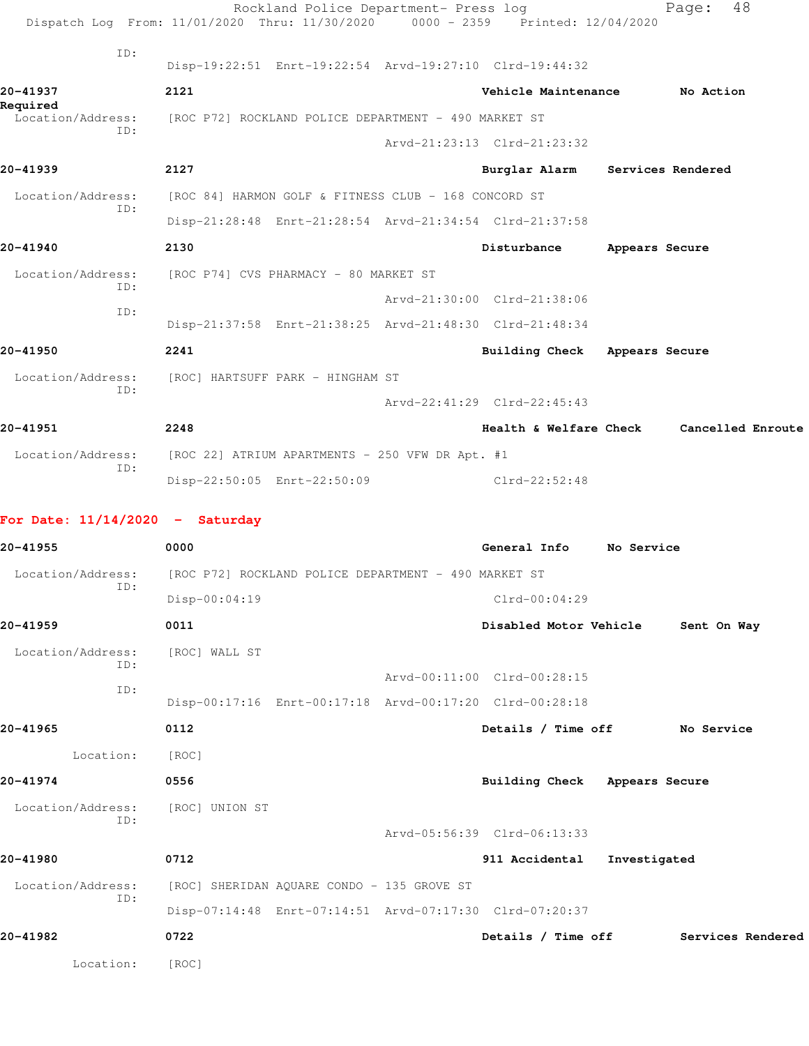ID:
Disp-19:22:51 Enrt-19:22:54 Arvd-19:27:10 Clrd-19:44:32

**20-41937** **2121** **Vehicle Maintenance** **No Action Required**
Location/Address: [ROC P72] ROCKLAND POLICE DEPARTMENT - 490 MARKET ST
ID:
Arvd-21:23:13 Clrd-21:23:32

**20-41939** **2127** **Burglar Alarm** **Services Rendered**
Location/Address: [ROC 84] HARMON GOLF & FITNESS CLUB - 168 CONCORD ST
ID:
Disp-21:28:48 Enrt-21:28:54 Arvd-21:34:54 Clrd-21:37:58

**20-41940** **2130** **Disturbance** **Appears Secure**
Location/Address: [ROC P74] CVS PHARMACY - 80 MARKET ST
ID:
Arvd-21:30:00 Clrd-21:38:06
ID:
Disp-21:37:58 Enrt-21:38:25 Arvd-21:48:30 Clrd-21:48:34

**20-41950** **2241** **Building Check** **Appears Secure**
Location/Address: [ROC] HARTSUFF PARK - HINGHAM ST
ID:
Arvd-22:41:29 Clrd-22:45:43

**20-41951** **2248** **Health & Welfare Check** **Cancelled Enroute**
Location/Address: [ROC 22] ATRIUM APARTMENTS - 250 VFW DR Apt. #1
ID:
Disp-22:50:05 Enrt-22:50:09 Clrd-22:52:48

## For Date: 11/14/2020 - Saturday

**20-41955** **0000** **General Info** **No Service**
Location/Address: [ROC P72] ROCKLAND POLICE DEPARTMENT - 490 MARKET ST
ID:
Disp-00:04:19 Clrd-00:04:29

**20-41959** **0011** **Disabled Motor Vehicle** **Sent On Way**
Location/Address: [ROC] WALL ST
ID:
Arvd-00:11:00 Clrd-00:28:15
ID:
Disp-00:17:16 Enrt-00:17:18 Arvd-00:17:20 Clrd-00:28:18

**20-41965** **0112** **Details / Time off** **No Service**
Location: [ROC]

**20-41974** **0556** **Building Check** **Appears Secure**
Location/Address: [ROC] UNION ST
ID:
Arvd-05:56:39 Clrd-06:13:33

**20-41980** **0712** **911 Accidental** **Investigated**
Location/Address: [ROC] SHERIDAN AQUARE CONDO - 135 GROVE ST
ID:
Disp-07:14:48 Enrt-07:14:51 Arvd-07:17:30 Clrd-07:20:37

**20-41982** **0722** **Details / Time off** **Services Rendered**
Location: [ROC]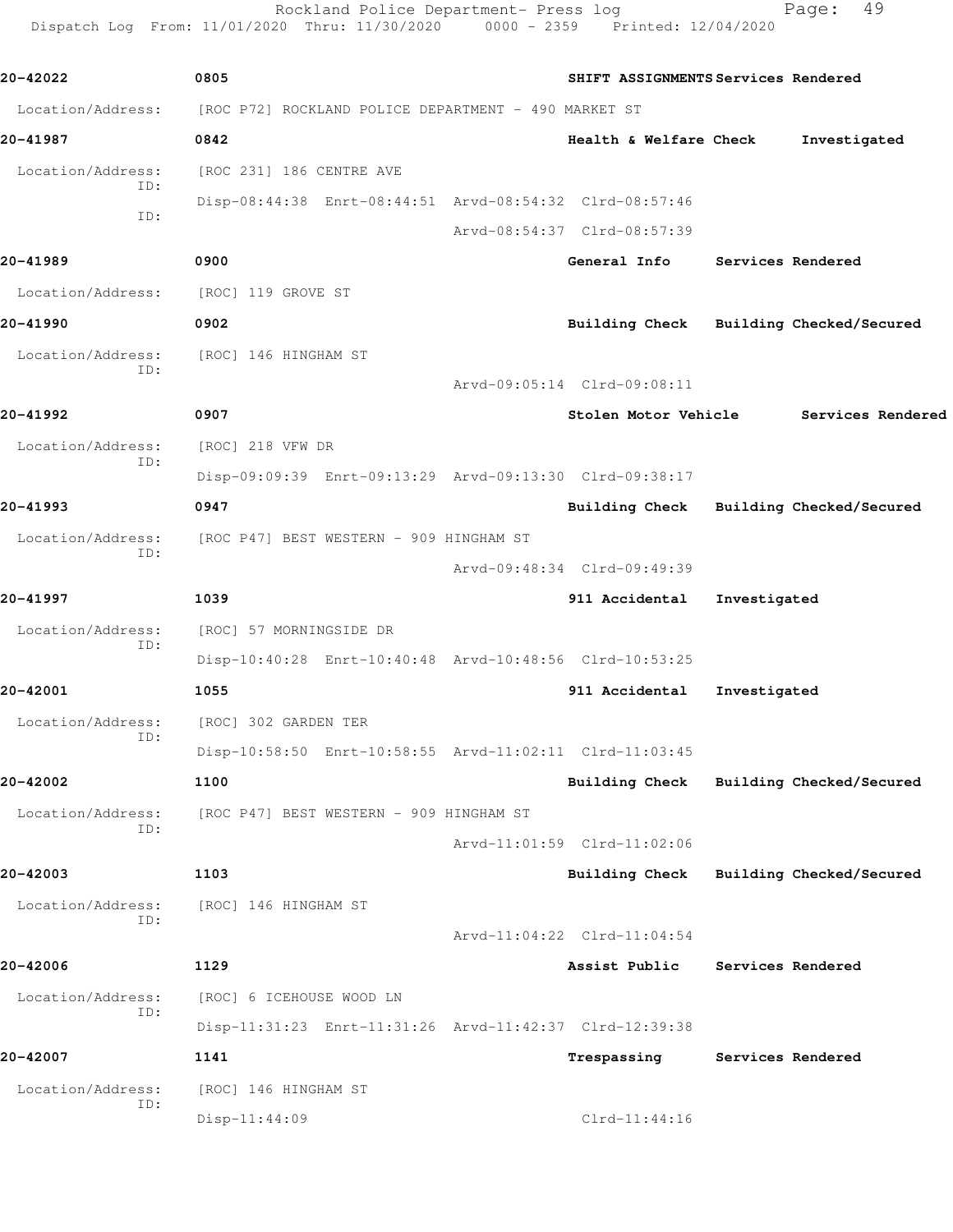| Call Number | Time | Call Reason | Action |
|---|---|---|---|
| 20-42022 | 0805 | SHIFT ASSIGNMENTS | Services Rendered |

Location/Address: [ROC P72] ROCKLAND POLICE DEPARTMENT - 490 MARKET ST

| Call Number | Time | Call Reason | Action |
|---|---|---|---|
| 20-41987 | 0842 | Health & Welfare Check | Investigated |

Location/Address: [ROC 231] 186 CENTRE AVE
ID: Disp-08:44:38 Enrt-08:44:51 Arvd-08:54:32 Clrd-08:57:46
ID: Arvd-08:54:37 Clrd-08:57:39

| Call Number | Time | Call Reason | Action |
|---|---|---|---|
| 20-41989 | 0900 | General Info | Services Rendered |

Location/Address: [ROC] 119 GROVE ST

| Call Number | Time | Call Reason | Action |
|---|---|---|---|
| 20-41990 | 0902 | Building Check | Building Checked/Secured |

Location/Address: [ROC] 146 HINGHAM ST
ID: Arvd-09:05:14 Clrd-09:08:11

| Call Number | Time | Call Reason | Action |
|---|---|---|---|
| 20-41992 | 0907 | Stolen Motor Vehicle | Services Rendered |

Location/Address: [ROC] 218 VFW DR
ID: Disp-09:09:39 Enrt-09:13:29 Arvd-09:13:30 Clrd-09:38:17

| Call Number | Time | Call Reason | Action |
|---|---|---|---|
| 20-41993 | 0947 | Building Check | Building Checked/Secured |

Location/Address: [ROC P47] BEST WESTERN - 909 HINGHAM ST
ID: Arvd-09:48:34 Clrd-09:49:39

| Call Number | Time | Call Reason | Action |
|---|---|---|---|
| 20-41997 | 1039 | 911 Accidental | Investigated |

Location/Address: [ROC] 57 MORNINGSIDE DR
ID: Disp-10:40:28 Enrt-10:40:48 Arvd-10:48:56 Clrd-10:53:25

| Call Number | Time | Call Reason | Action |
|---|---|---|---|
| 20-42001 | 1055 | 911 Accidental | Investigated |

Location/Address: [ROC] 302 GARDEN TER
ID: Disp-10:58:50 Enrt-10:58:55 Arvd-11:02:11 Clrd-11:03:45

| Call Number | Time | Call Reason | Action |
|---|---|---|---|
| 20-42002 | 1100 | Building Check | Building Checked/Secured |

Location/Address: [ROC P47] BEST WESTERN - 909 HINGHAM ST
ID: Arvd-11:01:59 Clrd-11:02:06

| Call Number | Time | Call Reason | Action |
|---|---|---|---|
| 20-42003 | 1103 | Building Check | Building Checked/Secured |

Location/Address: [ROC] 146 HINGHAM ST
ID: Arvd-11:04:22 Clrd-11:04:54

| Call Number | Time | Call Reason | Action |
|---|---|---|---|
| 20-42006 | 1129 | Assist Public | Services Rendered |

Location/Address: [ROC] 6 ICEHOUSE WOOD LN
ID: Disp-11:31:23 Enrt-11:31:26 Arvd-11:42:37 Clrd-12:39:38

| Call Number | Time | Call Reason | Action |
|---|---|---|---|
| 20-42007 | 1141 | Trespassing | Services Rendered |

Location/Address: [ROC] 146 HINGHAM ST
ID: Disp-11:44:09 Clrd-11:44:16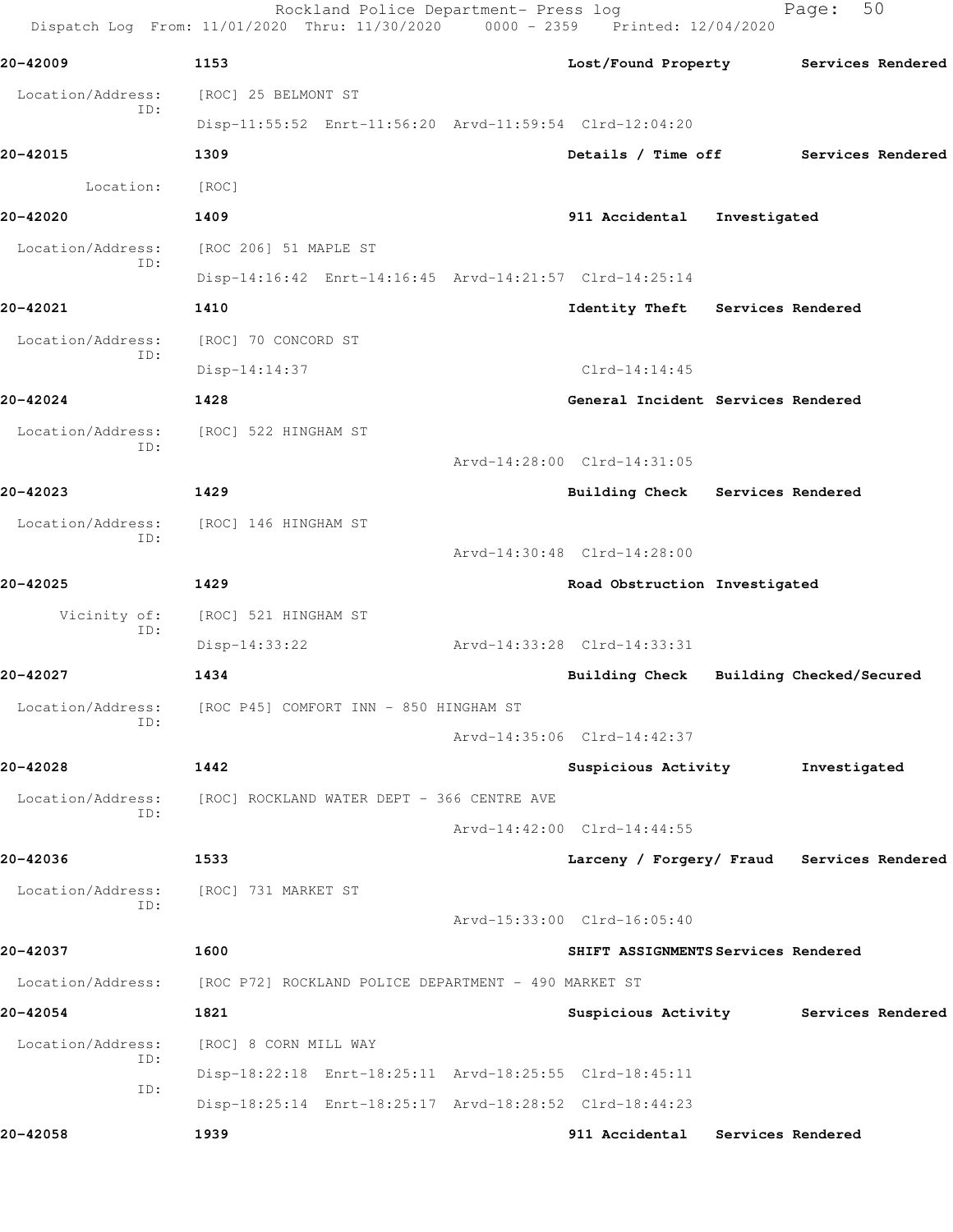**20-42009** 1153 Lost/Found Property Services Rendered

Location/Address: [ROC] 25 BELMONT ST
ID:
Disp-11:55:52 Enrt-11:56:20 Arvd-11:59:54 Clrd-12:04:20

**20-42015** 1309 Details / Time off Services Rendered

Location: [ROC]

**20-42020** 1409 911 Accidental Investigated

Location/Address: [ROC 206] 51 MAPLE ST
ID:
Disp-14:16:42 Enrt-14:16:45 Arvd-14:21:57 Clrd-14:25:14

**20-42021** 1410 Identity Theft Services Rendered

Location/Address: [ROC] 70 CONCORD ST
ID:
Disp-14:14:37 Clrd-14:14:45

**20-42024** 1428 General Incident Services Rendered

Location/Address: [ROC] 522 HINGHAM ST
ID:
Arvd-14:28:00 Clrd-14:31:05

**20-42023** 1429 Building Check Services Rendered

Location/Address: [ROC] 146 HINGHAM ST
ID:
Arvd-14:30:48 Clrd-14:28:00

**20-42025** 1429 Road Obstruction Investigated

Vicinity of: [ROC] 521 HINGHAM ST
ID:
Disp-14:33:22 Arvd-14:33:28 Clrd-14:33:31

**20-42027** 1434 Building Check Building Checked/Secured

Location/Address: [ROC P45] COMFORT INN - 850 HINGHAM ST
ID:
Arvd-14:35:06 Clrd-14:42:37

**20-42028** 1442 Suspicious Activity Investigated

Location/Address: [ROC] ROCKLAND WATER DEPT - 366 CENTRE AVE
ID:
Arvd-14:42:00 Clrd-14:44:55

**20-42036** 1533 Larceny / Forgery/ Fraud Services Rendered

Location/Address: [ROC] 731 MARKET ST
ID:
Arvd-15:33:00 Clrd-16:05:40

**20-42037** 1600 SHIFT ASSIGNMENTS Services Rendered

Location/Address: [ROC P72] ROCKLAND POLICE DEPARTMENT - 490 MARKET ST

**20-42054** 1821 Suspicious Activity Services Rendered

Location/Address: [ROC] 8 CORN MILL WAY
ID:
Disp-18:22:18 Enrt-18:25:11 Arvd-18:25:55 Clrd-18:45:11
ID:
Disp-18:25:14 Enrt-18:25:17 Arvd-18:28:52 Clrd-18:44:23

**20-42058** 1939 911 Accidental Services Rendered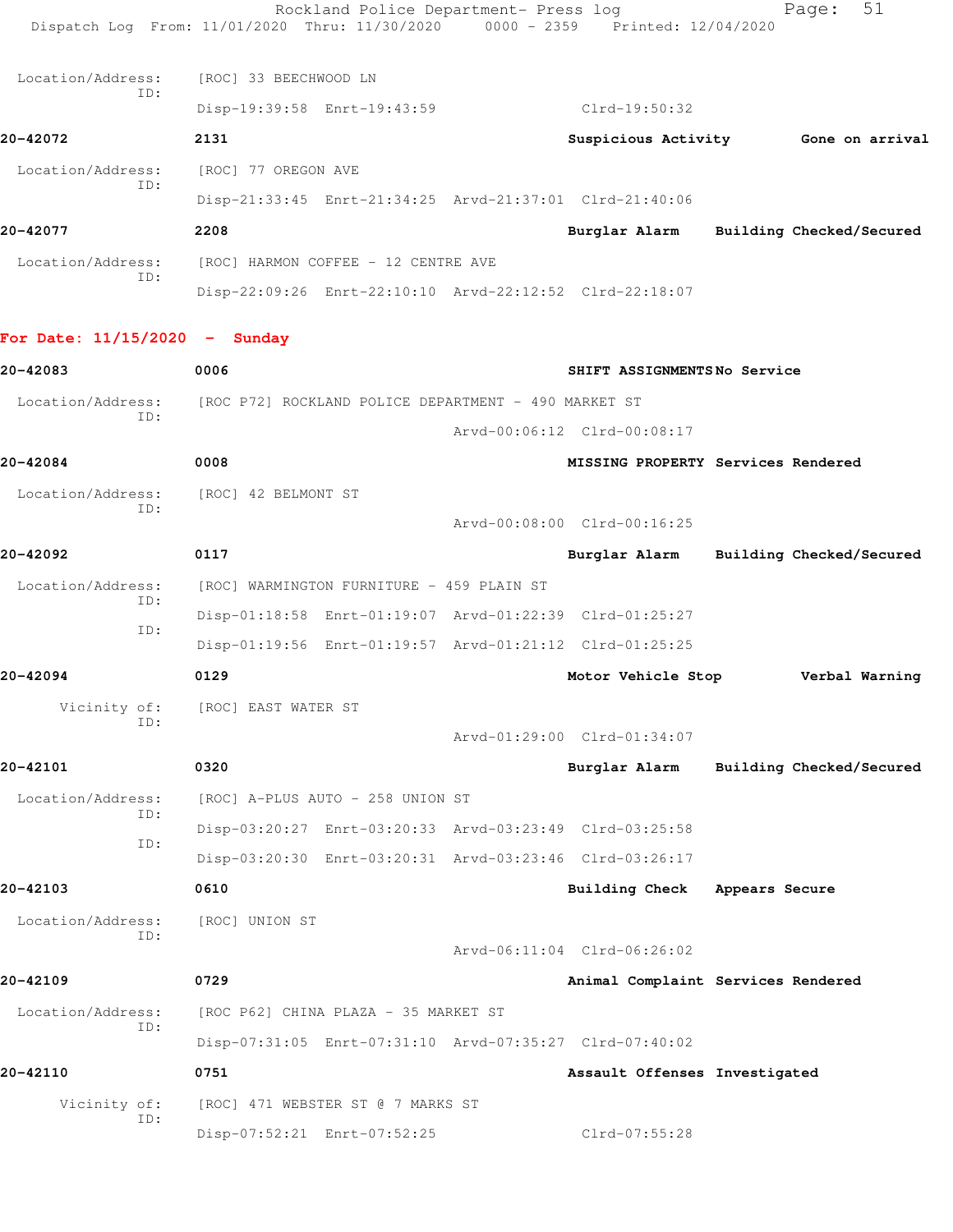Location/Address: [ROC] 33 BEECHWOOD LN
ID:
Disp-19:39:58 Enrt-19:43:59 Clrd-19:50:32

**20-42072** 2131 **Suspicious Activity** **Gone on arrival**

Location/Address: [ROC] 77 OREGON AVE
ID:
Disp-21:33:45 Enrt-21:34:25 Arvd-21:37:01 Clrd-21:40:06

**20-42077** 2208 **Burglar Alarm** **Building Checked/Secured**

Location/Address: [ROC] HARMON COFFEE - 12 CENTRE AVE
ID:
Disp-22:09:26 Enrt-22:10:10 Arvd-22:12:52 Clrd-22:18:07

## For Date: 11/15/2020 - Sunday

**20-42083** 0006 **SHIFT ASSIGNMENTS** **No Service**

Location/Address: [ROC P72] ROCKLAND POLICE DEPARTMENT - 490 MARKET ST
ID:
Arvd-00:06:12 Clrd-00:08:17

**20-42084** 0008 **MISSING PROPERTY** **Services Rendered**

Location/Address: [ROC] 42 BELMONT ST
ID:
Arvd-00:08:00 Clrd-00:16:25

**20-42092** 0117 **Burglar Alarm** **Building Checked/Secured**

Location/Address: [ROC] WARMINGTON FURNITURE - 459 PLAIN ST
ID:
Disp-01:18:58 Enrt-01:19:07 Arvd-01:22:39 Clrd-01:25:27
ID:
Disp-01:19:56 Enrt-01:19:57 Arvd-01:21:12 Clrd-01:25:25

**20-42094** 0129 **Motor Vehicle Stop** **Verbal Warning**

Vicinity of: [ROC] EAST WATER ST
ID:
Arvd-01:29:00 Clrd-01:34:07

**20-42101** 0320 **Burglar Alarm** **Building Checked/Secured**

Location/Address: [ROC] A-PLUS AUTO - 258 UNION ST
ID:
Disp-03:20:27 Enrt-03:20:33 Arvd-03:23:49 Clrd-03:25:58
ID:
Disp-03:20:30 Enrt-03:20:31 Arvd-03:23:46 Clrd-03:26:17

**20-42103** 0610 **Building Check** **Appears Secure**

Location/Address: [ROC] UNION ST
ID:
Arvd-06:11:04 Clrd-06:26:02

**20-42109** 0729 **Animal Complaint** **Services Rendered**

Location/Address: [ROC P62] CHINA PLAZA - 35 MARKET ST
ID:
Disp-07:31:05 Enrt-07:31:10 Arvd-07:35:27 Clrd-07:40:02

**20-42110** 0751 **Assault Offenses** **Investigated**

Vicinity of: [ROC] 471 WEBSTER ST @ 7 MARKS ST
ID:
Disp-07:52:21 Enrt-07:52:25 Clrd-07:55:28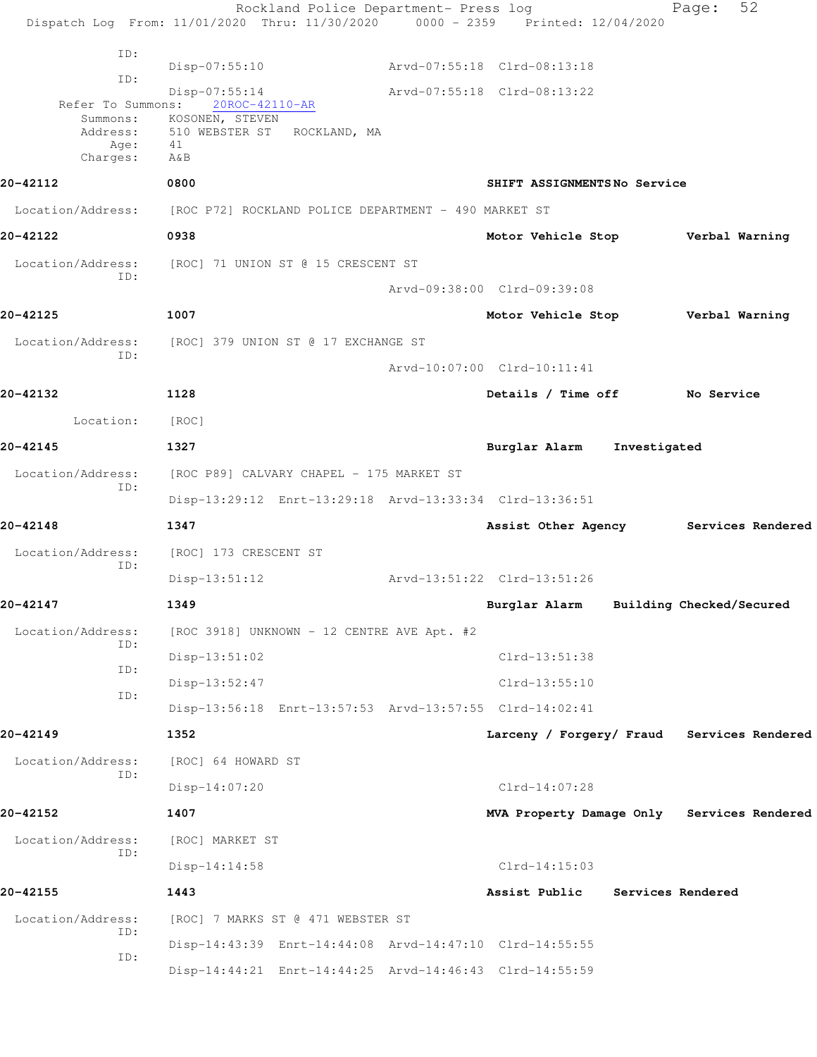ID:
Disp-07:55:10 Arvd-07:55:18 Clrd-08:13:18

ID:
Disp-07:55:14 Arvd-07:55:18 Clrd-08:13:22

Refer To Summons: 20ROC-42110-AR
Summons: KOSONEN, STEVEN
Address: 510 WEBSTER ST ROCKLAND, MA
Age: 41
Charges: A&B

**20-42112** **0800** **SHIFT ASSIGNMENTS No Service**

Location/Address: [ROC P72] ROCKLAND POLICE DEPARTMENT - 490 MARKET ST

**20-42122** **0938** **Motor Vehicle Stop** **Verbal Warning**

Location/Address: [ROC] 71 UNION ST @ 15 CRESCENT ST
ID:
Arvd-09:38:00 Clrd-09:39:08

**20-42125** **1007** **Motor Vehicle Stop** **Verbal Warning**

Location/Address: [ROC] 379 UNION ST @ 17 EXCHANGE ST
ID:
Arvd-10:07:00 Clrd-10:11:41

**20-42132** **1128** **Details / Time off** **No Service**

Location: [ROC]

**20-42145** **1327** **Burglar Alarm** **Investigated**

Location/Address: [ROC P89] CALVARY CHAPEL - 175 MARKET ST
ID:
Disp-13:29:12 Enrt-13:29:18 Arvd-13:33:34 Clrd-13:36:51

**20-42148** **1347** **Assist Other Agency** **Services Rendered**

Location/Address: [ROC] 173 CRESCENT ST
ID:
Disp-13:51:12 Arvd-13:51:22 Clrd-13:51:26

**20-42147** **1349** **Burglar Alarm** **Building Checked/Secured**

Location/Address: [ROC 3918] UNKNOWN - 12 CENTRE AVE Apt. #2
ID:
Disp-13:51:02 Clrd-13:51:38
ID:
Disp-13:52:47 Clrd-13:55:10
ID:
Disp-13:56:18 Enrt-13:57:53 Arvd-13:57:55 Clrd-14:02:41

**20-42149** **1352** **Larceny / Forgery/ Fraud** **Services Rendered**

Location/Address: [ROC] 64 HOWARD ST
ID:
Disp-14:07:20 Clrd-14:07:28

**20-42152** **1407** **MVA Property Damage Only** **Services Rendered**

Location/Address: [ROC] MARKET ST
ID:
Disp-14:14:58 Clrd-14:15:03

**20-42155** **1443** **Assist Public** **Services Rendered**

Location/Address: [ROC] 7 MARKS ST @ 471 WEBSTER ST
ID:
Disp-14:43:39 Enrt-14:44:08 Arvd-14:47:10 Clrd-14:55:55
ID:
Disp-14:44:21 Enrt-14:44:25 Arvd-14:46:43 Clrd-14:55:59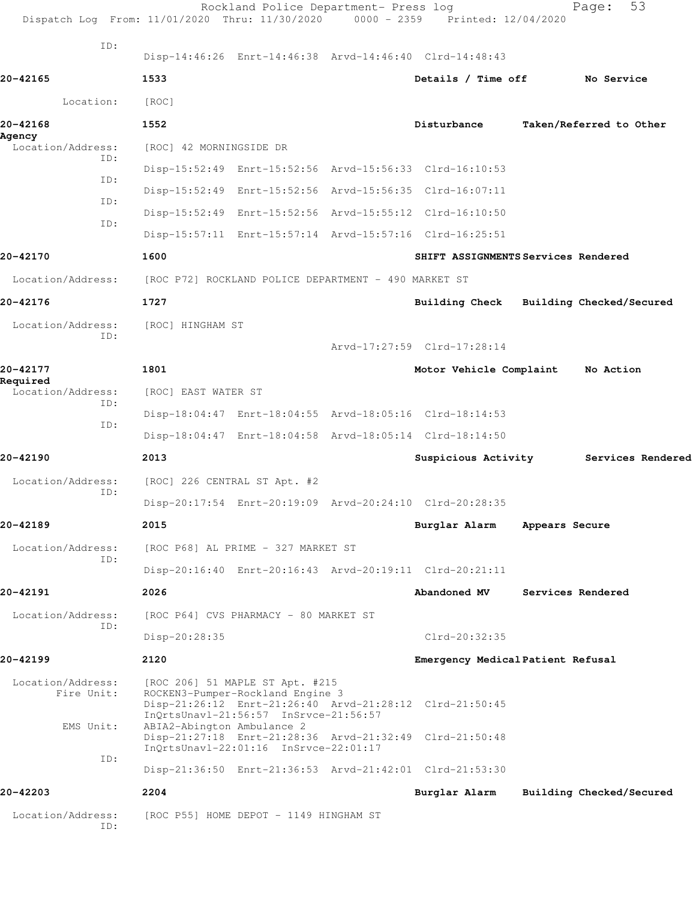ID:
Disp-14:46:26 Enrt-14:46:38 Arvd-14:46:40 Clrd-14:48:43

**20-42165** 1533 Details / Time off No Service

Location: [ROC]

**20-42168** 1552 Disturbance Taken/Referred to Other Agency

Location/Address: [ROC] 42 MORNINGSIDE DR

ID: Disp-15:52:49 Enrt-15:52:56 Arvd-15:56:33 Clrd-16:10:53

ID: Disp-15:52:49 Enrt-15:52:56 Arvd-15:56:35 Clrd-16:07:11

ID: Disp-15:52:49 Enrt-15:52:56 Arvd-15:55:12 Clrd-16:10:50

ID: Disp-15:57:11 Enrt-15:57:14 Arvd-15:57:16 Clrd-16:25:51

**20-42170** 1600 SHIFT ASSIGNMENTS Services Rendered

Location/Address: [ROC P72] ROCKLAND POLICE DEPARTMENT - 490 MARKET ST

**20-42176** 1727 Building Check Building Checked/Secured

Location/Address: [ROC] HINGHAM ST

ID: Arvd-17:27:59 Clrd-17:28:14

**20-42177** 1801 Motor Vehicle Complaint No Action Required

Location/Address: [ROC] EAST WATER ST

ID: Disp-18:04:47 Enrt-18:04:55 Arvd-18:05:16 Clrd-18:14:53

ID: Disp-18:04:47 Enrt-18:04:58 Arvd-18:05:14 Clrd-18:14:50

**20-42190** 2013 Suspicious Activity Services Rendered

Location/Address: [ROC] 226 CENTRAL ST Apt. #2

ID: Disp-20:17:54 Enrt-20:19:09 Arvd-20:24:10 Clrd-20:28:35

**20-42189** 2015 Burglar Alarm Appears Secure

Location/Address: [ROC P68] AL PRIME - 327 MARKET ST

ID: Disp-20:16:40 Enrt-20:16:43 Arvd-20:19:11 Clrd-20:21:11

**20-42191** 2026 Abandoned MV Services Rendered

Location/Address: [ROC P64] CVS PHARMACY - 80 MARKET ST

ID: Disp-20:28:35 Clrd-20:32:35

**20-42199** 2120 Emergency Medical Patient Refusal

Location/Address: [ROC 206] 51 MAPLE ST Apt. #215

Fire Unit: ROCKEN3-Pumper-Rockland Engine 3
Disp-21:26:12 Enrt-21:26:40 Arvd-21:28:12 Clrd-21:50:45
InQrtsUnavl-21:56:57 InSrvce-21:56:57

EMS Unit: ABIA2-Abington Ambulance 2
Disp-21:27:18 Enrt-21:28:36 Arvd-21:32:49 Clrd-21:50:48
InQrtsUnavl-22:01:16 InSrvce-22:01:17

ID: Disp-21:36:50 Enrt-21:36:53 Arvd-21:42:01 Clrd-21:53:30

**20-42203** 2204 Burglar Alarm Building Checked/Secured

Location/Address: [ROC P55] HOME DEPOT - 1149 HINGHAM ST

ID: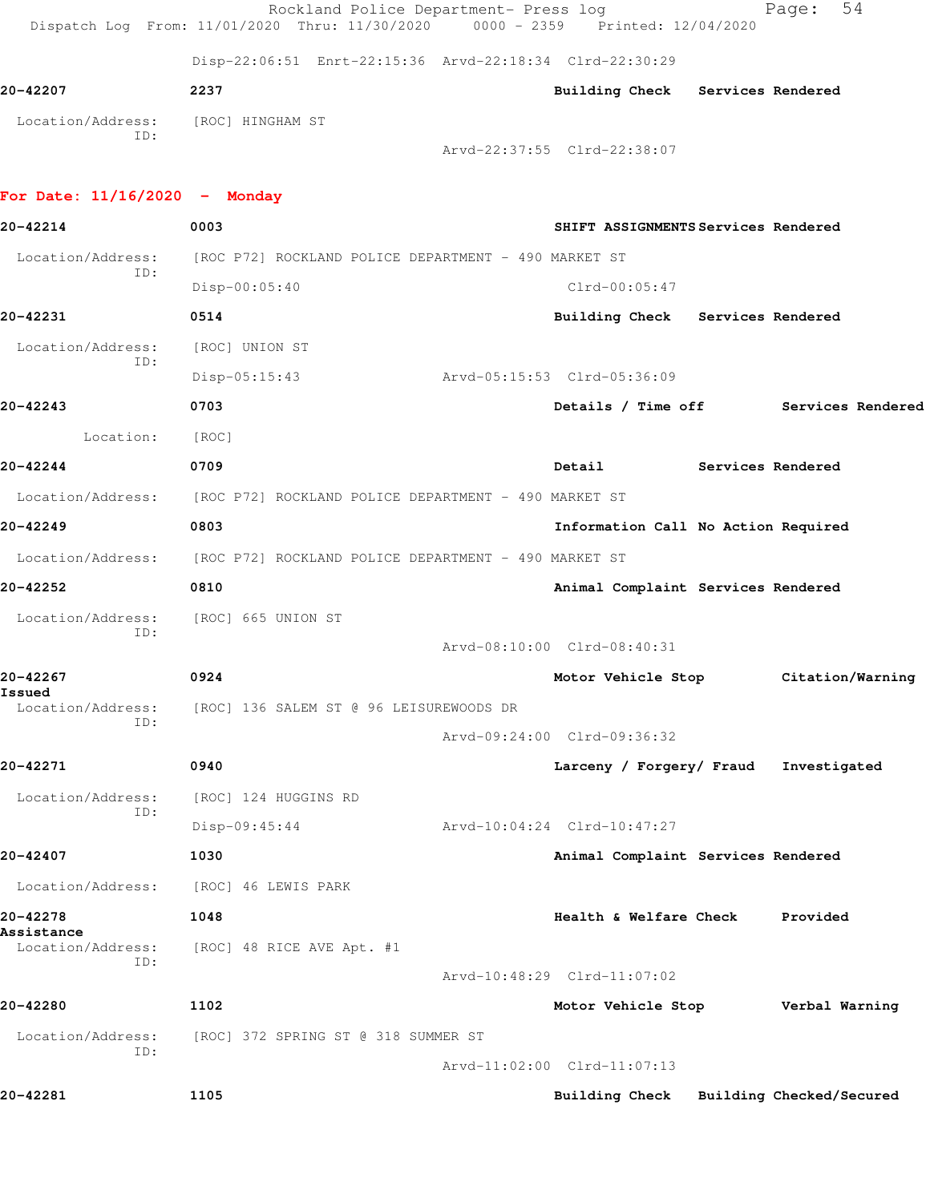Disp-22:06:51 Enrt-22:15:36 Arvd-22:18:34 Clrd-22:30:29

**20-42207** 2237 **Building Check Services Rendered**

Location/Address: [ROC] HINGHAM ST
ID:
Arvd-22:37:55 Clrd-22:38:07

## For Date: 11/16/2020 - Monday

**20-42214** 0003 **SHIFT ASSIGNMENTS Services Rendered**

Location/Address: [ROC P72] ROCKLAND POLICE DEPARTMENT - 490 MARKET ST
ID:
Disp-00:05:40 Clrd-00:05:47

**20-42231** 0514 **Building Check Services Rendered**

Location/Address: [ROC] UNION ST
ID:
Disp-05:15:43 Arvd-05:15:53 Clrd-05:36:09

**20-42243** 0703 **Details / Time off Services Rendered**

Location: [ROC]

**20-42244** 0709 **Detail Services Rendered**

Location/Address: [ROC P72] ROCKLAND POLICE DEPARTMENT - 490 MARKET ST

**20-42249** 0803 **Information Call No Action Required**

Location/Address: [ROC P72] ROCKLAND POLICE DEPARTMENT - 490 MARKET ST

**20-42252** 0810 **Animal Complaint Services Rendered**

Location/Address: [ROC] 665 UNION ST
ID:
Arvd-08:10:00 Clrd-08:40:31

**20-42267** 0924 **Motor Vehicle Stop Citation/Warning Issued**

Location/Address: [ROC] 136 SALEM ST @ 96 LEISUREWOODS DR
ID:
Arvd-09:24:00 Clrd-09:36:32

**20-42271** 0940 **Larceny / Forgery/ Fraud Investigated**

Location/Address: [ROC] 124 HUGGINS RD
ID:
Disp-09:45:44 Arvd-10:04:24 Clrd-10:47:27

**20-42407** 1030 **Animal Complaint Services Rendered**

Location/Address: [ROC] 46 LEWIS PARK

**20-42278** 1048 **Health & Welfare Check Provided Assistance**

Location/Address: [ROC] 48 RICE AVE Apt. #1
ID:
Arvd-10:48:29 Clrd-11:07:02

**20-42280** 1102 **Motor Vehicle Stop Verbal Warning**

Location/Address: [ROC] 372 SPRING ST @ 318 SUMMER ST
ID:
Arvd-11:02:00 Clrd-11:07:13

**20-42281** 1105 **Building Check Building Checked/Secured**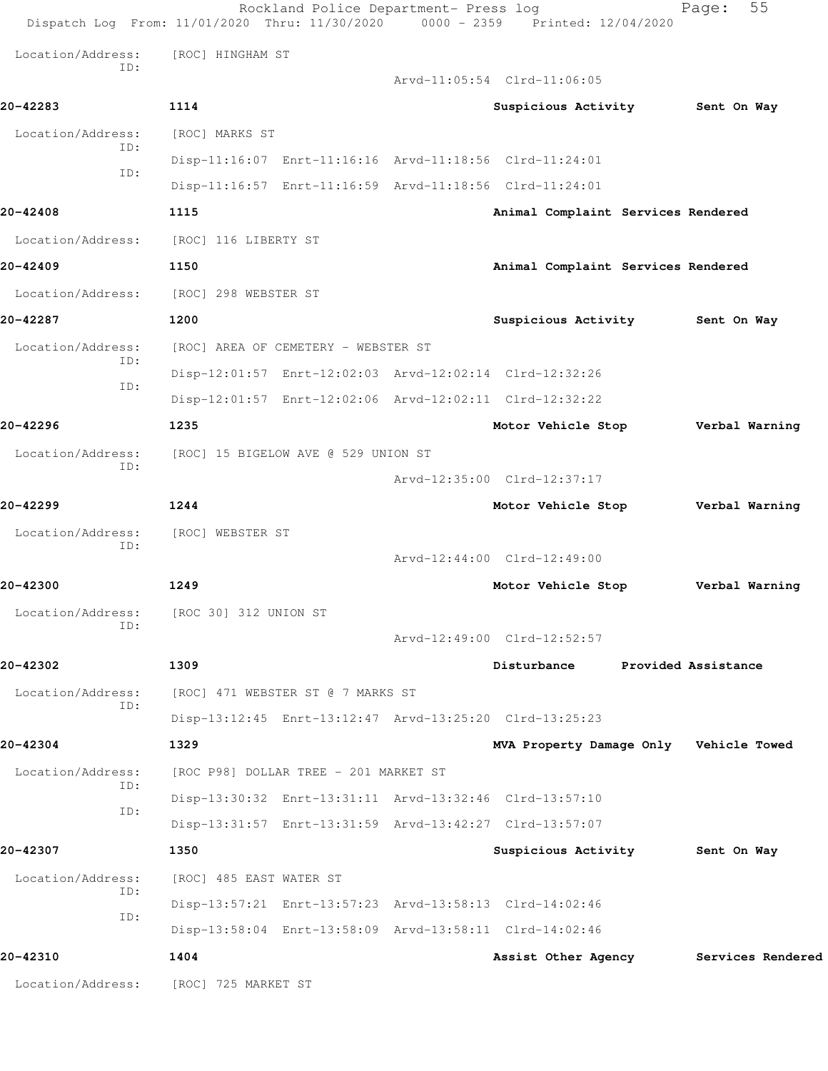Location/Address: [ROC] HINGHAM ST
ID:
Arvd-11:05:54 Clrd-11:06:05

**20-42283** 1114 Suspicious Activity Sent On Way

Location/Address: [ROC] MARKS ST
ID:
Disp-11:16:07 Enrt-11:16:16 Arvd-11:18:56 Clrd-11:24:01
ID:
Disp-11:16:57 Enrt-11:16:59 Arvd-11:18:56 Clrd-11:24:01

**20-42408** 1115 Animal Complaint Services Rendered

Location/Address: [ROC] 116 LIBERTY ST

**20-42409** 1150 Animal Complaint Services Rendered

Location/Address: [ROC] 298 WEBSTER ST

**20-42287** 1200 Suspicious Activity Sent On Way

Location/Address: [ROC] AREA OF CEMETERY - WEBSTER ST
ID:
Disp-12:01:57 Enrt-12:02:03 Arvd-12:02:14 Clrd-12:32:26
ID:
Disp-12:01:57 Enrt-12:02:06 Arvd-12:02:11 Clrd-12:32:22

**20-42296** 1235 Motor Vehicle Stop Verbal Warning

Location/Address: [ROC] 15 BIGELOW AVE @ 529 UNION ST
ID:
Arvd-12:35:00 Clrd-12:37:17

**20-42299** 1244 Motor Vehicle Stop Verbal Warning

Location/Address: [ROC] WEBSTER ST
ID:
Arvd-12:44:00 Clrd-12:49:00

**20-42300** 1249 Motor Vehicle Stop Verbal Warning

Location/Address: [ROC 30] 312 UNION ST
ID:
Arvd-12:49:00 Clrd-12:52:57

**20-42302** 1309 Disturbance Provided Assistance

Location/Address: [ROC] 471 WEBSTER ST @ 7 MARKS ST
ID:
Disp-13:12:45 Enrt-13:12:47 Arvd-13:25:20 Clrd-13:25:23

**20-42304** 1329 MVA Property Damage Only Vehicle Towed

Location/Address: [ROC P98] DOLLAR TREE - 201 MARKET ST
ID:
Disp-13:30:32 Enrt-13:31:11 Arvd-13:32:46 Clrd-13:57:10
ID:
Disp-13:31:57 Enrt-13:31:59 Arvd-13:42:27 Clrd-13:57:07

**20-42307** 1350 Suspicious Activity Sent On Way

Location/Address: [ROC] 485 EAST WATER ST
ID:
Disp-13:57:21 Enrt-13:57:23 Arvd-13:58:13 Clrd-14:02:46
ID:
Disp-13:58:04 Enrt-13:58:09 Arvd-13:58:11 Clrd-14:02:46

**20-42310** 1404 Assist Other Agency Services Rendered

Location/Address: [ROC] 725 MARKET ST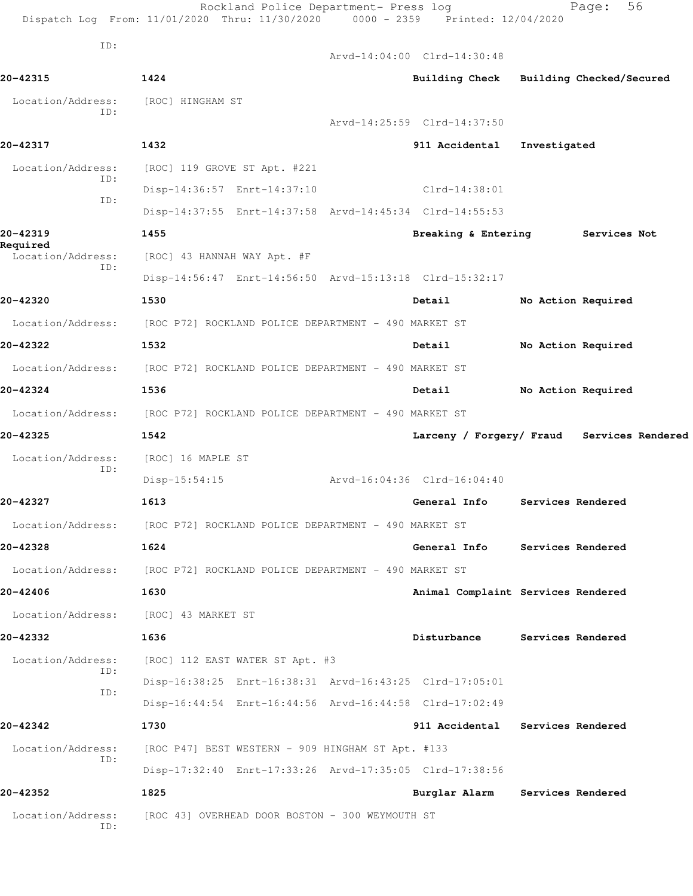ID:
Arvd-14:04:00 Clrd-14:30:48

**20-42315** 1424 Building Check Building Checked/Secured

Location/Address: [ROC] HINGHAM ST
ID:
Arvd-14:25:59 Clrd-14:37:50

**20-42317** 1432 911 Accidental Investigated

Location/Address: [ROC] 119 GROVE ST Apt. #221
ID:
Disp-14:36:57 Enrt-14:37:10 Clrd-14:38:01
ID:
Disp-14:37:55 Enrt-14:37:58 Arvd-14:45:34 Clrd-14:55:53

**20-42319** 1455 Breaking & Entering Services Not Required

Location/Address: [ROC] 43 HANNAH WAY Apt. #F
ID:
Disp-14:56:47 Enrt-14:56:50 Arvd-15:13:18 Clrd-15:32:17

**20-42320** 1530 Detail No Action Required

Location/Address: [ROC P72] ROCKLAND POLICE DEPARTMENT - 490 MARKET ST

**20-42322** 1532 Detail No Action Required

Location/Address: [ROC P72] ROCKLAND POLICE DEPARTMENT - 490 MARKET ST

**20-42324** 1536 Detail No Action Required

Location/Address: [ROC P72] ROCKLAND POLICE DEPARTMENT - 490 MARKET ST

**20-42325** 1542 Larceny / Forgery/ Fraud Services Rendered

Location/Address: [ROC] 16 MAPLE ST
ID:
Disp-15:54:15 Arvd-16:04:36 Clrd-16:04:40

**20-42327** 1613 General Info Services Rendered

Location/Address: [ROC P72] ROCKLAND POLICE DEPARTMENT - 490 MARKET ST

**20-42328** 1624 General Info Services Rendered

Location/Address: [ROC P72] ROCKLAND POLICE DEPARTMENT - 490 MARKET ST

**20-42406** 1630 Animal Complaint Services Rendered

Location/Address: [ROC] 43 MARKET ST

**20-42332** 1636 Disturbance Services Rendered

Location/Address: [ROC] 112 EAST WATER ST Apt. #3
ID:
Disp-16:38:25 Enrt-16:38:31 Arvd-16:43:25 Clrd-17:05:01
ID:
Disp-16:44:54 Enrt-16:44:56 Arvd-16:44:58 Clrd-17:02:49

**20-42342** 1730 911 Accidental Services Rendered

Location/Address: [ROC P47] BEST WESTERN - 909 HINGHAM ST Apt. #133
ID:
Disp-17:32:40 Enrt-17:33:26 Arvd-17:35:05 Clrd-17:38:56

**20-42352** 1825 Burglar Alarm Services Rendered

Location/Address: [ROC 43] OVERHEAD DOOR BOSTON - 300 WEYMOUTH ST
ID: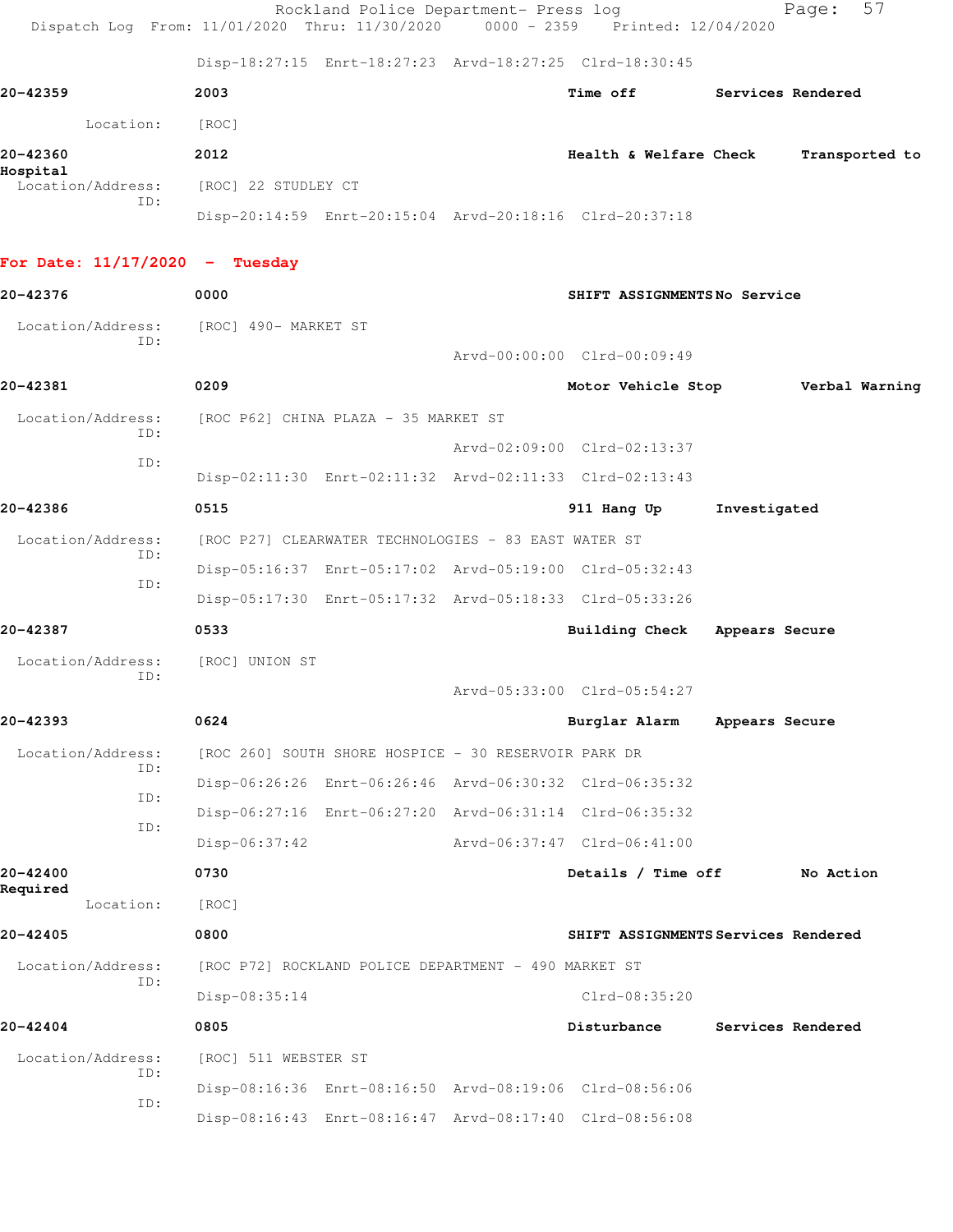Disp-18:27:15 Enrt-18:27:23 Arvd-18:27:25 Clrd-18:30:45

**20-42359** 2003 **Time off** **Services Rendered**

Location: [ROC]

**20-42360** 2012 **Health & Welfare Check** **Transported to Hospital**

Location/Address: [ROC] 22 STUDLEY CT
ID:
Disp-20:14:59 Enrt-20:15:04 Arvd-20:18:16 Clrd-20:37:18

## For Date: 11/17/2020 - Tuesday

**20-42376** 0000 **SHIFT ASSIGNMENTS** **No Service**

Location/Address: [ROC] 490- MARKET ST
ID:
Arvd-00:00:00 Clrd-00:09:49

**20-42381** 0209 **Motor Vehicle Stop** **Verbal Warning**

Location/Address: [ROC P62] CHINA PLAZA - 35 MARKET ST
ID:
Arvd-02:09:00 Clrd-02:13:37
ID:
Disp-02:11:30 Enrt-02:11:32 Arvd-02:11:33 Clrd-02:13:43

**20-42386** 0515 **911 Hang Up** **Investigated**

Location/Address: [ROC P27] CLEARWATER TECHNOLOGIES - 83 EAST WATER ST
ID:
Disp-05:16:37 Enrt-05:17:02 Arvd-05:19:00 Clrd-05:32:43
ID:
Disp-05:17:30 Enrt-05:17:32 Arvd-05:18:33 Clrd-05:33:26

**20-42387** 0533 **Building Check** **Appears Secure**

Location/Address: [ROC] UNION ST
ID:
Arvd-05:33:00 Clrd-05:54:27

**20-42393** 0624 **Burglar Alarm** **Appears Secure**

Location/Address: [ROC 260] SOUTH SHORE HOSPICE - 30 RESERVOIR PARK DR
ID:
Disp-06:26:26 Enrt-06:26:46 Arvd-06:30:32 Clrd-06:35:32
ID:
Disp-06:27:16 Enrt-06:27:20 Arvd-06:31:14 Clrd-06:35:32
ID:
Disp-06:37:42 Arvd-06:37:47 Clrd-06:41:00

**20-42400** 0730 **Details / Time off** **No Action Required**

Location: [ROC]

**20-42405** 0800 **SHIFT ASSIGNMENTS** **Services Rendered**

Location/Address: [ROC P72] ROCKLAND POLICE DEPARTMENT - 490 MARKET ST
ID:
Disp-08:35:14 Clrd-08:35:20

**20-42404** 0805 **Disturbance** **Services Rendered**

Location/Address: [ROC] 511 WEBSTER ST
ID:
Disp-08:16:36 Enrt-08:16:50 Arvd-08:19:06 Clrd-08:56:06
ID:
Disp-08:16:43 Enrt-08:16:47 Arvd-08:17:40 Clrd-08:56:08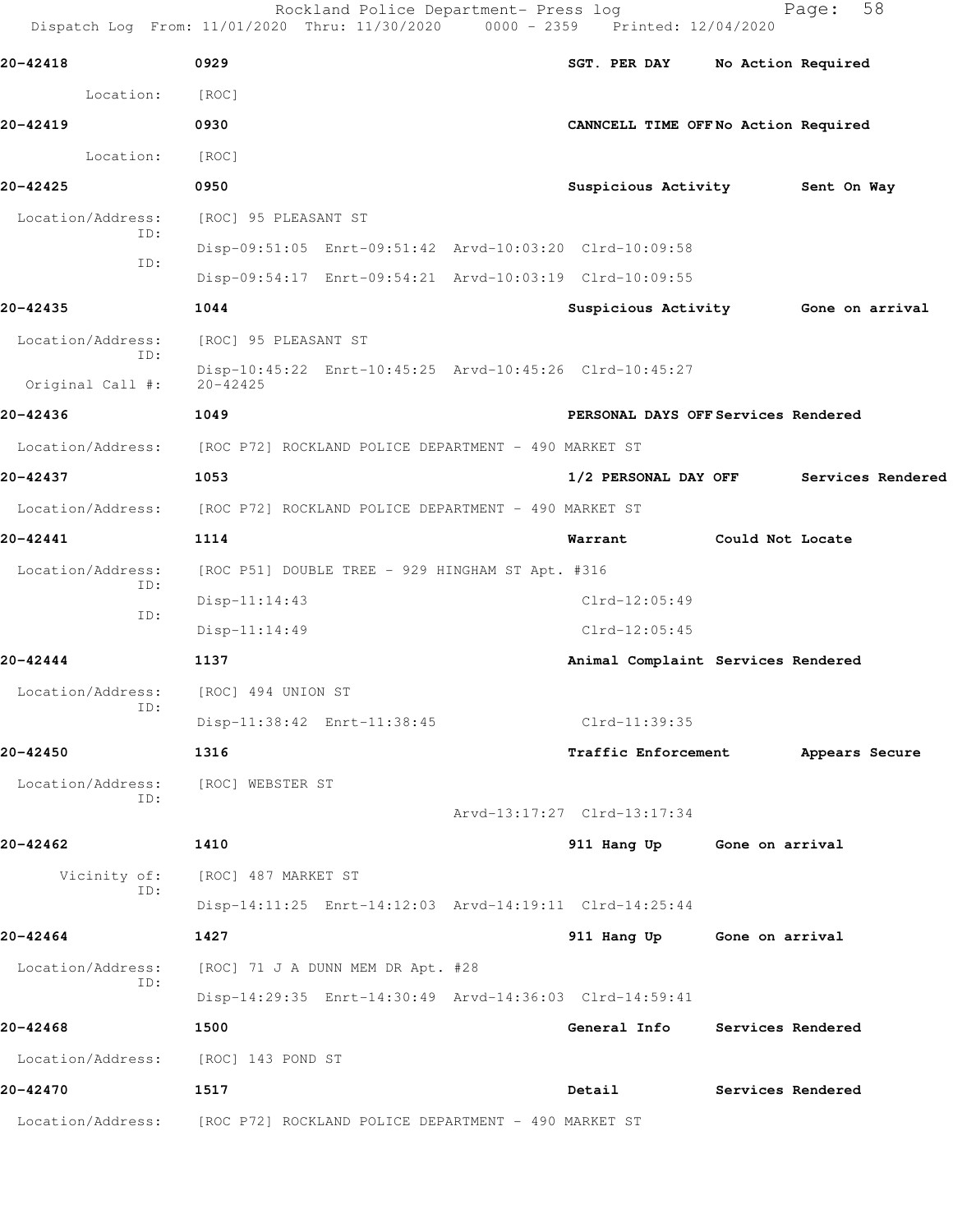**20-42418** 0929 SGT. PER DAY No Action Required

Location: [ROC]

**20-42419** 0930 CANNCELL TIME OFF No Action Required

Location: [ROC]

**20-42425** 0950 Suspicious Activity Sent On Way

Location/Address: [ROC] 95 PLEASANT ST

ID: Disp-09:51:05 Enrt-09:51:42 Arvd-10:03:20 Clrd-10:09:58

ID: Disp-09:54:17 Enrt-09:54:21 Arvd-10:03:19 Clrd-10:09:55

**20-42435** 1044 Suspicious Activity Gone on arrival

Location/Address: [ROC] 95 PLEASANT ST

ID: Disp-10:45:22 Enrt-10:45:25 Arvd-10:45:26 Clrd-10:45:27

Original Call #: 20-42425

**20-42436** 1049 PERSONAL DAYS OFF Services Rendered

Location/Address: [ROC P72] ROCKLAND POLICE DEPARTMENT - 490 MARKET ST

**20-42437** 1053 1/2 PERSONAL DAY OFF Services Rendered

Location/Address: [ROC P72] ROCKLAND POLICE DEPARTMENT - 490 MARKET ST

**20-42441** 1114 Warrant Could Not Locate

Location/Address: [ROC P51] DOUBLE TREE - 929 HINGHAM ST Apt. #316

ID: Disp-11:14:43 Clrd-12:05:49

ID: Disp-11:14:49 Clrd-12:05:45

**20-42444** 1137 Animal Complaint Services Rendered

Location/Address: [ROC] 494 UNION ST

ID: Disp-11:38:42 Enrt-11:38:45 Clrd-11:39:35

**20-42450** 1316 Traffic Enforcement Appears Secure

Location/Address: [ROC] WEBSTER ST

ID: Arvd-13:17:27 Clrd-13:17:34

**20-42462** 1410 911 Hang Up Gone on arrival

Vicinity of: [ROC] 487 MARKET ST

ID: Disp-14:11:25 Enrt-14:12:03 Arvd-14:19:11 Clrd-14:25:44

**20-42464** 1427 911 Hang Up Gone on arrival

Location/Address: [ROC] 71 J A DUNN MEM DR Apt. #28

ID: Disp-14:29:35 Enrt-14:30:49 Arvd-14:36:03 Clrd-14:59:41

**20-42468** 1500 General Info Services Rendered

Location/Address: [ROC] 143 POND ST

**20-42470** 1517 Detail Services Rendered

Location/Address: [ROC P72] ROCKLAND POLICE DEPARTMENT - 490 MARKET ST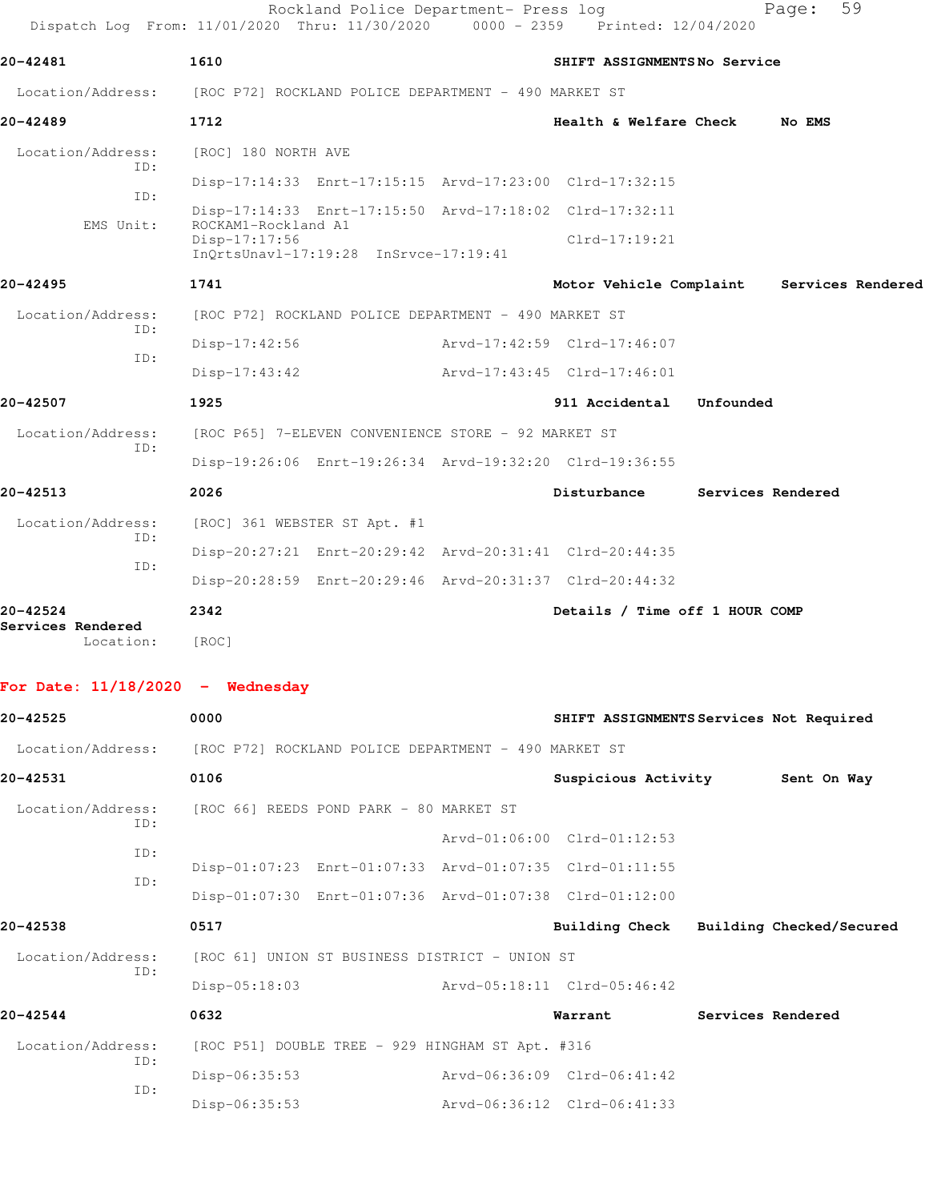**20-42481** 1610 **SHIFT ASSIGNMENTS** **No Service**

Location/Address: [ROC P72] ROCKLAND POLICE DEPARTMENT - 490 MARKET ST

**20-42489** 1712 **Health & Welfare Check** **No EMS**

Location/Address: [ROC] 180 NORTH AVE
ID: Disp-17:14:33 Enrt-17:15:15 Arvd-17:23:00 Clrd-17:32:15
ID: Disp-17:14:33 Enrt-17:15:50 Arvd-17:18:02 Clrd-17:32:11
EMS Unit: ROCKAM1-Rockland A1
Disp-17:17:56 Clrd-17:19:21
InQrtsUnavl-17:19:28 InSrvce-17:19:41

**20-42495** 1741 **Motor Vehicle Complaint** **Services Rendered**

Location/Address: [ROC P72] ROCKLAND POLICE DEPARTMENT - 490 MARKET ST
ID: Disp-17:42:56 Arvd-17:42:59 Clrd-17:46:07
ID: Disp-17:43:42 Arvd-17:43:45 Clrd-17:46:01

**20-42507** 1925 **911 Accidental** **Unfounded**

Location/Address: [ROC P65] 7-ELEVEN CONVENIENCE STORE - 92 MARKET ST
ID: Disp-19:26:06 Enrt-19:26:34 Arvd-19:32:20 Clrd-19:36:55

**20-42513** 2026 **Disturbance** **Services Rendered**

Location/Address: [ROC] 361 WEBSTER ST Apt. #1
ID: Disp-20:27:21 Enrt-20:29:42 Arvd-20:31:41 Clrd-20:44:35
ID: Disp-20:28:59 Enrt-20:29:46 Arvd-20:31:37 Clrd-20:44:32

**20-42524** 2342 **Details / Time off 1 HOUR COMP**
**Services Rendered**
Location: [ROC]

## For Date: 11/18/2020 - Wednesday

**20-42525** 0000 **SHIFT ASSIGNMENTS** **Services Not Required**

Location/Address: [ROC P72] ROCKLAND POLICE DEPARTMENT - 490 MARKET ST

**20-42531** 0106 **Suspicious Activity** **Sent On Way**

Location/Address: [ROC 66] REEDS POND PARK - 80 MARKET ST
ID: Arvd-01:06:00 Clrd-01:12:53
ID: Disp-01:07:23 Enrt-01:07:33 Arvd-01:07:35 Clrd-01:11:55
ID: Disp-01:07:30 Enrt-01:07:36 Arvd-01:07:38 Clrd-01:12:00

**20-42538** 0517 **Building Check** **Building Checked/Secured**

Location/Address: [ROC 61] UNION ST BUSINESS DISTRICT - UNION ST
ID: Disp-05:18:03 Arvd-05:18:11 Clrd-05:46:42

**20-42544** 0632 **Warrant** **Services Rendered**

Location/Address: [ROC P51] DOUBLE TREE - 929 HINGHAM ST Apt. #316
ID: Disp-06:35:53 Arvd-06:36:09 Clrd-06:41:42
ID: Disp-06:35:53 Arvd-06:36:12 Clrd-06:41:33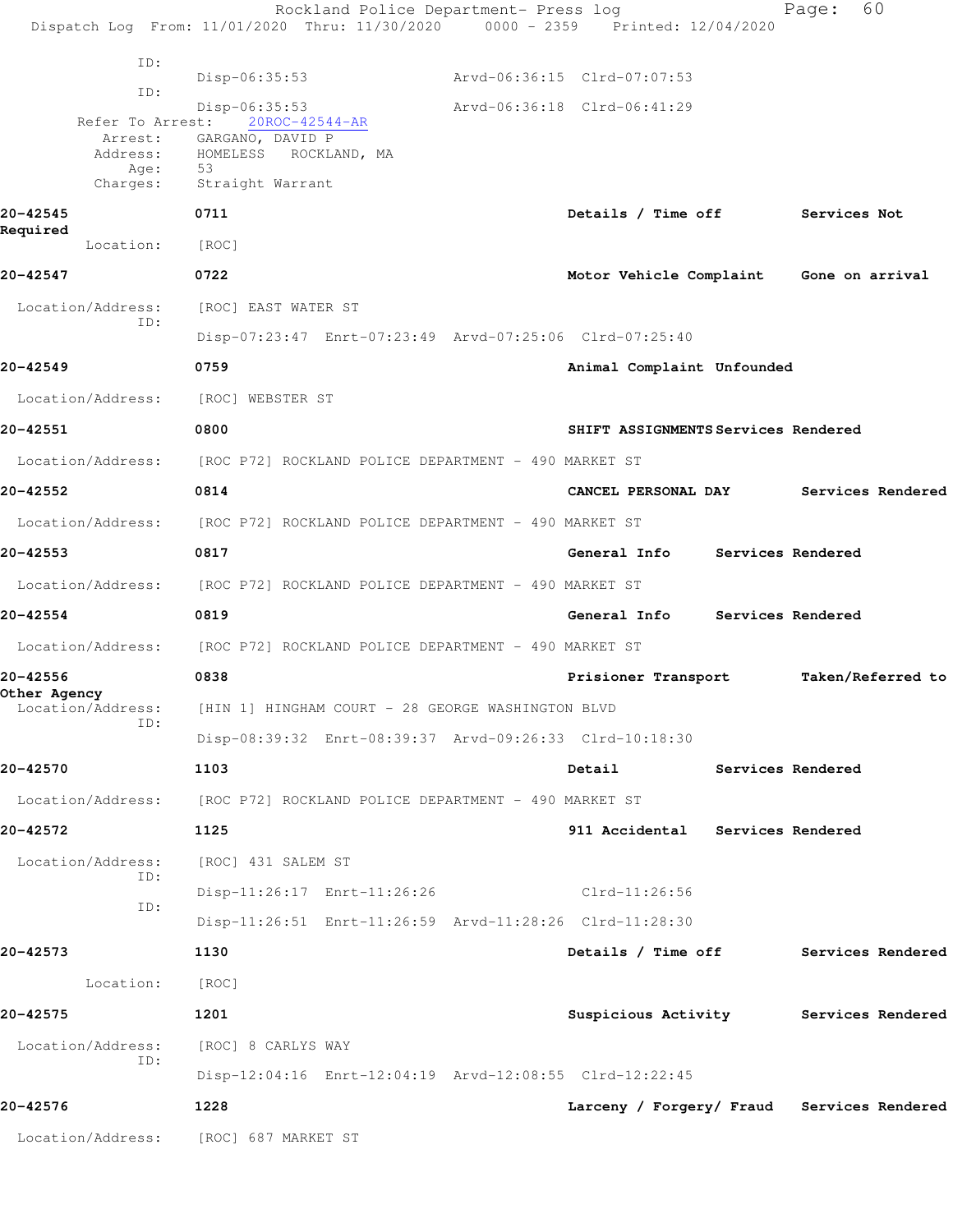```
            ID:
                    Disp-06:35:53               Arvd-06:36:15  Clrd-07:07:53
            ID:
                    Disp-06:35:53               Arvd-06:36:18  Clrd-06:41:29
      Refer To Arrest:    20ROC-42544-AR
         Arrest:    GARGANO, DAVID P
        Address:    HOMELESS   ROCKLAND, MA
            Age:    53
        Charges:    Straight Warrant
```

**20-42545** 0711 **Details / Time off** **Services Not Required**

```
       Location:    [ROC]
```

**20-42547** 0722 **Motor Vehicle Complaint** **Gone on arrival**

```
 Location/Address:    [ROC] EAST WATER ST
            ID:
                    Disp-07:23:47  Enrt-07:23:49  Arvd-07:25:06  Clrd-07:25:40
```

**20-42549** 0759 **Animal Complaint Unfounded**

```
 Location/Address:    [ROC] WEBSTER ST
```

**20-42551** 0800 **SHIFT ASSIGNMENTS Services Rendered**

```
 Location/Address:    [ROC P72] ROCKLAND POLICE DEPARTMENT - 490 MARKET ST
```

**20-42552** 0814 **CANCEL PERSONAL DAY** **Services Rendered**

```
 Location/Address:    [ROC P72] ROCKLAND POLICE DEPARTMENT - 490 MARKET ST
```

**20-42553** 0817 **General Info** **Services Rendered**

```
 Location/Address:    [ROC P72] ROCKLAND POLICE DEPARTMENT - 490 MARKET ST
```

**20-42554** 0819 **General Info** **Services Rendered**

```
 Location/Address:    [ROC P72] ROCKLAND POLICE DEPARTMENT - 490 MARKET ST
```

**20-42556** 0838 **Prisioner Transport** **Taken/Referred to Other Agency**

```
 Location/Address:    [HIN 1] HINGHAM COURT - 28 GEORGE WASHINGTON BLVD
            ID:
                    Disp-08:39:32  Enrt-08:39:37  Arvd-09:26:33  Clrd-10:18:30
```

**20-42570** 1103 **Detail** **Services Rendered**

```
 Location/Address:    [ROC P72] ROCKLAND POLICE DEPARTMENT - 490 MARKET ST
```

**20-42572** 1125 **911 Accidental** **Services Rendered**

```
 Location/Address:    [ROC] 431 SALEM ST
            ID:
                    Disp-11:26:17  Enrt-11:26:26                 Clrd-11:26:56
            ID:
                    Disp-11:26:51  Enrt-11:26:59  Arvd-11:28:26  Clrd-11:28:30
```

**20-42573** 1130 **Details / Time off** **Services Rendered**

```
       Location:    [ROC]
```

**20-42575** 1201 **Suspicious Activity** **Services Rendered**

```
 Location/Address:    [ROC] 8 CARLYS WAY
            ID:
                    Disp-12:04:16  Enrt-12:04:19  Arvd-12:08:55  Clrd-12:22:45
```

**20-42576** 1228 **Larceny / Forgery/ Fraud** **Services Rendered**

```
 Location/Address:    [ROC] 687 MARKET ST
```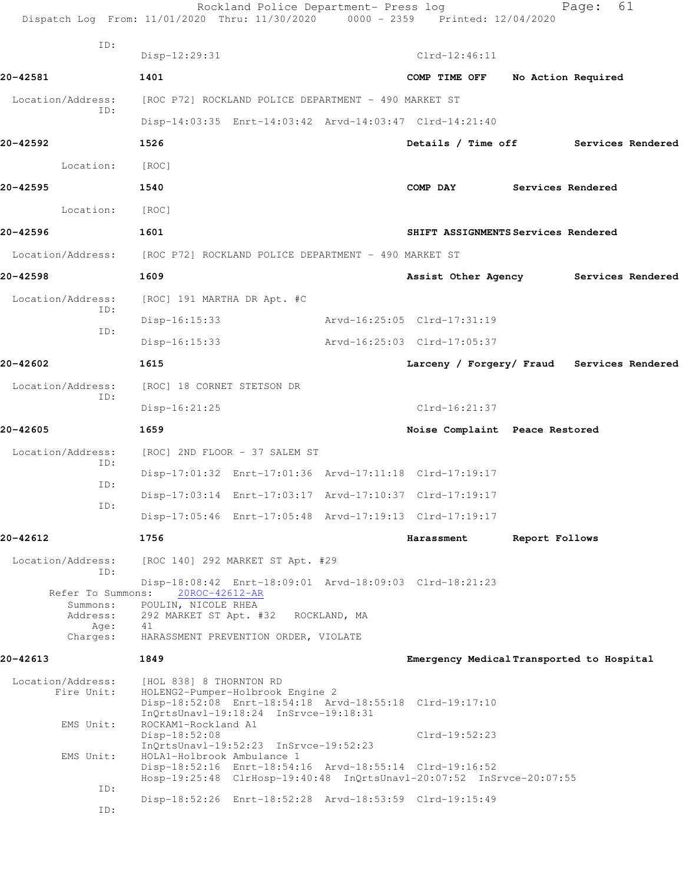ID:
Disp-12:29:31 Clrd-12:46:11

**20-42581** **1401** **COMP TIME OFF** **No Action Required**

Location/Address: [ROC P72] ROCKLAND POLICE DEPARTMENT - 490 MARKET ST
ID:
Disp-14:03:35 Enrt-14:03:42 Arvd-14:03:47 Clrd-14:21:40

**20-42592** **1526** **Details / Time off** **Services Rendered**

Location: [ROC]

**20-42595** **1540** **COMP DAY** **Services Rendered**

Location: [ROC]

**20-42596** **1601** **SHIFT ASSIGNMENTS** **Services Rendered**

Location/Address: [ROC P72] ROCKLAND POLICE DEPARTMENT - 490 MARKET ST

**20-42598** **1609** **Assist Other Agency** **Services Rendered**

Location/Address: [ROC] 191 MARTHA DR Apt. #C
ID:
Disp-16:15:33 Arvd-16:25:05 Clrd-17:31:19
ID:
Disp-16:15:33 Arvd-16:25:03 Clrd-17:05:37

**20-42602** **1615** **Larceny / Forgery/ Fraud** **Services Rendered**

Location/Address: [ROC] 18 CORNET STETSON DR
ID:
Disp-16:21:25 Clrd-16:21:37

**20-42605** **1659** **Noise Complaint** **Peace Restored**

Location/Address: [ROC] 2ND FLOOR - 37 SALEM ST
ID:
Disp-17:01:32 Enrt-17:01:36 Arvd-17:11:18 Clrd-17:19:17
ID:
Disp-17:03:14 Enrt-17:03:17 Arvd-17:10:37 Clrd-17:19:17
ID:
Disp-17:05:46 Enrt-17:05:48 Arvd-17:19:13 Clrd-17:19:17

**20-42612** **1756** **Harassment** **Report Follows**

Location/Address: [ROC 140] 292 MARKET ST Apt. #29
ID:
Disp-18:08:42 Enrt-18:09:01 Arvd-18:09:03 Clrd-18:21:23
Refer To Summons: 20ROC-42612-AR
Summons: POULIN, NICOLE RHEA
Address: 292 MARKET ST Apt. #32 ROCKLAND, MA
Age: 41
Charges: HARASSMENT PREVENTION ORDER, VIOLATE

**20-42613** **1849** **Emergency Medical** **Transported to Hospital**

Location/Address: [HOL 838] 8 THORNTON RD
Fire Unit: HOLENG2-Pumper-Holbrook Engine 2
Disp-18:52:08 Enrt-18:54:18 Arvd-18:55:18 Clrd-19:17:10
InQrtsUnavl-19:18:24 InSrvce-19:18:31
EMS Unit: ROCKAM1-Rockland A1
Disp-18:52:08 Clrd-19:52:23
InQrtsUnavl-19:52:23 InSrvce-19:52:23
EMS Unit: HOLA1-Holbrook Ambulance 1
Disp-18:52:16 Enrt-18:54:16 Arvd-18:55:14 Clrd-19:16:52
Hosp-19:25:48 ClrHosp-19:40:48 InQrtsUnavl-20:07:52 InSrvce-20:07:55
ID:
Disp-18:52:26 Enrt-18:52:28 Arvd-18:53:59 Clrd-19:15:49
ID: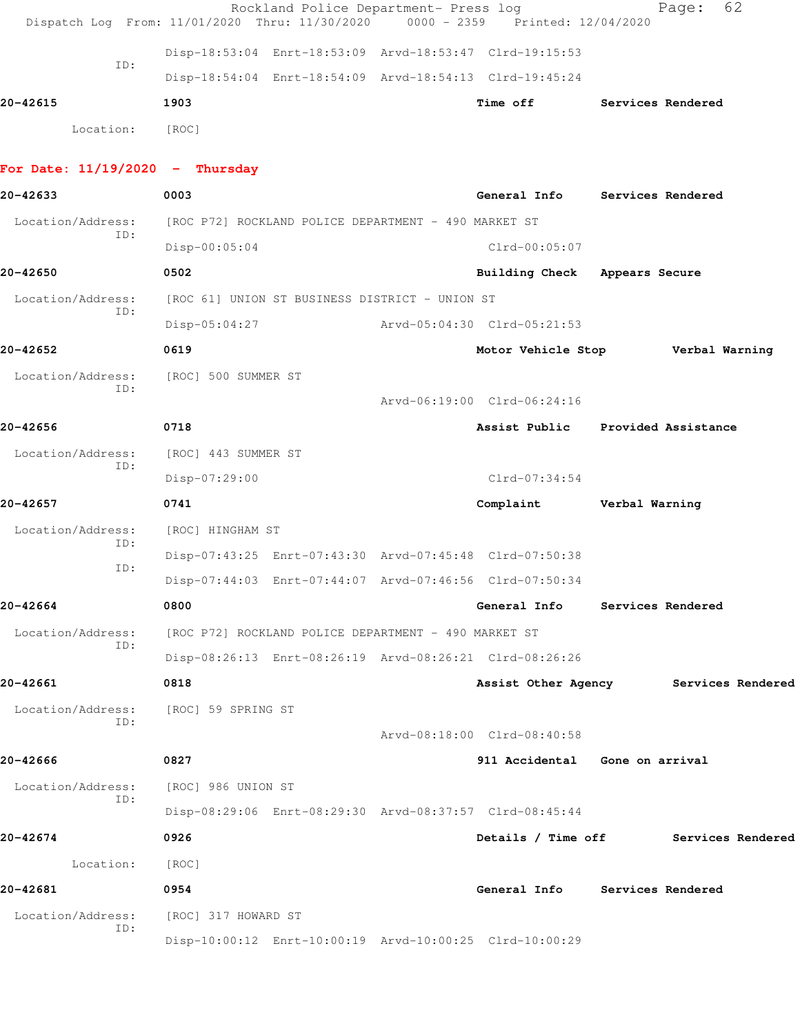Disp-18:53:04 Enrt-18:53:09 Arvd-18:53:47 Clrd-19:15:53

ID:

Disp-18:54:04 Enrt-18:54:09 Arvd-18:54:13 Clrd-19:45:24

**20-42615** **1903** **Time off** **Services Rendered**

Location: [ROC]

## For Date: 11/19/2020 - Thursday

**20-42633** **0003** **General Info** **Services Rendered**

Location/Address: [ROC P72] ROCKLAND POLICE DEPARTMENT - 490 MARKET ST

ID:

Disp-00:05:04 Clrd-00:05:07

**20-42650** **0502** **Building Check** **Appears Secure**

Location/Address: [ROC 61] UNION ST BUSINESS DISTRICT - UNION ST

ID:

Disp-05:04:27 Arvd-05:04:30 Clrd-05:21:53

**20-42652** **0619** **Motor Vehicle Stop** **Verbal Warning**

Location/Address: [ROC] 500 SUMMER ST

ID:

Arvd-06:19:00 Clrd-06:24:16

**20-42656** **0718** **Assist Public** **Provided Assistance**

Location/Address: [ROC] 443 SUMMER ST

ID:

Disp-07:29:00 Clrd-07:34:54

**20-42657** **0741** **Complaint** **Verbal Warning**

Location/Address: [ROC] HINGHAM ST

ID:

Disp-07:43:25 Enrt-07:43:30 Arvd-07:45:48 Clrd-07:50:38

ID:

Disp-07:44:03 Enrt-07:44:07 Arvd-07:46:56 Clrd-07:50:34

**20-42664** **0800** **General Info** **Services Rendered**

Location/Address: [ROC P72] ROCKLAND POLICE DEPARTMENT - 490 MARKET ST

ID:

Disp-08:26:13 Enrt-08:26:19 Arvd-08:26:21 Clrd-08:26:26

**20-42661** **0818** **Assist Other Agency** **Services Rendered**

Location/Address: [ROC] 59 SPRING ST

ID:

Arvd-08:18:00 Clrd-08:40:58

**20-42666** **0827** **911 Accidental** **Gone on arrival**

Location/Address: [ROC] 986 UNION ST

ID:

Disp-08:29:06 Enrt-08:29:30 Arvd-08:37:57 Clrd-08:45:44

**20-42674** **0926** **Details / Time off** **Services Rendered**

Location: [ROC]

**20-42681** **0954** **General Info** **Services Rendered**

Location/Address: [ROC] 317 HOWARD ST

ID:

Disp-10:00:12 Enrt-10:00:19 Arvd-10:00:25 Clrd-10:00:29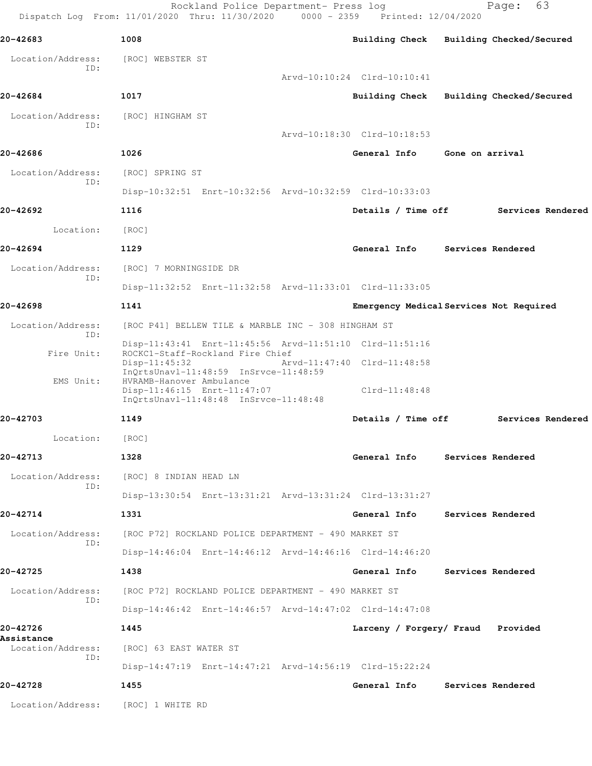**20-42683** 1008 **Building Check Building Checked/Secured**

Location/Address: [ROC] WEBSTER ST
ID:
Arvd-10:10:24 Clrd-10:10:41

**20-42684** 1017 **Building Check Building Checked/Secured**

Location/Address: [ROC] HINGHAM ST
ID:
Arvd-10:18:30 Clrd-10:18:53

**20-42686** 1026 **General Info Gone on arrival**

Location/Address: [ROC] SPRING ST
ID:
Disp-10:32:51 Enrt-10:32:56 Arvd-10:32:59 Clrd-10:33:03

**20-42692** 1116 **Details / Time off Services Rendered**

Location: [ROC]

**20-42694** 1129 **General Info Services Rendered**

Location/Address: [ROC] 7 MORNINGSIDE DR
ID:
Disp-11:32:52 Enrt-11:32:58 Arvd-11:33:01 Clrd-11:33:05

**20-42698** 1141 **Emergency Medical Services Not Required**

Location/Address: [ROC P41] BELLEW TILE & MARBLE INC - 308 HINGHAM ST
ID:
Disp-11:43:41 Enrt-11:45:56 Arvd-11:51:10 Clrd-11:51:16
Fire Unit: ROCKC1-Staff-Rockland Fire Chief
Disp-11:45:32 Arvd-11:47:40 Clrd-11:48:58
InQrtsUnavl-11:48:59 InSrvce-11:48:59
EMS Unit: HVRAMB-Hanover Ambulance
Disp-11:46:15 Enrt-11:47:07 Clrd-11:48:48
InQrtsUnavl-11:48:48 InSrvce-11:48:48

**20-42703** 1149 **Details / Time off Services Rendered**

Location: [ROC]

**20-42713** 1328 **General Info Services Rendered**

Location/Address: [ROC] 8 INDIAN HEAD LN
ID:
Disp-13:30:54 Enrt-13:31:21 Arvd-13:31:24 Clrd-13:31:27

**20-42714** 1331 **General Info Services Rendered**

Location/Address: [ROC P72] ROCKLAND POLICE DEPARTMENT - 490 MARKET ST
ID:
Disp-14:46:04 Enrt-14:46:12 Arvd-14:46:16 Clrd-14:46:20

**20-42725** 1438 **General Info Services Rendered**

Location/Address: [ROC P72] ROCKLAND POLICE DEPARTMENT - 490 MARKET ST
ID:
Disp-14:46:42 Enrt-14:46:57 Arvd-14:47:02 Clrd-14:47:08

**20-42726** 1445 **Larceny / Forgery/ Fraud Provided Assistance**

Location/Address: [ROC] 63 EAST WATER ST
ID:
Disp-14:47:19 Enrt-14:47:21 Arvd-14:56:19 Clrd-15:22:24

**20-42728** 1455 **General Info Services Rendered**

Location/Address: [ROC] 1 WHITE RD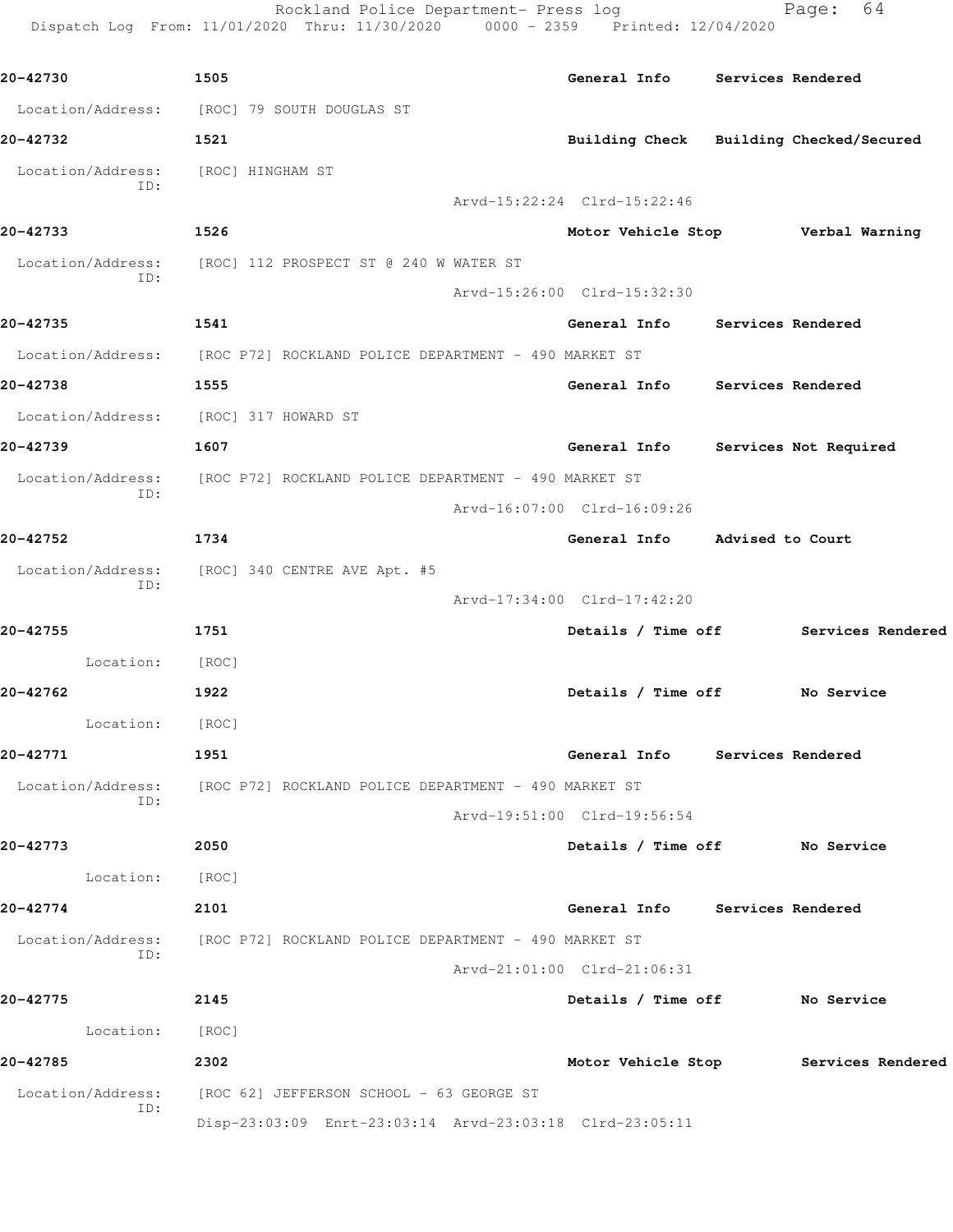**20-42730** 1505 General Info Services Rendered

Location/Address: [ROC] 79 SOUTH DOUGLAS ST

**20-42732** 1521 Building Check Building Checked/Secured

Location/Address: [ROC] HINGHAM ST
ID:
Arvd-15:22:24 Clrd-15:22:46

**20-42733** 1526 Motor Vehicle Stop Verbal Warning

Location/Address: [ROC] 112 PROSPECT ST @ 240 W WATER ST
ID:
Arvd-15:26:00 Clrd-15:32:30

**20-42735** 1541 General Info Services Rendered

Location/Address: [ROC P72] ROCKLAND POLICE DEPARTMENT - 490 MARKET ST

**20-42738** 1555 General Info Services Rendered

Location/Address: [ROC] 317 HOWARD ST

**20-42739** 1607 General Info Services Not Required

Location/Address: [ROC P72] ROCKLAND POLICE DEPARTMENT - 490 MARKET ST
ID:
Arvd-16:07:00 Clrd-16:09:26

**20-42752** 1734 General Info Advised to Court

Location/Address: [ROC] 340 CENTRE AVE Apt. #5
ID:
Arvd-17:34:00 Clrd-17:42:20

**20-42755** 1751 Details / Time off Services Rendered

Location: [ROC]

**20-42762** 1922 Details / Time off No Service

Location: [ROC]

**20-42771** 1951 General Info Services Rendered

Location/Address: [ROC P72] ROCKLAND POLICE DEPARTMENT - 490 MARKET ST
ID:
Arvd-19:51:00 Clrd-19:56:54

**20-42773** 2050 Details / Time off No Service

Location: [ROC]

**20-42774** 2101 General Info Services Rendered

Location/Address: [ROC P72] ROCKLAND POLICE DEPARTMENT - 490 MARKET ST
ID:
Arvd-21:01:00 Clrd-21:06:31

**20-42775** 2145 Details / Time off No Service

Location: [ROC]

**20-42785** 2302 Motor Vehicle Stop Services Rendered

Location/Address: [ROC 62] JEFFERSON SCHOOL - 63 GEORGE ST
ID:
Disp-23:03:09 Enrt-23:03:14 Arvd-23:03:18 Clrd-23:05:11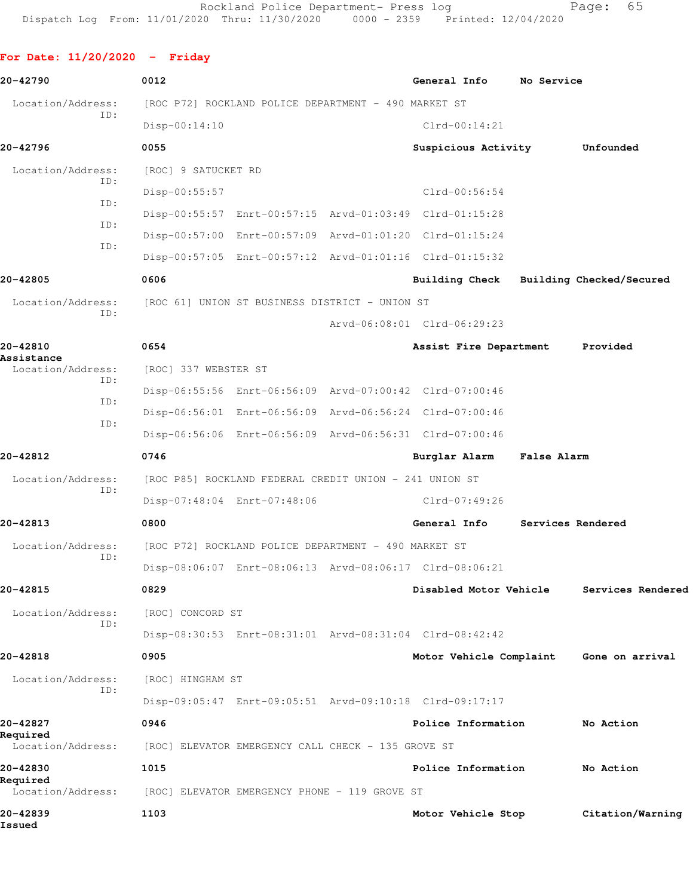## For Date: 11/20/2020 - Friday

**20-42790** 0012 General Info No Service

Location/Address: [ROC P72] ROCKLAND POLICE DEPARTMENT - 490 MARKET ST
ID:
Disp-00:14:10 Clrd-00:14:21

**20-42796** 0055 Suspicious Activity Unfounded

Location/Address: [ROC] 9 SATUCKET RD
ID:
Disp-00:55:57 Clrd-00:56:54
ID:
Disp-00:55:57 Enrt-00:57:15 Arvd-01:03:49 Clrd-01:15:28
ID:
Disp-00:57:00 Enrt-00:57:09 Arvd-01:01:20 Clrd-01:15:24
ID:
Disp-00:57:05 Enrt-00:57:12 Arvd-01:01:16 Clrd-01:15:32

**20-42805** 0606 Building Check Building Checked/Secured

Location/Address: [ROC 61] UNION ST BUSINESS DISTRICT - UNION ST
ID:
Arvd-06:08:01 Clrd-06:29:23

**20-42810** 0654 Assist Fire Department Provided Assistance

Location/Address: [ROC] 337 WEBSTER ST
ID:
Disp-06:55:56 Enrt-06:56:09 Arvd-07:00:42 Clrd-07:00:46
ID:
Disp-06:56:01 Enrt-06:56:09 Arvd-06:56:24 Clrd-07:00:46
ID:
Disp-06:56:06 Enrt-06:56:09 Arvd-06:56:31 Clrd-07:00:46

**20-42812** 0746 Burglar Alarm False Alarm

Location/Address: [ROC P85] ROCKLAND FEDERAL CREDIT UNION - 241 UNION ST
ID:
Disp-07:48:04 Enrt-07:48:06 Clrd-07:49:26

**20-42813** 0800 General Info Services Rendered

Location/Address: [ROC P72] ROCKLAND POLICE DEPARTMENT - 490 MARKET ST
ID:
Disp-08:06:07 Enrt-08:06:13 Arvd-08:06:17 Clrd-08:06:21

**20-42815** 0829 Disabled Motor Vehicle Services Rendered

Location/Address: [ROC] CONCORD ST
ID:
Disp-08:30:53 Enrt-08:31:01 Arvd-08:31:04 Clrd-08:42:42

**20-42818** 0905 Motor Vehicle Complaint Gone on arrival

Location/Address: [ROC] HINGHAM ST
ID:
Disp-09:05:47 Enrt-09:05:51 Arvd-09:10:18 Clrd-09:17:17

**20-42827** 0946 Police Information No Action Required

Location/Address: [ROC] ELEVATOR EMERGENCY CALL CHECK - 135 GROVE ST

**20-42830** 1015 Police Information No Action Required

Location/Address: [ROC] ELEVATOR EMERGENCY PHONE - 119 GROVE ST

**20-42839** 1103 Motor Vehicle Stop Citation/Warning Issued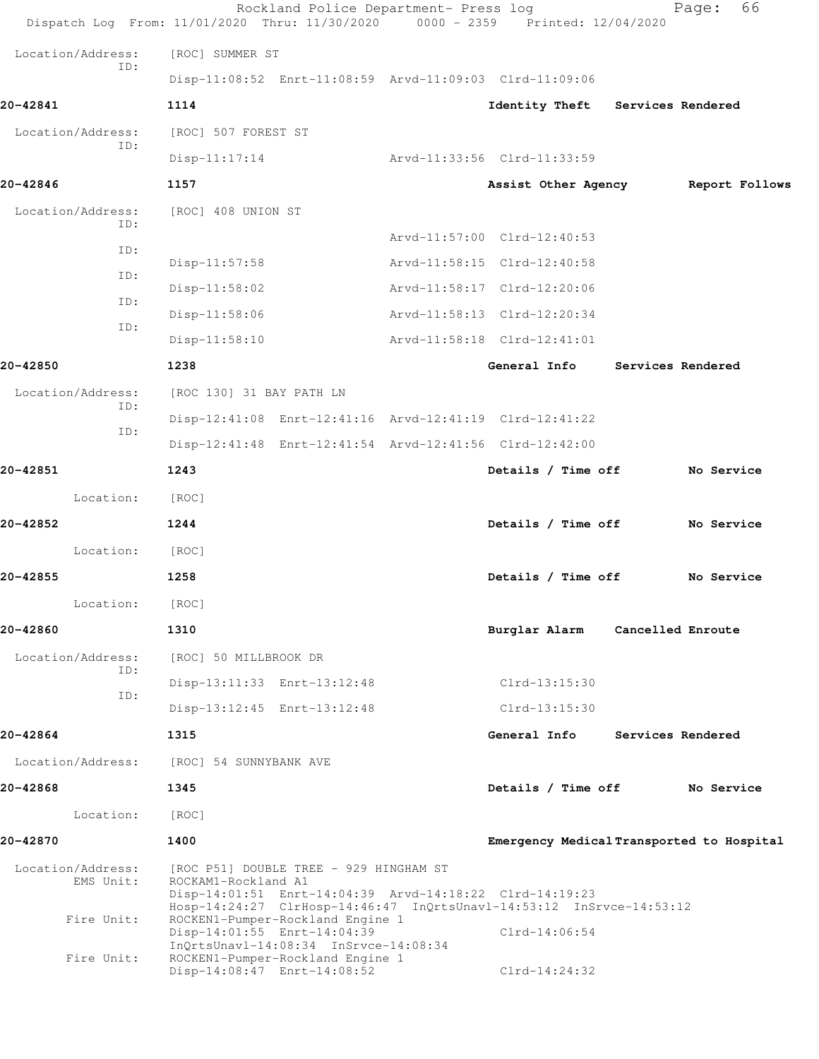Location/Address: [ROC] SUMMER ST
ID:
Disp-11:08:52 Enrt-11:08:59 Arvd-11:09:03 Clrd-11:09:06

**20-42841** 1114 Identity Theft Services Rendered

Location/Address: [ROC] 507 FOREST ST
ID:
Disp-11:17:14 Arvd-11:33:56 Clrd-11:33:59

**20-42846** 1157 Assist Other Agency Report Follows

Location/Address: [ROC] 408 UNION ST
ID:
Arvd-11:57:00 Clrd-12:40:53
ID:
Disp-11:57:58 Arvd-11:58:15 Clrd-12:40:58
ID:
Disp-11:58:02 Arvd-11:58:17 Clrd-12:20:06
ID:
Disp-11:58:06 Arvd-11:58:13 Clrd-12:20:34
ID:
Disp-11:58:10 Arvd-11:58:18 Clrd-12:41:01

**20-42850** 1238 General Info Services Rendered

Location/Address: [ROC 130] 31 BAY PATH LN
ID:
Disp-12:41:08 Enrt-12:41:16 Arvd-12:41:19 Clrd-12:41:22
ID:
Disp-12:41:48 Enrt-12:41:54 Arvd-12:41:56 Clrd-12:42:00

**20-42851** 1243 Details / Time off No Service

Location: [ROC]

**20-42852** 1244 Details / Time off No Service

Location: [ROC]

**20-42855** 1258 Details / Time off No Service

Location: [ROC]

**20-42860** 1310 Burglar Alarm Cancelled Enroute

Location/Address: [ROC] 50 MILLBROOK DR
ID:
Disp-13:11:33 Enrt-13:12:48 Clrd-13:15:30
ID:
Disp-13:12:45 Enrt-13:12:48 Clrd-13:15:30

**20-42864** 1315 General Info Services Rendered

Location/Address: [ROC] 54 SUNNYBANK AVE

**20-42868** 1345 Details / Time off No Service

Location: [ROC]

**20-42870** 1400 Emergency Medical Transported to Hospital

Location/Address: [ROC P51] DOUBLE TREE - 929 HINGHAM ST
EMS Unit: ROCKAM1-Rockland A1
Disp-14:01:51 Enrt-14:04:39 Arvd-14:18:22 Clrd-14:19:23
Hosp-14:24:27 ClrHosp-14:46:47 InQrtsUnavl-14:53:12 InSrvce-14:53:12
Fire Unit: ROCKEN1-Pumper-Rockland Engine 1
Disp-14:01:55 Enrt-14:04:39 Clrd-14:06:54
InQrtsUnavl-14:08:34 InSrvce-14:08:34
Fire Unit: ROCKEN1-Pumper-Rockland Engine 1
Disp-14:08:47 Enrt-14:08:52 Clrd-14:24:32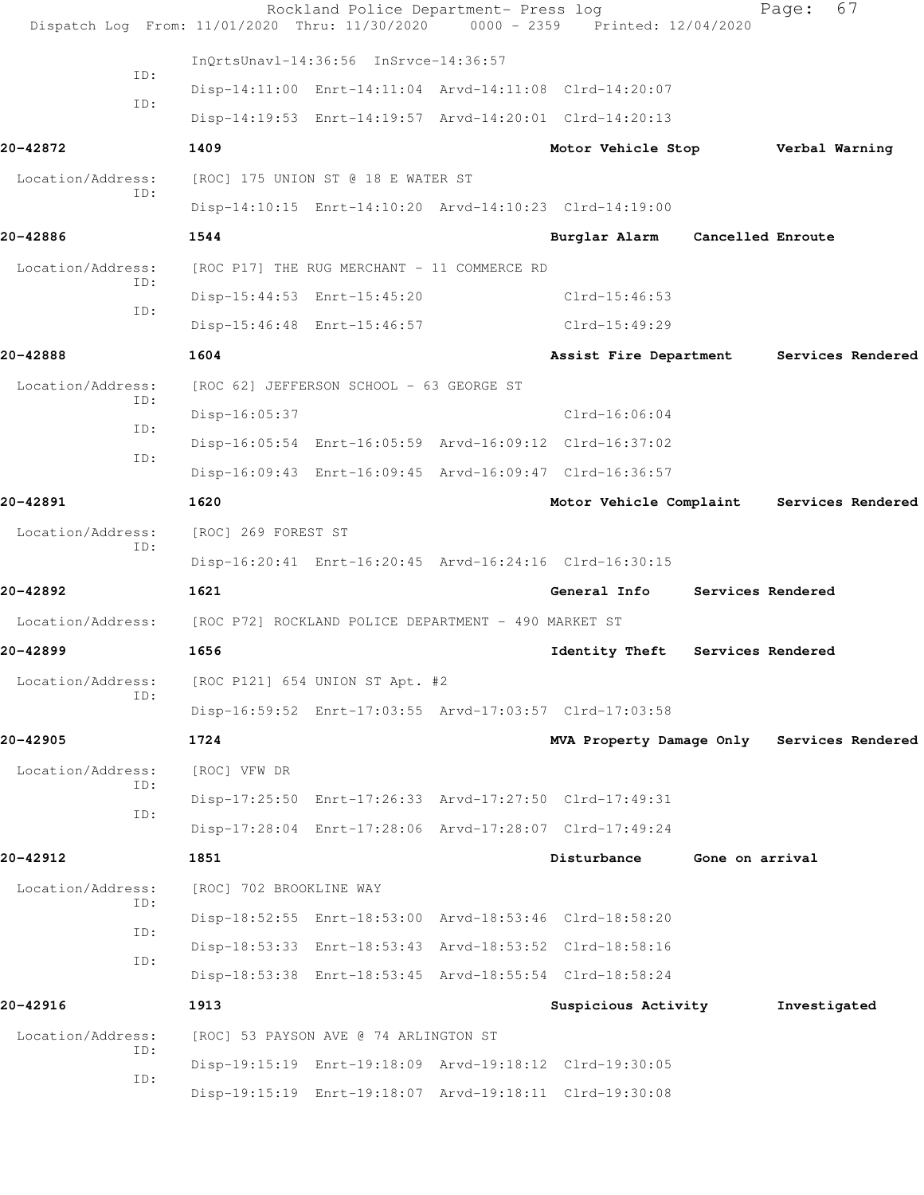InQrtsUnavl-14:36:56 InSrvce-14:36:57

ID: Disp-14:11:00 Enrt-14:11:04 Arvd-14:11:08 Clrd-14:20:07

ID: Disp-14:19:53 Enrt-14:19:57 Arvd-14:20:01 Clrd-14:20:13

**20-42872** **1409** **Motor Vehicle Stop** **Verbal Warning**

Location/Address: [ROC] 175 UNION ST @ 18 E WATER ST

ID: Disp-14:10:15 Enrt-14:10:20 Arvd-14:10:23 Clrd-14:19:00

**20-42886** **1544** **Burglar Alarm** **Cancelled Enroute**

Location/Address: [ROC P17] THE RUG MERCHANT - 11 COMMERCE RD

ID: Disp-15:44:53 Enrt-15:45:20 Clrd-15:46:53

ID: Disp-15:46:48 Enrt-15:46:57 Clrd-15:49:29

**20-42888** **1604** **Assist Fire Department** **Services Rendered**

Location/Address: [ROC 62] JEFFERSON SCHOOL - 63 GEORGE ST

ID: Disp-16:05:37 Clrd-16:06:04

ID: Disp-16:05:54 Enrt-16:05:59 Arvd-16:09:12 Clrd-16:37:02

ID: Disp-16:09:43 Enrt-16:09:45 Arvd-16:09:47 Clrd-16:36:57

**20-42891** **1620** **Motor Vehicle Complaint** **Services Rendered**

Location/Address: [ROC] 269 FOREST ST

ID: Disp-16:20:41 Enrt-16:20:45 Arvd-16:24:16 Clrd-16:30:15

**20-42892** **1621** **General Info** **Services Rendered**

Location/Address: [ROC P72] ROCKLAND POLICE DEPARTMENT - 490 MARKET ST

**20-42899** **1656** **Identity Theft** **Services Rendered**

Location/Address: [ROC P121] 654 UNION ST Apt. #2

ID: Disp-16:59:52 Enrt-17:03:55 Arvd-17:03:57 Clrd-17:03:58

**20-42905** **1724** **MVA Property Damage Only** **Services Rendered**

Location/Address: [ROC] VFW DR

ID: Disp-17:25:50 Enrt-17:26:33 Arvd-17:27:50 Clrd-17:49:31

ID: Disp-17:28:04 Enrt-17:28:06 Arvd-17:28:07 Clrd-17:49:24

**20-42912** **1851** **Disturbance** **Gone on arrival**

Location/Address: [ROC] 702 BROOKLINE WAY

ID: Disp-18:52:55 Enrt-18:53:00 Arvd-18:53:46 Clrd-18:58:20

ID: Disp-18:53:33 Enrt-18:53:43 Arvd-18:53:52 Clrd-18:58:16

ID: Disp-18:53:38 Enrt-18:53:45 Arvd-18:55:54 Clrd-18:58:24

**20-42916** **1913** **Suspicious Activity** **Investigated**

Location/Address: [ROC] 53 PAYSON AVE @ 74 ARLINGTON ST

ID: Disp-19:15:19 Enrt-19:18:09 Arvd-19:18:12 Clrd-19:30:05

ID: Disp-19:15:19 Enrt-19:18:07 Arvd-19:18:11 Clrd-19:30:08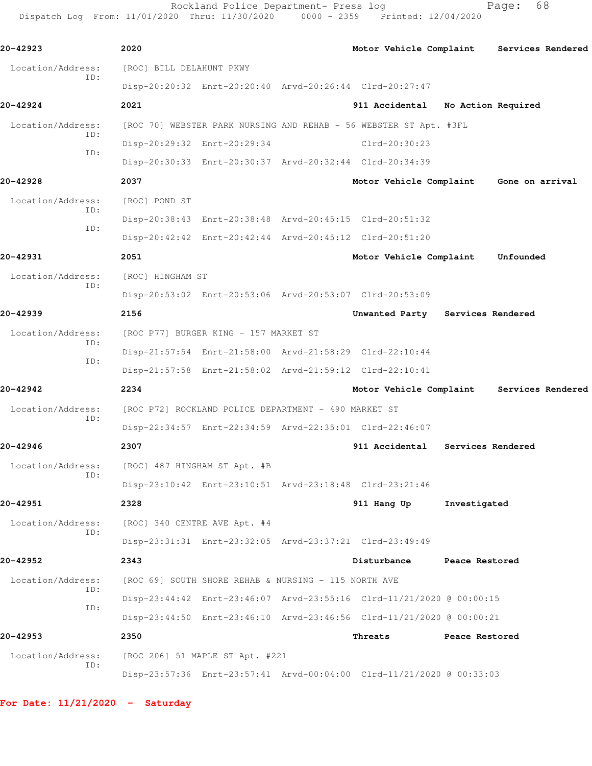**20-42923** 2020 Motor Vehicle Complaint Services Rendered

Location/Address: [ROC] BILL DELAHUNT PKWY
ID:
Disp-20:20:32 Enrt-20:20:40 Arvd-20:26:44 Clrd-20:27:47

**20-42924** 2021 911 Accidental No Action Required

Location/Address: [ROC 70] WEBSTER PARK NURSING AND REHAB - 56 WEBSTER ST Apt. #3FL
ID:
Disp-20:29:32 Enrt-20:29:34 Clrd-20:30:23
ID:
Disp-20:30:33 Enrt-20:30:37 Arvd-20:32:44 Clrd-20:34:39

**20-42928** 2037 Motor Vehicle Complaint Gone on arrival

Location/Address: [ROC] POND ST
ID:
Disp-20:38:43 Enrt-20:38:48 Arvd-20:45:15 Clrd-20:51:32
ID:
Disp-20:42:42 Enrt-20:42:44 Arvd-20:45:12 Clrd-20:51:20

**20-42931** 2051 Motor Vehicle Complaint Unfounded

Location/Address: [ROC] HINGHAM ST
ID:
Disp-20:53:02 Enrt-20:53:06 Arvd-20:53:07 Clrd-20:53:09

**20-42939** 2156 Unwanted Party Services Rendered

Location/Address: [ROC P77] BURGER KING - 157 MARKET ST
ID:
Disp-21:57:54 Enrt-21:58:00 Arvd-21:58:29 Clrd-22:10:44
ID:
Disp-21:57:58 Enrt-21:58:02 Arvd-21:59:12 Clrd-22:10:41

**20-42942** 2234 Motor Vehicle Complaint Services Rendered

Location/Address: [ROC P72] ROCKLAND POLICE DEPARTMENT - 490 MARKET ST
ID:
Disp-22:34:57 Enrt-22:34:59 Arvd-22:35:01 Clrd-22:46:07

**20-42946** 2307 911 Accidental Services Rendered

Location/Address: [ROC] 487 HINGHAM ST Apt. #B
ID:
Disp-23:10:42 Enrt-23:10:51 Arvd-23:18:48 Clrd-23:21:46

**20-42951** 2328 911 Hang Up Investigated

Location/Address: [ROC] 340 CENTRE AVE Apt. #4
ID:
Disp-23:31:31 Enrt-23:32:05 Arvd-23:37:21 Clrd-23:49:49

**20-42952** 2343 Disturbance Peace Restored

Location/Address: [ROC 69] SOUTH SHORE REHAB & NURSING - 115 NORTH AVE
ID:
Disp-23:44:42 Enrt-23:46:07 Arvd-23:55:16 Clrd-11/21/2020 @ 00:00:15
ID:
Disp-23:44:50 Enrt-23:46:10 Arvd-23:46:56 Clrd-11/21/2020 @ 00:00:21

**20-42953** 2350 Threats Peace Restored

Location/Address: [ROC 206] 51 MAPLE ST Apt. #221
ID:
Disp-23:57:36 Enrt-23:57:41 Arvd-00:04:00 Clrd-11/21/2020 @ 00:33:03

**For Date: 11/21/2020 - Saturday**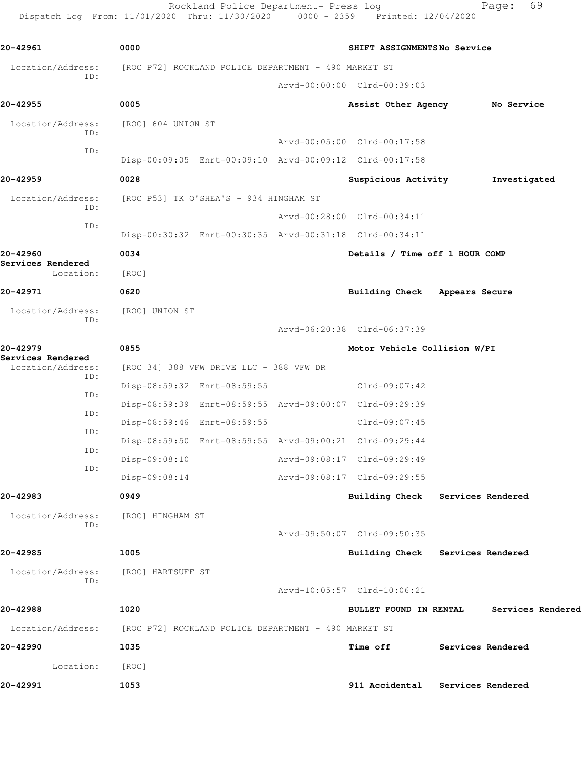Rockland Police Department- Press log

Dispatch Log From: 11/01/2020 Thru: 11/30/2020 0000 - 2359 Printed: 12/04/2020

**20-42961** 0000 SHIFT ASSIGNMENTS No Service

Location/Address: [ROC P72] ROCKLAND POLICE DEPARTMENT - 490 MARKET ST
ID: Arvd-00:00:00 Clrd-00:39:03

**20-42955** 0005 Assist Other Agency No Service

Location/Address: [ROC] 604 UNION ST
ID: Arvd-00:05:00 Clrd-00:17:58
ID: Disp-00:09:05 Enrt-00:09:10 Arvd-00:09:12 Clrd-00:17:58

**20-42959** 0028 Suspicious Activity Investigated

Location/Address: [ROC P53] TK O'SHEA'S - 934 HINGHAM ST
ID: Arvd-00:28:00 Clrd-00:34:11
ID: Disp-00:30:32 Enrt-00:30:35 Arvd-00:31:18 Clrd-00:34:11

**20-42960** 0034 Details / Time off 1 HOUR COMP
Services Rendered
Location: [ROC]

**20-42971** 0620 Building Check Appears Secure

Location/Address: [ROC] UNION ST
ID: Arvd-06:20:38 Clrd-06:37:39

**20-42979** 0855 Motor Vehicle Collision W/PI
Services Rendered
Location/Address: [ROC 34] 388 VFW DRIVE LLC - 388 VFW DR
ID: Disp-08:59:32 Enrt-08:59:55 Clrd-09:07:42
ID: Disp-08:59:39 Enrt-08:59:55 Arvd-09:00:07 Clrd-09:29:39
ID: Disp-08:59:46 Enrt-08:59:55 Clrd-09:07:45
ID: Disp-08:59:50 Enrt-08:59:55 Arvd-09:00:21 Clrd-09:29:44
ID: Disp-09:08:10 Arvd-09:08:17 Clrd-09:29:49
ID: Disp-09:08:14 Arvd-09:08:17 Clrd-09:29:55

**20-42983** 0949 Building Check Services Rendered

Location/Address: [ROC] HINGHAM ST
ID: Arvd-09:50:07 Clrd-09:50:35

**20-42985** 1005 Building Check Services Rendered

Location/Address: [ROC] HARTSUFF ST
ID: Arvd-10:05:57 Clrd-10:06:21

**20-42988** 1020 BULLET FOUND IN RENTAL Services Rendered

Location/Address: [ROC P72] ROCKLAND POLICE DEPARTMENT - 490 MARKET ST

**20-42990** 1035 Time off Services Rendered

Location: [ROC]

**20-42991** 1053 911 Accidental Services Rendered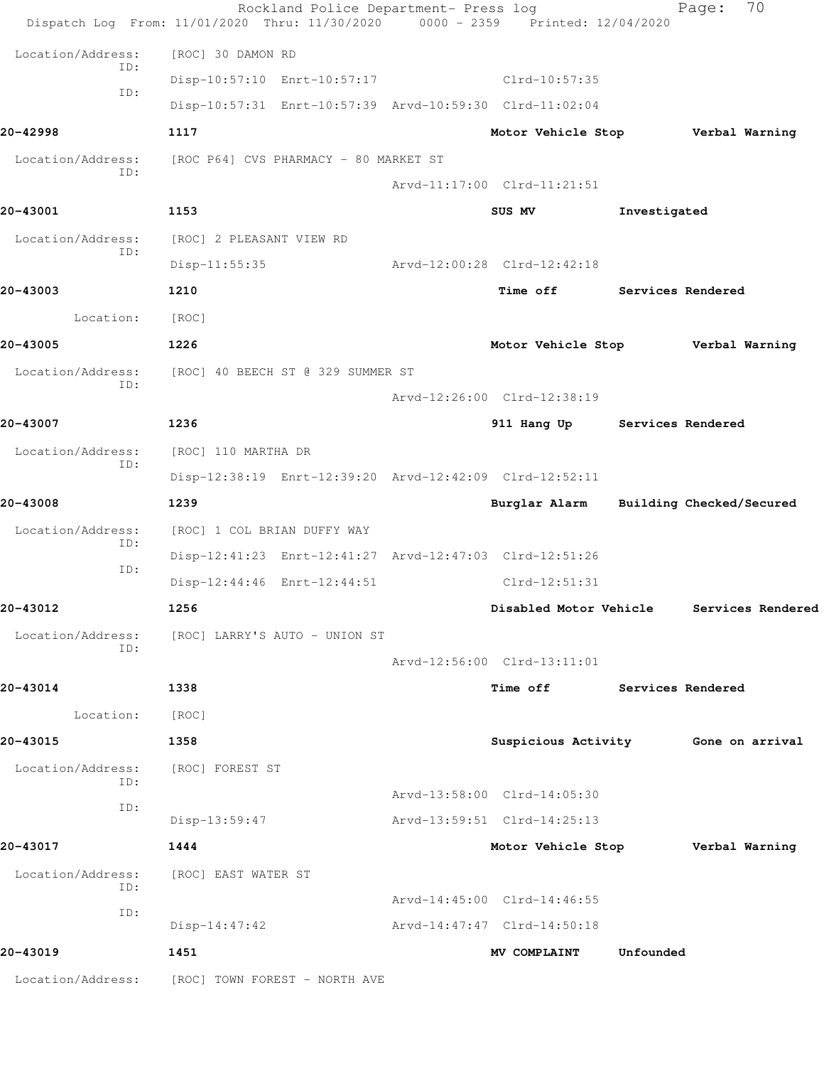Location/Address: [ROC] 30 DAMON RD

ID: Disp-10:57:10 Enrt-10:57:17 Clrd-10:57:35

ID: Disp-10:57:31 Enrt-10:57:39 Arvd-10:59:30 Clrd-11:02:04

**20-42998** 1117 **Motor Vehicle Stop** **Verbal Warning**

Location/Address: [ROC P64] CVS PHARMACY - 80 MARKET ST

ID: Arvd-11:17:00 Clrd-11:21:51

**20-43001** 1153 **SUS MV** **Investigated**

Location/Address: [ROC] 2 PLEASANT VIEW RD

ID: Disp-11:55:35 Arvd-12:00:28 Clrd-12:42:18

**20-43003** 1210 **Time off** **Services Rendered**

Location: [ROC]

**20-43005** 1226 **Motor Vehicle Stop** **Verbal Warning**

Location/Address: [ROC] 40 BEECH ST @ 329 SUMMER ST

ID: Arvd-12:26:00 Clrd-12:38:19

**20-43007** 1236 **911 Hang Up** **Services Rendered**

Location/Address: [ROC] 110 MARTHA DR

ID: Disp-12:38:19 Enrt-12:39:20 Arvd-12:42:09 Clrd-12:52:11

**20-43008** 1239 **Burglar Alarm** **Building Checked/Secured**

Location/Address: [ROC] 1 COL BRIAN DUFFY WAY

ID: Disp-12:41:23 Enrt-12:41:27 Arvd-12:47:03 Clrd-12:51:26

ID: Disp-12:44:46 Enrt-12:44:51 Clrd-12:51:31

**20-43012** 1256 **Disabled Motor Vehicle** **Services Rendered**

Location/Address: [ROC] LARRY'S AUTO - UNION ST

ID: Arvd-12:56:00 Clrd-13:11:01

**20-43014** 1338 **Time off** **Services Rendered**

Location: [ROC]

**20-43015** 1358 **Suspicious Activity** **Gone on arrival**

Location/Address: [ROC] FOREST ST

ID: Arvd-13:58:00 Clrd-14:05:30

ID: Disp-13:59:47 Arvd-13:59:51 Clrd-14:25:13

**20-43017** 1444 **Motor Vehicle Stop** **Verbal Warning**

Location/Address: [ROC] EAST WATER ST

ID: Arvd-14:45:00 Clrd-14:46:55

ID: Disp-14:47:42 Arvd-14:47:47 Clrd-14:50:18

**20-43019** 1451 **MV COMPLAINT** **Unfounded**

Location/Address: [ROC] TOWN FOREST - NORTH AVE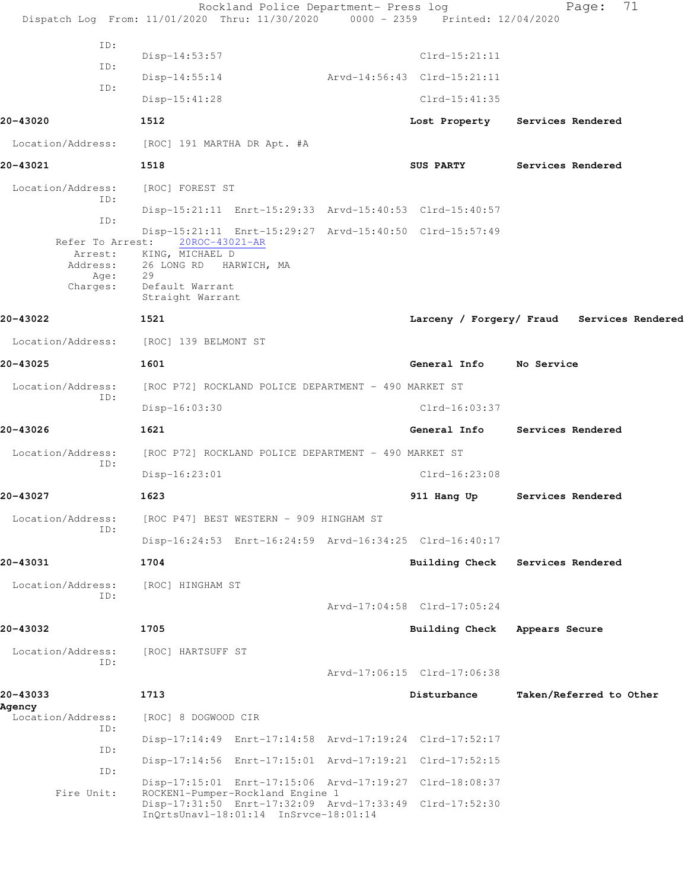```
          ID:
                    Disp-14:53:57                              Clrd-15:21:11
          ID:
                    Disp-14:55:14              Arvd-14:56:43  Clrd-15:21:11
          ID:
                    Disp-15:41:28                              Clrd-15:41:35
```

**20-43020** 1512 **Lost Property** **Services Rendered**

Location/Address: [ROC] 191 MARTHA DR Apt. #A

**20-43021** 1518 **SUS PARTY** **Services Rendered**

```
 Location/Address:    [ROC] FOREST ST
          ID:
                    Disp-15:21:11  Enrt-15:29:33  Arvd-15:40:53  Clrd-15:40:57
          ID:
                    Disp-15:21:11  Enrt-15:29:27  Arvd-15:40:50  Clrd-15:57:49
     Refer To Arrest:    20ROC-43021-AR
          Arrest:    KING, MICHAEL D
         Address:    26 LONG RD   HARWICH, MA
             Age:    29
         Charges:    Default Warrant
                     Straight Warrant
```

**20-43022** 1521 **Larceny / Forgery/ Fraud** **Services Rendered**

Location/Address: [ROC] 139 BELMONT ST

**20-43025** 1601 **General Info** **No Service**

```
 Location/Address:    [ROC P72] ROCKLAND POLICE DEPARTMENT - 490 MARKET ST
          ID:
                    Disp-16:03:30                              Clrd-16:03:37
```

**20-43026** 1621 **General Info** **Services Rendered**

```
 Location/Address:    [ROC P72] ROCKLAND POLICE DEPARTMENT - 490 MARKET ST
          ID:
                    Disp-16:23:01                              Clrd-16:23:08
```

**20-43027** 1623 **911 Hang Up** **Services Rendered**

```
 Location/Address:    [ROC P47] BEST WESTERN - 909 HINGHAM ST
          ID:
                    Disp-16:24:53  Enrt-16:24:59  Arvd-16:34:25  Clrd-16:40:17
```

**20-43031** 1704 **Building Check** **Services Rendered**

```
 Location/Address:    [ROC] HINGHAM ST
          ID:
                                                  Arvd-17:04:58  Clrd-17:05:24
```

**20-43032** 1705 **Building Check** **Appears Secure**

```
 Location/Address:    [ROC] HARTSUFF ST
          ID:
                                                  Arvd-17:06:15  Clrd-17:06:38
```

**20-43033** 1713 **Disturbance** **Taken/Referred to Other Agency**

```
 Location/Address:    [ROC] 8 DOGWOOD CIR
          ID:
                    Disp-17:14:49  Enrt-17:14:58  Arvd-17:19:24  Clrd-17:52:17
          ID:
                    Disp-17:14:56  Enrt-17:15:01  Arvd-17:19:21  Clrd-17:52:15
          ID:
                    Disp-17:15:01  Enrt-17:15:06  Arvd-17:19:27  Clrd-18:08:37
      Fire Unit:    ROCKEN1-Pumper-Rockland Engine 1
                    Disp-17:31:50  Enrt-17:32:09  Arvd-17:33:49  Clrd-17:52:30
                    InQrtsUnavl-18:01:14  InSrvce-18:01:14
```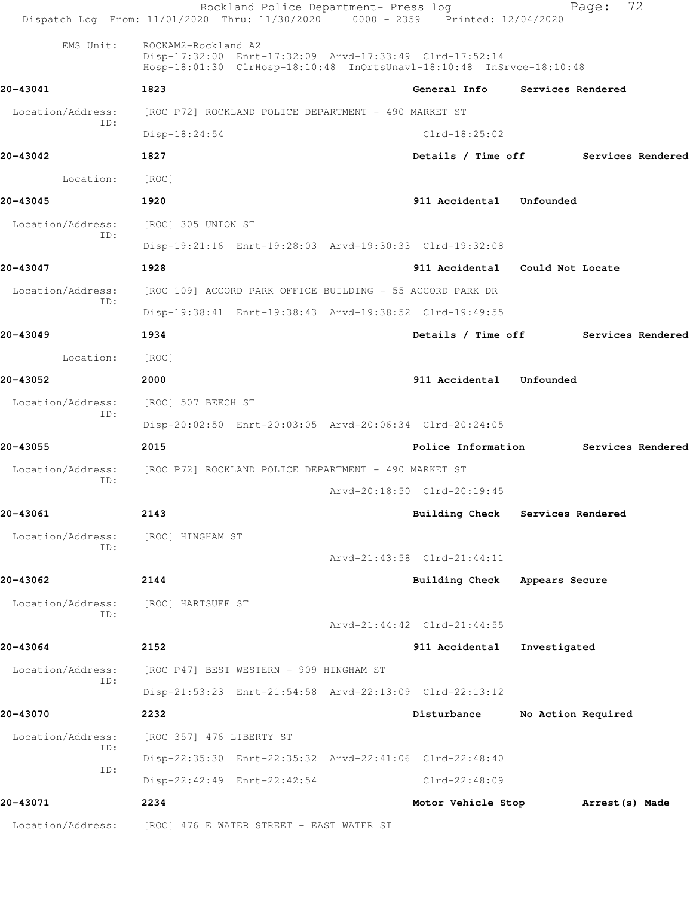EMS Unit: ROCKAM2-Rockland A2
Disp-17:32:00 Enrt-17:32:09 Arvd-17:33:49 Clrd-17:52:14
Hosp-18:01:30 ClrHosp-18:10:48 InQrtsUnavl-18:10:48 InSrvce-18:10:48

**20-43041** **1823** **General Info** **Services Rendered**

Location/Address: [ROC P72] ROCKLAND POLICE DEPARTMENT - 490 MARKET ST
ID:
Disp-18:24:54 Clrd-18:25:02

**20-43042** **1827** **Details / Time off** **Services Rendered**

Location: [ROC]

**20-43045** **1920** **911 Accidental** **Unfounded**

Location/Address: [ROC] 305 UNION ST
ID:
Disp-19:21:16 Enrt-19:28:03 Arvd-19:30:33 Clrd-19:32:08

**20-43047** **1928** **911 Accidental** **Could Not Locate**

Location/Address: [ROC 109] ACCORD PARK OFFICE BUILDING - 55 ACCORD PARK DR
ID:
Disp-19:38:41 Enrt-19:38:43 Arvd-19:38:52 Clrd-19:49:55

**20-43049** **1934** **Details / Time off** **Services Rendered**

Location: [ROC]

**20-43052** **2000** **911 Accidental** **Unfounded**

Location/Address: [ROC] 507 BEECH ST
ID:
Disp-20:02:50 Enrt-20:03:05 Arvd-20:06:34 Clrd-20:24:05

**20-43055** **2015** **Police Information** **Services Rendered**

Location/Address: [ROC P72] ROCKLAND POLICE DEPARTMENT - 490 MARKET ST
ID:
Arvd-20:18:50 Clrd-20:19:45

**20-43061** **2143** **Building Check** **Services Rendered**

Location/Address: [ROC] HINGHAM ST
ID:
Arvd-21:43:58 Clrd-21:44:11

**20-43062** **2144** **Building Check** **Appears Secure**

Location/Address: [ROC] HARTSUFF ST
ID:
Arvd-21:44:42 Clrd-21:44:55

**20-43064** **2152** **911 Accidental** **Investigated**

Location/Address: [ROC P47] BEST WESTERN - 909 HINGHAM ST
ID:
Disp-21:53:23 Enrt-21:54:58 Arvd-22:13:09 Clrd-22:13:12

**20-43070** **2232** **Disturbance** **No Action Required**

Location/Address: [ROC 357] 476 LIBERTY ST
ID:
Disp-22:35:30 Enrt-22:35:32 Arvd-22:41:06 Clrd-22:48:40
ID:
Disp-22:42:49 Enrt-22:42:54 Clrd-22:48:09

**20-43071** **2234** **Motor Vehicle Stop** **Arrest(s) Made**

Location/Address: [ROC] 476 E WATER STREET - EAST WATER ST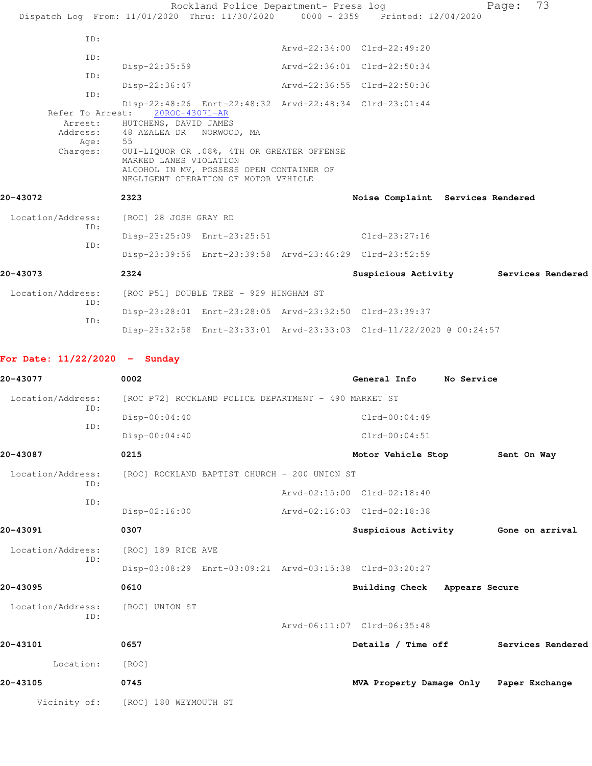```
        ID:
                                    Arvd-22:34:00  Clrd-22:49:20
        ID:
               Disp-22:35:59        Arvd-22:36:01  Clrd-22:50:34
        ID:
               Disp-22:36:47        Arvd-22:36:55  Clrd-22:50:36
        ID:
               Disp-22:48:26  Enrt-22:48:32  Arvd-22:48:34  Clrd-23:01:44
    Refer To Arrest:   20ROC-43071-AR
      Arrest:   HUTCHENS, DAVID JAMES
     Address:   48 AZALEA DR   NORWOOD, MA
         Age:   55
     Charges:   OUI-LIQUOR OR .08%, 4TH OR GREATER OFFENSE
                MARKED LANES VIOLATION
                ALCOHOL IN MV, POSSESS OPEN CONTAINER OF
                NEGLIGENT OPERATION OF MOTOR VEHICLE
```

**20-43072** 2323 **Noise Complaint Services Rendered**

```
 Location/Address:   [ROC] 28 JOSH GRAY RD
        ID:
               Disp-23:25:09  Enrt-23:25:51                 Clrd-23:27:16
        ID:
               Disp-23:39:56  Enrt-23:39:58  Arvd-23:46:29  Clrd-23:52:59
```

**20-43073** 2324 **Suspicious Activity Services Rendered**

```
 Location/Address:   [ROC P51] DOUBLE TREE - 929 HINGHAM ST
        ID:
               Disp-23:28:01  Enrt-23:28:05  Arvd-23:32:50  Clrd-23:39:37
        ID:
               Disp-23:32:58  Enrt-23:33:01  Arvd-23:33:03  Clrd-11/22/2020 @ 00:24:57
```

**For Date: 11/22/2020 - Sunday**

**20-43077** 0002 **General Info No Service**

```
 Location/Address:   [ROC P72] ROCKLAND POLICE DEPARTMENT - 490 MARKET ST
        ID:
               Disp-00:04:40                                Clrd-00:04:49
        ID:
               Disp-00:04:40                                Clrd-00:04:51
```

**20-43087** 0215 **Motor Vehicle Stop Sent On Way**

```
 Location/Address:   [ROC] ROCKLAND BAPTIST CHURCH - 200 UNION ST
        ID:
                                    Arvd-02:15:00  Clrd-02:18:40
        ID:
               Disp-02:16:00        Arvd-02:16:03  Clrd-02:18:38
```

**20-43091** 0307 **Suspicious Activity Gone on arrival**

```
 Location/Address:   [ROC] 189 RICE AVE
        ID:
               Disp-03:08:29  Enrt-03:09:21  Arvd-03:15:38  Clrd-03:20:27
```

**20-43095** 0610 **Building Check Appears Secure**

```
 Location/Address:   [ROC] UNION ST
        ID:
                                    Arvd-06:11:07  Clrd-06:35:48
```

**20-43101** 0657 **Details / Time off Services Rendered**

```
        Location:   [ROC]
```

**20-43105** 0745 **MVA Property Damage Only Paper Exchange**

```
     Vicinity of:   [ROC] 180 WEYMOUTH ST
```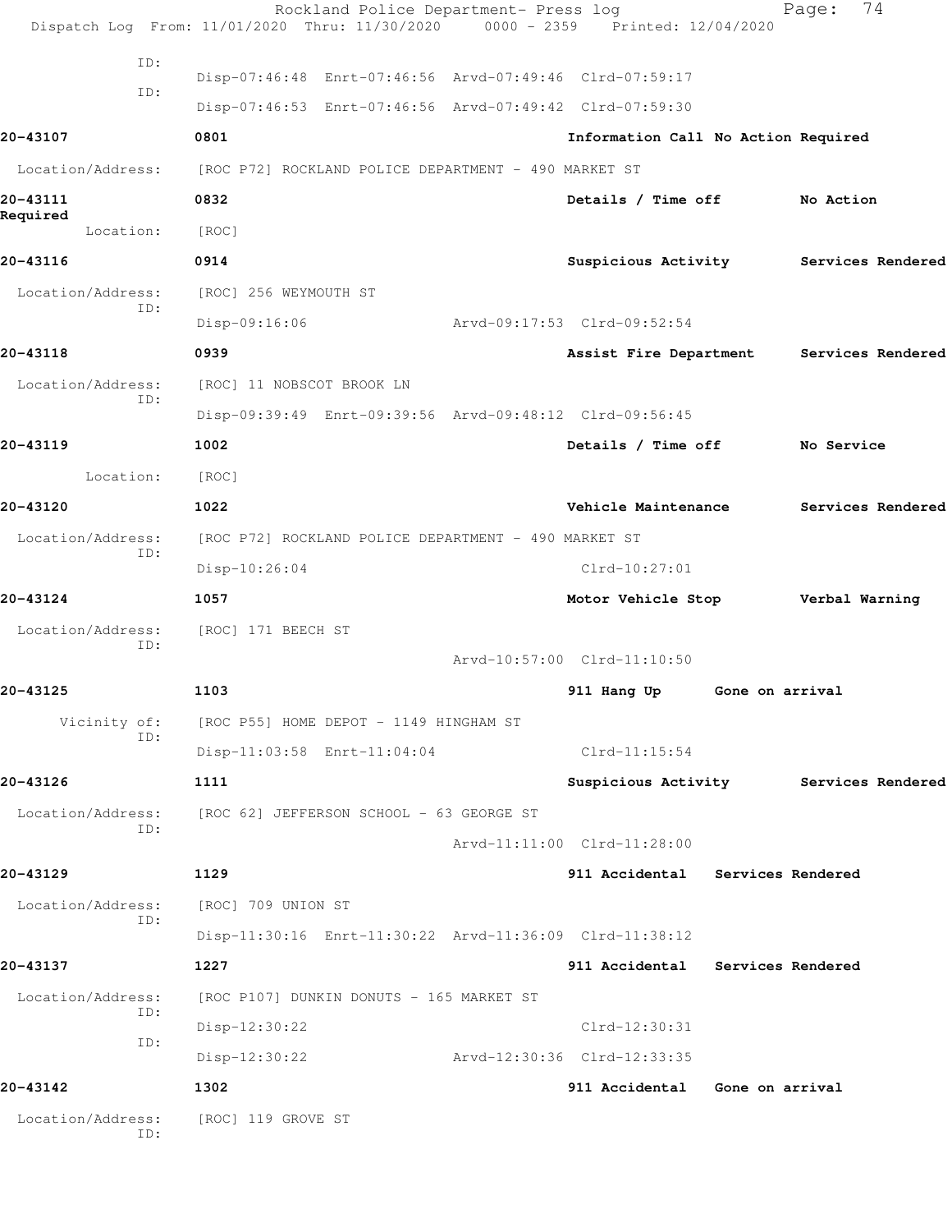ID:
Disp-07:46:48 Enrt-07:46:56 Arvd-07:49:46 Clrd-07:59:17
ID:
Disp-07:46:53 Enrt-07:46:56 Arvd-07:49:42 Clrd-07:59:30

**20-43107** **0801** **Information Call No Action Required**

Location/Address: [ROC P72] ROCKLAND POLICE DEPARTMENT - 490 MARKET ST

**20-43111** **0832** **Details / Time off** **No Action Required**

Location: [ROC]

**20-43116** **0914** **Suspicious Activity** **Services Rendered**

Location/Address: [ROC] 256 WEYMOUTH ST
ID:
Disp-09:16:06 Arvd-09:17:53 Clrd-09:52:54

**20-43118** **0939** **Assist Fire Department** **Services Rendered**

Location/Address: [ROC] 11 NOBSCOT BROOK LN
ID:
Disp-09:39:49 Enrt-09:39:56 Arvd-09:48:12 Clrd-09:56:45

**20-43119** **1002** **Details / Time off** **No Service**

Location: [ROC]

**20-43120** **1022** **Vehicle Maintenance** **Services Rendered**

Location/Address: [ROC P72] ROCKLAND POLICE DEPARTMENT - 490 MARKET ST
ID:
Disp-10:26:04 Clrd-10:27:01

**20-43124** **1057** **Motor Vehicle Stop** **Verbal Warning**

Location/Address: [ROC] 171 BEECH ST
ID:
Arvd-10:57:00 Clrd-11:10:50

**20-43125** **1103** **911 Hang Up** **Gone on arrival**

Vicinity of: [ROC P55] HOME DEPOT - 1149 HINGHAM ST
ID:
Disp-11:03:58 Enrt-11:04:04 Clrd-11:15:54

**20-43126** **1111** **Suspicious Activity** **Services Rendered**

Location/Address: [ROC 62] JEFFERSON SCHOOL - 63 GEORGE ST
ID:
Arvd-11:11:00 Clrd-11:28:00

**20-43129** **1129** **911 Accidental** **Services Rendered**

Location/Address: [ROC] 709 UNION ST
ID:
Disp-11:30:16 Enrt-11:30:22 Arvd-11:36:09 Clrd-11:38:12

**20-43137** **1227** **911 Accidental** **Services Rendered**

Location/Address: [ROC P107] DUNKIN DONUTS - 165 MARKET ST
ID:
Disp-12:30:22 Clrd-12:30:31
ID:
Disp-12:30:22 Arvd-12:30:36 Clrd-12:33:35

**20-43142** **1302** **911 Accidental** **Gone on arrival**

Location/Address: [ROC] 119 GROVE ST
ID: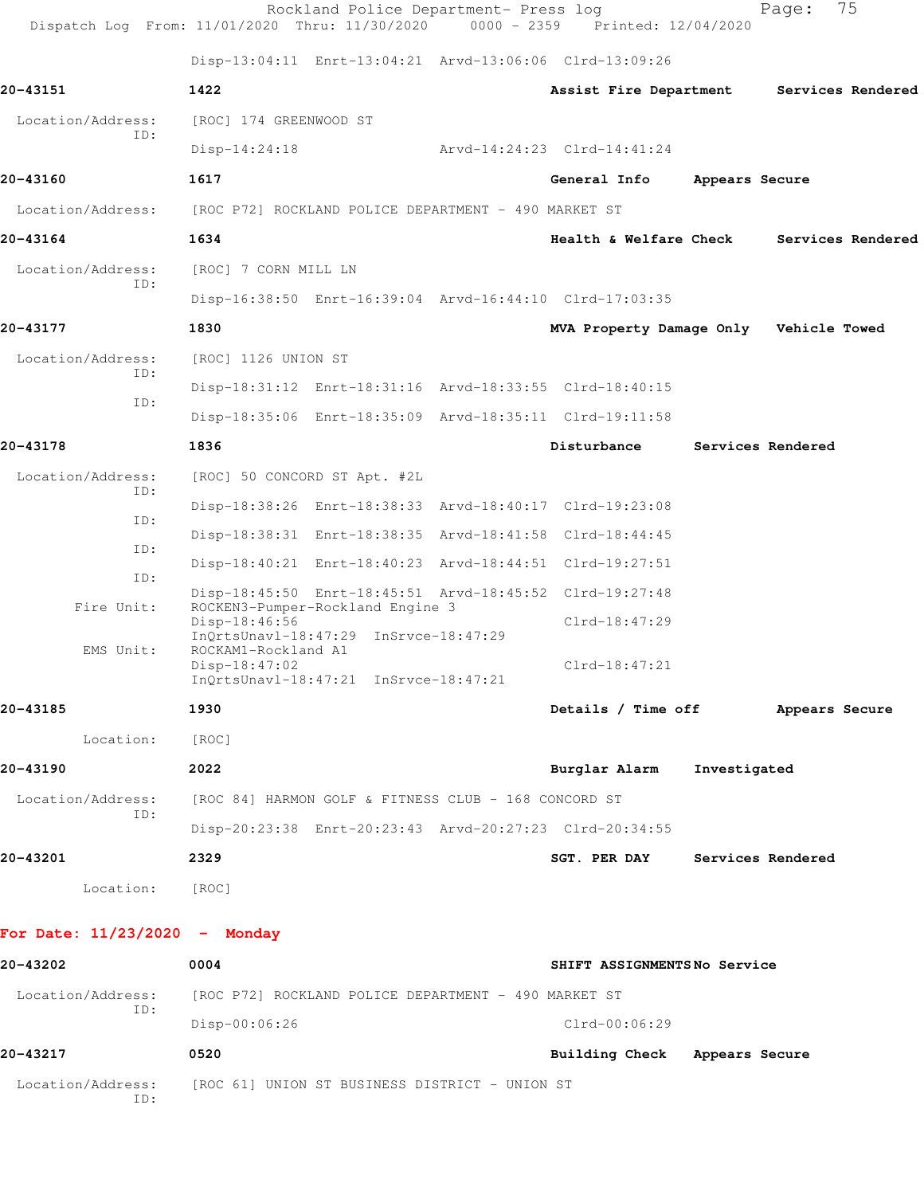Disp-13:04:11 Enrt-13:04:21 Arvd-13:06:06 Clrd-13:09:26

**20-43151** **1422** **Assist Fire Department** **Services Rendered**

Location/Address: [ROC] 174 GREENWOOD ST
ID:
Disp-14:24:18 Arvd-14:24:23 Clrd-14:41:24

**20-43160** **1617** **General Info** **Appears Secure**

Location/Address: [ROC P72] ROCKLAND POLICE DEPARTMENT - 490 MARKET ST

**20-43164** **1634** **Health & Welfare Check** **Services Rendered**

Location/Address: [ROC] 7 CORN MILL LN
ID:
Disp-16:38:50 Enrt-16:39:04 Arvd-16:44:10 Clrd-17:03:35

**20-43177** **1830** **MVA Property Damage Only** **Vehicle Towed**

Location/Address: [ROC] 1126 UNION ST
ID:
Disp-18:31:12 Enrt-18:31:16 Arvd-18:33:55 Clrd-18:40:15
ID:
Disp-18:35:06 Enrt-18:35:09 Arvd-18:35:11 Clrd-19:11:58

**20-43178** **1836** **Disturbance** **Services Rendered**

Location/Address: [ROC] 50 CONCORD ST Apt. #2L
ID:
Disp-18:38:26 Enrt-18:38:33 Arvd-18:40:17 Clrd-19:23:08
ID:
Disp-18:38:31 Enrt-18:38:35 Arvd-18:41:58 Clrd-18:44:45
ID:
Disp-18:40:21 Enrt-18:40:23 Arvd-18:44:51 Clrd-19:27:51
ID:
Disp-18:45:50 Enrt-18:45:51 Arvd-18:45:52 Clrd-19:27:48
Fire Unit: ROCKEN3-Pumper-Rockland Engine 3
Disp-18:46:56 Clrd-18:47:29
InQrtsUnavl-18:47:29 InSrvce-18:47:29
EMS Unit: ROCKAM1-Rockland A1
Disp-18:47:02 Clrd-18:47:21
InQrtsUnavl-18:47:21 InSrvce-18:47:21

**20-43185** **1930** **Details / Time off** **Appears Secure**

Location: [ROC]

**20-43190** **2022** **Burglar Alarm** **Investigated**

Location/Address: [ROC 84] HARMON GOLF & FITNESS CLUB - 168 CONCORD ST
ID:
Disp-20:23:38 Enrt-20:23:43 Arvd-20:27:23 Clrd-20:34:55

**20-43201** **2329** **SGT. PER DAY** **Services Rendered**

Location: [ROC]

## For Date: 11/23/2020 - Monday

**20-43202** **0004** **SHIFT ASSIGNMENTS** **No Service**

Location/Address: [ROC P72] ROCKLAND POLICE DEPARTMENT - 490 MARKET ST
ID:
Disp-00:06:26 Clrd-00:06:29

**20-43217** **0520** **Building Check** **Appears Secure**

Location/Address: [ROC 61] UNION ST BUSINESS DISTRICT - UNION ST
ID: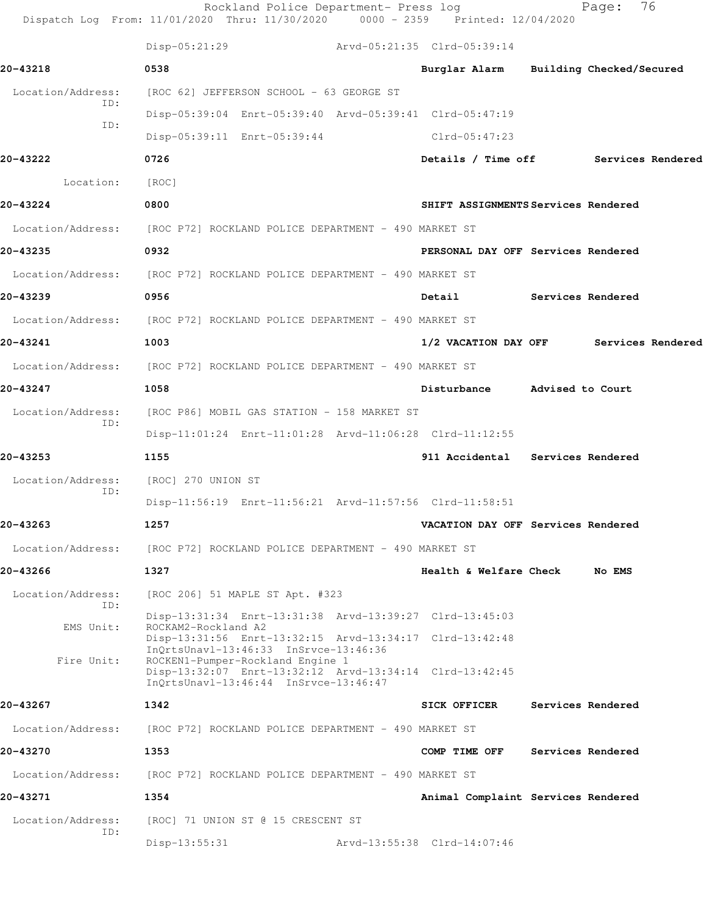Disp-05:21:29 Arvd-05:21:35 Clrd-05:39:14

**20-43218** 0538 Burglar Alarm Building Checked/Secured

Location/Address: [ROC 62] JEFFERSON SCHOOL - 63 GEORGE ST

ID: Disp-05:39:04 Enrt-05:39:40 Arvd-05:39:41 Clrd-05:47:19

ID: Disp-05:39:11 Enrt-05:39:44 Clrd-05:47:23

**20-43222** 0726 Details / Time off Services Rendered

Location: [ROC]

**20-43224** 0800 SHIFT ASSIGNMENTS Services Rendered

Location/Address: [ROC P72] ROCKLAND POLICE DEPARTMENT - 490 MARKET ST

**20-43235** 0932 PERSONAL DAY OFF Services Rendered

Location/Address: [ROC P72] ROCKLAND POLICE DEPARTMENT - 490 MARKET ST

**20-43239** 0956 Detail Services Rendered

Location/Address: [ROC P72] ROCKLAND POLICE DEPARTMENT - 490 MARKET ST

**20-43241** 1003 1/2 VACATION DAY OFF Services Rendered

Location/Address: [ROC P72] ROCKLAND POLICE DEPARTMENT - 490 MARKET ST

**20-43247** 1058 Disturbance Advised to Court

Location/Address: [ROC P86] MOBIL GAS STATION - 158 MARKET ST

ID: Disp-11:01:24 Enrt-11:01:28 Arvd-11:06:28 Clrd-11:12:55

**20-43253** 1155 911 Accidental Services Rendered

Location/Address: [ROC] 270 UNION ST

ID: Disp-11:56:19 Enrt-11:56:21 Arvd-11:57:56 Clrd-11:58:51

**20-43263** 1257 VACATION DAY OFF Services Rendered

Location/Address: [ROC P72] ROCKLAND POLICE DEPARTMENT - 490 MARKET ST

**20-43266** 1327 Health & Welfare Check No EMS

Location/Address: [ROC 206] 51 MAPLE ST Apt. #323

ID: Disp-13:31:34 Enrt-13:31:38 Arvd-13:39:27 Clrd-13:45:03

EMS Unit: ROCKAM2-Rockland A2
Disp-13:31:56 Enrt-13:32:15 Arvd-13:34:17 Clrd-13:42:48
InQrtsUnavl-13:46:33 InSrvce-13:46:36

Fire Unit: ROCKEN1-Pumper-Rockland Engine 1
Disp-13:32:07 Enrt-13:32:12 Arvd-13:34:14 Clrd-13:42:45
InQrtsUnavl-13:46:44 InSrvce-13:46:47

**20-43267** 1342 SICK OFFICER Services Rendered

Location/Address: [ROC P72] ROCKLAND POLICE DEPARTMENT - 490 MARKET ST

**20-43270** 1353 COMP TIME OFF Services Rendered

Location/Address: [ROC P72] ROCKLAND POLICE DEPARTMENT - 490 MARKET ST

**20-43271** 1354 Animal Complaint Services Rendered

Location/Address: [ROC] 71 UNION ST @ 15 CRESCENT ST

ID: Disp-13:55:31 Arvd-13:55:38 Clrd-14:07:46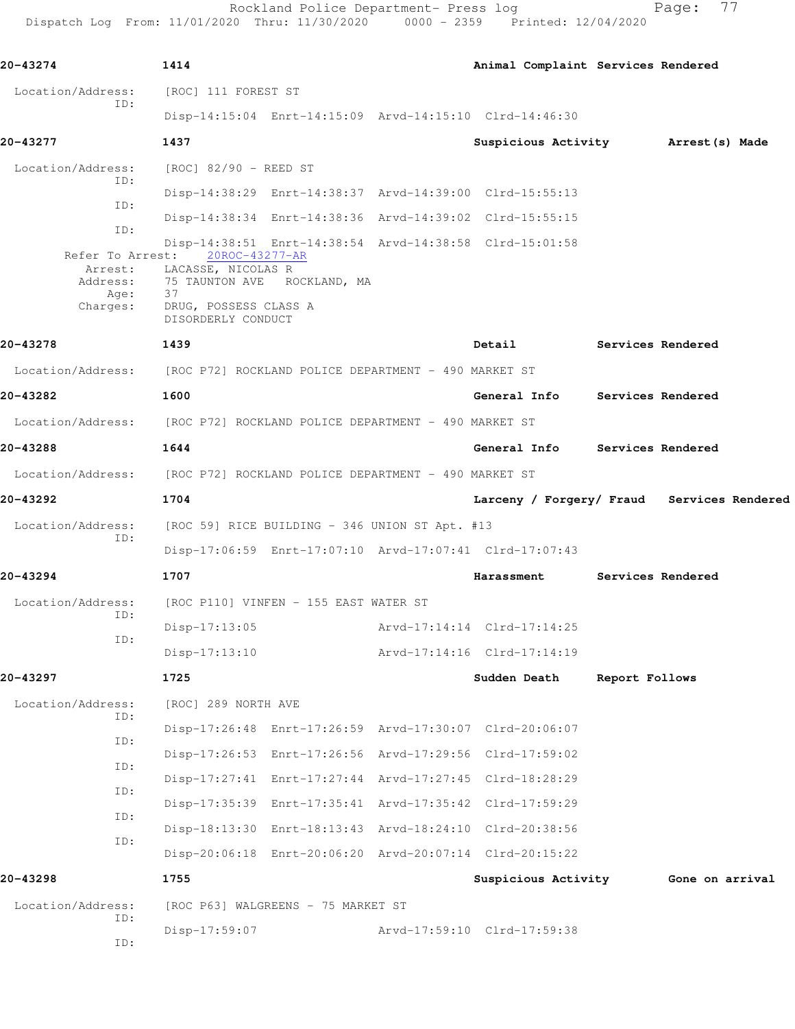**20-43274** 1414 Animal Complaint Services Rendered

Location/Address: [ROC] 111 FOREST ST
ID:
Disp-14:15:04 Enrt-14:15:09 Arvd-14:15:10 Clrd-14:46:30

**20-43277** 1437 Suspicious Activity Arrest(s) Made

Location/Address: [ROC] 82/90 - REED ST
ID:
Disp-14:38:29 Enrt-14:38:37 Arvd-14:39:00 Clrd-15:55:13
ID:
Disp-14:38:34 Enrt-14:38:36 Arvd-14:39:02 Clrd-15:55:15
ID:
Disp-14:38:51 Enrt-14:38:54 Arvd-14:38:58 Clrd-15:01:58
Refer To Arrest: 20ROC-43277-AR
Arrest: LACASSE, NICOLAS R
Address: 75 TAUNTON AVE ROCKLAND, MA
Age: 37
Charges: DRUG, POSSESS CLASS A
DISORDERLY CONDUCT

**20-43278** 1439 Detail Services Rendered

Location/Address: [ROC P72] ROCKLAND POLICE DEPARTMENT - 490 MARKET ST

**20-43282** 1600 General Info Services Rendered

Location/Address: [ROC P72] ROCKLAND POLICE DEPARTMENT - 490 MARKET ST

**20-43288** 1644 General Info Services Rendered

Location/Address: [ROC P72] ROCKLAND POLICE DEPARTMENT - 490 MARKET ST

**20-43292** 1704 Larceny / Forgery/ Fraud Services Rendered

Location/Address: [ROC 59] RICE BUILDING - 346 UNION ST Apt. #13
ID:
Disp-17:06:59 Enrt-17:07:10 Arvd-17:07:41 Clrd-17:07:43

**20-43294** 1707 Harassment Services Rendered

Location/Address: [ROC P110] VINFEN - 155 EAST WATER ST
ID:
Disp-17:13:05 Arvd-17:14:14 Clrd-17:14:25
ID:
Disp-17:13:10 Arvd-17:14:16 Clrd-17:14:19

**20-43297** 1725 Sudden Death Report Follows

Location/Address: [ROC] 289 NORTH AVE
ID:
Disp-17:26:48 Enrt-17:26:59 Arvd-17:30:07 Clrd-20:06:07
ID:
Disp-17:26:53 Enrt-17:26:56 Arvd-17:29:56 Clrd-17:59:02
ID:
Disp-17:27:41 Enrt-17:27:44 Arvd-17:27:45 Clrd-18:28:29
ID:
Disp-17:35:39 Enrt-17:35:41 Arvd-17:35:42 Clrd-17:59:29
ID:
Disp-18:13:30 Enrt-18:13:43 Arvd-18:24:10 Clrd-20:38:56
ID:
Disp-20:06:18 Enrt-20:06:20 Arvd-20:07:14 Clrd-20:15:22

**20-43298** 1755 Suspicious Activity Gone on arrival

Location/Address: [ROC P63] WALGREENS - 75 MARKET ST
ID:
Disp-17:59:07 Arvd-17:59:10 Clrd-17:59:38
ID: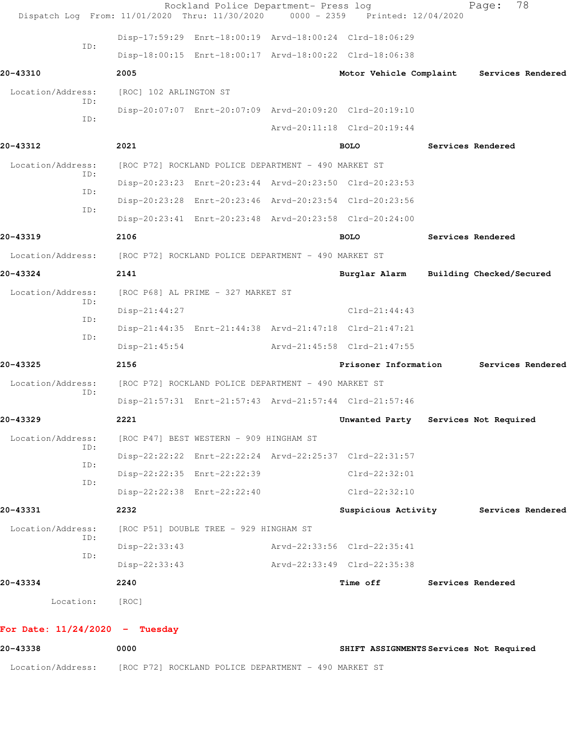ID: Disp-17:59:29 Enrt-18:00:19 Arvd-18:00:24 Clrd-18:06:29

Disp-18:00:15 Enrt-18:00:17 Arvd-18:00:22 Clrd-18:06:38

**20-43310** **2005** **Motor Vehicle Complaint** **Services Rendered**

Location/Address: [ROC] 102 ARLINGTON ST

ID: Disp-20:07:07 Enrt-20:07:09 Arvd-20:09:20 Clrd-20:19:10

ID: Arvd-20:11:18 Clrd-20:19:44

**20-43312** **2021** **BOLO** **Services Rendered**

Location/Address: [ROC P72] ROCKLAND POLICE DEPARTMENT - 490 MARKET ST

ID: Disp-20:23:23 Enrt-20:23:44 Arvd-20:23:50 Clrd-20:23:53

ID: Disp-20:23:28 Enrt-20:23:46 Arvd-20:23:54 Clrd-20:23:56

ID: Disp-20:23:41 Enrt-20:23:48 Arvd-20:23:58 Clrd-20:24:00

**20-43319** **2106** **BOLO** **Services Rendered**

Location/Address: [ROC P72] ROCKLAND POLICE DEPARTMENT - 490 MARKET ST

**20-43324** **2141** **Burglar Alarm** **Building Checked/Secured**

Location/Address: [ROC P68] AL PRIME - 327 MARKET ST

ID: Disp-21:44:27 Clrd-21:44:43

ID: Disp-21:44:35 Enrt-21:44:38 Arvd-21:47:18 Clrd-21:47:21

ID: Disp-21:45:54 Arvd-21:45:58 Clrd-21:47:55

**20-43325** **2156** **Prisoner Information** **Services Rendered**

Location/Address: [ROC P72] ROCKLAND POLICE DEPARTMENT - 490 MARKET ST

ID: Disp-21:57:31 Enrt-21:57:43 Arvd-21:57:44 Clrd-21:57:46

**20-43329** **2221** **Unwanted Party** **Services Not Required**

Location/Address: [ROC P47] BEST WESTERN - 909 HINGHAM ST

ID: Disp-22:22:22 Enrt-22:22:24 Arvd-22:25:37 Clrd-22:31:57

ID: Disp-22:22:35 Enrt-22:22:39 Clrd-22:32:01

ID: Disp-22:22:38 Enrt-22:22:40 Clrd-22:32:10

**20-43331** **2232** **Suspicious Activity** **Services Rendered**

Location/Address: [ROC P51] DOUBLE TREE - 929 HINGHAM ST

ID: Disp-22:33:43 Arvd-22:33:56 Clrd-22:35:41

ID: Disp-22:33:43 Arvd-22:33:49 Clrd-22:35:38

**20-43334** **2240** **Time off** **Services Rendered**

Location: [ROC]

**For Date: 11/24/2020 - Tuesday**

**20-43338** **0000** **SHIFT ASSIGNMENTS** **Services Not Required**

Location/Address: [ROC P72] ROCKLAND POLICE DEPARTMENT - 490 MARKET ST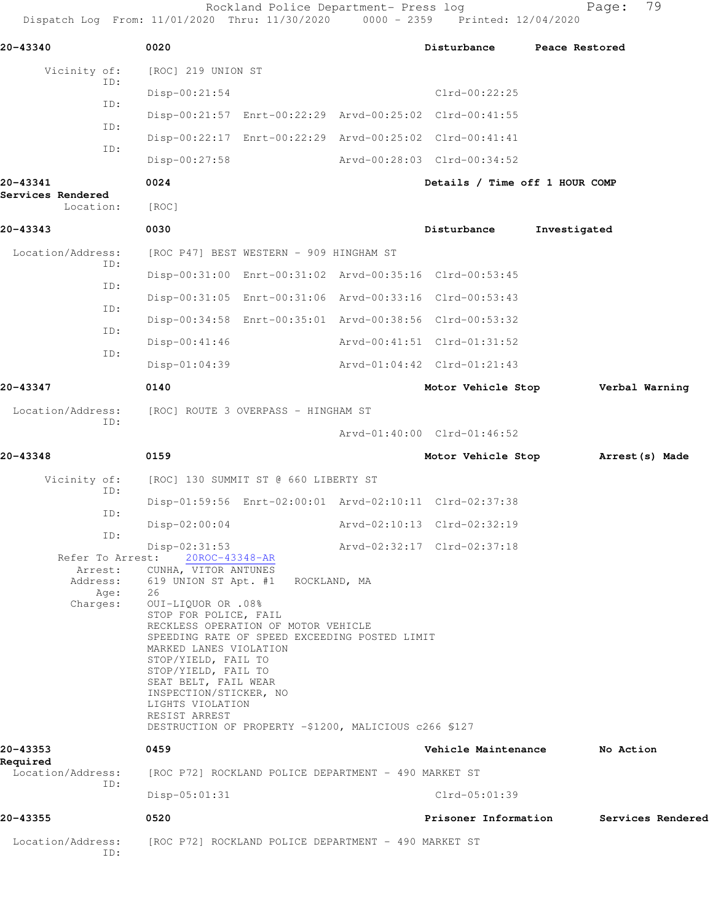Rockland Police Department- Press log
Dispatch Log From: 11/01/2020 Thru: 11/30/2020 0000 - 2359 Printed: 12/04/2020

**20-43340** 0020 **Disturbance** **Peace Restored**

Vicinity of: [ROC] 219 UNION ST

ID: Disp-00:21:54 Clrd-00:22:25

ID: Disp-00:21:57 Enrt-00:22:29 Arvd-00:25:02 Clrd-00:41:55

ID: Disp-00:22:17 Enrt-00:22:29 Arvd-00:25:02 Clrd-00:41:41

ID: Disp-00:27:58 Arvd-00:28:03 Clrd-00:34:52

**20-43341** 0024 **Details / Time off 1 HOUR COMP**
**Services Rendered**

Location: [ROC]

**20-43343** 0030 **Disturbance** **Investigated**

Location/Address: [ROC P47] BEST WESTERN - 909 HINGHAM ST

ID: Disp-00:31:00 Enrt-00:31:02 Arvd-00:35:16 Clrd-00:53:45

ID: Disp-00:31:05 Enrt-00:31:06 Arvd-00:33:16 Clrd-00:53:43

ID: Disp-00:34:58 Enrt-00:35:01 Arvd-00:38:56 Clrd-00:53:32

ID: Disp-00:41:46 Arvd-00:41:51 Clrd-01:31:52

ID: Disp-01:04:39 Arvd-01:04:42 Clrd-01:21:43

**20-43347** 0140 **Motor Vehicle Stop** **Verbal Warning**

Location/Address: [ROC] ROUTE 3 OVERPASS - HINGHAM ST

ID: Arvd-01:40:00 Clrd-01:46:52

**20-43348** 0159 **Motor Vehicle Stop** **Arrest(s) Made**

Vicinity of: [ROC] 130 SUMMIT ST @ 660 LIBERTY ST

ID: Disp-01:59:56 Enrt-02:00:01 Arvd-02:10:11 Clrd-02:37:38

ID: Disp-02:00:04 Arvd-02:10:13 Clrd-02:32:19

ID: Disp-02:31:53 Arvd-02:32:17 Clrd-02:37:18

Refer To Arrest: 20ROC-43348-AR

Arrest: CUNHA, VITOR ANTUNES

Address: 619 UNION ST Apt. #1 ROCKLAND, MA

Age: 26

Charges: OUI-LIQUOR OR .08%
STOP FOR POLICE, FAIL
RECKLESS OPERATION OF MOTOR VEHICLE
SPEEDING RATE OF SPEED EXCEEDING POSTED LIMIT
MARKED LANES VIOLATION
STOP/YIELD, FAIL TO
STOP/YIELD, FAIL TO
SEAT BELT, FAIL WEAR
INSPECTION/STICKER, NO
LIGHTS VIOLATION
RESIST ARREST
DESTRUCTION OF PROPERTY -$1200, MALICIOUS c266 §127

**20-43353** 0459 **Vehicle Maintenance** **No Action Required**

Location/Address: [ROC P72] ROCKLAND POLICE DEPARTMENT - 490 MARKET ST

ID: Disp-05:01:31 Clrd-05:01:39

**20-43355** 0520 **Prisoner Information** **Services Rendered**

Location/Address: [ROC P72] ROCKLAND POLICE DEPARTMENT - 490 MARKET ST

ID: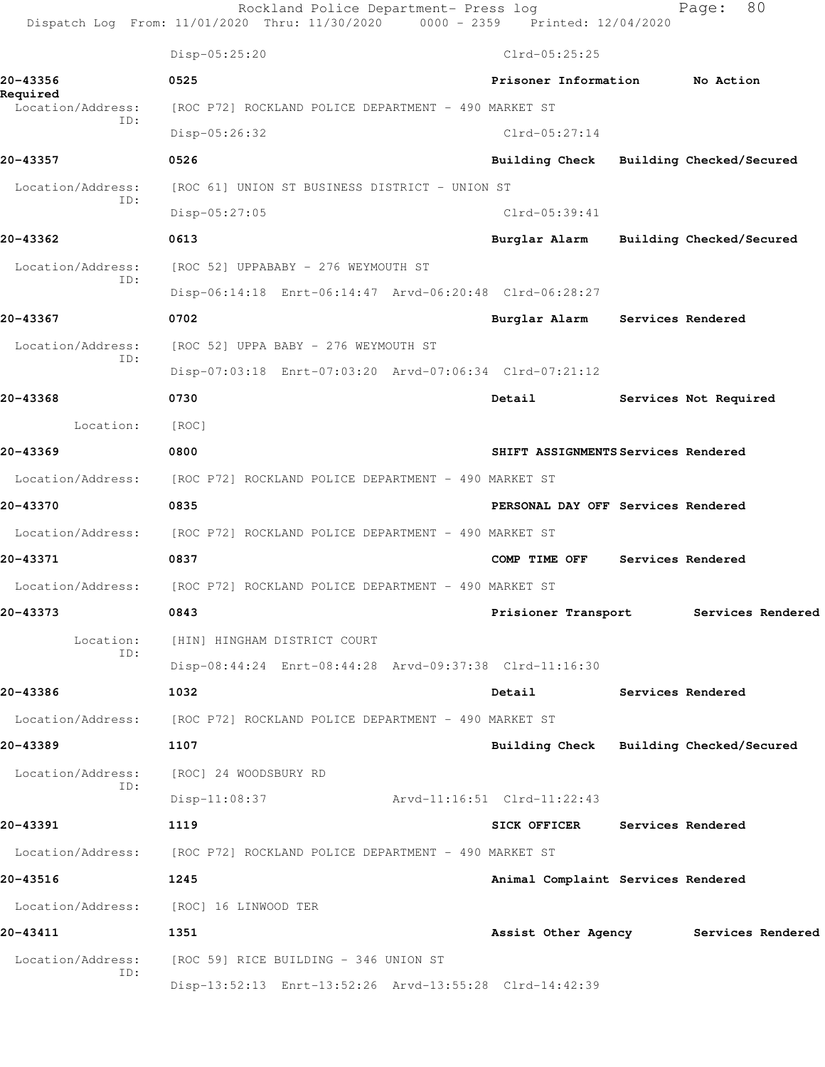Disp-05:25:20 Clrd-05:25:25

**20-43356** 0525 **Prisoner Information No Action Required**

Location/Address: [ROC P72] ROCKLAND POLICE DEPARTMENT - 490 MARKET ST

ID:

Disp-05:26:32 Clrd-05:27:14

**20-43357** 0526 **Building Check Building Checked/Secured**

Location/Address: [ROC 61] UNION ST BUSINESS DISTRICT - UNION ST

ID:

Disp-05:27:05 Clrd-05:39:41

**20-43362** 0613 **Burglar Alarm Building Checked/Secured**

Location/Address: [ROC 52] UPPABABY - 276 WEYMOUTH ST

ID:

Disp-06:14:18 Enrt-06:14:47 Arvd-06:20:48 Clrd-06:28:27

**20-43367** 0702 **Burglar Alarm Services Rendered**

Location/Address: [ROC 52] UPPA BABY - 276 WEYMOUTH ST

ID:

Disp-07:03:18 Enrt-07:03:20 Arvd-07:06:34 Clrd-07:21:12

**20-43368** 0730 **Detail Services Not Required**

Location: [ROC]

**20-43369** 0800 **SHIFT ASSIGNMENTS Services Rendered**

Location/Address: [ROC P72] ROCKLAND POLICE DEPARTMENT - 490 MARKET ST

**20-43370** 0835 **PERSONAL DAY OFF Services Rendered**

Location/Address: [ROC P72] ROCKLAND POLICE DEPARTMENT - 490 MARKET ST

**20-43371** 0837 **COMP TIME OFF Services Rendered**

Location/Address: [ROC P72] ROCKLAND POLICE DEPARTMENT - 490 MARKET ST

**20-43373** 0843 **Prisioner Transport Services Rendered**

Location: [HIN] HINGHAM DISTRICT COURT

ID:

Disp-08:44:24 Enrt-08:44:28 Arvd-09:37:38 Clrd-11:16:30

**20-43386** 1032 **Detail Services Rendered**

Location/Address: [ROC P72] ROCKLAND POLICE DEPARTMENT - 490 MARKET ST

**20-43389** 1107 **Building Check Building Checked/Secured**

Location/Address: [ROC] 24 WOODSBURY RD

ID:

Disp-11:08:37 Arvd-11:16:51 Clrd-11:22:43

**20-43391** 1119 **SICK OFFICER Services Rendered**

Location/Address: [ROC P72] ROCKLAND POLICE DEPARTMENT - 490 MARKET ST

**20-43516** 1245 **Animal Complaint Services Rendered**

Location/Address: [ROC] 16 LINWOOD TER

**20-43411** 1351 **Assist Other Agency Services Rendered**

Location/Address: [ROC 59] RICE BUILDING - 346 UNION ST

ID:

Disp-13:52:13 Enrt-13:52:26 Arvd-13:55:28 Clrd-14:42:39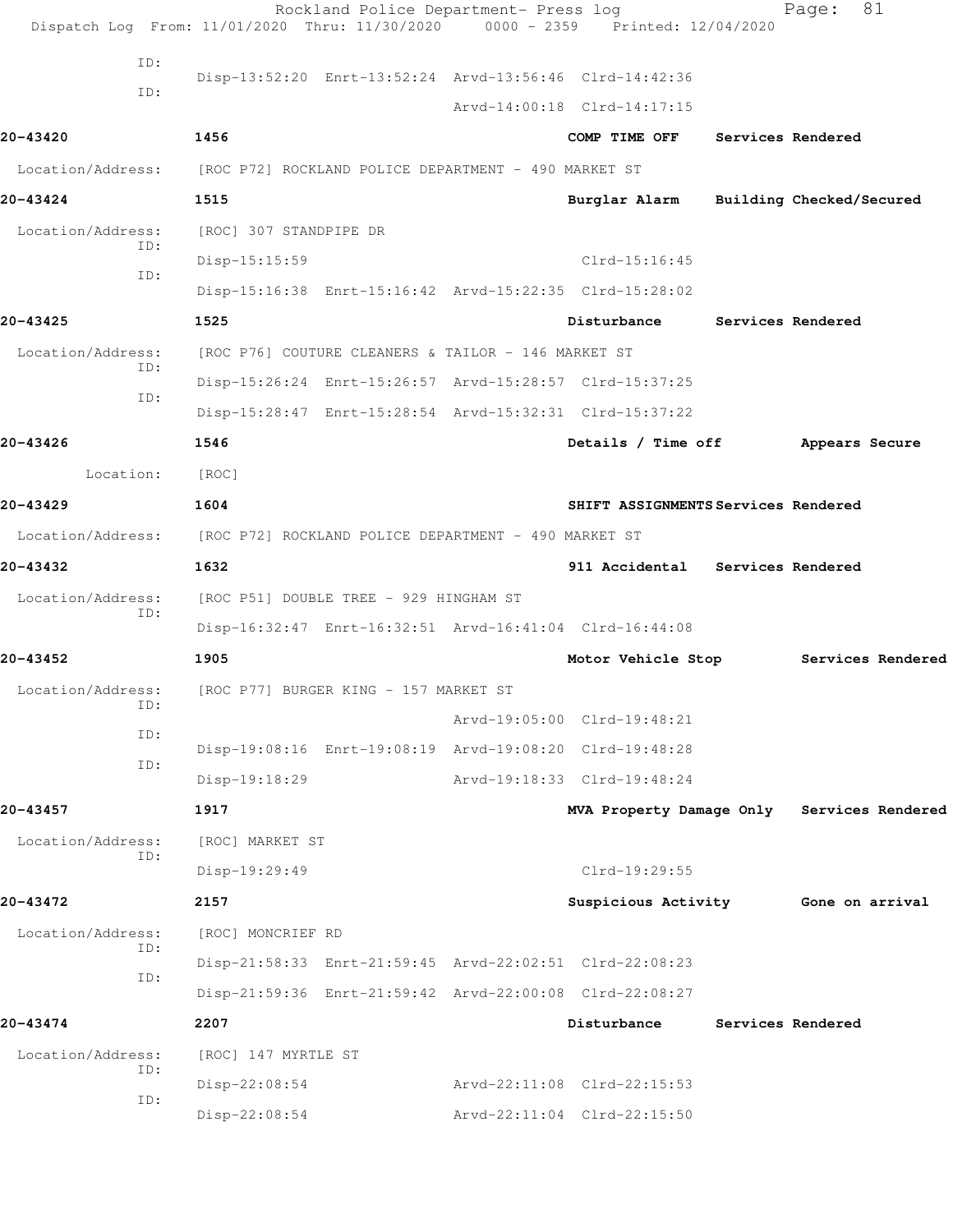ID:
Disp-13:52:20 Enrt-13:52:24 Arvd-13:56:46 Clrd-14:42:36
ID:
Arvd-14:00:18 Clrd-14:17:15

**20-43420** 1456 **COMP TIME OFF** **Services Rendered**

Location/Address: [ROC P72] ROCKLAND POLICE DEPARTMENT - 490 MARKET ST

**20-43424** 1515 **Burglar Alarm** **Building Checked/Secured**

Location/Address: [ROC] 307 STANDPIPE DR
ID:
Disp-15:15:59 Clrd-15:16:45
ID:
Disp-15:16:38 Enrt-15:16:42 Arvd-15:22:35 Clrd-15:28:02

**20-43425** 1525 **Disturbance** **Services Rendered**

Location/Address: [ROC P76] COUTURE CLEANERS & TAILOR - 146 MARKET ST
ID:
Disp-15:26:24 Enrt-15:26:57 Arvd-15:28:57 Clrd-15:37:25
ID:
Disp-15:28:47 Enrt-15:28:54 Arvd-15:32:31 Clrd-15:37:22

**20-43426** 1546 **Details / Time off** **Appears Secure**

Location: [ROC]

**20-43429** 1604 **SHIFT ASSIGNMENTS** **Services Rendered**

Location/Address: [ROC P72] ROCKLAND POLICE DEPARTMENT - 490 MARKET ST

**20-43432** 1632 **911 Accidental** **Services Rendered**

Location/Address: [ROC P51] DOUBLE TREE - 929 HINGHAM ST
ID:
Disp-16:32:47 Enrt-16:32:51 Arvd-16:41:04 Clrd-16:44:08

**20-43452** 1905 **Motor Vehicle Stop** **Services Rendered**

Location/Address: [ROC P77] BURGER KING - 157 MARKET ST
ID:
Arvd-19:05:00 Clrd-19:48:21
ID:
Disp-19:08:16 Enrt-19:08:19 Arvd-19:08:20 Clrd-19:48:28
ID:
Disp-19:18:29 Arvd-19:18:33 Clrd-19:48:24

**20-43457** 1917 **MVA Property Damage Only** **Services Rendered**

Location/Address: [ROC] MARKET ST
ID:
Disp-19:29:49 Clrd-19:29:55

**20-43472** 2157 **Suspicious Activity** **Gone on arrival**

Location/Address: [ROC] MONCRIEF RD
ID:
Disp-21:58:33 Enrt-21:59:45 Arvd-22:02:51 Clrd-22:08:23
ID:
Disp-21:59:36 Enrt-21:59:42 Arvd-22:00:08 Clrd-22:08:27

**20-43474** 2207 **Disturbance** **Services Rendered**

Location/Address: [ROC] 147 MYRTLE ST
ID:
Disp-22:08:54 Arvd-22:11:08 Clrd-22:15:53
ID:
Disp-22:08:54 Arvd-22:11:04 Clrd-22:15:50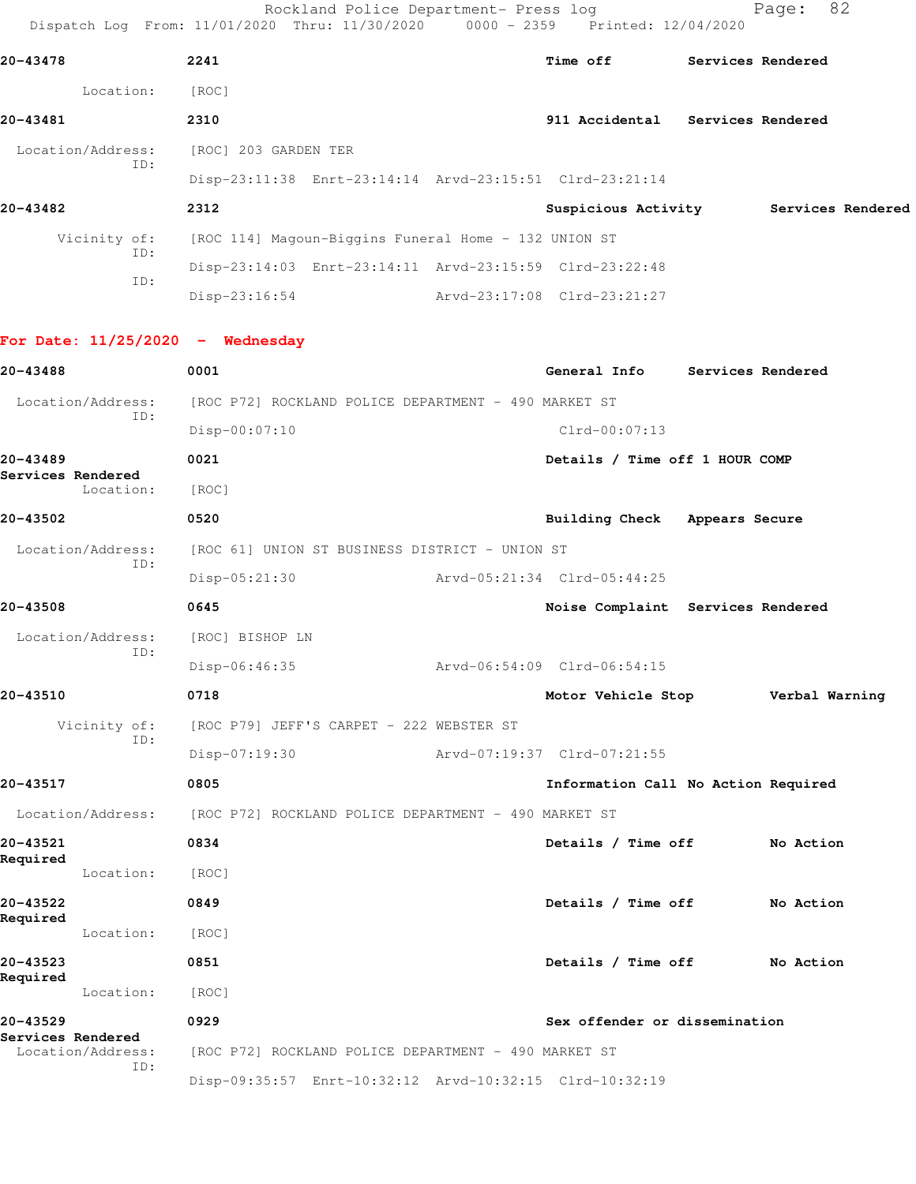**20-43478** 2241 **Time off** **Services Rendered**

Location: [ROC]

**20-43481** 2310 **911 Accidental** **Services Rendered**

Location/Address: [ROC] 203 GARDEN TER
ID:
Disp-23:11:38 Enrt-23:14:14 Arvd-23:15:51 Clrd-23:21:14

**20-43482** 2312 **Suspicious Activity** **Services Rendered**

Vicinity of: [ROC 114] Magoun-Biggins Funeral Home - 132 UNION ST
ID:
Disp-23:14:03 Enrt-23:14:11 Arvd-23:15:59 Clrd-23:22:48
ID:
Disp-23:16:54 Arvd-23:17:08 Clrd-23:21:27

## For Date: 11/25/2020 - Wednesday

**20-43488** 0001 **General Info** **Services Rendered**

Location/Address: [ROC P72] ROCKLAND POLICE DEPARTMENT - 490 MARKET ST
ID:
Disp-00:07:10 Clrd-00:07:13

**20-43489** 0021 **Details / Time off 1 HOUR COMP**
**Services Rendered**
Location: [ROC]

**20-43502** 0520 **Building Check** **Appears Secure**

Location/Address: [ROC 61] UNION ST BUSINESS DISTRICT - UNION ST
ID:
Disp-05:21:30 Arvd-05:21:34 Clrd-05:44:25

**20-43508** 0645 **Noise Complaint** **Services Rendered**

Location/Address: [ROC] BISHOP LN
ID:
Disp-06:46:35 Arvd-06:54:09 Clrd-06:54:15

**20-43510** 0718 **Motor Vehicle Stop** **Verbal Warning**

Vicinity of: [ROC P79] JEFF'S CARPET - 222 WEBSTER ST
ID:
Disp-07:19:30 Arvd-07:19:37 Clrd-07:21:55

**20-43517** 0805 **Information Call** **No Action Required**

Location/Address: [ROC P72] ROCKLAND POLICE DEPARTMENT - 490 MARKET ST

**20-43521** 0834 **Details / Time off** **No Action Required**
Location: [ROC]

**20-43522** 0849 **Details / Time off** **No Action Required**
Location: [ROC]

**20-43523** 0851 **Details / Time off** **No Action Required**
Location: [ROC]

**20-43529** 0929 **Sex offender or dissemination**
**Services Rendered**
Location/Address: [ROC P72] ROCKLAND POLICE DEPARTMENT - 490 MARKET ST
ID:
Disp-09:35:57 Enrt-10:32:12 Arvd-10:32:15 Clrd-10:32:19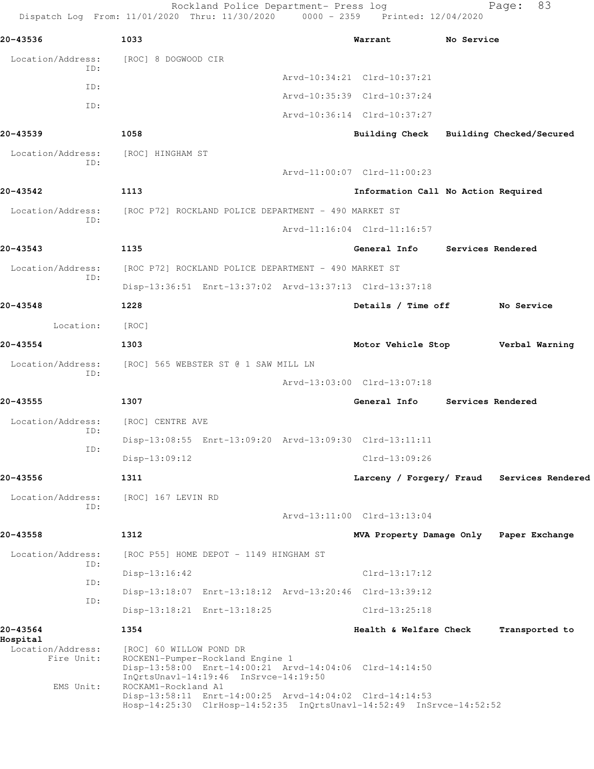Rockland Police Department- Press log
Dispatch Log From: 11/01/2020 Thru: 11/30/2020 0000 - 2359 Printed: 12/04/2020

**20-43536** 1033 Warrant No Service

Location/Address: [ROC] 8 DOGWOOD CIR
ID: Arvd-10:34:21 Clrd-10:37:21
ID: Arvd-10:35:39 Clrd-10:37:24
ID: Arvd-10:36:14 Clrd-10:37:27

**20-43539** 1058 Building Check Building Checked/Secured

Location/Address: [ROC] HINGHAM ST
ID: Arvd-11:00:07 Clrd-11:00:23

**20-43542** 1113 Information Call No Action Required

Location/Address: [ROC P72] ROCKLAND POLICE DEPARTMENT - 490 MARKET ST
ID: Arvd-11:16:04 Clrd-11:16:57

**20-43543** 1135 General Info Services Rendered

Location/Address: [ROC P72] ROCKLAND POLICE DEPARTMENT - 490 MARKET ST
ID: Disp-13:36:51 Enrt-13:37:02 Arvd-13:37:13 Clrd-13:37:18

**20-43548** 1228 Details / Time off No Service

Location: [ROC]

**20-43554** 1303 Motor Vehicle Stop Verbal Warning

Location/Address: [ROC] 565 WEBSTER ST @ 1 SAW MILL LN
ID: Arvd-13:03:00 Clrd-13:07:18

**20-43555** 1307 General Info Services Rendered

Location/Address: [ROC] CENTRE AVE
ID: Disp-13:08:55 Enrt-13:09:20 Arvd-13:09:30 Clrd-13:11:11
ID: Disp-13:09:12 Clrd-13:09:26

**20-43556** 1311 Larceny / Forgery/ Fraud Services Rendered

Location/Address: [ROC] 167 LEVIN RD
ID: Arvd-13:11:00 Clrd-13:13:04

**20-43558** 1312 MVA Property Damage Only Paper Exchange

Location/Address: [ROC P55] HOME DEPOT - 1149 HINGHAM ST
ID: Disp-13:16:42 Clrd-13:17:12
ID: Disp-13:18:07 Enrt-13:18:12 Arvd-13:20:46 Clrd-13:39:12
ID: Disp-13:18:21 Enrt-13:18:25 Clrd-13:25:18

**20-43564** 1354 Health & Welfare Check Transported to Hospital

Location/Address: [ROC] 60 WILLOW POND DR
Fire Unit: ROCKEN1-Pumper-Rockland Engine 1
Disp-13:58:00 Enrt-14:00:21 Arvd-14:04:06 Clrd-14:14:50
InQrtsUnavl-14:19:46 InSrvce-14:19:50
EMS Unit: ROCKAM1-Rockland A1
Disp-13:58:11 Enrt-14:00:25 Arvd-14:04:02 Clrd-14:14:53
Hosp-14:25:30 ClrHosp-14:52:35 InQrtsUnavl-14:52:49 InSrvce-14:52:52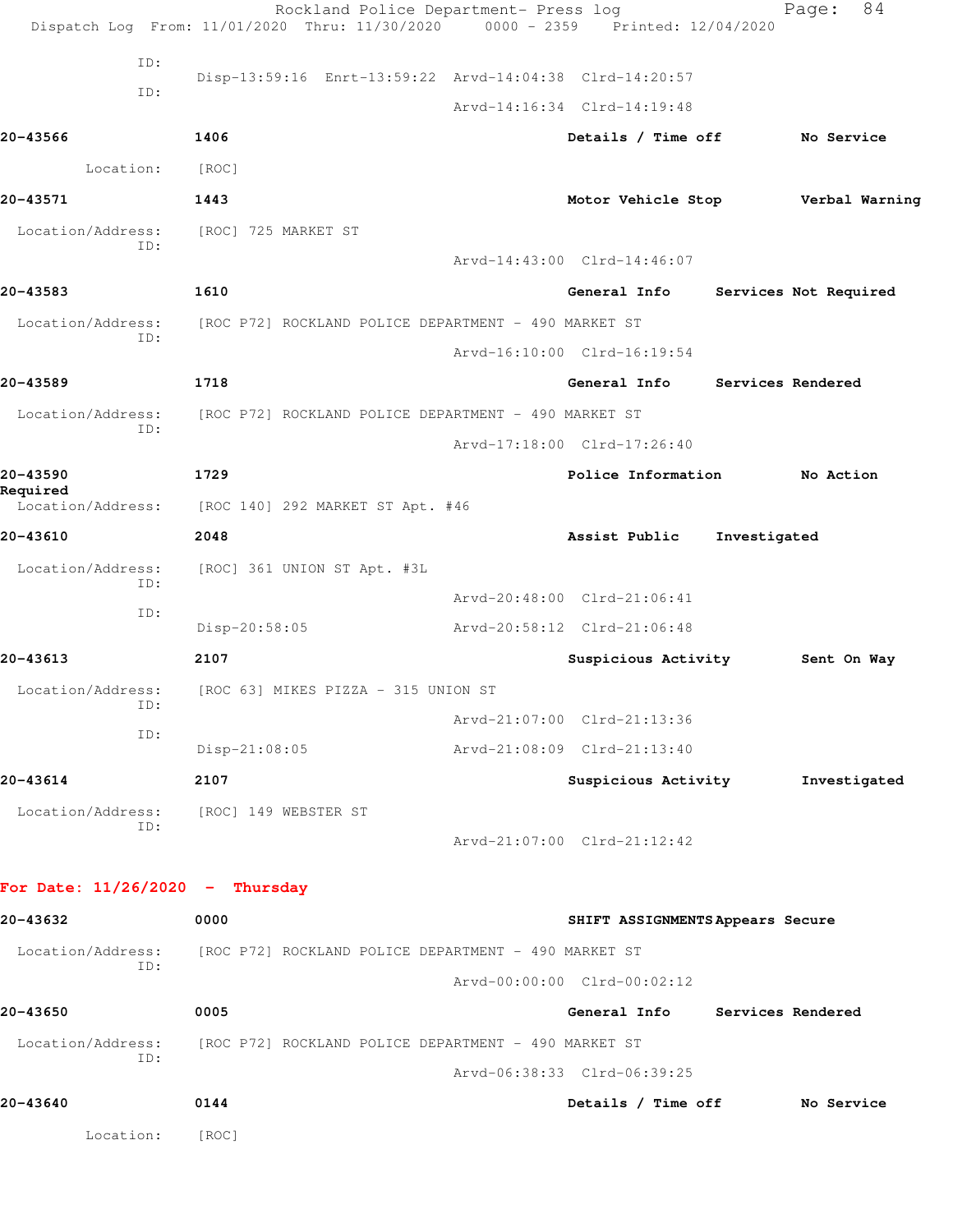ID:
Disp-13:59:16 Enrt-13:59:22 Arvd-14:04:38 Clrd-14:20:57
ID:
Arvd-14:16:34 Clrd-14:19:48

**20-43566** **1406** **Details / Time off** **No Service**

Location: [ROC]

**20-43571** **1443** **Motor Vehicle Stop** **Verbal Warning**

Location/Address: [ROC] 725 MARKET ST
ID:
Arvd-14:43:00 Clrd-14:46:07

**20-43583** **1610** **General Info** **Services Not Required**

Location/Address: [ROC P72] ROCKLAND POLICE DEPARTMENT - 490 MARKET ST
ID:
Arvd-16:10:00 Clrd-16:19:54

**20-43589** **1718** **General Info** **Services Rendered**

Location/Address: [ROC P72] ROCKLAND POLICE DEPARTMENT - 490 MARKET ST
ID:
Arvd-17:18:00 Clrd-17:26:40

**20-43590** **1729** **Police Information** **No Action Required**

Location/Address: [ROC 140] 292 MARKET ST Apt. #46

**20-43610** **2048** **Assist Public** **Investigated**

Location/Address: [ROC] 361 UNION ST Apt. #3L
ID:
Arvd-20:48:00 Clrd-21:06:41
ID:
Disp-20:58:05 Arvd-20:58:12 Clrd-21:06:48

**20-43613** **2107** **Suspicious Activity** **Sent On Way**

Location/Address: [ROC 63] MIKES PIZZA - 315 UNION ST
ID:
Arvd-21:07:00 Clrd-21:13:36
ID:
Disp-21:08:05 Arvd-21:08:09 Clrd-21:13:40

**20-43614** **2107** **Suspicious Activity** **Investigated**

Location/Address: [ROC] 149 WEBSTER ST
ID:
Arvd-21:07:00 Clrd-21:12:42

## For Date: 11/26/2020 - Thursday

**20-43632** **0000** **SHIFT ASSIGNMENTS** **Appears Secure**

Location/Address: [ROC P72] ROCKLAND POLICE DEPARTMENT - 490 MARKET ST
ID:
Arvd-00:00:00 Clrd-00:02:12

**20-43650** **0005** **General Info** **Services Rendered**

Location/Address: [ROC P72] ROCKLAND POLICE DEPARTMENT - 490 MARKET ST
ID:
Arvd-06:38:33 Clrd-06:39:25

**20-43640** **0144** **Details / Time off** **No Service**

Location: [ROC]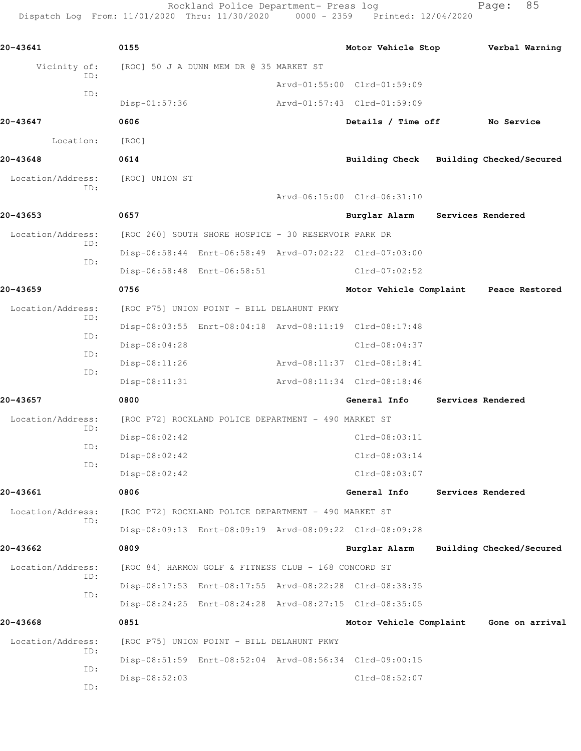Rockland Police Department- Press log
Dispatch Log From: 11/01/2020 Thru: 11/30/2020 0000 - 2359 Printed: 12/04/2020

**20-43641** 0155 **Motor Vehicle Stop** **Verbal Warning**

Vicinity of: [ROC] 50 J A DUNN MEM DR @ 35 MARKET ST

ID: Arvd-01:55:00 Clrd-01:59:09

ID: Disp-01:57:36 Arvd-01:57:43 Clrd-01:59:09

**20-43647** 0606 **Details / Time off** **No Service**

Location: [ROC]

**20-43648** 0614 **Building Check** **Building Checked/Secured**

Location/Address: [ROC] UNION ST

ID: Arvd-06:15:00 Clrd-06:31:10

**20-43653** 0657 **Burglar Alarm** **Services Rendered**

Location/Address: [ROC 260] SOUTH SHORE HOSPICE - 30 RESERVOIR PARK DR

ID: Disp-06:58:44 Enrt-06:58:49 Arvd-07:02:22 Clrd-07:03:00

ID: Disp-06:58:48 Enrt-06:58:51 Clrd-07:02:52

**20-43659** 0756 **Motor Vehicle Complaint** **Peace Restored**

Location/Address: [ROC P75] UNION POINT - BILL DELAHUNT PKWY

ID: Disp-08:03:55 Enrt-08:04:18 Arvd-08:11:19 Clrd-08:17:48

ID: Disp-08:04:28 Clrd-08:04:37

ID: Disp-08:11:26 Arvd-08:11:37 Clrd-08:18:41

ID: Disp-08:11:31 Arvd-08:11:34 Clrd-08:18:46

**20-43657** 0800 **General Info** **Services Rendered**

Location/Address: [ROC P72] ROCKLAND POLICE DEPARTMENT - 490 MARKET ST

ID: Disp-08:02:42 Clrd-08:03:11

ID: Disp-08:02:42 Clrd-08:03:14

ID: Disp-08:02:42 Clrd-08:03:07

**20-43661** 0806 **General Info** **Services Rendered**

Location/Address: [ROC P72] ROCKLAND POLICE DEPARTMENT - 490 MARKET ST

ID: Disp-08:09:13 Enrt-08:09:19 Arvd-08:09:22 Clrd-08:09:28

**20-43662** 0809 **Burglar Alarm** **Building Checked/Secured**

Location/Address: [ROC 84] HARMON GOLF & FITNESS CLUB - 168 CONCORD ST

ID: Disp-08:17:53 Enrt-08:17:55 Arvd-08:22:28 Clrd-08:38:35

ID: Disp-08:24:25 Enrt-08:24:28 Arvd-08:27:15 Clrd-08:35:05

**20-43668** 0851 **Motor Vehicle Complaint** **Gone on arrival**

Location/Address: [ROC P75] UNION POINT - BILL DELAHUNT PKWY

ID: Disp-08:51:59 Enrt-08:52:04 Arvd-08:56:34 Clrd-09:00:15

ID: Disp-08:52:03 Clrd-08:52:07

ID: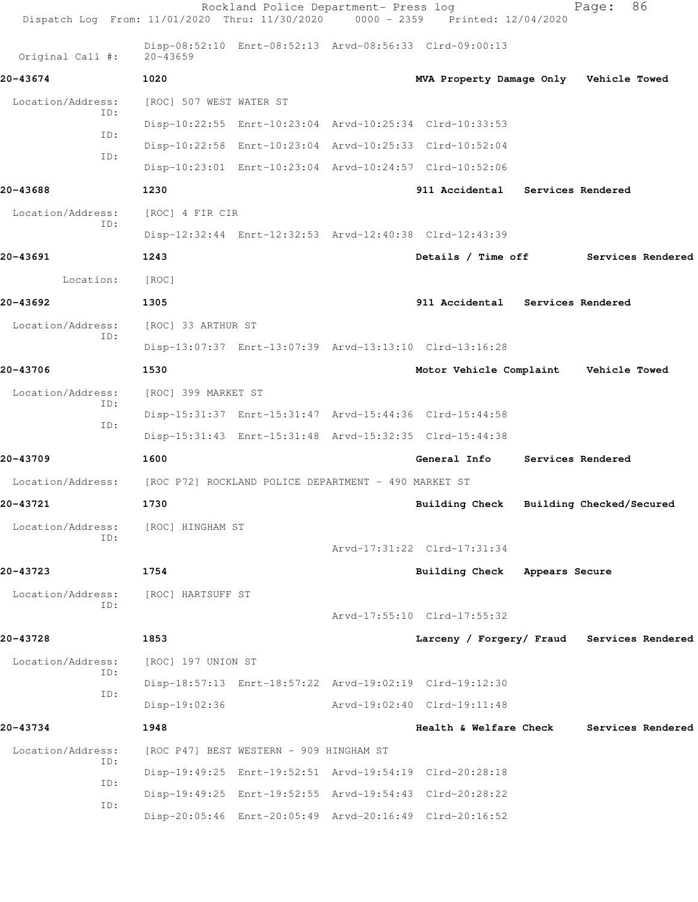Disp-08:52:10 Enrt-08:52:13 Arvd-08:56:33 Clrd-09:00:13

Original Call #: 20-43659

**20-43674** 1020 **MVA Property Damage Only Vehicle Towed**

Location/Address: [ROC] 507 WEST WATER ST

ID: Disp-10:22:55 Enrt-10:23:04 Arvd-10:25:34 Clrd-10:33:53

ID: Disp-10:22:58 Enrt-10:23:04 Arvd-10:25:33 Clrd-10:52:04

ID: Disp-10:23:01 Enrt-10:23:04 Arvd-10:24:57 Clrd-10:52:06

**20-43688** 1230 **911 Accidental Services Rendered**

Location/Address: [ROC] 4 FIR CIR

ID: Disp-12:32:44 Enrt-12:32:53 Arvd-12:40:38 Clrd-12:43:39

**20-43691** 1243 **Details / Time off Services Rendered**

Location: [ROC]

**20-43692** 1305 **911 Accidental Services Rendered**

Location/Address: [ROC] 33 ARTHUR ST

ID: Disp-13:07:37 Enrt-13:07:39 Arvd-13:13:10 Clrd-13:16:28

**20-43706** 1530 **Motor Vehicle Complaint Vehicle Towed**

Location/Address: [ROC] 399 MARKET ST

ID: Disp-15:31:37 Enrt-15:31:47 Arvd-15:44:36 Clrd-15:44:58

ID: Disp-15:31:43 Enrt-15:31:48 Arvd-15:32:35 Clrd-15:44:38

**20-43709** 1600 **General Info Services Rendered**

Location/Address: [ROC P72] ROCKLAND POLICE DEPARTMENT - 490 MARKET ST

**20-43721** 1730 **Building Check Building Checked/Secured**

Location/Address: [ROC] HINGHAM ST

ID: Arvd-17:31:22 Clrd-17:31:34

**20-43723** 1754 **Building Check Appears Secure**

Location/Address: [ROC] HARTSUFF ST

ID: Arvd-17:55:10 Clrd-17:55:32

**20-43728** 1853 **Larceny / Forgery/ Fraud Services Rendered**

Location/Address: [ROC] 197 UNION ST

ID: Disp-18:57:13 Enrt-18:57:22 Arvd-19:02:19 Clrd-19:12:30

ID: Disp-19:02:36 Arvd-19:02:40 Clrd-19:11:48

**20-43734** 1948 **Health & Welfare Check Services Rendered**

Location/Address: [ROC P47] BEST WESTERN - 909 HINGHAM ST

ID: Disp-19:49:25 Enrt-19:52:51 Arvd-19:54:19 Clrd-20:28:18

ID: Disp-19:49:25 Enrt-19:52:55 Arvd-19:54:43 Clrd-20:28:22

ID: Disp-20:05:46 Enrt-20:05:49 Arvd-20:16:49 Clrd-20:16:52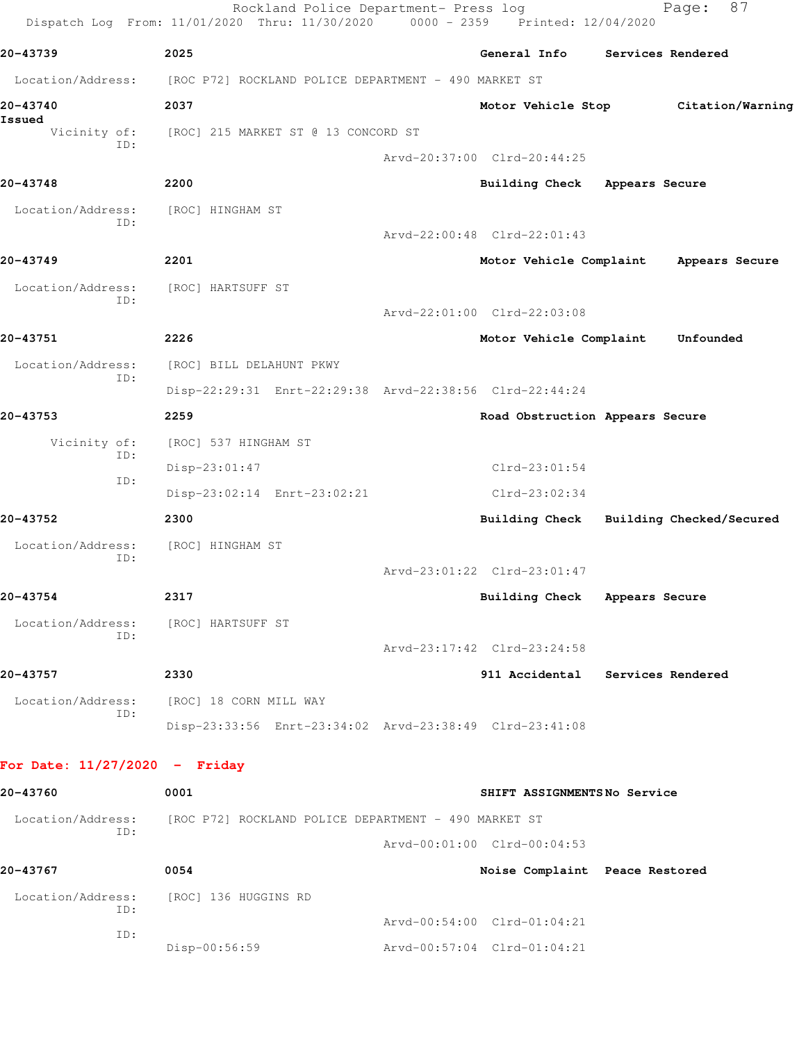Rockland Police Department- Press log

Dispatch Log From: 11/01/2020 Thru: 11/30/2020 0000 - 2359 Printed: 12/04/2020

**20-43739** **2025** **General Info** **Services Rendered**

Location/Address: [ROC P72] ROCKLAND POLICE DEPARTMENT - 490 MARKET ST

**20-43740** **2037** **Motor Vehicle Stop** **Citation/Warning Issued**

Vicinity of: [ROC] 215 MARKET ST @ 13 CONCORD ST
ID:
Arvd-20:37:00 Clrd-20:44:25

**20-43748** **2200** **Building Check** **Appears Secure**

Location/Address: [ROC] HINGHAM ST
ID:
Arvd-22:00:48 Clrd-22:01:43

**20-43749** **2201** **Motor Vehicle Complaint** **Appears Secure**

Location/Address: [ROC] HARTSUFF ST
ID:
Arvd-22:01:00 Clrd-22:03:08

**20-43751** **2226** **Motor Vehicle Complaint** **Unfounded**

Location/Address: [ROC] BILL DELAHUNT PKWY
ID:
Disp-22:29:31 Enrt-22:29:38 Arvd-22:38:56 Clrd-22:44:24

**20-43753** **2259** **Road Obstruction** **Appears Secure**

Vicinity of: [ROC] 537 HINGHAM ST
ID:
Disp-23:01:47 Clrd-23:01:54
ID:
Disp-23:02:14 Enrt-23:02:21 Clrd-23:02:34

**20-43752** **2300** **Building Check** **Building Checked/Secured**

Location/Address: [ROC] HINGHAM ST
ID:
Arvd-23:01:22 Clrd-23:01:47

**20-43754** **2317** **Building Check** **Appears Secure**

Location/Address: [ROC] HARTSUFF ST
ID:
Arvd-23:17:42 Clrd-23:24:58

**20-43757** **2330** **911 Accidental** **Services Rendered**

Location/Address: [ROC] 18 CORN MILL WAY
ID:
Disp-23:33:56 Enrt-23:34:02 Arvd-23:38:49 Clrd-23:41:08

**For Date: 11/27/2020 - Friday**

**20-43760** **0001** **SHIFT ASSIGNMENTS** **No Service**

Location/Address: [ROC P72] ROCKLAND POLICE DEPARTMENT - 490 MARKET ST
ID:
Arvd-00:01:00 Clrd-00:04:53

**20-43767** **0054** **Noise Complaint** **Peace Restored**

Location/Address: [ROC] 136 HUGGINS RD
ID:
Arvd-00:54:00 Clrd-01:04:21
ID:
Disp-00:56:59 Arvd-00:57:04 Clrd-01:04:21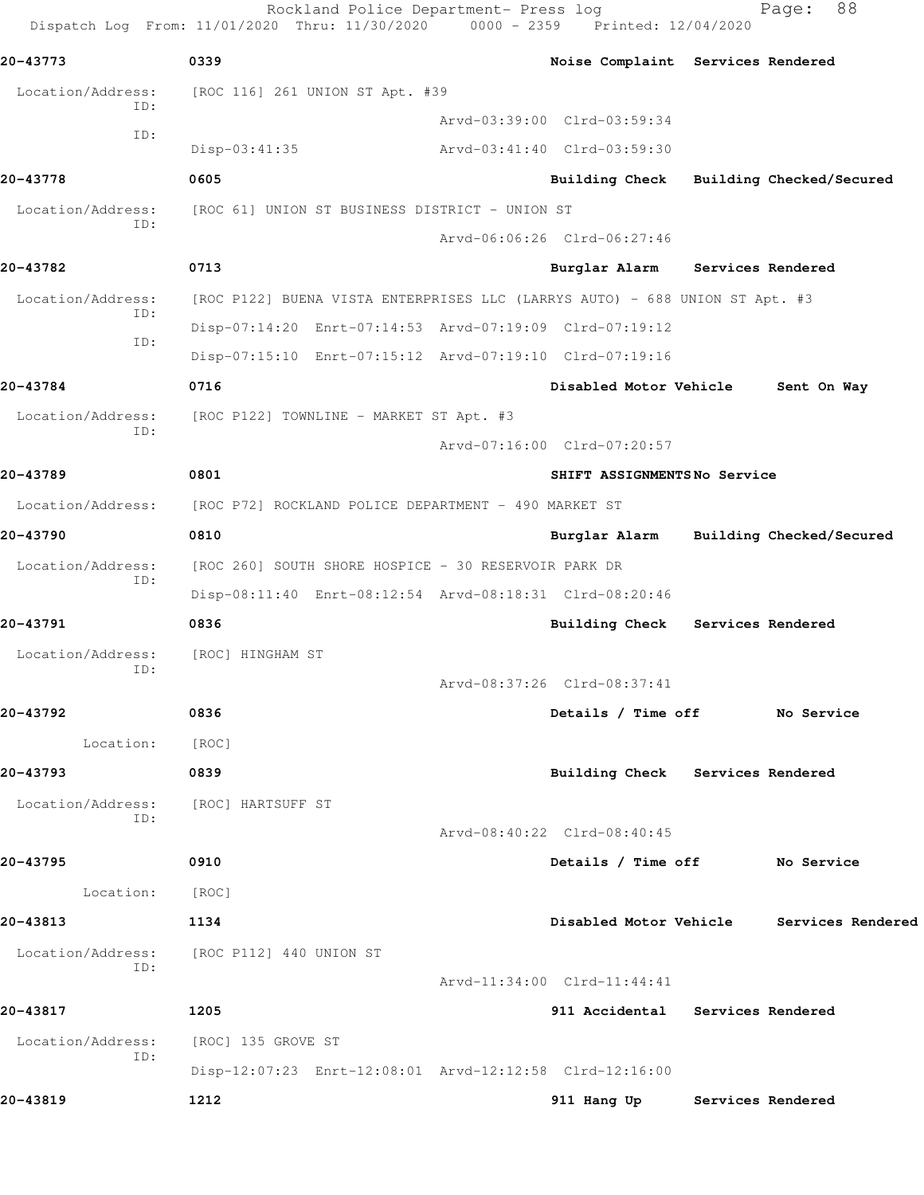**20-43773** 0339 **Noise Complaint Services Rendered**

Location/Address: [ROC 116] 261 UNION ST Apt. #39

ID: Arvd-03:39:00 Clrd-03:59:34

ID: Disp-03:41:35 Arvd-03:41:40 Clrd-03:59:30

**20-43778** 0605 **Building Check Building Checked/Secured**

Location/Address: [ROC 61] UNION ST BUSINESS DISTRICT - UNION ST

ID: Arvd-06:06:26 Clrd-06:27:46

**20-43782** 0713 **Burglar Alarm Services Rendered**

Location/Address: [ROC P122] BUENA VISTA ENTERPRISES LLC (LARRYS AUTO) - 688 UNION ST Apt. #3

ID: Disp-07:14:20 Enrt-07:14:53 Arvd-07:19:09 Clrd-07:19:12

ID: Disp-07:15:10 Enrt-07:15:12 Arvd-07:19:10 Clrd-07:19:16

**20-43784** 0716 **Disabled Motor Vehicle Sent On Way**

Location/Address: [ROC P122] TOWNLINE - MARKET ST Apt. #3

ID: Arvd-07:16:00 Clrd-07:20:57

**20-43789** 0801 **SHIFT ASSIGNMENTS No Service**

Location/Address: [ROC P72] ROCKLAND POLICE DEPARTMENT - 490 MARKET ST

**20-43790** 0810 **Burglar Alarm Building Checked/Secured**

Location/Address: [ROC 260] SOUTH SHORE HOSPICE - 30 RESERVOIR PARK DR

ID: Disp-08:11:40 Enrt-08:12:54 Arvd-08:18:31 Clrd-08:20:46

**20-43791** 0836 **Building Check Services Rendered**

Location/Address: [ROC] HINGHAM ST

ID: Arvd-08:37:26 Clrd-08:37:41

**20-43792** 0836 **Details / Time off No Service**

Location: [ROC]

**20-43793** 0839 **Building Check Services Rendered**

Location/Address: [ROC] HARTSUFF ST

ID: Arvd-08:40:22 Clrd-08:40:45

**20-43795** 0910 **Details / Time off No Service**

Location: [ROC]

**20-43813** 1134 **Disabled Motor Vehicle Services Rendered**

Location/Address: [ROC P112] 440 UNION ST

ID: Arvd-11:34:00 Clrd-11:44:41

**20-43817** 1205 **911 Accidental Services Rendered**

Location/Address: [ROC] 135 GROVE ST

ID: Disp-12:07:23 Enrt-12:08:01 Arvd-12:12:58 Clrd-12:16:00

**20-43819** 1212 **911 Hang Up Services Rendered**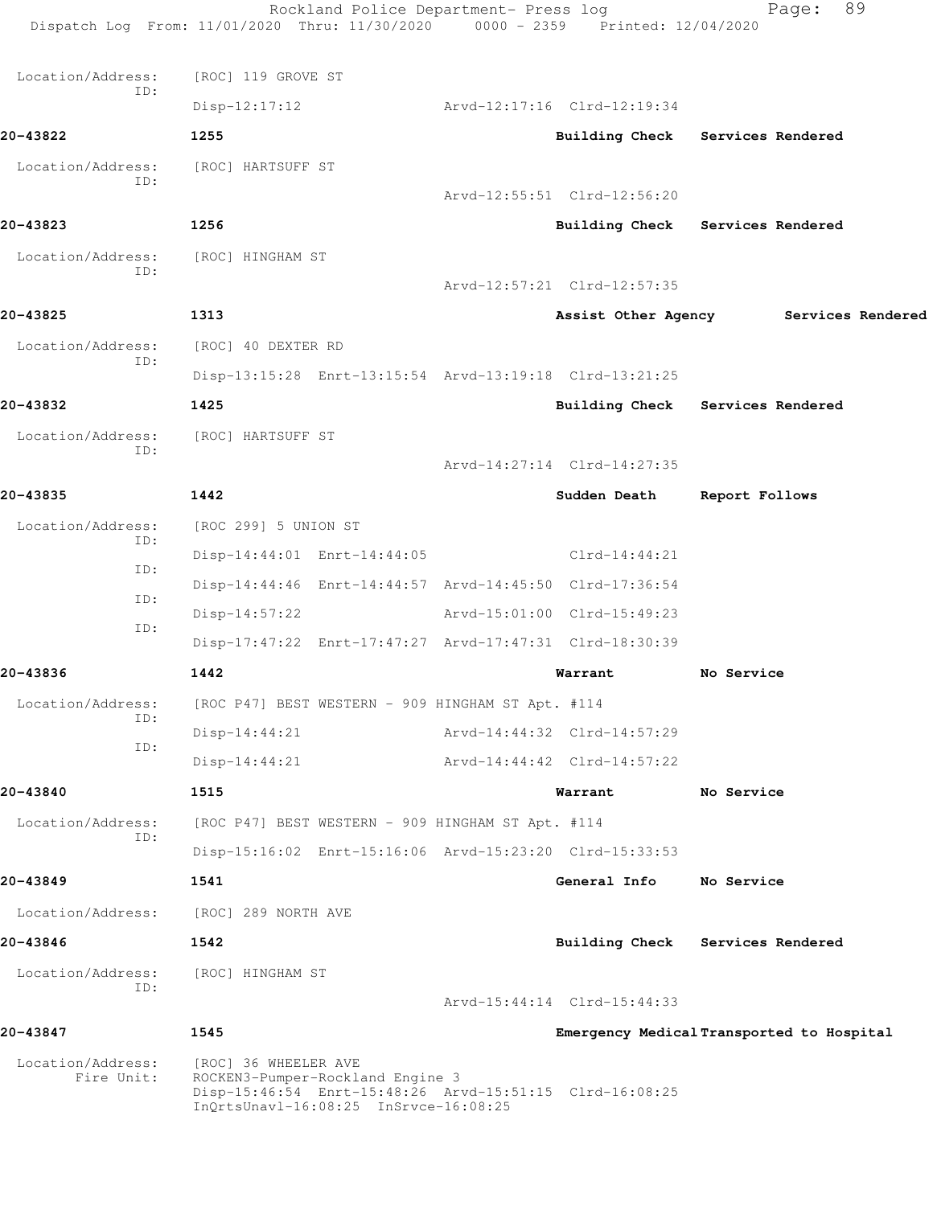Location/Address: [ROC] 119 GROVE ST
ID:
Disp-12:17:12 Arvd-12:17:16 Clrd-12:19:34

**20-43822** **1255** **Building Check** **Services Rendered**

Location/Address: [ROC] HARTSUFF ST
ID:
Arvd-12:55:51 Clrd-12:56:20

**20-43823** **1256** **Building Check** **Services Rendered**

Location/Address: [ROC] HINGHAM ST
ID:
Arvd-12:57:21 Clrd-12:57:35

**20-43825** **1313** **Assist Other Agency** **Services Rendered**

Location/Address: [ROC] 40 DEXTER RD
ID:
Disp-13:15:28 Enrt-13:15:54 Arvd-13:19:18 Clrd-13:21:25

**20-43832** **1425** **Building Check** **Services Rendered**

Location/Address: [ROC] HARTSUFF ST
ID:
Arvd-14:27:14 Clrd-14:27:35

**20-43835** **1442** **Sudden Death** **Report Follows**

Location/Address: [ROC 299] 5 UNION ST
ID:
Disp-14:44:01 Enrt-14:44:05 Clrd-14:44:21
ID:
Disp-14:44:46 Enrt-14:44:57 Arvd-14:45:50 Clrd-17:36:54
ID:
Disp-14:57:22 Arvd-15:01:00 Clrd-15:49:23
ID:
Disp-17:47:22 Enrt-17:47:27 Arvd-17:47:31 Clrd-18:30:39

**20-43836** **1442** **Warrant** **No Service**

Location/Address: [ROC P47] BEST WESTERN - 909 HINGHAM ST Apt. #114
ID:
Disp-14:44:21 Arvd-14:44:32 Clrd-14:57:29
ID:
Disp-14:44:21 Arvd-14:44:42 Clrd-14:57:22

**20-43840** **1515** **Warrant** **No Service**

Location/Address: [ROC P47] BEST WESTERN - 909 HINGHAM ST Apt. #114
ID:
Disp-15:16:02 Enrt-15:16:06 Arvd-15:23:20 Clrd-15:33:53

**20-43849** **1541** **General Info** **No Service**

Location/Address: [ROC] 289 NORTH AVE

**20-43846** **1542** **Building Check** **Services Rendered**

Location/Address: [ROC] HINGHAM ST
ID:
Arvd-15:44:14 Clrd-15:44:33

**20-43847** **1545** **Emergency Medical** **Transported to Hospital**

Location/Address: [ROC] 36 WHEELER AVE
Fire Unit: ROCKEN3-Pumper-Rockland Engine 3
Disp-15:46:54 Enrt-15:48:26 Arvd-15:51:15 Clrd-16:08:25
InQrtsUnavl-16:08:25 InSrvce-16:08:25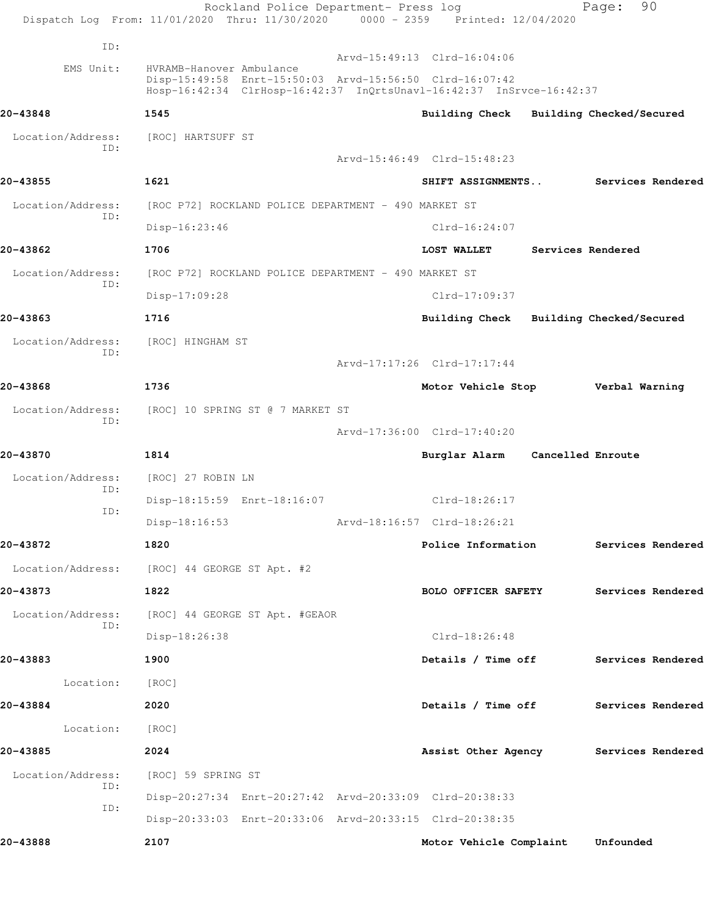ID:

Arvd-15:49:13 Clrd-16:04:06

EMS Unit: HVRAMB-Hanover Ambulance
Disp-15:49:58 Enrt-15:50:03 Arvd-15:56:50 Clrd-16:07:42
Hosp-16:42:34 ClrHosp-16:42:37 InQrtsUnavl-16:42:37 InSrvce-16:42:37

**20-43848** 1545 **Building Check Building Checked/Secured**

Location/Address: [ROC] HARTSUFF ST
ID:
Arvd-15:46:49 Clrd-15:48:23

**20-43855** 1621 **SHIFT ASSIGNMENTS.. Services Rendered**

Location/Address: [ROC P72] ROCKLAND POLICE DEPARTMENT - 490 MARKET ST
ID:
Disp-16:23:46 Clrd-16:24:07

**20-43862** 1706 **LOST WALLET Services Rendered**

Location/Address: [ROC P72] ROCKLAND POLICE DEPARTMENT - 490 MARKET ST
ID:
Disp-17:09:28 Clrd-17:09:37

**20-43863** 1716 **Building Check Building Checked/Secured**

Location/Address: [ROC] HINGHAM ST
ID:
Arvd-17:17:26 Clrd-17:17:44

**20-43868** 1736 **Motor Vehicle Stop Verbal Warning**

Location/Address: [ROC] 10 SPRING ST @ 7 MARKET ST
ID:
Arvd-17:36:00 Clrd-17:40:20

**20-43870** 1814 **Burglar Alarm Cancelled Enroute**

Location/Address: [ROC] 27 ROBIN LN
ID:
Disp-18:15:59 Enrt-18:16:07 Clrd-18:26:17
ID:
Disp-18:16:53 Arvd-18:16:57 Clrd-18:26:21

**20-43872** 1820 **Police Information Services Rendered**

Location/Address: [ROC] 44 GEORGE ST Apt. #2

**20-43873** 1822 **BOLO OFFICER SAFETY Services Rendered**

Location/Address: [ROC] 44 GEORGE ST Apt. #GEAOR
ID:
Disp-18:26:38 Clrd-18:26:48

**20-43883** 1900 **Details / Time off Services Rendered**

Location: [ROC]

**20-43884** 2020 **Details / Time off Services Rendered**

Location: [ROC]

**20-43885** 2024 **Assist Other Agency Services Rendered**

Location/Address: [ROC] 59 SPRING ST
ID:
Disp-20:27:34 Enrt-20:27:42 Arvd-20:33:09 Clrd-20:38:33
ID:
Disp-20:33:03 Enrt-20:33:06 Arvd-20:33:15 Clrd-20:38:35

**20-43888** 2107 **Motor Vehicle Complaint Unfounded**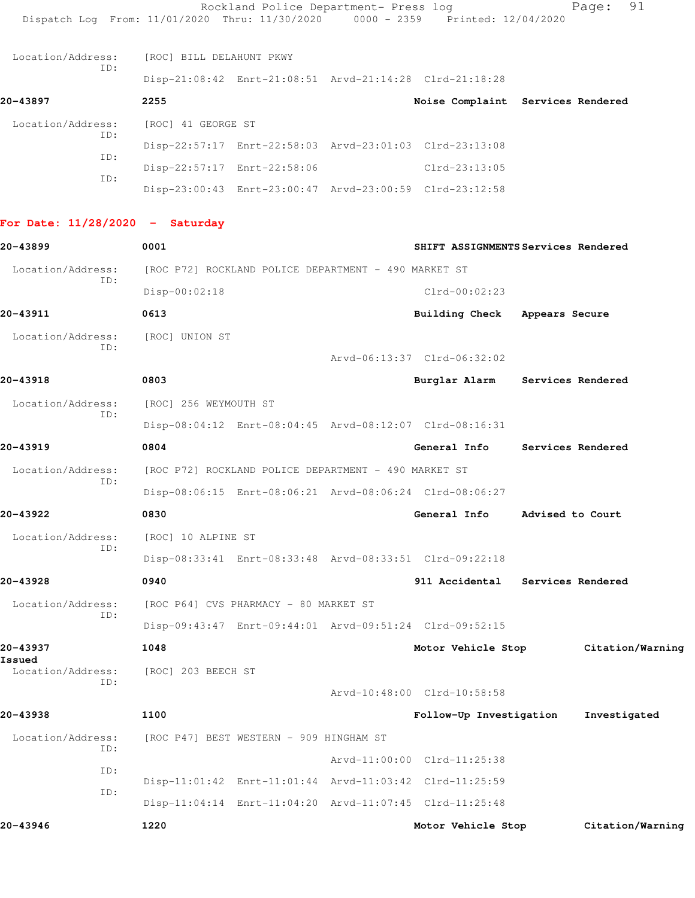Location/Address: [ROC] BILL DELAHUNT PKWY
ID:
Disp-21:08:42 Enrt-21:08:51 Arvd-21:14:28 Clrd-21:18:28

**20-43897** **2255** **Noise Complaint** **Services Rendered**

Location/Address: [ROC] 41 GEORGE ST
ID:
Disp-22:57:17 Enrt-22:58:03 Arvd-23:01:03 Clrd-23:13:08
ID:
Disp-22:57:17 Enrt-22:58:06 Clrd-23:13:05
ID:
Disp-23:00:43 Enrt-23:00:47 Arvd-23:00:59 Clrd-23:12:58

## For Date: 11/28/2020 - Saturday

**20-43899** **0001** **SHIFT ASSIGNMENTS** **Services Rendered**

Location/Address: [ROC P72] ROCKLAND POLICE DEPARTMENT - 490 MARKET ST
ID:
Disp-00:02:18 Clrd-00:02:23

**20-43911** **0613** **Building Check** **Appears Secure**

Location/Address: [ROC] UNION ST
ID:
Arvd-06:13:37 Clrd-06:32:02

**20-43918** **0803** **Burglar Alarm** **Services Rendered**

Location/Address: [ROC] 256 WEYMOUTH ST
ID:
Disp-08:04:12 Enrt-08:04:45 Arvd-08:12:07 Clrd-08:16:31

**20-43919** **0804** **General Info** **Services Rendered**

Location/Address: [ROC P72] ROCKLAND POLICE DEPARTMENT - 490 MARKET ST
ID:
Disp-08:06:15 Enrt-08:06:21 Arvd-08:06:24 Clrd-08:06:27

**20-43922** **0830** **General Info** **Advised to Court**

Location/Address: [ROC] 10 ALPINE ST
ID:
Disp-08:33:41 Enrt-08:33:48 Arvd-08:33:51 Clrd-09:22:18

**20-43928** **0940** **911 Accidental** **Services Rendered**

Location/Address: [ROC P64] CVS PHARMACY - 80 MARKET ST
ID:
Disp-09:43:47 Enrt-09:44:01 Arvd-09:51:24 Clrd-09:52:15

**20-43937** **1048** **Motor Vehicle Stop** **Citation/Warning Issued**

Location/Address: [ROC] 203 BEECH ST
ID:
Arvd-10:48:00 Clrd-10:58:58

**20-43938** **1100** **Follow-Up Investigation** **Investigated**

Location/Address: [ROC P47] BEST WESTERN - 909 HINGHAM ST
ID:
Arvd-11:00:00 Clrd-11:25:38
ID:
Disp-11:01:42 Enrt-11:01:44 Arvd-11:03:42 Clrd-11:25:59
ID:
Disp-11:04:14 Enrt-11:04:20 Arvd-11:07:45 Clrd-11:25:48

**20-43946** **1220** **Motor Vehicle Stop** **Citation/Warning**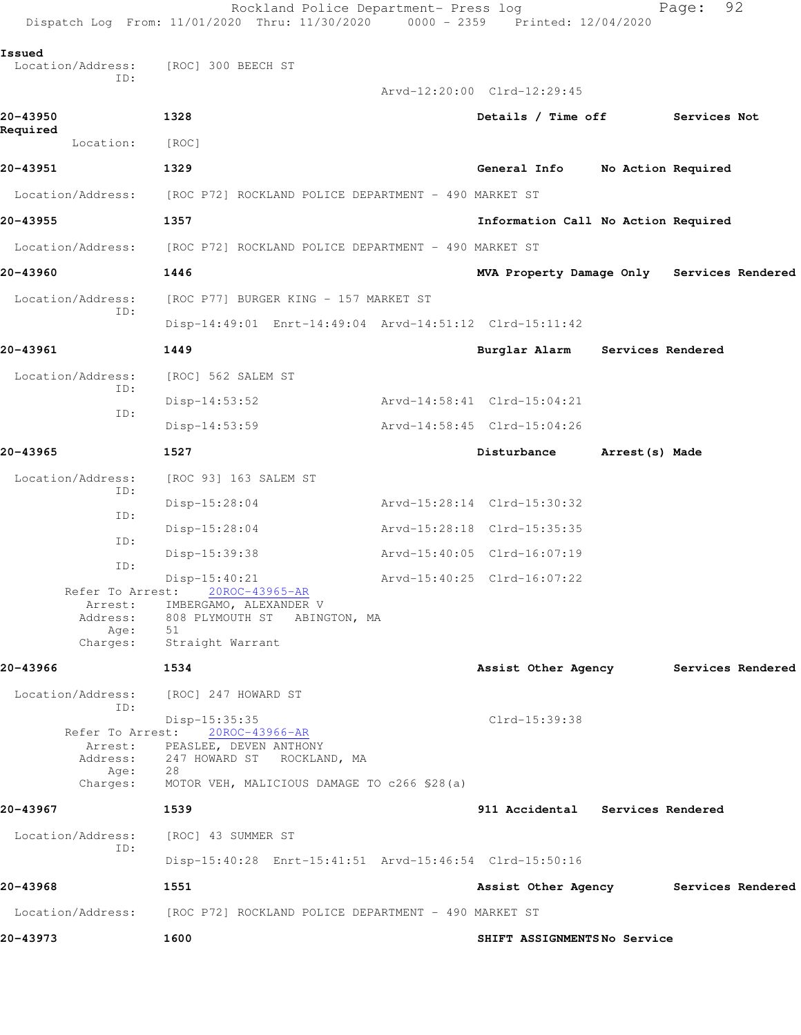Issued

Location/Address: [ROC] 300 BEECH ST
ID:
Arvd-12:20:00 Clrd-12:29:45

**20-43950** 1328 **Details / Time off** **Services Not Required**

Location: [ROC]

**20-43951** 1329 **General Info** **No Action Required**

Location/Address: [ROC P72] ROCKLAND POLICE DEPARTMENT - 490 MARKET ST

**20-43955** 1357 **Information Call** **No Action Required**

Location/Address: [ROC P72] ROCKLAND POLICE DEPARTMENT - 490 MARKET ST

**20-43960** 1446 **MVA Property Damage Only** **Services Rendered**

Location/Address: [ROC P77] BURGER KING - 157 MARKET ST
ID:
Disp-14:49:01 Enrt-14:49:04 Arvd-14:51:12 Clrd-15:11:42

**20-43961** 1449 **Burglar Alarm** **Services Rendered**

Location/Address: [ROC] 562 SALEM ST
ID:
Disp-14:53:52 Arvd-14:58:41 Clrd-15:04:21
ID:
Disp-14:53:59 Arvd-14:58:45 Clrd-15:04:26

**20-43965** 1527 **Disturbance** **Arrest(s) Made**

Location/Address: [ROC 93] 163 SALEM ST
ID:
Disp-15:28:04 Arvd-15:28:14 Clrd-15:30:32
ID:
Disp-15:28:04 Arvd-15:28:18 Clrd-15:35:35
ID:
Disp-15:39:38 Arvd-15:40:05 Clrd-16:07:19
ID:
Disp-15:40:21 Arvd-15:40:25 Clrd-16:07:22

Refer To Arrest: 20ROC-43965-AR
Arrest: IMBERGAMO, ALEXANDER V
Address: 808 PLYMOUTH ST ABINGTON, MA
Age: 51
Charges: Straight Warrant

**20-43966** 1534 **Assist Other Agency** **Services Rendered**

Location/Address: [ROC] 247 HOWARD ST
ID:
Disp-15:35:35 Clrd-15:39:38

Refer To Arrest: 20ROC-43966-AR
Arrest: PEASLEE, DEVEN ANTHONY
Address: 247 HOWARD ST ROCKLAND, MA
Age: 28
Charges: MOTOR VEH, MALICIOUS DAMAGE TO c266 §28(a)

**20-43967** 1539 **911 Accidental** **Services Rendered**

Location/Address: [ROC] 43 SUMMER ST
ID:
Disp-15:40:28 Enrt-15:41:51 Arvd-15:46:54 Clrd-15:50:16

**20-43968** 1551 **Assist Other Agency** **Services Rendered**

Location/Address: [ROC P72] ROCKLAND POLICE DEPARTMENT - 490 MARKET ST

**20-43973** 1600 **SHIFT ASSIGNMENTS** **No Service**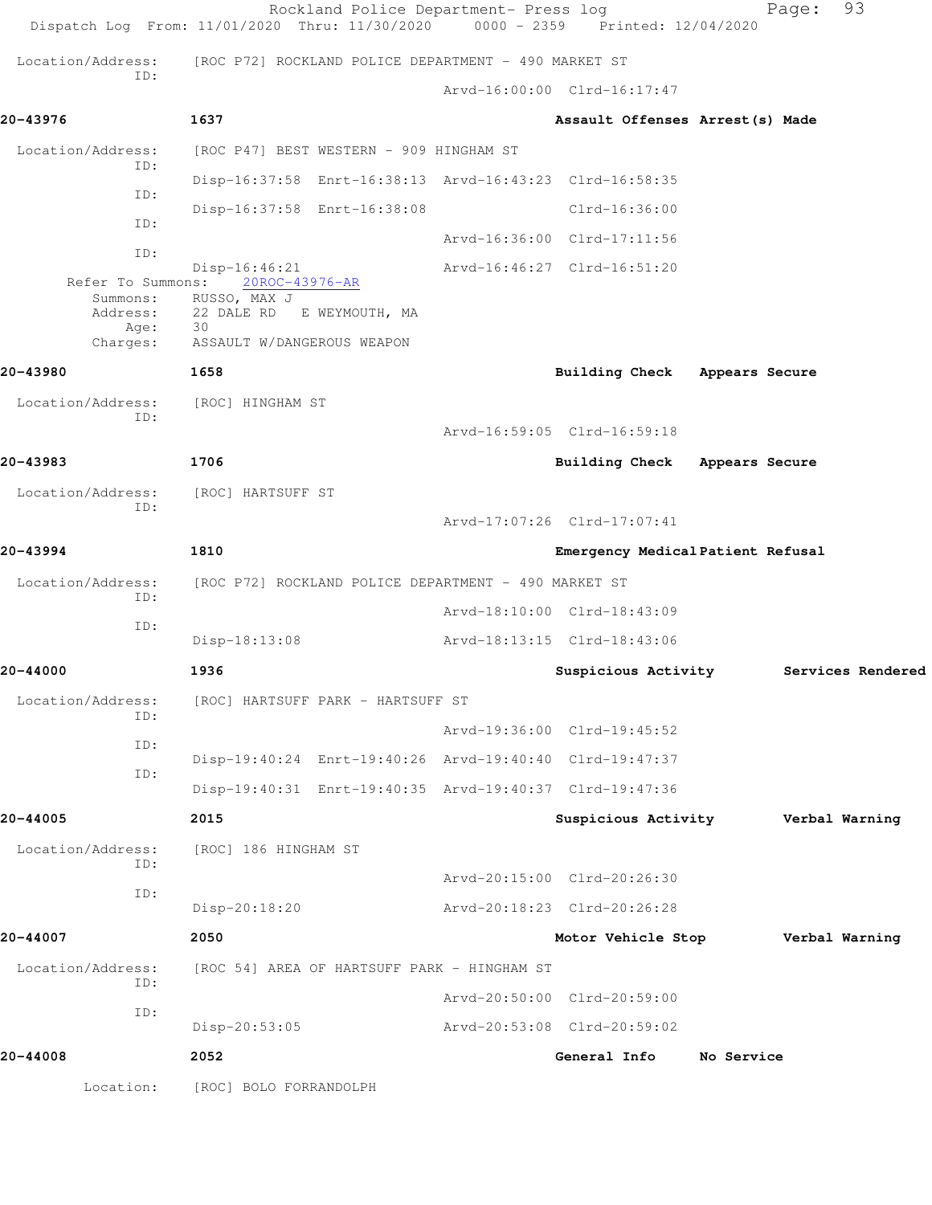Location/Address: [ROC P72] ROCKLAND POLICE DEPARTMENT - 490 MARKET ST
ID:
Arvd-16:00:00 Clrd-16:17:47

**20-43976 1637 Assault Offenses Arrest(s) Made**

Location/Address: [ROC P47] BEST WESTERN - 909 HINGHAM ST
ID:
Disp-16:37:58 Enrt-16:38:13 Arvd-16:43:23 Clrd-16:58:35
ID:
Disp-16:37:58 Enrt-16:38:08 Clrd-16:36:00
ID:
Arvd-16:36:00 Clrd-17:11:56
ID:
Disp-16:46:21 Arvd-16:46:27 Clrd-16:51:20
Refer To Summons: 20ROC-43976-AR
Summons: RUSSO, MAX J
Address: 22 DALE RD E WEYMOUTH, MA
Age: 30
Charges: ASSAULT W/DANGEROUS WEAPON

**20-43980 1658 Building Check Appears Secure**

Location/Address: [ROC] HINGHAM ST
ID:
Arvd-16:59:05 Clrd-16:59:18

**20-43983 1706 Building Check Appears Secure**

Location/Address: [ROC] HARTSUFF ST
ID:
Arvd-17:07:26 Clrd-17:07:41

**20-43994 1810 Emergency Medical Patient Refusal**

Location/Address: [ROC P72] ROCKLAND POLICE DEPARTMENT - 490 MARKET ST
ID:
Arvd-18:10:00 Clrd-18:43:09
ID:
Disp-18:13:08 Arvd-18:13:15 Clrd-18:43:06

**20-44000 1936 Suspicious Activity Services Rendered**

Location/Address: [ROC] HARTSUFF PARK - HARTSUFF ST
ID:
Arvd-19:36:00 Clrd-19:45:52
ID:
Disp-19:40:24 Enrt-19:40:26 Arvd-19:40:40 Clrd-19:47:37
ID:
Disp-19:40:31 Enrt-19:40:35 Arvd-19:40:37 Clrd-19:47:36

**20-44005 2015 Suspicious Activity Verbal Warning**

Location/Address: [ROC] 186 HINGHAM ST
ID:
Arvd-20:15:00 Clrd-20:26:30
ID:
Disp-20:18:20 Arvd-20:18:23 Clrd-20:26:28

**20-44007 2050 Motor Vehicle Stop Verbal Warning**

Location/Address: [ROC 54] AREA OF HARTSUFF PARK - HINGHAM ST
ID:
Arvd-20:50:00 Clrd-20:59:00
ID:
Disp-20:53:05 Arvd-20:53:08 Clrd-20:59:02

**20-44008 2052 General Info No Service**

Location: [ROC] BOLO FORRANDOLPH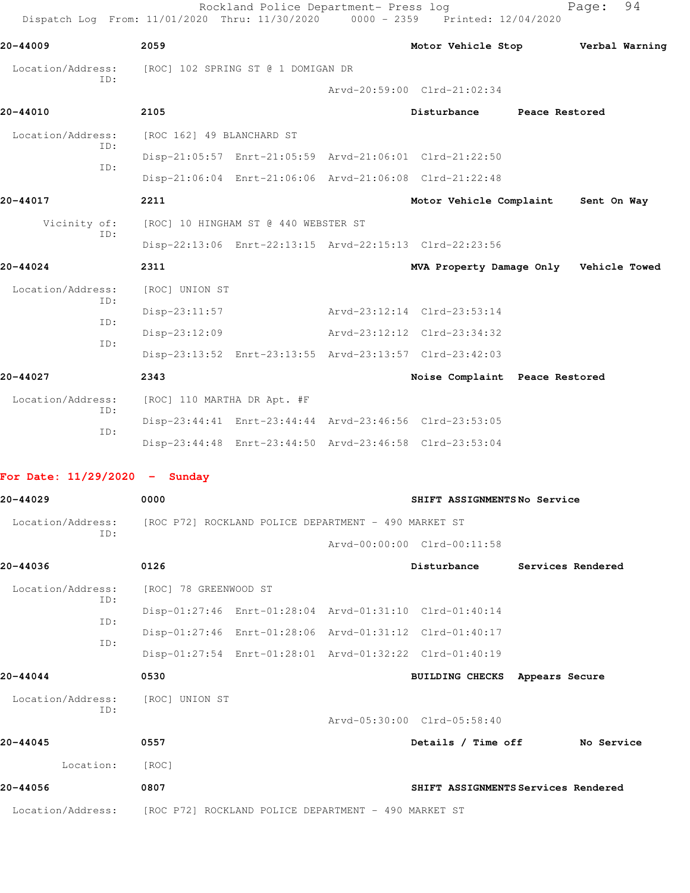**20-44009** 2059 **Motor Vehicle Stop** **Verbal Warning**

Location/Address: [ROC] 102 SPRING ST @ 1 DOMIGAN DR
ID:
Arvd-20:59:00 Clrd-21:02:34

**20-44010** 2105 **Disturbance** **Peace Restored**

Location/Address: [ROC 162] 49 BLANCHARD ST
ID:
Disp-21:05:57 Enrt-21:05:59 Arvd-21:06:01 Clrd-21:22:50
ID:
Disp-21:06:04 Enrt-21:06:06 Arvd-21:06:08 Clrd-21:22:48

**20-44017** 2211 **Motor Vehicle Complaint** **Sent On Way**

Vicinity of: [ROC] 10 HINGHAM ST @ 440 WEBSTER ST
ID:
Disp-22:13:06 Enrt-22:13:15 Arvd-22:15:13 Clrd-22:23:56

**20-44024** 2311 **MVA Property Damage Only** **Vehicle Towed**

Location/Address: [ROC] UNION ST
ID:
Disp-23:11:57 Arvd-23:12:14 Clrd-23:53:14
ID:
Disp-23:12:09 Arvd-23:12:12 Clrd-23:34:32
ID:
Disp-23:13:52 Enrt-23:13:55 Arvd-23:13:57 Clrd-23:42:03

**20-44027** 2343 **Noise Complaint** **Peace Restored**

Location/Address: [ROC] 110 MARTHA DR Apt. #F
ID:
Disp-23:44:41 Enrt-23:44:44 Arvd-23:46:56 Clrd-23:53:05
ID:
Disp-23:44:48 Enrt-23:44:50 Arvd-23:46:58 Clrd-23:53:04

## For Date: 11/29/2020 - Sunday

**20-44029** 0000 **SHIFT ASSIGNMENTS** **No Service**

Location/Address: [ROC P72] ROCKLAND POLICE DEPARTMENT - 490 MARKET ST
ID:
Arvd-00:00:00 Clrd-00:11:58

**20-44036** 0126 **Disturbance** **Services Rendered**

Location/Address: [ROC] 78 GREENWOOD ST
ID:
Disp-01:27:46 Enrt-01:28:04 Arvd-01:31:10 Clrd-01:40:14
ID:
Disp-01:27:46 Enrt-01:28:06 Arvd-01:31:12 Clrd-01:40:17
ID:
Disp-01:27:54 Enrt-01:28:01 Arvd-01:32:22 Clrd-01:40:19

**20-44044** 0530 **BUILDING CHECKS** **Appears Secure**

Location/Address: [ROC] UNION ST
ID:
Arvd-05:30:00 Clrd-05:58:40

**20-44045** 0557 **Details / Time off** **No Service**

Location: [ROC]

**20-44056** 0807 **SHIFT ASSIGNMENTS** **Services Rendered**

Location/Address: [ROC P72] ROCKLAND POLICE DEPARTMENT - 490 MARKET ST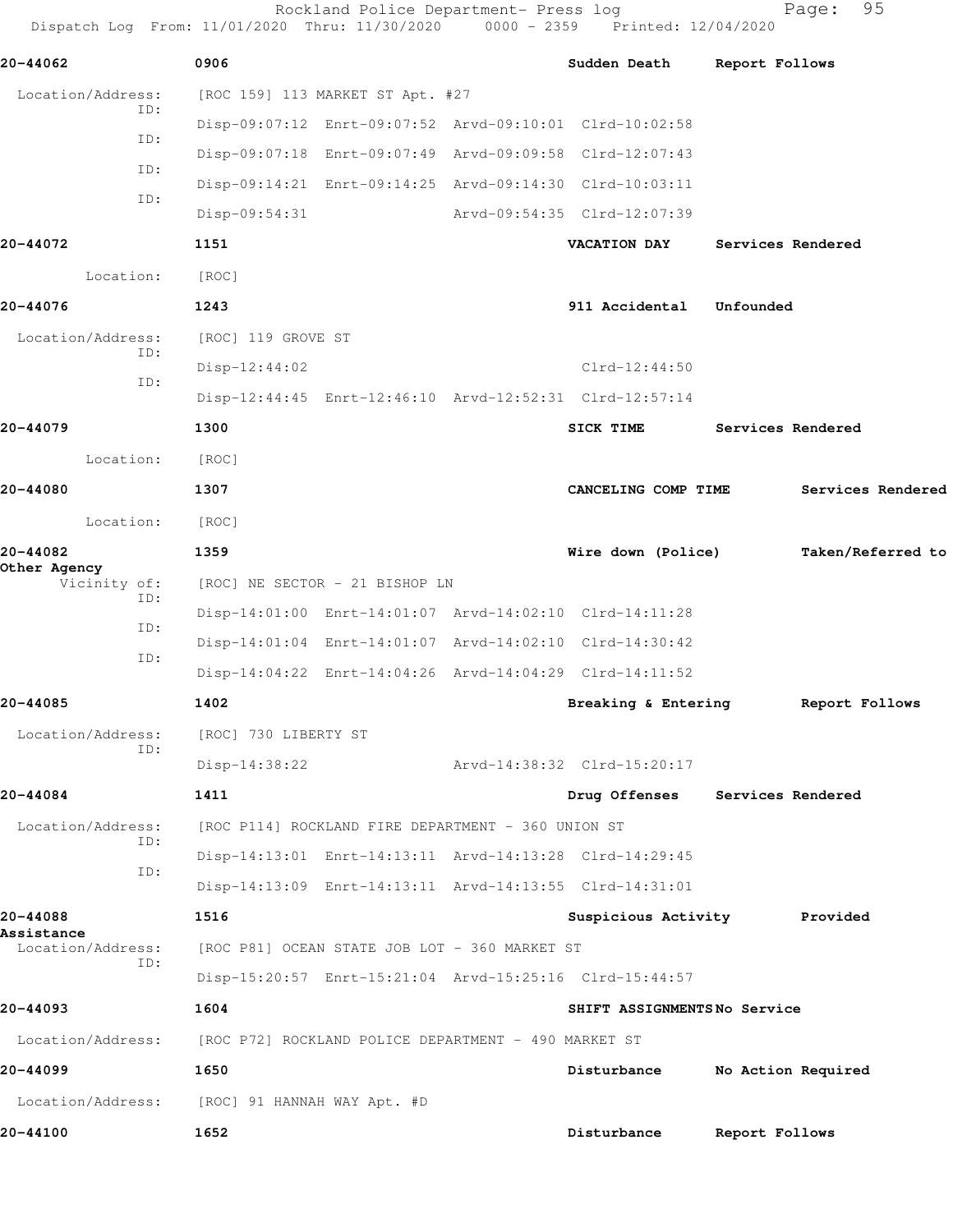**20-44062** 0906 **Sudden Death** **Report Follows**

Location/Address: [ROC 159] 113 MARKET ST Apt. #27

ID: Disp-09:07:12 Enrt-09:07:52 Arvd-09:10:01 Clrd-10:02:58

ID: Disp-09:07:18 Enrt-09:07:49 Arvd-09:09:58 Clrd-12:07:43

ID: Disp-09:14:21 Enrt-09:14:25 Arvd-09:14:30 Clrd-10:03:11

ID: Disp-09:54:31 Arvd-09:54:35 Clrd-12:07:39

**20-44072** 1151 **VACATION DAY** **Services Rendered**

Location: [ROC]

**20-44076** 1243 **911 Accidental** **Unfounded**

Location/Address: [ROC] 119 GROVE ST

ID: Disp-12:44:02 Clrd-12:44:50

ID: Disp-12:44:45 Enrt-12:46:10 Arvd-12:52:31 Clrd-12:57:14

**20-44079** 1300 **SICK TIME** **Services Rendered**

Location: [ROC]

**20-44080** 1307 **CANCELING COMP TIME** **Services Rendered**

Location: [ROC]

**20-44082** 1359 **Wire down (Police)** **Taken/Referred to Other Agency**

Vicinity of: [ROC] NE SECTOR - 21 BISHOP LN

ID: Disp-14:01:00 Enrt-14:01:07 Arvd-14:02:10 Clrd-14:11:28

ID: Disp-14:01:04 Enrt-14:01:07 Arvd-14:02:10 Clrd-14:30:42

ID: Disp-14:04:22 Enrt-14:04:26 Arvd-14:04:29 Clrd-14:11:52

**20-44085** 1402 **Breaking & Entering** **Report Follows**

Location/Address: [ROC] 730 LIBERTY ST

ID: Disp-14:38:22 Arvd-14:38:32 Clrd-15:20:17

**20-44084** 1411 **Drug Offenses** **Services Rendered**

Location/Address: [ROC P114] ROCKLAND FIRE DEPARTMENT - 360 UNION ST

ID: Disp-14:13:01 Enrt-14:13:11 Arvd-14:13:28 Clrd-14:29:45

ID: Disp-14:13:09 Enrt-14:13:11 Arvd-14:13:55 Clrd-14:31:01

**20-44088** 1516 **Suspicious Activity** **Provided Assistance**

Location/Address: [ROC P81] OCEAN STATE JOB LOT - 360 MARKET ST

ID: Disp-15:20:57 Enrt-15:21:04 Arvd-15:25:16 Clrd-15:44:57

**20-44093** 1604 **SHIFT ASSIGNMENTS** **No Service**

Location/Address: [ROC P72] ROCKLAND POLICE DEPARTMENT - 490 MARKET ST

**20-44099** 1650 **Disturbance** **No Action Required**

Location/Address: [ROC] 91 HANNAH WAY Apt. #D

**20-44100** 1652 **Disturbance** **Report Follows**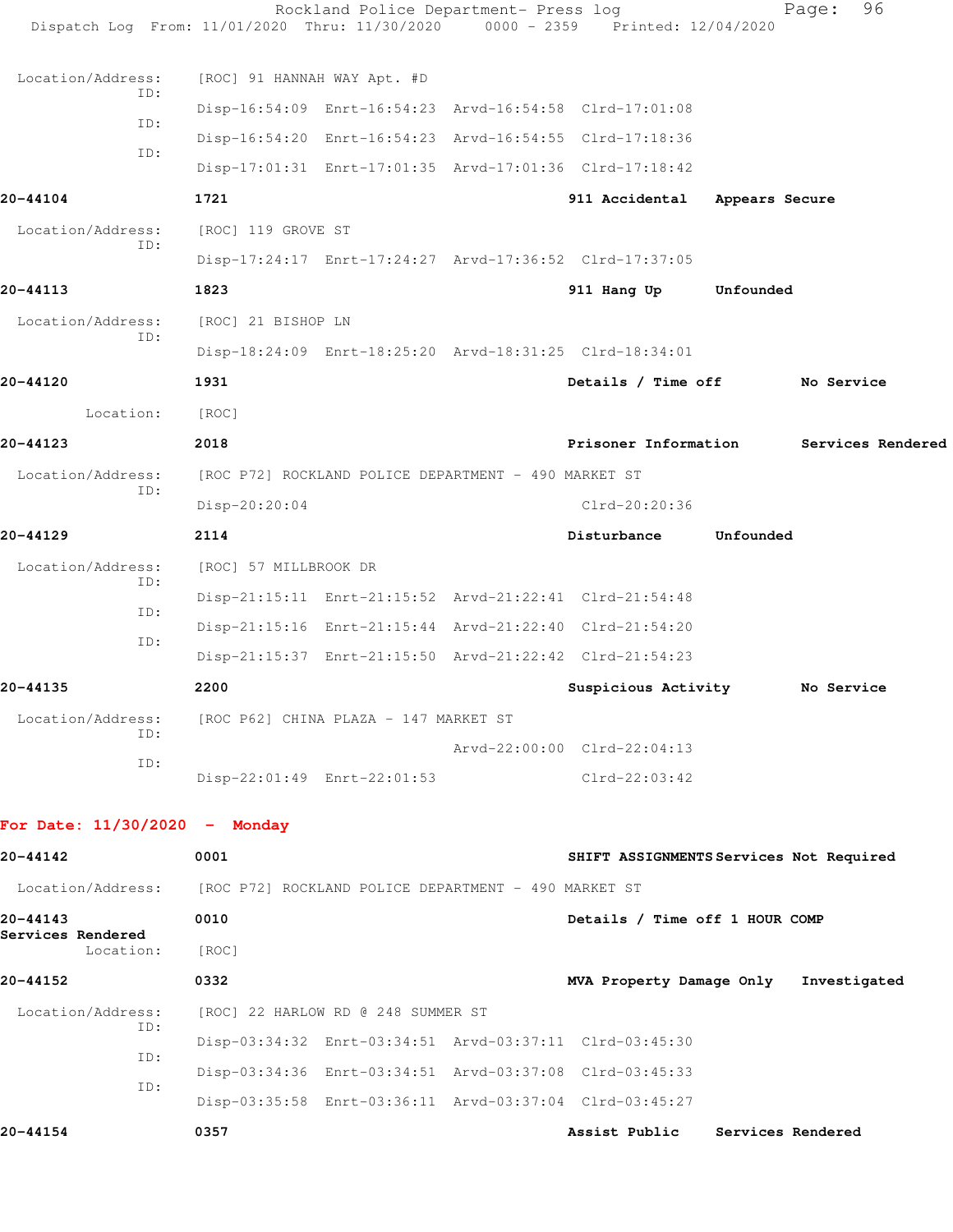Location/Address: [ROC] 91 HANNAH WAY Apt. #D

ID: Disp-16:54:09 Enrt-16:54:23 Arvd-16:54:58 Clrd-17:01:08

ID: Disp-16:54:20 Enrt-16:54:23 Arvd-16:54:55 Clrd-17:18:36

ID: Disp-17:01:31 Enrt-17:01:35 Arvd-17:01:36 Clrd-17:18:42

**20-44104** **1721** **911 Accidental** **Appears Secure**

Location/Address: [ROC] 119 GROVE ST

ID: Disp-17:24:17 Enrt-17:24:27 Arvd-17:36:52 Clrd-17:37:05

**20-44113** **1823** **911 Hang Up** **Unfounded**

Location/Address: [ROC] 21 BISHOP LN

ID: Disp-18:24:09 Enrt-18:25:20 Arvd-18:31:25 Clrd-18:34:01

**20-44120** **1931** **Details / Time off** **No Service**

Location: [ROC]

**20-44123** **2018** **Prisoner Information** **Services Rendered**

Location/Address: [ROC P72] ROCKLAND POLICE DEPARTMENT - 490 MARKET ST

ID: Disp-20:20:04 Clrd-20:20:36

**20-44129** **2114** **Disturbance** **Unfounded**

Location/Address: [ROC] 57 MILLBROOK DR

ID: Disp-21:15:11 Enrt-21:15:52 Arvd-21:22:41 Clrd-21:54:48

ID: Disp-21:15:16 Enrt-21:15:44 Arvd-21:22:40 Clrd-21:54:20

ID: Disp-21:15:37 Enrt-21:15:50 Arvd-21:22:42 Clrd-21:54:23

**20-44135** **2200** **Suspicious Activity** **No Service**

Location/Address: [ROC P62] CHINA PLAZA - 147 MARKET ST

ID: Arvd-22:00:00 Clrd-22:04:13

ID: Disp-22:01:49 Enrt-22:01:53 Clrd-22:03:42

**For Date: 11/30/2020 - Monday**

**20-44142** **0001** **SHIFT ASSIGNMENTS** **Services Not Required**

Location/Address: [ROC P72] ROCKLAND POLICE DEPARTMENT - 490 MARKET ST

**20-44143** **0010** **Details / Time off 1 HOUR COMP**
**Services Rendered**

Location: [ROC]

**20-44152** **0332** **MVA Property Damage Only** **Investigated**

Location/Address: [ROC] 22 HARLOW RD @ 248 SUMMER ST

ID: Disp-03:34:32 Enrt-03:34:51 Arvd-03:37:11 Clrd-03:45:30

ID: Disp-03:34:36 Enrt-03:34:51 Arvd-03:37:08 Clrd-03:45:33

ID: Disp-03:35:58 Enrt-03:36:11 Arvd-03:37:04 Clrd-03:45:27

**20-44154** **0357** **Assist Public** **Services Rendered**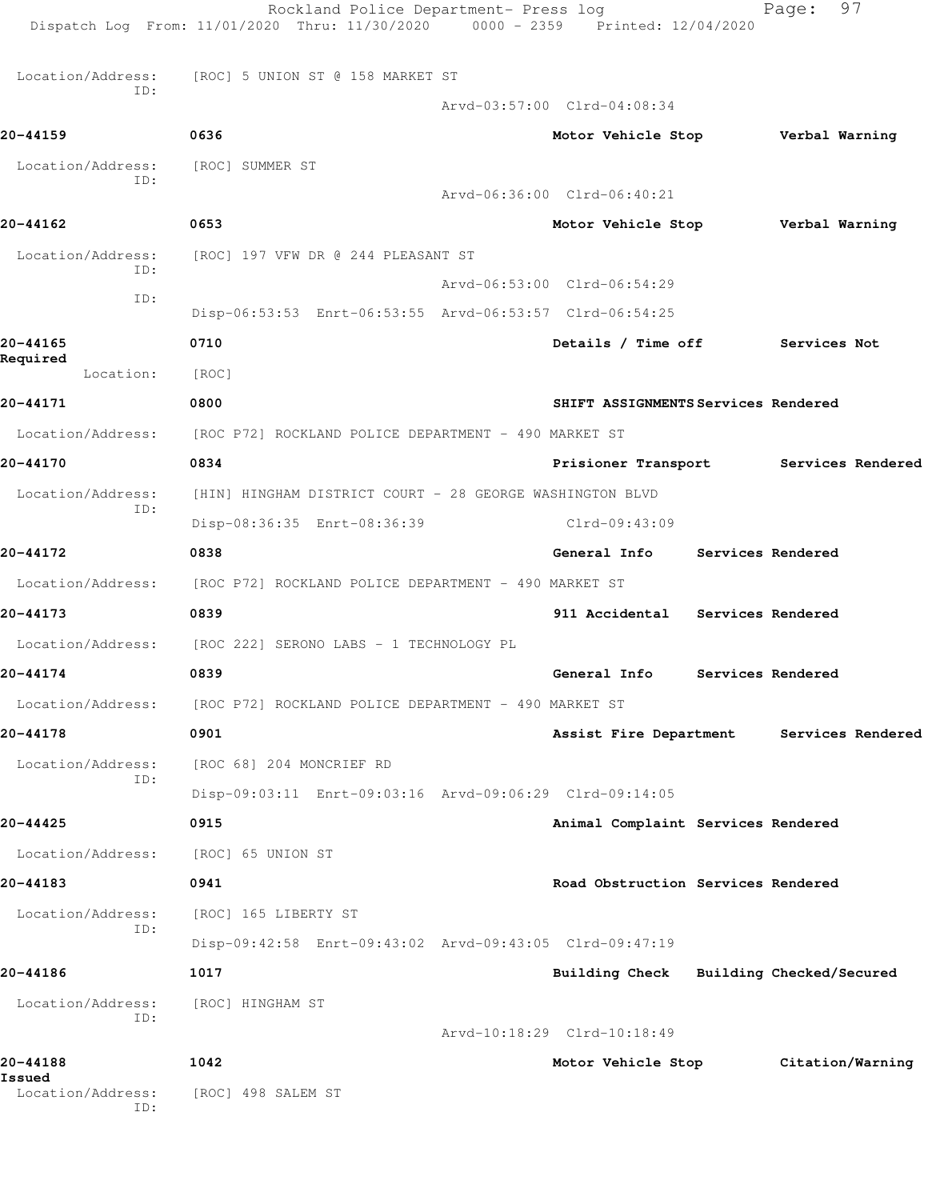Location/Address: [ROC] 5 UNION ST @ 158 MARKET ST
ID:
Arvd-03:57:00 Clrd-04:08:34

**20-44159** 0636 **Motor Vehicle Stop** **Verbal Warning**

Location/Address: [ROC] SUMMER ST
ID:
Arvd-06:36:00 Clrd-06:40:21

**20-44162** 0653 **Motor Vehicle Stop** **Verbal Warning**

Location/Address: [ROC] 197 VFW DR @ 244 PLEASANT ST
ID:
Arvd-06:53:00 Clrd-06:54:29
ID:
Disp-06:53:53 Enrt-06:53:55 Arvd-06:53:57 Clrd-06:54:25

**20-44165** 0710 **Details / Time off** **Services Not Required**

Location: [ROC]

**20-44171** 0800 **SHIFT ASSIGNMENTS** **Services Rendered**

Location/Address: [ROC P72] ROCKLAND POLICE DEPARTMENT - 490 MARKET ST

**20-44170** 0834 **Prisioner Transport** **Services Rendered**

Location/Address: [HIN] HINGHAM DISTRICT COURT - 28 GEORGE WASHINGTON BLVD
ID:
Disp-08:36:35 Enrt-08:36:39 Clrd-09:43:09

**20-44172** 0838 **General Info** **Services Rendered**

Location/Address: [ROC P72] ROCKLAND POLICE DEPARTMENT - 490 MARKET ST

**20-44173** 0839 **911 Accidental** **Services Rendered**

Location/Address: [ROC 222] SERONO LABS - 1 TECHNOLOGY PL

**20-44174** 0839 **General Info** **Services Rendered**

Location/Address: [ROC P72] ROCKLAND POLICE DEPARTMENT - 490 MARKET ST

**20-44178** 0901 **Assist Fire Department** **Services Rendered**

Location/Address: [ROC 68] 204 MONCRIEF RD
ID:
Disp-09:03:11 Enrt-09:03:16 Arvd-09:06:29 Clrd-09:14:05

**20-44425** 0915 **Animal Complaint** **Services Rendered**

Location/Address: [ROC] 65 UNION ST

**20-44183** 0941 **Road Obstruction** **Services Rendered**

Location/Address: [ROC] 165 LIBERTY ST
ID:
Disp-09:42:58 Enrt-09:43:02 Arvd-09:43:05 Clrd-09:47:19

**20-44186** 1017 **Building Check** **Building Checked/Secured**

Location/Address: [ROC] HINGHAM ST
ID:
Arvd-10:18:29 Clrd-10:18:49

**20-44188** 1042 **Motor Vehicle Stop** **Citation/Warning Issued**

Location/Address: [ROC] 498 SALEM ST
ID: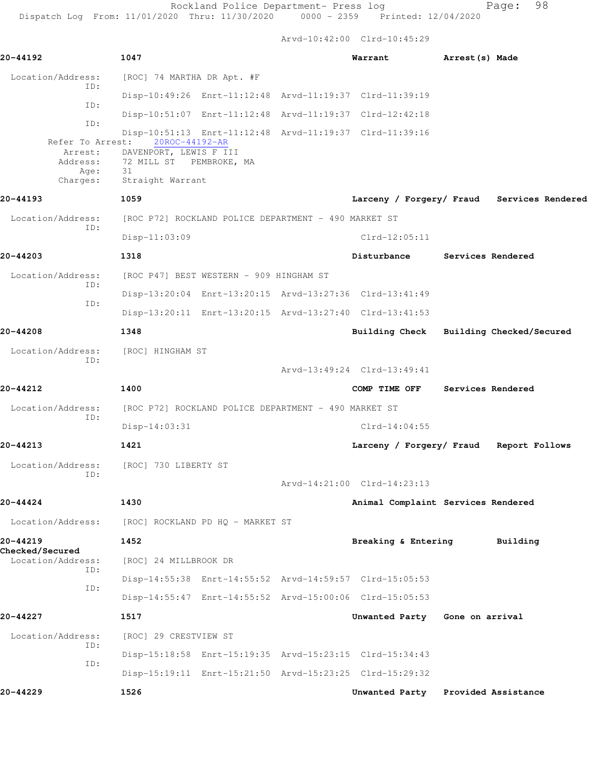Arvd-10:42:00 Clrd-10:45:29

**20-44192** **1047** **Warrant** **Arrest(s) Made**

Location/Address: [ROC] 74 MARTHA DR Apt. #F

ID: Disp-10:49:26 Enrt-11:12:48 Arvd-11:19:37 Clrd-11:39:19

ID: Disp-10:51:07 Enrt-11:12:48 Arvd-11:19:37 Clrd-12:42:18

ID: Disp-10:51:13 Enrt-11:12:48 Arvd-11:19:37 Clrd-11:39:16

Refer To Arrest: 20ROC-44192-AR

Arrest: DAVENPORT, LEWIS F III

Address: 72 MILL ST PEMBROKE, MA

Age: 31

Charges: Straight Warrant

**20-44193** **1059** **Larceny / Forgery/ Fraud** **Services Rendered**

Location/Address: [ROC P72] ROCKLAND POLICE DEPARTMENT - 490 MARKET ST

ID: Disp-11:03:09 Clrd-12:05:11

**20-44203** **1318** **Disturbance** **Services Rendered**

Location/Address: [ROC P47] BEST WESTERN - 909 HINGHAM ST

ID: Disp-13:20:04 Enrt-13:20:15 Arvd-13:27:36 Clrd-13:41:49

ID: Disp-13:20:11 Enrt-13:20:15 Arvd-13:27:40 Clrd-13:41:53

**20-44208** **1348** **Building Check** **Building Checked/Secured**

Location/Address: [ROC] HINGHAM ST

ID: Arvd-13:49:24 Clrd-13:49:41

**20-44212** **1400** **COMP TIME OFF** **Services Rendered**

Location/Address: [ROC P72] ROCKLAND POLICE DEPARTMENT - 490 MARKET ST

ID: Disp-14:03:31 Clrd-14:04:55

**20-44213** **1421** **Larceny / Forgery/ Fraud** **Report Follows**

Location/Address: [ROC] 730 LIBERTY ST

ID: Arvd-14:21:00 Clrd-14:23:13

**20-44424** **1430** **Animal Complaint** **Services Rendered**

Location/Address: [ROC] ROCKLAND PD HQ - MARKET ST

**20-44219** **1452** **Breaking & Entering** **Building Checked/Secured**

Location/Address: [ROC] 24 MILLBROOK DR

ID: Disp-14:55:38 Enrt-14:55:52 Arvd-14:59:57 Clrd-15:05:53

ID: Disp-14:55:47 Enrt-14:55:52 Arvd-15:00:06 Clrd-15:05:53

**20-44227** **1517** **Unwanted Party** **Gone on arrival**

Location/Address: [ROC] 29 CRESTVIEW ST

ID: Disp-15:18:58 Enrt-15:19:35 Arvd-15:23:15 Clrd-15:34:43

ID: Disp-15:19:11 Enrt-15:21:50 Arvd-15:23:25 Clrd-15:29:32

**20-44229** **1526** **Unwanted Party** **Provided Assistance**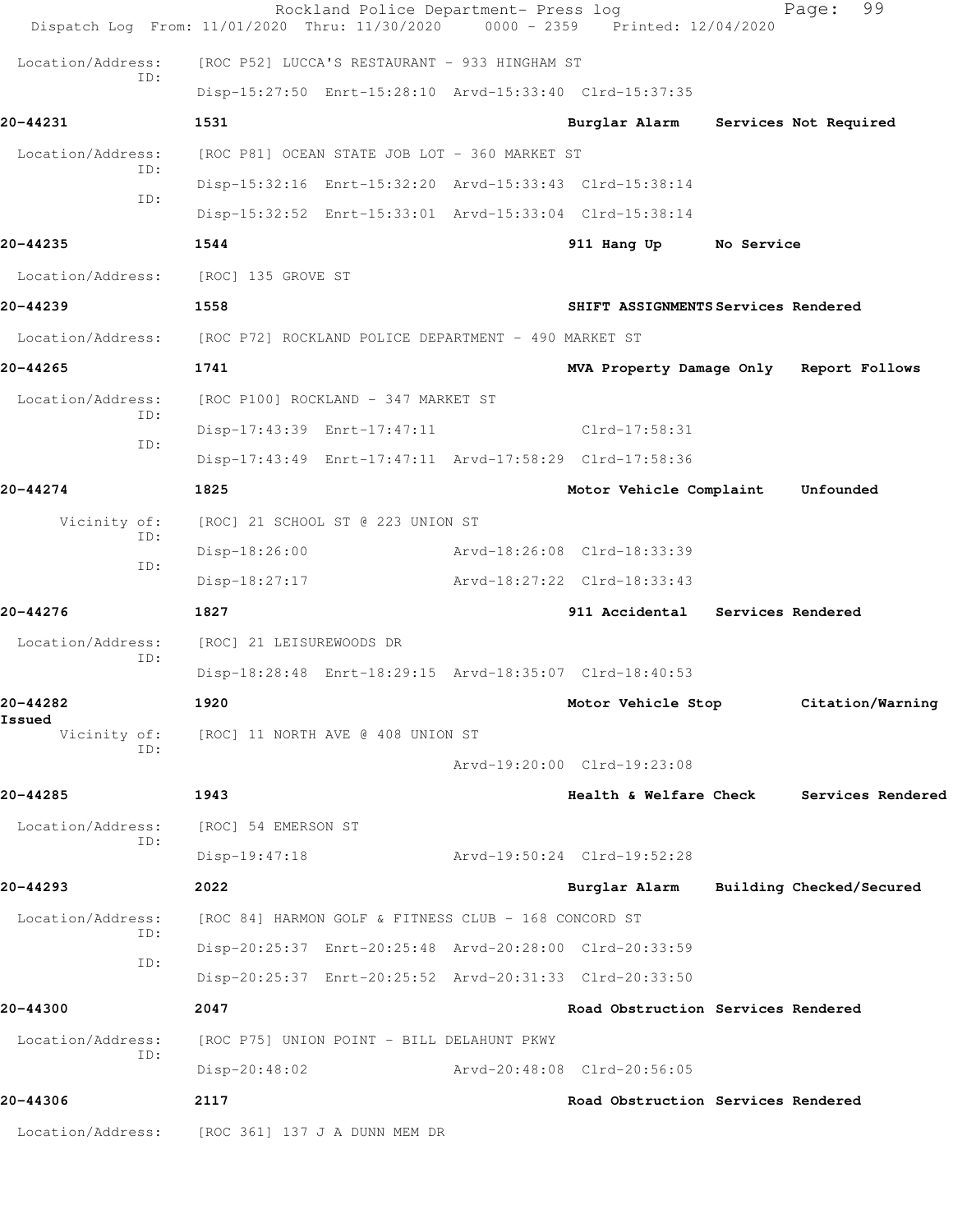Location/Address: [ROC P52] LUCCA'S RESTAURANT - 933 HINGHAM ST
ID:
Disp-15:27:50 Enrt-15:28:10 Arvd-15:33:40 Clrd-15:37:35

**20-44231** 1531 Burglar Alarm Services Not Required

Location/Address: [ROC P81] OCEAN STATE JOB LOT - 360 MARKET ST
ID:
Disp-15:32:16 Enrt-15:32:20 Arvd-15:33:43 Clrd-15:38:14
ID:
Disp-15:32:52 Enrt-15:33:01 Arvd-15:33:04 Clrd-15:38:14

**20-44235** 1544 911 Hang Up No Service

Location/Address: [ROC] 135 GROVE ST

**20-44239** 1558 SHIFT ASSIGNMENTS Services Rendered

Location/Address: [ROC P72] ROCKLAND POLICE DEPARTMENT - 490 MARKET ST

**20-44265** 1741 MVA Property Damage Only Report Follows

Location/Address: [ROC P100] ROCKLAND - 347 MARKET ST
ID:
Disp-17:43:39 Enrt-17:47:11 Clrd-17:58:31
ID:
Disp-17:43:49 Enrt-17:47:11 Arvd-17:58:29 Clrd-17:58:36

**20-44274** 1825 Motor Vehicle Complaint Unfounded

Vicinity of: [ROC] 21 SCHOOL ST @ 223 UNION ST
ID:
Disp-18:26:00 Arvd-18:26:08 Clrd-18:33:39
ID:
Disp-18:27:17 Arvd-18:27:22 Clrd-18:33:43

**20-44276** 1827 911 Accidental Services Rendered

Location/Address: [ROC] 21 LEISUREWOODS DR
ID:
Disp-18:28:48 Enrt-18:29:15 Arvd-18:35:07 Clrd-18:40:53

**20-44282** 1920 Motor Vehicle Stop Citation/Warning Issued

Vicinity of: [ROC] 11 NORTH AVE @ 408 UNION ST
ID:
Arvd-19:20:00 Clrd-19:23:08

**20-44285** 1943 Health & Welfare Check Services Rendered

Location/Address: [ROC] 54 EMERSON ST
ID:
Disp-19:47:18 Arvd-19:50:24 Clrd-19:52:28

**20-44293** 2022 Burglar Alarm Building Checked/Secured

Location/Address: [ROC 84] HARMON GOLF & FITNESS CLUB - 168 CONCORD ST
ID:
Disp-20:25:37 Enrt-20:25:48 Arvd-20:28:00 Clrd-20:33:59
ID:
Disp-20:25:37 Enrt-20:25:52 Arvd-20:31:33 Clrd-20:33:50

**20-44300** 2047 Road Obstruction Services Rendered

Location/Address: [ROC P75] UNION POINT - BILL DELAHUNT PKWY
ID:
Disp-20:48:02 Arvd-20:48:08 Clrd-20:56:05

**20-44306** 2117 Road Obstruction Services Rendered

Location/Address: [ROC 361] 137 J A DUNN MEM DR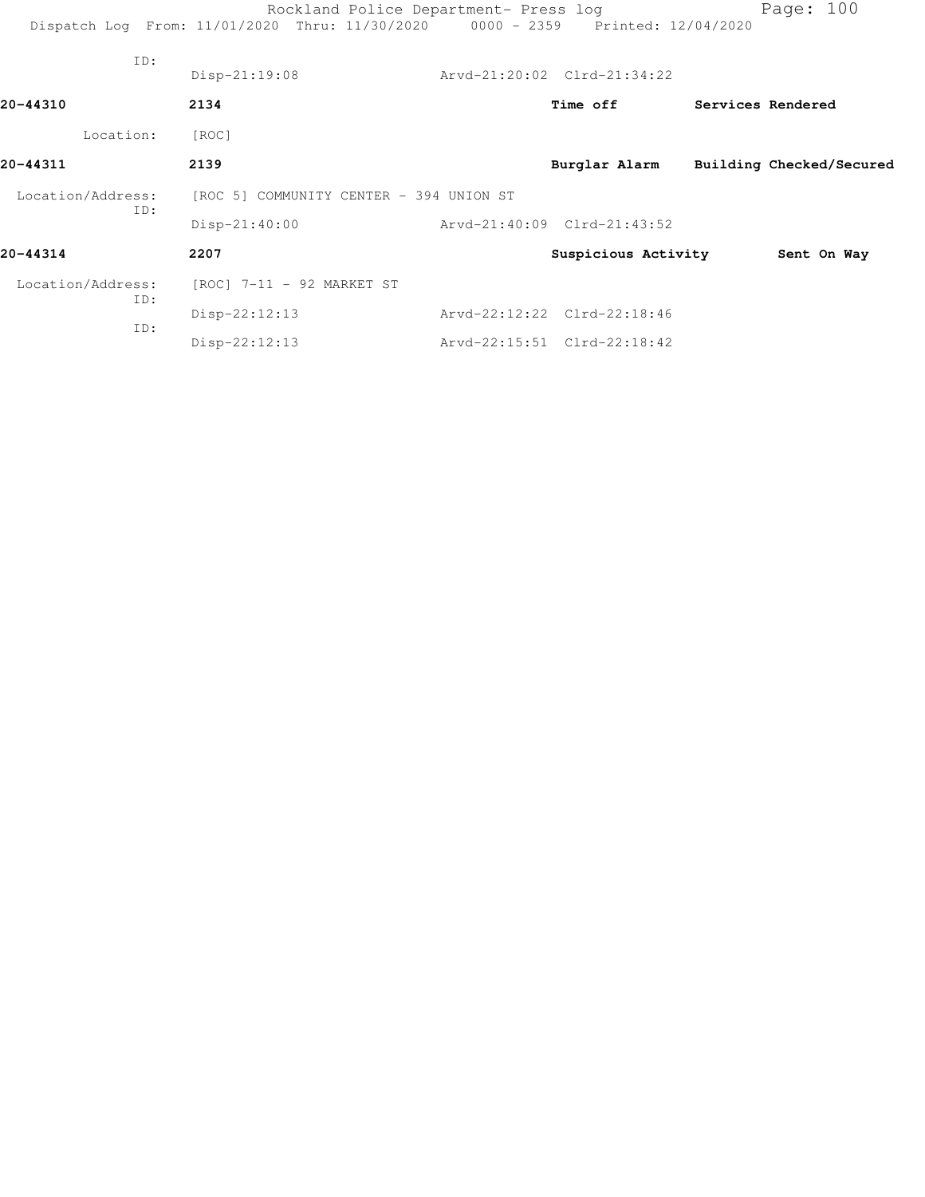ID:
Disp-21:19:08 Arvd-21:20:02 Clrd-21:34:22

**20-44310** **2134** **Time off** **Services Rendered**

Location: [ROC]

**20-44311** **2139** **Burglar Alarm** **Building Checked/Secured**

Location/Address: [ROC 5] COMMUNITY CENTER - 394 UNION ST
ID:
Disp-21:40:00 Arvd-21:40:09 Clrd-21:43:52

**20-44314** **2207** **Suspicious Activity** **Sent On Way**

Location/Address: [ROC] 7-11 - 92 MARKET ST
ID:
Disp-22:12:13 Arvd-22:12:22 Clrd-22:18:46
ID:
Disp-22:12:13 Arvd-22:15:51 Clrd-22:18:42